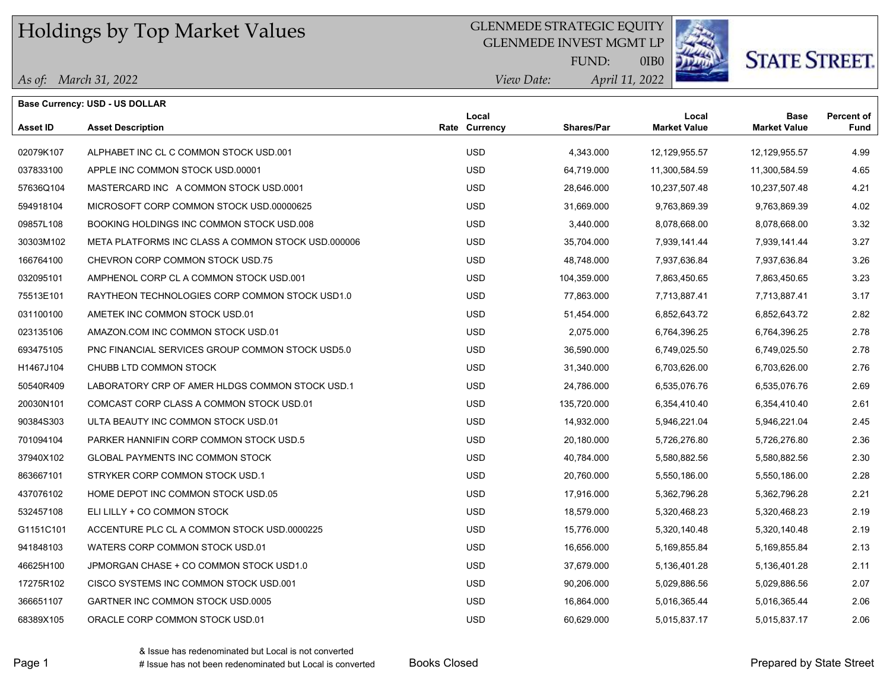# Holdings by Top Market Values

GLENMEDE STRATEGIC EQUITY
GLENMEDE INVEST MGMT LP
FUND: 0IB0

*As of:* *March 31, 2022*

*View Date:* *April 11, 2022*

STATE STREET.

**Base Currency: USD - US DOLLAR**

| Asset ID | Asset Description | Rate | Local Currency | Shares/Par | Local Market Value | Base Market Value | Percent of Fund |
|---|---|---|---|---|---|---|---|
| 02079K107 | ALPHABET INC CL C COMMON STOCK USD.001 | | USD | 4,343.000 | 12,129,955.57 | 12,129,955.57 | 4.99 |
| 037833100 | APPLE INC COMMON STOCK USD.00001 | | USD | 64,719.000 | 11,300,584.59 | 11,300,584.59 | 4.65 |
| 57636Q104 | MASTERCARD INC A COMMON STOCK USD.0001 | | USD | 28,646.000 | 10,237,507.48 | 10,237,507.48 | 4.21 |
| 594918104 | MICROSOFT CORP COMMON STOCK USD.00000625 | | USD | 31,669.000 | 9,763,869.39 | 9,763,869.39 | 4.02 |
| 09857L108 | BOOKING HOLDINGS INC COMMON STOCK USD.008 | | USD | 3,440.000 | 8,078,668.00 | 8,078,668.00 | 3.32 |
| 30303M102 | META PLATFORMS INC CLASS A COMMON STOCK USD.000006 | | USD | 35,704.000 | 7,939,141.44 | 7,939,141.44 | 3.27 |
| 166764100 | CHEVRON CORP COMMON STOCK USD.75 | | USD | 48,748.000 | 7,937,636.84 | 7,937,636.84 | 3.26 |
| 032095101 | AMPHENOL CORP CL A COMMON STOCK USD.001 | | USD | 104,359.000 | 7,863,450.65 | 7,863,450.65 | 3.23 |
| 75513E101 | RAYTHEON TECHNOLOGIES CORP COMMON STOCK USD1.0 | | USD | 77,863.000 | 7,713,887.41 | 7,713,887.41 | 3.17 |
| 031100100 | AMETEK INC COMMON STOCK USD.01 | | USD | 51,454.000 | 6,852,643.72 | 6,852,643.72 | 2.82 |
| 023135106 | AMAZON.COM INC COMMON STOCK USD.01 | | USD | 2,075.000 | 6,764,396.25 | 6,764,396.25 | 2.78 |
| 693475105 | PNC FINANCIAL SERVICES GROUP COMMON STOCK USD5.0 | | USD | 36,590.000 | 6,749,025.50 | 6,749,025.50 | 2.78 |
| H1467J104 | CHUBB LTD COMMON STOCK | | USD | 31,340.000 | 6,703,626.00 | 6,703,626.00 | 2.76 |
| 50540R409 | LABORATORY CRP OF AMER HLDGS COMMON STOCK USD.1 | | USD | 24,786.000 | 6,535,076.76 | 6,535,076.76 | 2.69 |
| 20030N101 | COMCAST CORP CLASS A COMMON STOCK USD.01 | | USD | 135,720.000 | 6,354,410.40 | 6,354,410.40 | 2.61 |
| 90384S303 | ULTA BEAUTY INC COMMON STOCK USD.01 | | USD | 14,932.000 | 5,946,221.04 | 5,946,221.04 | 2.45 |
| 701094104 | PARKER HANNIFIN CORP COMMON STOCK USD.5 | | USD | 20,180.000 | 5,726,276.80 | 5,726,276.80 | 2.36 |
| 37940X102 | GLOBAL PAYMENTS INC COMMON STOCK | | USD | 40,784.000 | 5,580,882.56 | 5,580,882.56 | 2.30 |
| 863667101 | STRYKER CORP COMMON STOCK USD.1 | | USD | 20,760.000 | 5,550,186.00 | 5,550,186.00 | 2.28 |
| 437076102 | HOME DEPOT INC COMMON STOCK USD.05 | | USD | 17,916.000 | 5,362,796.28 | 5,362,796.28 | 2.21 |
| 532457108 | ELI LILLY + CO COMMON STOCK | | USD | 18,579.000 | 5,320,468.23 | 5,320,468.23 | 2.19 |
| G1151C101 | ACCENTURE PLC CL A COMMON STOCK USD.0000225 | | USD | 15,776.000 | 5,320,140.48 | 5,320,140.48 | 2.19 |
| 941848103 | WATERS CORP COMMON STOCK USD.01 | | USD | 16,656.000 | 5,169,855.84 | 5,169,855.84 | 2.13 |
| 46625H100 | JPMORGAN CHASE + CO COMMON STOCK USD1.0 | | USD | 37,679.000 | 5,136,401.28 | 5,136,401.28 | 2.11 |
| 17275R102 | CISCO SYSTEMS INC COMMON STOCK USD.001 | | USD | 90,206.000 | 5,029,886.56 | 5,029,886.56 | 2.07 |
| 366651107 | GARTNER INC COMMON STOCK USD.0005 | | USD | 16,864.000 | 5,016,365.44 | 5,016,365.44 | 2.06 |
| 68389X105 | ORACLE CORP COMMON STOCK USD.01 | | USD | 60,629.000 | 5,015,837.17 | 5,015,837.17 | 2.06 |

& Issue has redenominated but Local is not converted
# Issue has not been redenominated but Local is converted

Books Closed

Prepared by State Street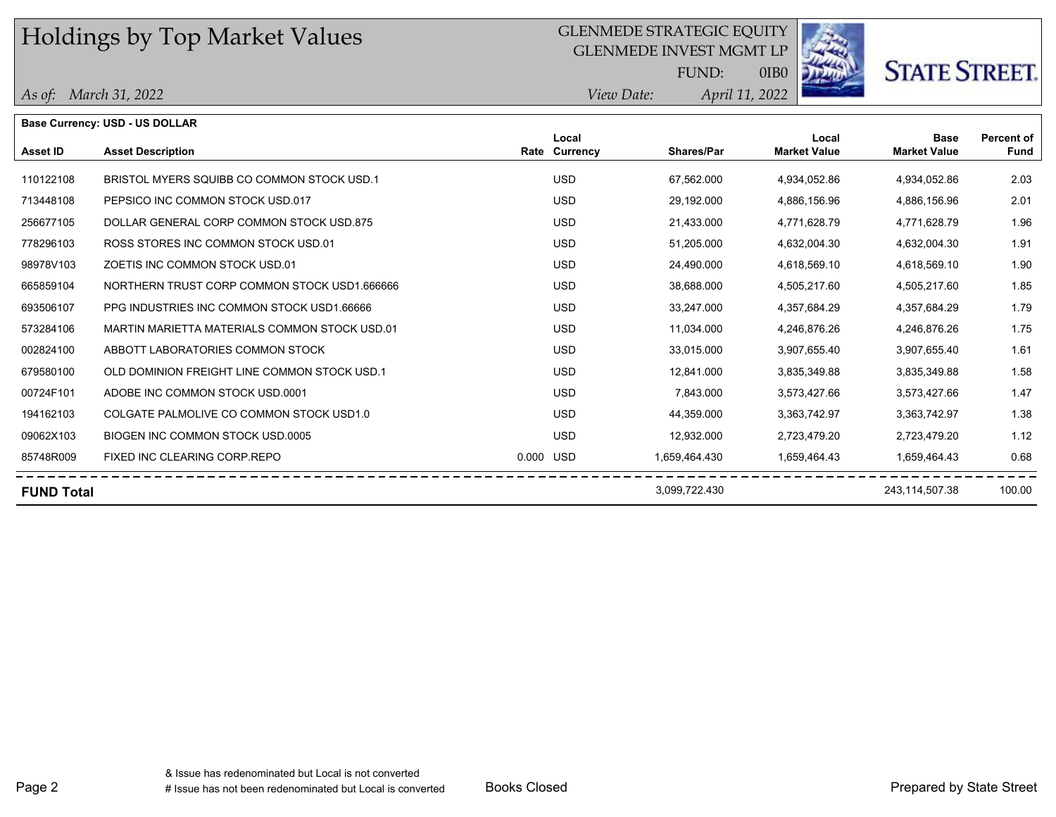# Holdings by Top Market Values

GLENMEDE STRATEGIC EQUITY
GLENMEDE INVEST MGMT LP
FUND: 0IB0

*As of: March 31, 2022* *View Date: April 11, 2022*

STATE STREET.

**Base Currency: USD - US DOLLAR**

| Asset ID | Asset Description | Rate | Local Currency | Shares/Par | Local Market Value | Base Market Value | Percent of Fund |
|---|---|---|---|---|---|---|---|
| 110122108 | BRISTOL MYERS SQUIBB CO COMMON STOCK USD.1 | | USD | 67,562.000 | 4,934,052.86 | 4,934,052.86 | 2.03 |
| 713448108 | PEPSICO INC COMMON STOCK USD.017 | | USD | 29,192.000 | 4,886,156.96 | 4,886,156.96 | 2.01 |
| 256677105 | DOLLAR GENERAL CORP COMMON STOCK USD.875 | | USD | 21,433.000 | 4,771,628.79 | 4,771,628.79 | 1.96 |
| 778296103 | ROSS STORES INC COMMON STOCK USD.01 | | USD | 51,205.000 | 4,632,004.30 | 4,632,004.30 | 1.91 |
| 98978V103 | ZOETIS INC COMMON STOCK USD.01 | | USD | 24,490.000 | 4,618,569.10 | 4,618,569.10 | 1.90 |
| 665859104 | NORTHERN TRUST CORP COMMON STOCK USD1.666666 | | USD | 38,688.000 | 4,505,217.60 | 4,505,217.60 | 1.85 |
| 693506107 | PPG INDUSTRIES INC COMMON STOCK USD1.66666 | | USD | 33,247.000 | 4,357,684.29 | 4,357,684.29 | 1.79 |
| 573284106 | MARTIN MARIETTA MATERIALS COMMON STOCK USD.01 | | USD | 11,034.000 | 4,246,876.26 | 4,246,876.26 | 1.75 |
| 002824100 | ABBOTT LABORATORIES COMMON STOCK | | USD | 33,015.000 | 3,907,655.40 | 3,907,655.40 | 1.61 |
| 679580100 | OLD DOMINION FREIGHT LINE COMMON STOCK USD.1 | | USD | 12,841.000 | 3,835,349.88 | 3,835,349.88 | 1.58 |
| 00724F101 | ADOBE INC COMMON STOCK USD.0001 | | USD | 7,843.000 | 3,573,427.66 | 3,573,427.66 | 1.47 |
| 194162103 | COLGATE PALMOLIVE CO COMMON STOCK USD1.0 | | USD | 44,359.000 | 3,363,742.97 | 3,363,742.97 | 1.38 |
| 09062X103 | BIOGEN INC COMMON STOCK USD.0005 | | USD | 12,932.000 | 2,723,479.20 | 2,723,479.20 | 1.12 |
| 85748R009 | FIXED INC CLEARING CORP.REPO | 0.000 | USD | 1,659,464.430 | 1,659,464.43 | 1,659,464.43 | 0.68 |
| **FUND Total** | | | | 3,099,722.430 | | 243,114,507.38 | 100.00 |

& Issue has redenominated but Local is not converted
# Issue has not been redenominated but Local is converted

Books Closed

Prepared by State Street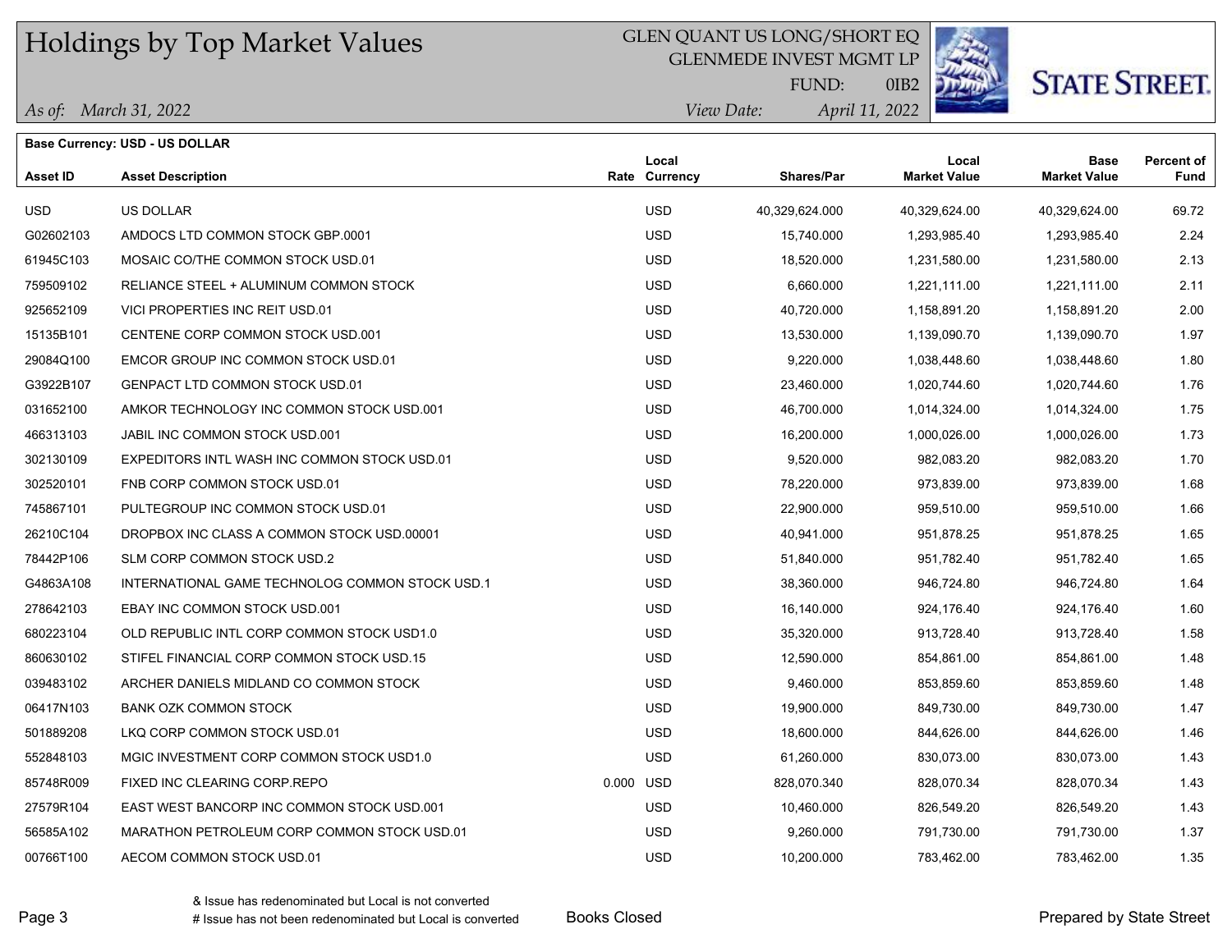# Holdings by Top Market Values

GLEN QUANT US LONG/SHORT EQ
GLENMEDE INVEST MGMT LP
FUND: 0IB2

*As of: March 31, 2022*
*View Date: April 11, 2022*

**STATE STREET.**

**Base Currency: USD - US DOLLAR**

| Asset ID | Asset Description | Rate | Local Currency | Shares/Par | Local Market Value | Base Market Value | Percent of Fund |
|---|---|---|---|---|---|---|---|
| USD | US DOLLAR | | USD | 40,329,624.000 | 40,329,624.00 | 40,329,624.00 | 69.72 |
| G02602103 | AMDOCS LTD COMMON STOCK GBP.0001 | | USD | 15,740.000 | 1,293,985.40 | 1,293,985.40 | 2.24 |
| 61945C103 | MOSAIC CO/THE COMMON STOCK USD.01 | | USD | 18,520.000 | 1,231,580.00 | 1,231,580.00 | 2.13 |
| 759509102 | RELIANCE STEEL + ALUMINUM COMMON STOCK | | USD | 6,660.000 | 1,221,111.00 | 1,221,111.00 | 2.11 |
| 925652109 | VICI PROPERTIES INC REIT USD.01 | | USD | 40,720.000 | 1,158,891.20 | 1,158,891.20 | 2.00 |
| 15135B101 | CENTENE CORP COMMON STOCK USD.001 | | USD | 13,530.000 | 1,139,090.70 | 1,139,090.70 | 1.97 |
| 29084Q100 | EMCOR GROUP INC COMMON STOCK USD.01 | | USD | 9,220.000 | 1,038,448.60 | 1,038,448.60 | 1.80 |
| G3922B107 | GENPACT LTD COMMON STOCK USD.01 | | USD | 23,460.000 | 1,020,744.60 | 1,020,744.60 | 1.76 |
| 031652100 | AMKOR TECHNOLOGY INC COMMON STOCK USD.001 | | USD | 46,700.000 | 1,014,324.00 | 1,014,324.00 | 1.75 |
| 466313103 | JABIL INC COMMON STOCK USD.001 | | USD | 16,200.000 | 1,000,026.00 | 1,000,026.00 | 1.73 |
| 302130109 | EXPEDITORS INTL WASH INC COMMON STOCK USD.01 | | USD | 9,520.000 | 982,083.20 | 982,083.20 | 1.70 |
| 302520101 | FNB CORP COMMON STOCK USD.01 | | USD | 78,220.000 | 973,839.00 | 973,839.00 | 1.68 |
| 745867101 | PULTEGROUP INC COMMON STOCK USD.01 | | USD | 22,900.000 | 959,510.00 | 959,510.00 | 1.66 |
| 26210C104 | DROPBOX INC CLASS A COMMON STOCK USD.00001 | | USD | 40,941.000 | 951,878.25 | 951,878.25 | 1.65 |
| 78442P106 | SLM CORP COMMON STOCK USD.2 | | USD | 51,840.000 | 951,782.40 | 951,782.40 | 1.65 |
| G4863A108 | INTERNATIONAL GAME TECHNOLOG COMMON STOCK USD.1 | | USD | 38,360.000 | 946,724.80 | 946,724.80 | 1.64 |
| 278642103 | EBAY INC COMMON STOCK USD.001 | | USD | 16,140.000 | 924,176.40 | 924,176.40 | 1.60 |
| 680223104 | OLD REPUBLIC INTL CORP COMMON STOCK USD1.0 | | USD | 35,320.000 | 913,728.40 | 913,728.40 | 1.58 |
| 860630102 | STIFEL FINANCIAL CORP COMMON STOCK USD.15 | | USD | 12,590.000 | 854,861.00 | 854,861.00 | 1.48 |
| 039483102 | ARCHER DANIELS MIDLAND CO COMMON STOCK | | USD | 9,460.000 | 853,859.60 | 853,859.60 | 1.48 |
| 06417N103 | BANK OZK COMMON STOCK | | USD | 19,900.000 | 849,730.00 | 849,730.00 | 1.47 |
| 501889208 | LKQ CORP COMMON STOCK USD.01 | | USD | 18,600.000 | 844,626.00 | 844,626.00 | 1.46 |
| 552848103 | MGIC INVESTMENT CORP COMMON STOCK USD1.0 | | USD | 61,260.000 | 830,073.00 | 830,073.00 | 1.43 |
| 85748R009 | FIXED INC CLEARING CORP.REPO | 0.000 | USD | 828,070.340 | 828,070.34 | 828,070.34 | 1.43 |
| 27579R104 | EAST WEST BANCORP INC COMMON STOCK USD.001 | | USD | 10,460.000 | 826,549.20 | 826,549.20 | 1.43 |
| 56585A102 | MARATHON PETROLEUM CORP COMMON STOCK USD.01 | | USD | 9,260.000 | 791,730.00 | 791,730.00 | 1.37 |
| 00766T100 | AECOM COMMON STOCK USD.01 | | USD | 10,200.000 | 783,462.00 | 783,462.00 | 1.35 |

& Issue has redenominated but Local is not converted
# Issue has not been redenominated but Local is converted

Books Closed

Prepared by State Street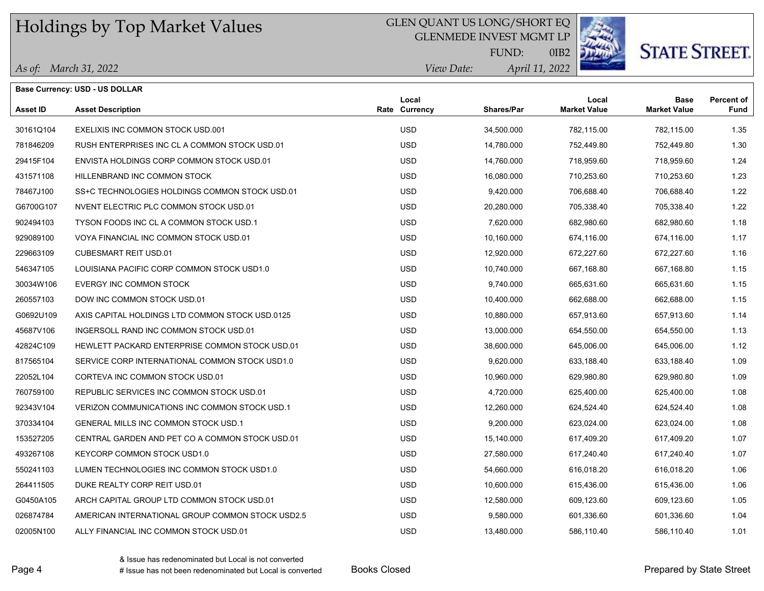# Holdings by Top Market Values

GLEN QUANT US LONG/SHORT EQ
GLENMEDE INVEST MGMT LP
FUND: 0IB2

*As of:* *March 31, 2022*
*View Date:* *April 11, 2022*

STATE STREET.

**Base Currency: USD - US DOLLAR**

| Asset ID | Asset Description | Rate | Local Currency | Shares/Par | Local Market Value | Base Market Value | Percent of Fund |
|---|---|---|---|---|---|---|---|
| 30161Q104 | EXELIXIS INC COMMON STOCK USD.001 | | USD | 34,500.000 | 782,115.00 | 782,115.00 | 1.35 |
| 781846209 | RUSH ENTERPRISES INC CL A COMMON STOCK USD.01 | | USD | 14,780.000 | 752,449.80 | 752,449.80 | 1.30 |
| 29415F104 | ENVISTA HOLDINGS CORP COMMON STOCK USD.01 | | USD | 14,760.000 | 718,959.60 | 718,959.60 | 1.24 |
| 431571108 | HILLENBRAND INC COMMON STOCK | | USD | 16,080.000 | 710,253.60 | 710,253.60 | 1.23 |
| 78467J100 | SS+C TECHNOLOGIES HOLDINGS COMMON STOCK USD.01 | | USD | 9,420.000 | 706,688.40 | 706,688.40 | 1.22 |
| G6700G107 | NVENT ELECTRIC PLC COMMON STOCK USD.01 | | USD | 20,280.000 | 705,338.40 | 705,338.40 | 1.22 |
| 902494103 | TYSON FOODS INC CL A COMMON STOCK USD.1 | | USD | 7,620.000 | 682,980.60 | 682,980.60 | 1.18 |
| 929089100 | VOYA FINANCIAL INC COMMON STOCK USD.01 | | USD | 10,160.000 | 674,116.00 | 674,116.00 | 1.17 |
| 229663109 | CUBESMART REIT USD.01 | | USD | 12,920.000 | 672,227.60 | 672,227.60 | 1.16 |
| 546347105 | LOUISIANA PACIFIC CORP COMMON STOCK USD1.0 | | USD | 10,740.000 | 667,168.80 | 667,168.80 | 1.15 |
| 30034W106 | EVERGY INC COMMON STOCK | | USD | 9,740.000 | 665,631.60 | 665,631.60 | 1.15 |
| 260557103 | DOW INC COMMON STOCK USD.01 | | USD | 10,400.000 | 662,688.00 | 662,688.00 | 1.15 |
| G0692U109 | AXIS CAPITAL HOLDINGS LTD COMMON STOCK USD.0125 | | USD | 10,880.000 | 657,913.60 | 657,913.60 | 1.14 |
| 45687V106 | INGERSOLL RAND INC COMMON STOCK USD.01 | | USD | 13,000.000 | 654,550.00 | 654,550.00 | 1.13 |
| 42824C109 | HEWLETT PACKARD ENTERPRISE COMMON STOCK USD.01 | | USD | 38,600.000 | 645,006.00 | 645,006.00 | 1.12 |
| 817565104 | SERVICE CORP INTERNATIONAL COMMON STOCK USD1.0 | | USD | 9,620.000 | 633,188.40 | 633,188.40 | 1.09 |
| 22052L104 | CORTEVA INC COMMON STOCK USD.01 | | USD | 10,960.000 | 629,980.80 | 629,980.80 | 1.09 |
| 760759100 | REPUBLIC SERVICES INC COMMON STOCK USD.01 | | USD | 4,720.000 | 625,400.00 | 625,400.00 | 1.08 |
| 92343V104 | VERIZON COMMUNICATIONS INC COMMON STOCK USD.1 | | USD | 12,260.000 | 624,524.40 | 624,524.40 | 1.08 |
| 370334104 | GENERAL MILLS INC COMMON STOCK USD.1 | | USD | 9,200.000 | 623,024.00 | 623,024.00 | 1.08 |
| 153527205 | CENTRAL GARDEN AND PET CO A COMMON STOCK USD.01 | | USD | 15,140.000 | 617,409.20 | 617,409.20 | 1.07 |
| 493267108 | KEYCORP COMMON STOCK USD1.0 | | USD | 27,580.000 | 617,240.40 | 617,240.40 | 1.07 |
| 550241103 | LUMEN TECHNOLOGIES INC COMMON STOCK USD1.0 | | USD | 54,660.000 | 616,018.20 | 616,018.20 | 1.06 |
| 264411505 | DUKE REALTY CORP REIT USD.01 | | USD | 10,600.000 | 615,436.00 | 615,436.00 | 1.06 |
| G0450A105 | ARCH CAPITAL GROUP LTD COMMON STOCK USD.01 | | USD | 12,580.000 | 609,123.60 | 609,123.60 | 1.05 |
| 026874784 | AMERICAN INTERNATIONAL GROUP COMMON STOCK USD2.5 | | USD | 9,580.000 | 601,336.60 | 601,336.60 | 1.04 |
| 02005N100 | ALLY FINANCIAL INC COMMON STOCK USD.01 | | USD | 13,480.000 | 586,110.40 | 586,110.40 | 1.01 |

& Issue has redenominated but Local is not converted
# Issue has not been redenominated but Local is converted

Books Closed

Prepared by State Street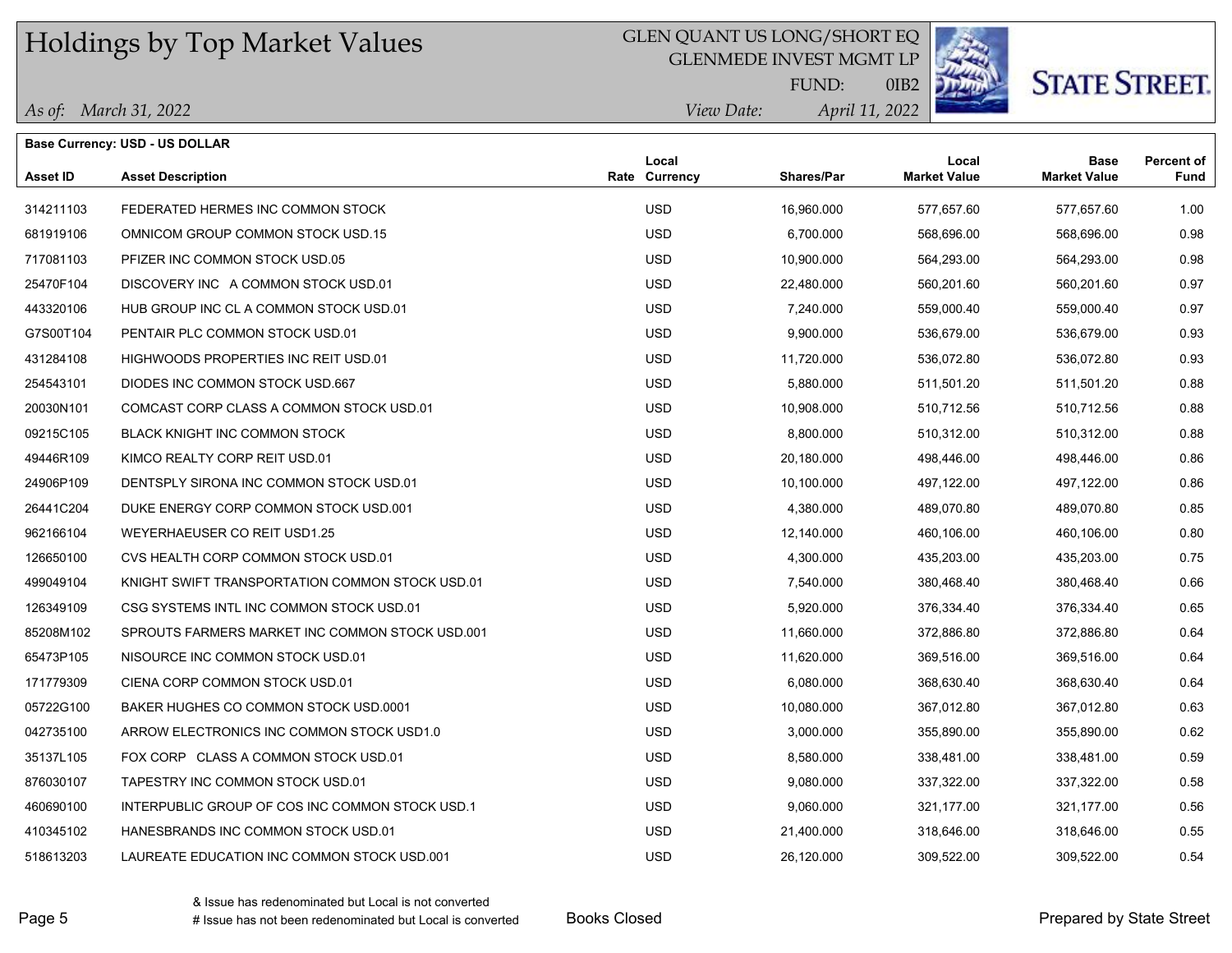# Holdings by Top Market Values

GLEN QUANT US LONG/SHORT EQ
GLENMEDE INVEST MGMT LP
FUND: 0IB2

STATE STREET.

*As of: March 31, 2022*

*View Date: April 11, 2022*

**Base Currency: USD - US DOLLAR**

| Asset ID | Asset Description | Rate | Local Currency | Shares/Par | Local Market Value | Base Market Value | Percent of Fund |
|---|---|---|---|---|---|---|---|
| 314211103 | FEDERATED HERMES INC COMMON STOCK | | USD | 16,960.000 | 577,657.60 | 577,657.60 | 1.00 |
| 681919106 | OMNICOM GROUP COMMON STOCK USD.15 | | USD | 6,700.000 | 568,696.00 | 568,696.00 | 0.98 |
| 717081103 | PFIZER INC COMMON STOCK USD.05 | | USD | 10,900.000 | 564,293.00 | 564,293.00 | 0.98 |
| 25470F104 | DISCOVERY INC A COMMON STOCK USD.01 | | USD | 22,480.000 | 560,201.60 | 560,201.60 | 0.97 |
| 443320106 | HUB GROUP INC CL A COMMON STOCK USD.01 | | USD | 7,240.000 | 559,000.40 | 559,000.40 | 0.97 |
| G7S00T104 | PENTAIR PLC COMMON STOCK USD.01 | | USD | 9,900.000 | 536,679.00 | 536,679.00 | 0.93 |
| 431284108 | HIGHWOODS PROPERTIES INC REIT USD.01 | | USD | 11,720.000 | 536,072.80 | 536,072.80 | 0.93 |
| 254543101 | DIODES INC COMMON STOCK USD.667 | | USD | 5,880.000 | 511,501.20 | 511,501.20 | 0.88 |
| 20030N101 | COMCAST CORP CLASS A COMMON STOCK USD.01 | | USD | 10,908.000 | 510,712.56 | 510,712.56 | 0.88 |
| 09215C105 | BLACK KNIGHT INC COMMON STOCK | | USD | 8,800.000 | 510,312.00 | 510,312.00 | 0.88 |
| 49446R109 | KIMCO REALTY CORP REIT USD.01 | | USD | 20,180.000 | 498,446.00 | 498,446.00 | 0.86 |
| 24906P109 | DENTSPLY SIRONA INC COMMON STOCK USD.01 | | USD | 10,100.000 | 497,122.00 | 497,122.00 | 0.86 |
| 26441C204 | DUKE ENERGY CORP COMMON STOCK USD.001 | | USD | 4,380.000 | 489,070.80 | 489,070.80 | 0.85 |
| 962166104 | WEYERHAEUSER CO REIT USD1.25 | | USD | 12,140.000 | 460,106.00 | 460,106.00 | 0.80 |
| 126650100 | CVS HEALTH CORP COMMON STOCK USD.01 | | USD | 4,300.000 | 435,203.00 | 435,203.00 | 0.75 |
| 499049104 | KNIGHT SWIFT TRANSPORTATION COMMON STOCK USD.01 | | USD | 7,540.000 | 380,468.40 | 380,468.40 | 0.66 |
| 126349109 | CSG SYSTEMS INTL INC COMMON STOCK USD.01 | | USD | 5,920.000 | 376,334.40 | 376,334.40 | 0.65 |
| 85208M102 | SPROUTS FARMERS MARKET INC COMMON STOCK USD.001 | | USD | 11,660.000 | 372,886.80 | 372,886.80 | 0.64 |
| 65473P105 | NISOURCE INC COMMON STOCK USD.01 | | USD | 11,620.000 | 369,516.00 | 369,516.00 | 0.64 |
| 171779309 | CIENA CORP COMMON STOCK USD.01 | | USD | 6,080.000 | 368,630.40 | 368,630.40 | 0.64 |
| 05722G100 | BAKER HUGHES CO COMMON STOCK USD.0001 | | USD | 10,080.000 | 367,012.80 | 367,012.80 | 0.63 |
| 042735100 | ARROW ELECTRONICS INC COMMON STOCK USD1.0 | | USD | 3,000.000 | 355,890.00 | 355,890.00 | 0.62 |
| 35137L105 | FOX CORP CLASS A COMMON STOCK USD.01 | | USD | 8,580.000 | 338,481.00 | 338,481.00 | 0.59 |
| 876030107 | TAPESTRY INC COMMON STOCK USD.01 | | USD | 9,080.000 | 337,322.00 | 337,322.00 | 0.58 |
| 460690100 | INTERPUBLIC GROUP OF COS INC COMMON STOCK USD.1 | | USD | 9,060.000 | 321,177.00 | 321,177.00 | 0.56 |
| 410345102 | HANESBRANDS INC COMMON STOCK USD.01 | | USD | 21,400.000 | 318,646.00 | 318,646.00 | 0.55 |
| 518613203 | LAUREATE EDUCATION INC COMMON STOCK USD.001 | | USD | 26,120.000 | 309,522.00 | 309,522.00 | 0.54 |

& Issue has redenominated but Local is not converted
# Issue has not been redenominated but Local is converted

Books Closed

Prepared by State Street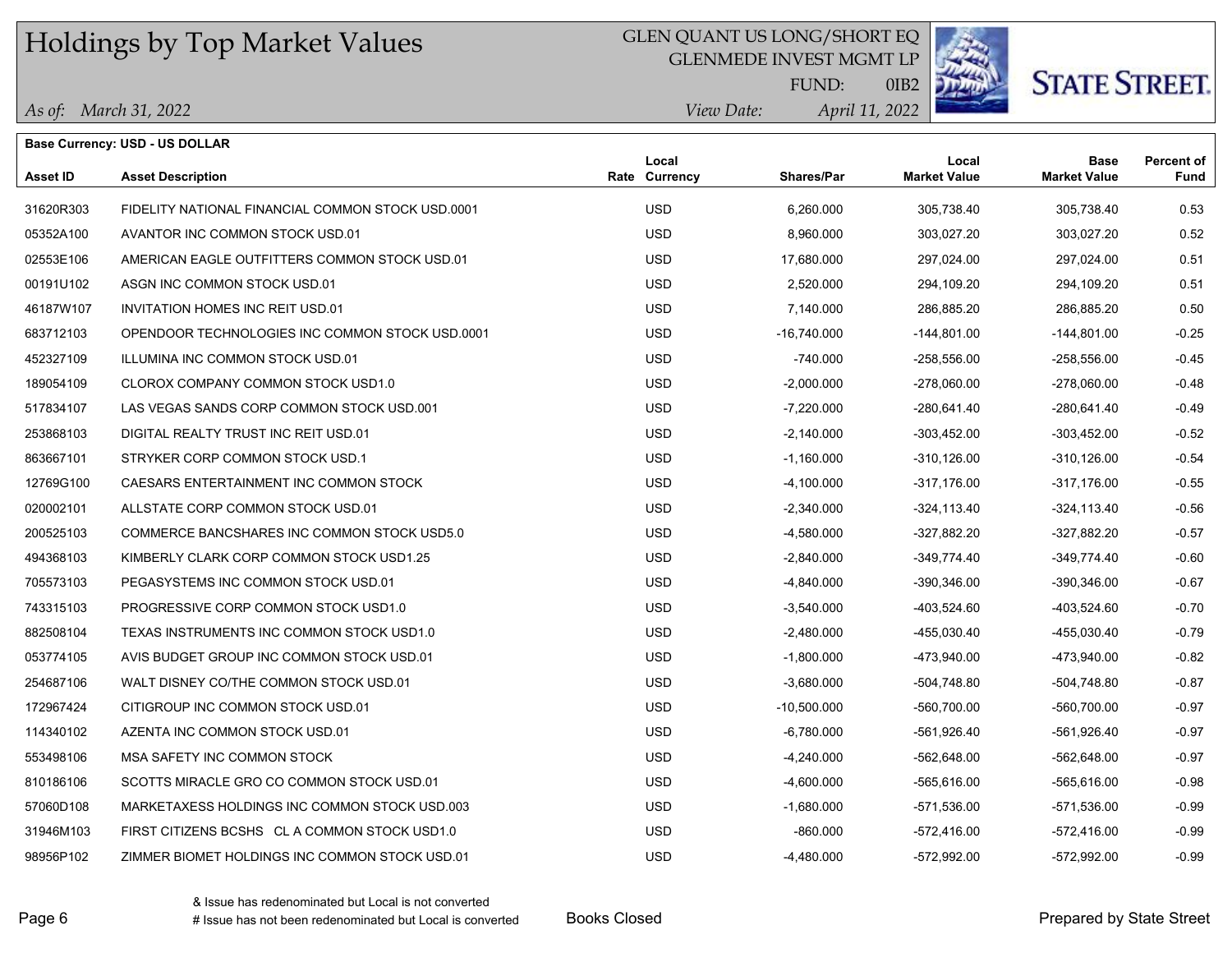# Holdings by Top Market Values

GLEN QUANT US LONG/SHORT EQ
GLENMEDE INVEST MGMT LP
FUND: 0IB2

*As of: March 31, 2022*
*View Date: April 11, 2022*

**Base Currency: USD - US DOLLAR**

| Asset ID | Asset Description | Rate | Local Currency | Shares/Par | Local Market Value | Base Market Value | Percent of Fund |
|---|---|---|---|---|---|---|---|
| 31620R303 | FIDELITY NATIONAL FINANCIAL COMMON STOCK USD.0001 | | USD | 6,260.000 | 305,738.40 | 305,738.40 | 0.53 |
| 05352A100 | AVANTOR INC COMMON STOCK USD.01 | | USD | 8,960.000 | 303,027.20 | 303,027.20 | 0.52 |
| 02553E106 | AMERICAN EAGLE OUTFITTERS COMMON STOCK USD.01 | | USD | 17,680.000 | 297,024.00 | 297,024.00 | 0.51 |
| 00191U102 | ASGN INC COMMON STOCK USD.01 | | USD | 2,520.000 | 294,109.20 | 294,109.20 | 0.51 |
| 46187W107 | INVITATION HOMES INC REIT USD.01 | | USD | 7,140.000 | 286,885.20 | 286,885.20 | 0.50 |
| 683712103 | OPENDOOR TECHNOLOGIES INC COMMON STOCK USD.0001 | | USD | -16,740.000 | -144,801.00 | -144,801.00 | -0.25 |
| 452327109 | ILLUMINA INC COMMON STOCK USD.01 | | USD | -740.000 | -258,556.00 | -258,556.00 | -0.45 |
| 189054109 | CLOROX COMPANY COMMON STOCK USD1.0 | | USD | -2,000.000 | -278,060.00 | -278,060.00 | -0.48 |
| 517834107 | LAS VEGAS SANDS CORP COMMON STOCK USD.001 | | USD | -7,220.000 | -280,641.40 | -280,641.40 | -0.49 |
| 253868103 | DIGITAL REALTY TRUST INC REIT USD.01 | | USD | -2,140.000 | -303,452.00 | -303,452.00 | -0.52 |
| 863667101 | STRYKER CORP COMMON STOCK USD.1 | | USD | -1,160.000 | -310,126.00 | -310,126.00 | -0.54 |
| 12769G100 | CAESARS ENTERTAINMENT INC COMMON STOCK | | USD | -4,100.000 | -317,176.00 | -317,176.00 | -0.55 |
| 020002101 | ALLSTATE CORP COMMON STOCK USD.01 | | USD | -2,340.000 | -324,113.40 | -324,113.40 | -0.56 |
| 200525103 | COMMERCE BANCSHARES INC COMMON STOCK USD5.0 | | USD | -4,580.000 | -327,882.20 | -327,882.20 | -0.57 |
| 494368103 | KIMBERLY CLARK CORP COMMON STOCK USD1.25 | | USD | -2,840.000 | -349,774.40 | -349,774.40 | -0.60 |
| 705573103 | PEGASYSTEMS INC COMMON STOCK USD.01 | | USD | -4,840.000 | -390,346.00 | -390,346.00 | -0.67 |
| 743315103 | PROGRESSIVE CORP COMMON STOCK USD1.0 | | USD | -3,540.000 | -403,524.60 | -403,524.60 | -0.70 |
| 882508104 | TEXAS INSTRUMENTS INC COMMON STOCK USD1.0 | | USD | -2,480.000 | -455,030.40 | -455,030.40 | -0.79 |
| 053774105 | AVIS BUDGET GROUP INC COMMON STOCK USD.01 | | USD | -1,800.000 | -473,940.00 | -473,940.00 | -0.82 |
| 254687106 | WALT DISNEY CO/THE COMMON STOCK USD.01 | | USD | -3,680.000 | -504,748.80 | -504,748.80 | -0.87 |
| 172967424 | CITIGROUP INC COMMON STOCK USD.01 | | USD | -10,500.000 | -560,700.00 | -560,700.00 | -0.97 |
| 114340102 | AZENTA INC COMMON STOCK USD.01 | | USD | -6,780.000 | -561,926.40 | -561,926.40 | -0.97 |
| 553498106 | MSA SAFETY INC COMMON STOCK | | USD | -4,240.000 | -562,648.00 | -562,648.00 | -0.97 |
| 810186106 | SCOTTS MIRACLE GRO CO COMMON STOCK USD.01 | | USD | -4,600.000 | -565,616.00 | -565,616.00 | -0.98 |
| 57060D108 | MARKETAXESS HOLDINGS INC COMMON STOCK USD.003 | | USD | -1,680.000 | -571,536.00 | -571,536.00 | -0.99 |
| 31946M103 | FIRST CITIZENS BCSHS CL A COMMON STOCK USD1.0 | | USD | -860.000 | -572,416.00 | -572,416.00 | -0.99 |
| 98956P102 | ZIMMER BIOMET HOLDINGS INC COMMON STOCK USD.01 | | USD | -4,480.000 | -572,992.00 | -572,992.00 | -0.99 |

& Issue has redenominated but Local is not converted
# Issue has not been redenominated but Local is converted

Books Closed

Prepared by State Street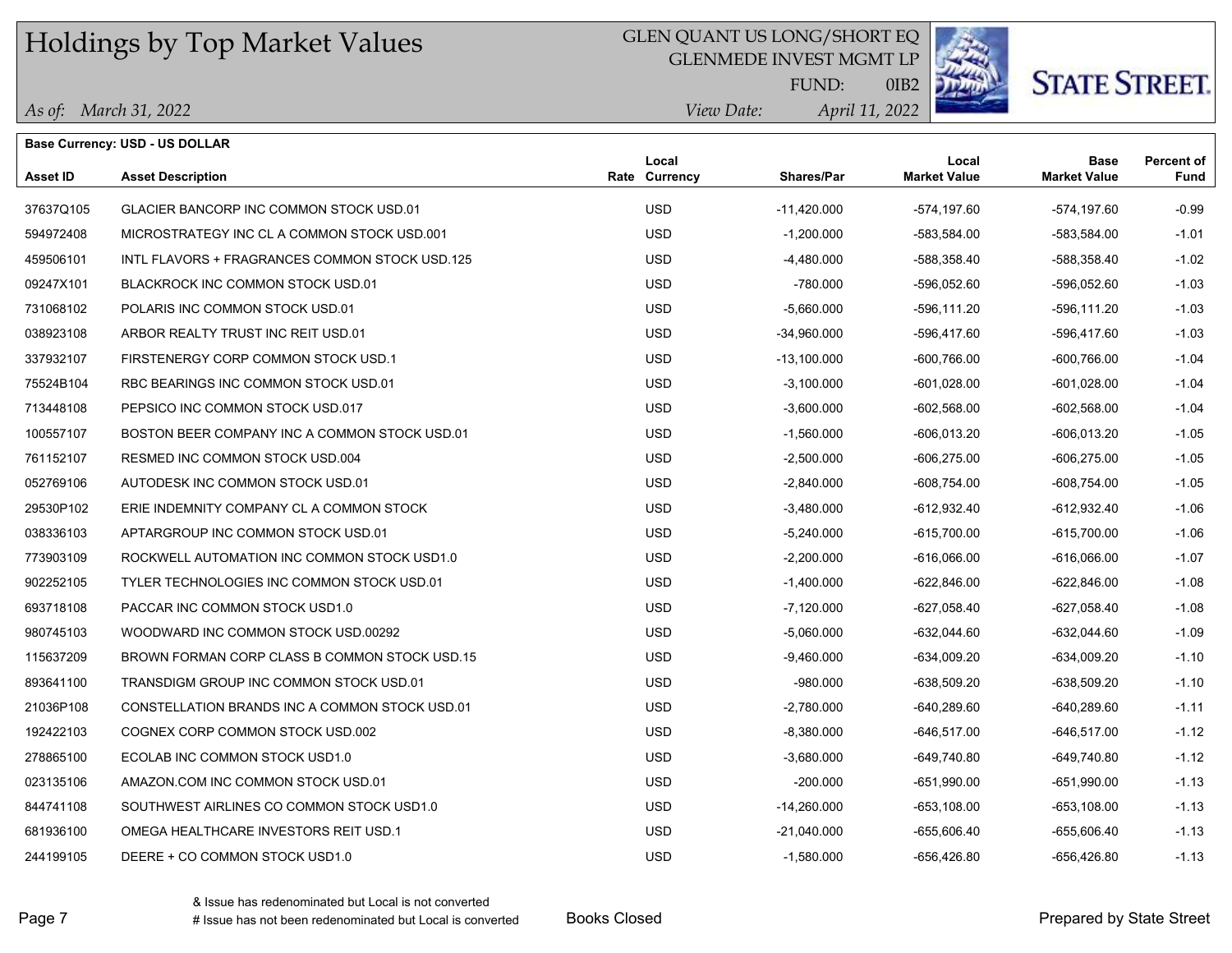# Holdings by Top Market Values

GLEN QUANT US LONG/SHORT EQ
GLENMEDE INVEST MGMT LP
FUND: 0IB2

*As of:* *March 31, 2022*
*View Date:* *April 11, 2022*

**Base Currency: USD - US DOLLAR**

| Asset ID | Asset Description | Rate | Local Currency | Shares/Par | Local Market Value | Base Market Value | Percent of Fund |
|---|---|---|---|---|---|---|---|
| 37637Q105 | GLACIER BANCORP INC COMMON STOCK USD.01 | | USD | -11,420.000 | -574,197.60 | -574,197.60 | -0.99 |
| 594972408 | MICROSTRATEGY INC CL A COMMON STOCK USD.001 | | USD | -1,200.000 | -583,584.00 | -583,584.00 | -1.01 |
| 459506101 | INTL FLAVORS + FRAGRANCES COMMON STOCK USD.125 | | USD | -4,480.000 | -588,358.40 | -588,358.40 | -1.02 |
| 09247X101 | BLACKROCK INC COMMON STOCK USD.01 | | USD | -780.000 | -596,052.60 | -596,052.60 | -1.03 |
| 731068102 | POLARIS INC COMMON STOCK USD.01 | | USD | -5,660.000 | -596,111.20 | -596,111.20 | -1.03 |
| 038923108 | ARBOR REALTY TRUST INC REIT USD.01 | | USD | -34,960.000 | -596,417.60 | -596,417.60 | -1.03 |
| 337932107 | FIRSTENERGY CORP COMMON STOCK USD.1 | | USD | -13,100.000 | -600,766.00 | -600,766.00 | -1.04 |
| 75524B104 | RBC BEARINGS INC COMMON STOCK USD.01 | | USD | -3,100.000 | -601,028.00 | -601,028.00 | -1.04 |
| 713448108 | PEPSICO INC COMMON STOCK USD.017 | | USD | -3,600.000 | -602,568.00 | -602,568.00 | -1.04 |
| 100557107 | BOSTON BEER COMPANY INC A COMMON STOCK USD.01 | | USD | -1,560.000 | -606,013.20 | -606,013.20 | -1.05 |
| 761152107 | RESMED INC COMMON STOCK USD.004 | | USD | -2,500.000 | -606,275.00 | -606,275.00 | -1.05 |
| 052769106 | AUTODESK INC COMMON STOCK USD.01 | | USD | -2,840.000 | -608,754.00 | -608,754.00 | -1.05 |
| 29530P102 | ERIE INDEMNITY COMPANY CL A COMMON STOCK | | USD | -3,480.000 | -612,932.40 | -612,932.40 | -1.06 |
| 038336103 | APTARGROUP INC COMMON STOCK USD.01 | | USD | -5,240.000 | -615,700.00 | -615,700.00 | -1.06 |
| 773903109 | ROCKWELL AUTOMATION INC COMMON STOCK USD1.0 | | USD | -2,200.000 | -616,066.00 | -616,066.00 | -1.07 |
| 902252105 | TYLER TECHNOLOGIES INC COMMON STOCK USD.01 | | USD | -1,400.000 | -622,846.00 | -622,846.00 | -1.08 |
| 693718108 | PACCAR INC COMMON STOCK USD1.0 | | USD | -7,120.000 | -627,058.40 | -627,058.40 | -1.08 |
| 980745103 | WOODWARD INC COMMON STOCK USD.00292 | | USD | -5,060.000 | -632,044.60 | -632,044.60 | -1.09 |
| 115637209 | BROWN FORMAN CORP CLASS B COMMON STOCK USD.15 | | USD | -9,460.000 | -634,009.20 | -634,009.20 | -1.10 |
| 893641100 | TRANSDIGM GROUP INC COMMON STOCK USD.01 | | USD | -980.000 | -638,509.20 | -638,509.20 | -1.10 |
| 21036P108 | CONSTELLATION BRANDS INC A COMMON STOCK USD.01 | | USD | -2,780.000 | -640,289.60 | -640,289.60 | -1.11 |
| 192422103 | COGNEX CORP COMMON STOCK USD.002 | | USD | -8,380.000 | -646,517.00 | -646,517.00 | -1.12 |
| 278865100 | ECOLAB INC COMMON STOCK USD1.0 | | USD | -3,680.000 | -649,740.80 | -649,740.80 | -1.12 |
| 023135106 | AMAZON.COM INC COMMON STOCK USD.01 | | USD | -200.000 | -651,990.00 | -651,990.00 | -1.13 |
| 844741108 | SOUTHWEST AIRLINES CO COMMON STOCK USD1.0 | | USD | -14,260.000 | -653,108.00 | -653,108.00 | -1.13 |
| 681936100 | OMEGA HEALTHCARE INVESTORS REIT USD.1 | | USD | -21,040.000 | -655,606.40 | -655,606.40 | -1.13 |
| 244199105 | DEERE + CO COMMON STOCK USD1.0 | | USD | -1,580.000 | -656,426.80 | -656,426.80 | -1.13 |

& Issue has redenominated but Local is not converted
# Issue has not been redenominated but Local is converted

Books Closed

Prepared by State Street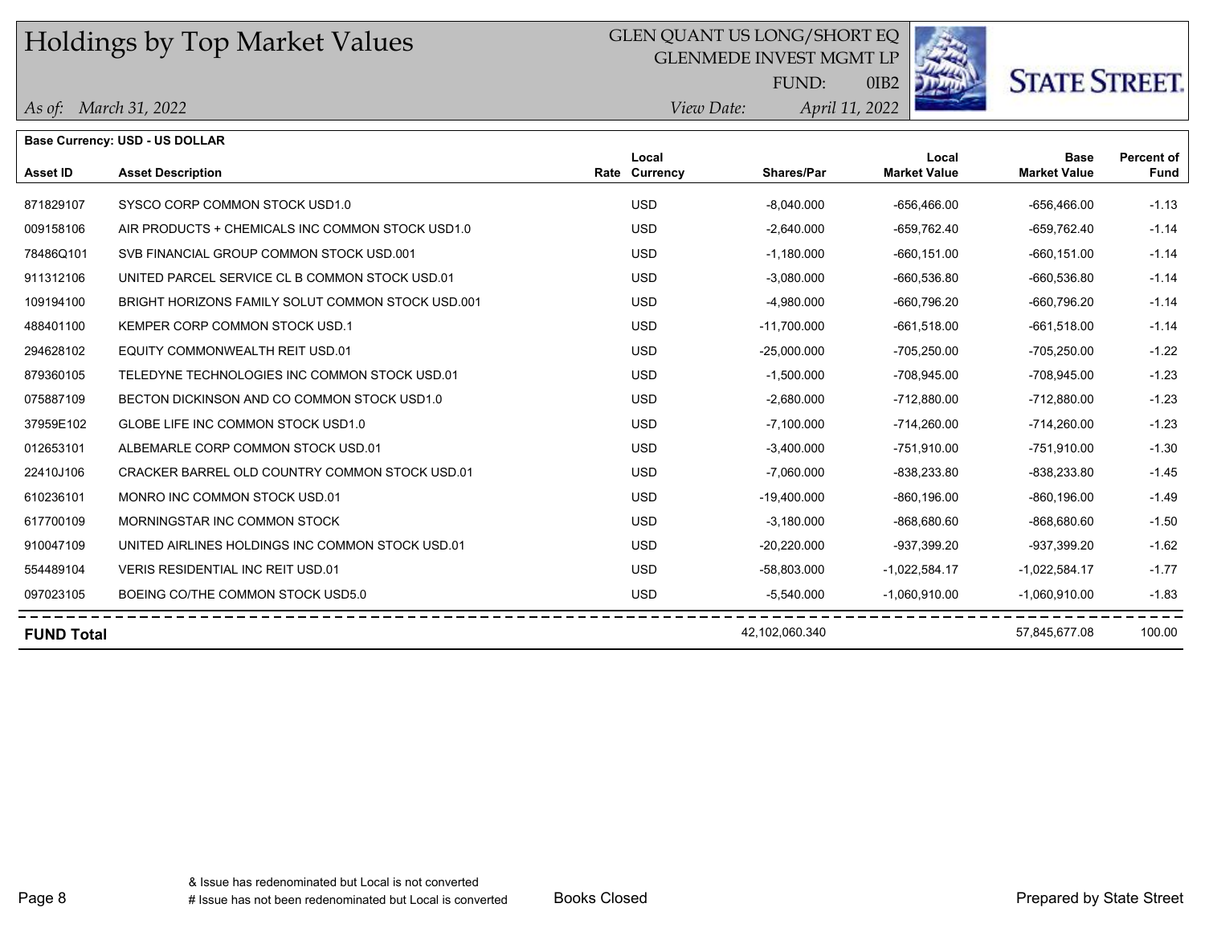# Holdings by Top Market Values

GLEN QUANT US LONG/SHORT EQ
GLENMEDE INVEST MGMT LP
FUND: 0IB2

*As of: March 31, 2022*
*View Date: April 11, 2022*

**Base Currency: USD - US DOLLAR**

| Asset ID | Asset Description | Rate | Local Currency | Shares/Par | Local Market Value | Base Market Value | Percent of Fund |
|---|---|---|---|---|---|---|---|
| 871829107 | SYSCO CORP COMMON STOCK USD1.0 | | USD | -8,040.000 | -656,466.00 | -656,466.00 | -1.13 |
| 009158106 | AIR PRODUCTS + CHEMICALS INC COMMON STOCK USD1.0 | | USD | -2,640.000 | -659,762.40 | -659,762.40 | -1.14 |
| 78486Q101 | SVB FINANCIAL GROUP COMMON STOCK USD.001 | | USD | -1,180.000 | -660,151.00 | -660,151.00 | -1.14 |
| 911312106 | UNITED PARCEL SERVICE CL B COMMON STOCK USD.01 | | USD | -3,080.000 | -660,536.80 | -660,536.80 | -1.14 |
| 109194100 | BRIGHT HORIZONS FAMILY SOLUT COMMON STOCK USD.001 | | USD | -4,980.000 | -660,796.20 | -660,796.20 | -1.14 |
| 488401100 | KEMPER CORP COMMON STOCK USD.1 | | USD | -11,700.000 | -661,518.00 | -661,518.00 | -1.14 |
| 294628102 | EQUITY COMMONWEALTH REIT USD.01 | | USD | -25,000.000 | -705,250.00 | -705,250.00 | -1.22 |
| 879360105 | TELEDYNE TECHNOLOGIES INC COMMON STOCK USD.01 | | USD | -1,500.000 | -708,945.00 | -708,945.00 | -1.23 |
| 075887109 | BECTON DICKINSON AND CO COMMON STOCK USD1.0 | | USD | -2,680.000 | -712,880.00 | -712,880.00 | -1.23 |
| 37959E102 | GLOBE LIFE INC COMMON STOCK USD1.0 | | USD | -7,100.000 | -714,260.00 | -714,260.00 | -1.23 |
| 012653101 | ALBEMARLE CORP COMMON STOCK USD.01 | | USD | -3,400.000 | -751,910.00 | -751,910.00 | -1.30 |
| 22410J106 | CRACKER BARREL OLD COUNTRY COMMON STOCK USD.01 | | USD | -7,060.000 | -838,233.80 | -838,233.80 | -1.45 |
| 610236101 | MONRO INC COMMON STOCK USD.01 | | USD | -19,400.000 | -860,196.00 | -860,196.00 | -1.49 |
| 617700109 | MORNINGSTAR INC COMMON STOCK | | USD | -3,180.000 | -868,680.60 | -868,680.60 | -1.50 |
| 910047109 | UNITED AIRLINES HOLDINGS INC COMMON STOCK USD.01 | | USD | -20,220.000 | -937,399.20 | -937,399.20 | -1.62 |
| 554489104 | VERIS RESIDENTIAL INC REIT USD.01 | | USD | -58,803.000 | -1,022,584.17 | -1,022,584.17 | -1.77 |
| 097023105 | BOEING CO/THE COMMON STOCK USD5.0 | | USD | -5,540.000 | -1,060,910.00 | -1,060,910.00 | -1.83 |
| **FUND Total** | | | | 42,102,060.340 | | 57,845,677.08 | 100.00 |

& Issue has redenominated but Local is not converted
# Issue has not been redenominated but Local is converted

Books Closed

Prepared by State Street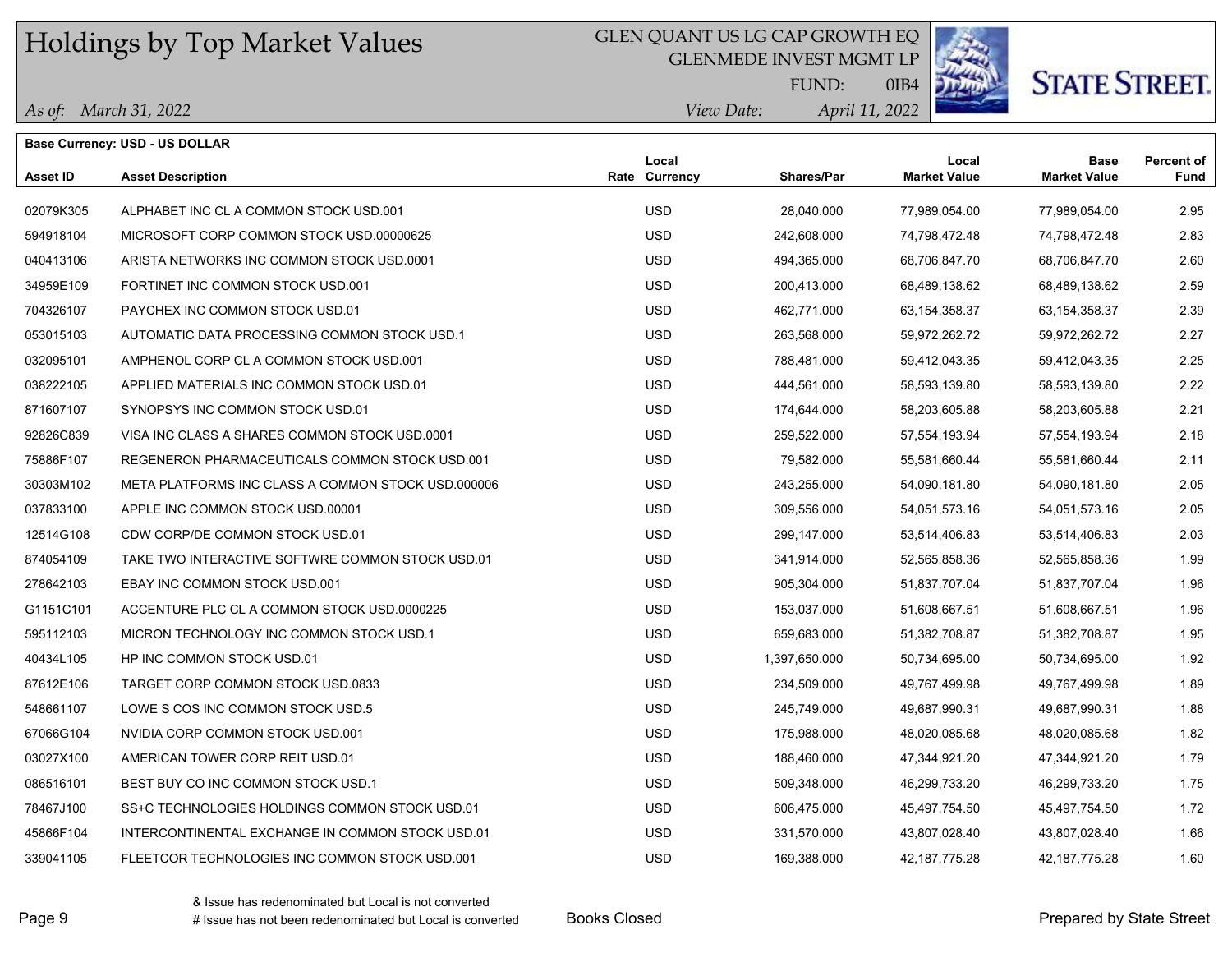# Holdings by Top Market Values

GLEN QUANT US LG CAP GROWTH EQ
GLENMEDE INVEST MGMT LP
FUND: 0IB4

*As of:* *March 31, 2022* | *View Date:* *April 11, 2022*

**Base Currency: USD - US DOLLAR**

| Asset ID | Asset Description | Rate | Local Currency | Shares/Par | Local Market Value | Base Market Value | Percent of Fund |
|---|---|---|---|---|---|---|---|
| 02079K305 | ALPHABET INC CL A COMMON STOCK USD.001 | | USD | 28,040.000 | 77,989,054.00 | 77,989,054.00 | 2.95 |
| 594918104 | MICROSOFT CORP COMMON STOCK USD.00000625 | | USD | 242,608.000 | 74,798,472.48 | 74,798,472.48 | 2.83 |
| 040413106 | ARISTA NETWORKS INC COMMON STOCK USD.0001 | | USD | 494,365.000 | 68,706,847.70 | 68,706,847.70 | 2.60 |
| 34959E109 | FORTINET INC COMMON STOCK USD.001 | | USD | 200,413.000 | 68,489,138.62 | 68,489,138.62 | 2.59 |
| 704326107 | PAYCHEX INC COMMON STOCK USD.01 | | USD | 462,771.000 | 63,154,358.37 | 63,154,358.37 | 2.39 |
| 053015103 | AUTOMATIC DATA PROCESSING COMMON STOCK USD.1 | | USD | 263,568.000 | 59,972,262.72 | 59,972,262.72 | 2.27 |
| 032095101 | AMPHENOL CORP CL A COMMON STOCK USD.001 | | USD | 788,481.000 | 59,412,043.35 | 59,412,043.35 | 2.25 |
| 038222105 | APPLIED MATERIALS INC COMMON STOCK USD.01 | | USD | 444,561.000 | 58,593,139.80 | 58,593,139.80 | 2.22 |
| 871607107 | SYNOPSYS INC COMMON STOCK USD.01 | | USD | 174,644.000 | 58,203,605.88 | 58,203,605.88 | 2.21 |
| 92826C839 | VISA INC CLASS A SHARES COMMON STOCK USD.0001 | | USD | 259,522.000 | 57,554,193.94 | 57,554,193.94 | 2.18 |
| 75886F107 | REGENERON PHARMACEUTICALS COMMON STOCK USD.001 | | USD | 79,582.000 | 55,581,660.44 | 55,581,660.44 | 2.11 |
| 30303M102 | META PLATFORMS INC CLASS A COMMON STOCK USD.000006 | | USD | 243,255.000 | 54,090,181.80 | 54,090,181.80 | 2.05 |
| 037833100 | APPLE INC COMMON STOCK USD.00001 | | USD | 309,556.000 | 54,051,573.16 | 54,051,573.16 | 2.05 |
| 12514G108 | CDW CORP/DE COMMON STOCK USD.01 | | USD | 299,147.000 | 53,514,406.83 | 53,514,406.83 | 2.03 |
| 874054109 | TAKE TWO INTERACTIVE SOFTWRE COMMON STOCK USD.01 | | USD | 341,914.000 | 52,565,858.36 | 52,565,858.36 | 1.99 |
| 278642103 | EBAY INC COMMON STOCK USD.001 | | USD | 905,304.000 | 51,837,707.04 | 51,837,707.04 | 1.96 |
| G1151C101 | ACCENTURE PLC CL A COMMON STOCK USD.0000225 | | USD | 153,037.000 | 51,608,667.51 | 51,608,667.51 | 1.96 |
| 595112103 | MICRON TECHNOLOGY INC COMMON STOCK USD.1 | | USD | 659,683.000 | 51,382,708.87 | 51,382,708.87 | 1.95 |
| 40434L105 | HP INC COMMON STOCK USD.01 | | USD | 1,397,650.000 | 50,734,695.00 | 50,734,695.00 | 1.92 |
| 87612E106 | TARGET CORP COMMON STOCK USD.0833 | | USD | 234,509.000 | 49,767,499.98 | 49,767,499.98 | 1.89 |
| 548661107 | LOWE S COS INC COMMON STOCK USD.5 | | USD | 245,749.000 | 49,687,990.31 | 49,687,990.31 | 1.88 |
| 67066G104 | NVIDIA CORP COMMON STOCK USD.001 | | USD | 175,988.000 | 48,020,085.68 | 48,020,085.68 | 1.82 |
| 03027X100 | AMERICAN TOWER CORP REIT USD.01 | | USD | 188,460.000 | 47,344,921.20 | 47,344,921.20 | 1.79 |
| 086516101 | BEST BUY CO INC COMMON STOCK USD.1 | | USD | 509,348.000 | 46,299,733.20 | 46,299,733.20 | 1.75 |
| 78467J100 | SS+C TECHNOLOGIES HOLDINGS COMMON STOCK USD.01 | | USD | 606,475.000 | 45,497,754.50 | 45,497,754.50 | 1.72 |
| 45866F104 | INTERCONTINENTAL EXCHANGE IN COMMON STOCK USD.01 | | USD | 331,570.000 | 43,807,028.40 | 43,807,028.40 | 1.66 |
| 339041105 | FLEETCOR TECHNOLOGIES INC COMMON STOCK USD.001 | | USD | 169,388.000 | 42,187,775.28 | 42,187,775.28 | 1.60 |

& Issue has redenominated but Local is not converted
# Issue has not been redenominated but Local is converted

Books Closed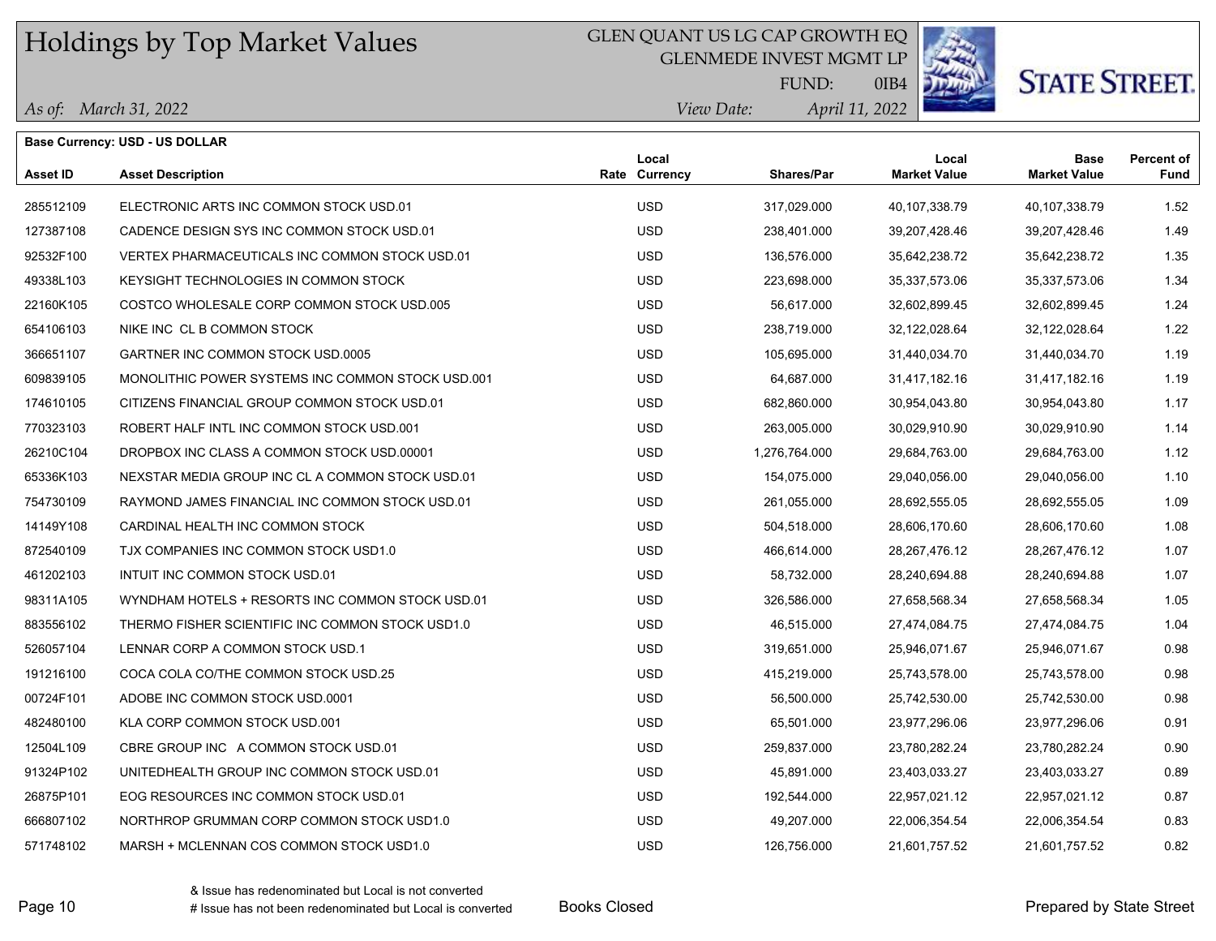# Holdings by Top Market Values

GLEN QUANT US LG CAP GROWTH EQ
GLENMEDE INVEST MGMT LP
FUND: 0IB4

*As of:* *March 31, 2022*
*View Date:* *April 11, 2022*

STATE STREET.

**Base Currency: USD - US DOLLAR**

| Asset ID | Asset Description | Rate | Local Currency | Shares/Par | Local Market Value | Base Market Value | Percent of Fund |
|---|---|---|---|---|---|---|---|
| 285512109 | ELECTRONIC ARTS INC COMMON STOCK USD.01 | | USD | 317,029.000 | 40,107,338.79 | 40,107,338.79 | 1.52 |
| 127387108 | CADENCE DESIGN SYS INC COMMON STOCK USD.01 | | USD | 238,401.000 | 39,207,428.46 | 39,207,428.46 | 1.49 |
| 92532F100 | VERTEX PHARMACEUTICALS INC COMMON STOCK USD.01 | | USD | 136,576.000 | 35,642,238.72 | 35,642,238.72 | 1.35 |
| 49338L103 | KEYSIGHT TECHNOLOGIES IN COMMON STOCK | | USD | 223,698.000 | 35,337,573.06 | 35,337,573.06 | 1.34 |
| 22160K105 | COSTCO WHOLESALE CORP COMMON STOCK USD.005 | | USD | 56,617.000 | 32,602,899.45 | 32,602,899.45 | 1.24 |
| 654106103 | NIKE INC CL B COMMON STOCK | | USD | 238,719.000 | 32,122,028.64 | 32,122,028.64 | 1.22 |
| 366651107 | GARTNER INC COMMON STOCK USD.0005 | | USD | 105,695.000 | 31,440,034.70 | 31,440,034.70 | 1.19 |
| 609839105 | MONOLITHIC POWER SYSTEMS INC COMMON STOCK USD.001 | | USD | 64,687.000 | 31,417,182.16 | 31,417,182.16 | 1.19 |
| 174610105 | CITIZENS FINANCIAL GROUP COMMON STOCK USD.01 | | USD | 682,860.000 | 30,954,043.80 | 30,954,043.80 | 1.17 |
| 770323103 | ROBERT HALF INTL INC COMMON STOCK USD.001 | | USD | 263,005.000 | 30,029,910.90 | 30,029,910.90 | 1.14 |
| 26210C104 | DROPBOX INC CLASS A COMMON STOCK USD.00001 | | USD | 1,276,764.000 | 29,684,763.00 | 29,684,763.00 | 1.12 |
| 65336K103 | NEXSTAR MEDIA GROUP INC CL A COMMON STOCK USD.01 | | USD | 154,075.000 | 29,040,056.00 | 29,040,056.00 | 1.10 |
| 754730109 | RAYMOND JAMES FINANCIAL INC COMMON STOCK USD.01 | | USD | 261,055.000 | 28,692,555.05 | 28,692,555.05 | 1.09 |
| 14149Y108 | CARDINAL HEALTH INC COMMON STOCK | | USD | 504,518.000 | 28,606,170.60 | 28,606,170.60 | 1.08 |
| 872540109 | TJX COMPANIES INC COMMON STOCK USD1.0 | | USD | 466,614.000 | 28,267,476.12 | 28,267,476.12 | 1.07 |
| 461202103 | INTUIT INC COMMON STOCK USD.01 | | USD | 58,732.000 | 28,240,694.88 | 28,240,694.88 | 1.07 |
| 98311A105 | WYNDHAM HOTELS + RESORTS INC COMMON STOCK USD.01 | | USD | 326,586.000 | 27,658,568.34 | 27,658,568.34 | 1.05 |
| 883556102 | THERMO FISHER SCIENTIFIC INC COMMON STOCK USD1.0 | | USD | 46,515.000 | 27,474,084.75 | 27,474,084.75 | 1.04 |
| 526057104 | LENNAR CORP A COMMON STOCK USD.1 | | USD | 319,651.000 | 25,946,071.67 | 25,946,071.67 | 0.98 |
| 191216100 | COCA COLA CO/THE COMMON STOCK USD.25 | | USD | 415,219.000 | 25,743,578.00 | 25,743,578.00 | 0.98 |
| 00724F101 | ADOBE INC COMMON STOCK USD.0001 | | USD | 56,500.000 | 25,742,530.00 | 25,742,530.00 | 0.98 |
| 482480100 | KLA CORP COMMON STOCK USD.001 | | USD | 65,501.000 | 23,977,296.06 | 23,977,296.06 | 0.91 |
| 12504L109 | CBRE GROUP INC A COMMON STOCK USD.01 | | USD | 259,837.000 | 23,780,282.24 | 23,780,282.24 | 0.90 |
| 91324P102 | UNITEDHEALTH GROUP INC COMMON STOCK USD.01 | | USD | 45,891.000 | 23,403,033.27 | 23,403,033.27 | 0.89 |
| 26875P101 | EOG RESOURCES INC COMMON STOCK USD.01 | | USD | 192,544.000 | 22,957,021.12 | 22,957,021.12 | 0.87 |
| 666807102 | NORTHROP GRUMMAN CORP COMMON STOCK USD1.0 | | USD | 49,207.000 | 22,006,354.54 | 22,006,354.54 | 0.83 |
| 571748102 | MARSH + MCLENNAN COS COMMON STOCK USD1.0 | | USD | 126,756.000 | 21,601,757.52 | 21,601,757.52 | 0.82 |

& Issue has redenominated but Local is not converted
# Issue has not been redenominated but Local is converted

Books Closed

Prepared by State Street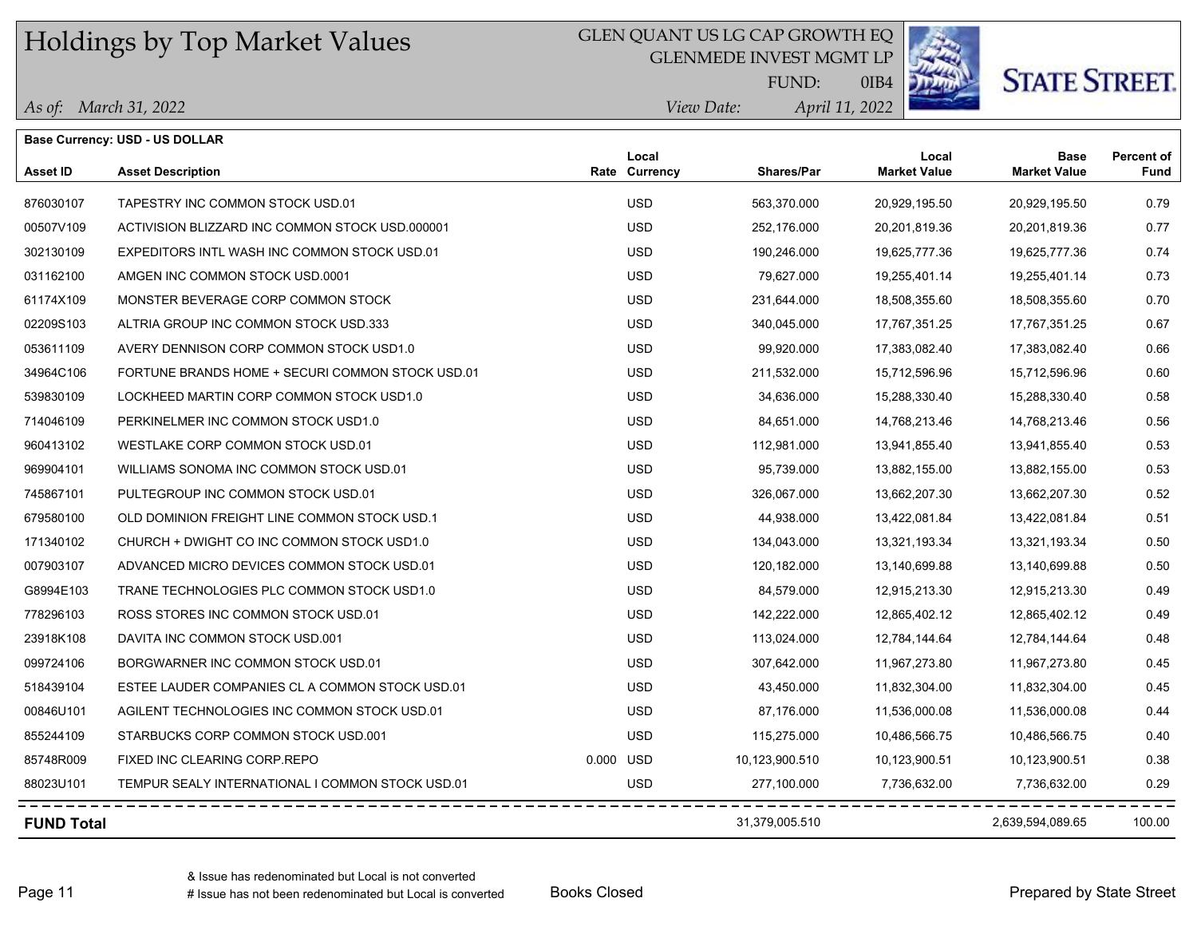# Holdings by Top Market Values

GLEN QUANT US LG CAP GROWTH EQ
GLENMEDE INVEST MGMT LP
FUND: 0IB4

*As of: March 31, 2022*
*View Date: April 11, 2022*

**Base Currency: USD - US DOLLAR**

| Asset ID | Asset Description | Rate | Local Currency | Shares/Par | Local Market Value | Base Market Value | Percent of Fund |
|---|---|---|---|---|---|---|---|
| 876030107 | TAPESTRY INC COMMON STOCK USD.01 | | USD | 563,370.000 | 20,929,195.50 | 20,929,195.50 | 0.79 |
| 00507V109 | ACTIVISION BLIZZARD INC COMMON STOCK USD.000001 | | USD | 252,176.000 | 20,201,819.36 | 20,201,819.36 | 0.77 |
| 302130109 | EXPEDITORS INTL WASH INC COMMON STOCK USD.01 | | USD | 190,246.000 | 19,625,777.36 | 19,625,777.36 | 0.74 |
| 031162100 | AMGEN INC COMMON STOCK USD.0001 | | USD | 79,627.000 | 19,255,401.14 | 19,255,401.14 | 0.73 |
| 61174X109 | MONSTER BEVERAGE CORP COMMON STOCK | | USD | 231,644.000 | 18,508,355.60 | 18,508,355.60 | 0.70 |
| 02209S103 | ALTRIA GROUP INC COMMON STOCK USD.333 | | USD | 340,045.000 | 17,767,351.25 | 17,767,351.25 | 0.67 |
| 053611109 | AVERY DENNISON CORP COMMON STOCK USD1.0 | | USD | 99,920.000 | 17,383,082.40 | 17,383,082.40 | 0.66 |
| 34964C106 | FORTUNE BRANDS HOME + SECURI COMMON STOCK USD.01 | | USD | 211,532.000 | 15,712,596.96 | 15,712,596.96 | 0.60 |
| 539830109 | LOCKHEED MARTIN CORP COMMON STOCK USD1.0 | | USD | 34,636.000 | 15,288,330.40 | 15,288,330.40 | 0.58 |
| 714046109 | PERKINELMER INC COMMON STOCK USD1.0 | | USD | 84,651.000 | 14,768,213.46 | 14,768,213.46 | 0.56 |
| 960413102 | WESTLAKE CORP COMMON STOCK USD.01 | | USD | 112,981.000 | 13,941,855.40 | 13,941,855.40 | 0.53 |
| 969904101 | WILLIAMS SONOMA INC COMMON STOCK USD.01 | | USD | 95,739.000 | 13,882,155.00 | 13,882,155.00 | 0.53 |
| 745867101 | PULTEGROUP INC COMMON STOCK USD.01 | | USD | 326,067.000 | 13,662,207.30 | 13,662,207.30 | 0.52 |
| 679580100 | OLD DOMINION FREIGHT LINE COMMON STOCK USD.1 | | USD | 44,938.000 | 13,422,081.84 | 13,422,081.84 | 0.51 |
| 171340102 | CHURCH + DWIGHT CO INC COMMON STOCK USD1.0 | | USD | 134,043.000 | 13,321,193.34 | 13,321,193.34 | 0.50 |
| 007903107 | ADVANCED MICRO DEVICES COMMON STOCK USD.01 | | USD | 120,182.000 | 13,140,699.88 | 13,140,699.88 | 0.50 |
| G8994E103 | TRANE TECHNOLOGIES PLC COMMON STOCK USD1.0 | | USD | 84,579.000 | 12,915,213.30 | 12,915,213.30 | 0.49 |
| 778296103 | ROSS STORES INC COMMON STOCK USD.01 | | USD | 142,222.000 | 12,865,402.12 | 12,865,402.12 | 0.49 |
| 23918K108 | DAVITA INC COMMON STOCK USD.001 | | USD | 113,024.000 | 12,784,144.64 | 12,784,144.64 | 0.48 |
| 099724106 | BORGWARNER INC COMMON STOCK USD.01 | | USD | 307,642.000 | 11,967,273.80 | 11,967,273.80 | 0.45 |
| 518439104 | ESTEE LAUDER COMPANIES CL A COMMON STOCK USD.01 | | USD | 43,450.000 | 11,832,304.00 | 11,832,304.00 | 0.45 |
| 00846U101 | AGILENT TECHNOLOGIES INC COMMON STOCK USD.01 | | USD | 87,176.000 | 11,536,000.08 | 11,536,000.08 | 0.44 |
| 855244109 | STARBUCKS CORP COMMON STOCK USD.001 | | USD | 115,275.000 | 10,486,566.75 | 10,486,566.75 | 0.40 |
| 85748R009 | FIXED INC CLEARING CORP.REPO | 0.000 | USD | 10,123,900.510 | 10,123,900.51 | 10,123,900.51 | 0.38 |
| 88023U101 | TEMPUR SEALY INTERNATIONAL I COMMON STOCK USD.01 | | USD | 277,100.000 | 7,736,632.00 | 7,736,632.00 | 0.29 |
| **FUND Total** | | | | 31,379,005.510 | | 2,639,594,089.65 | 100.00 |

& Issue has redenominated but Local is not converted
# Issue has not been redenominated but Local is converted

Books Closed

Prepared by State Street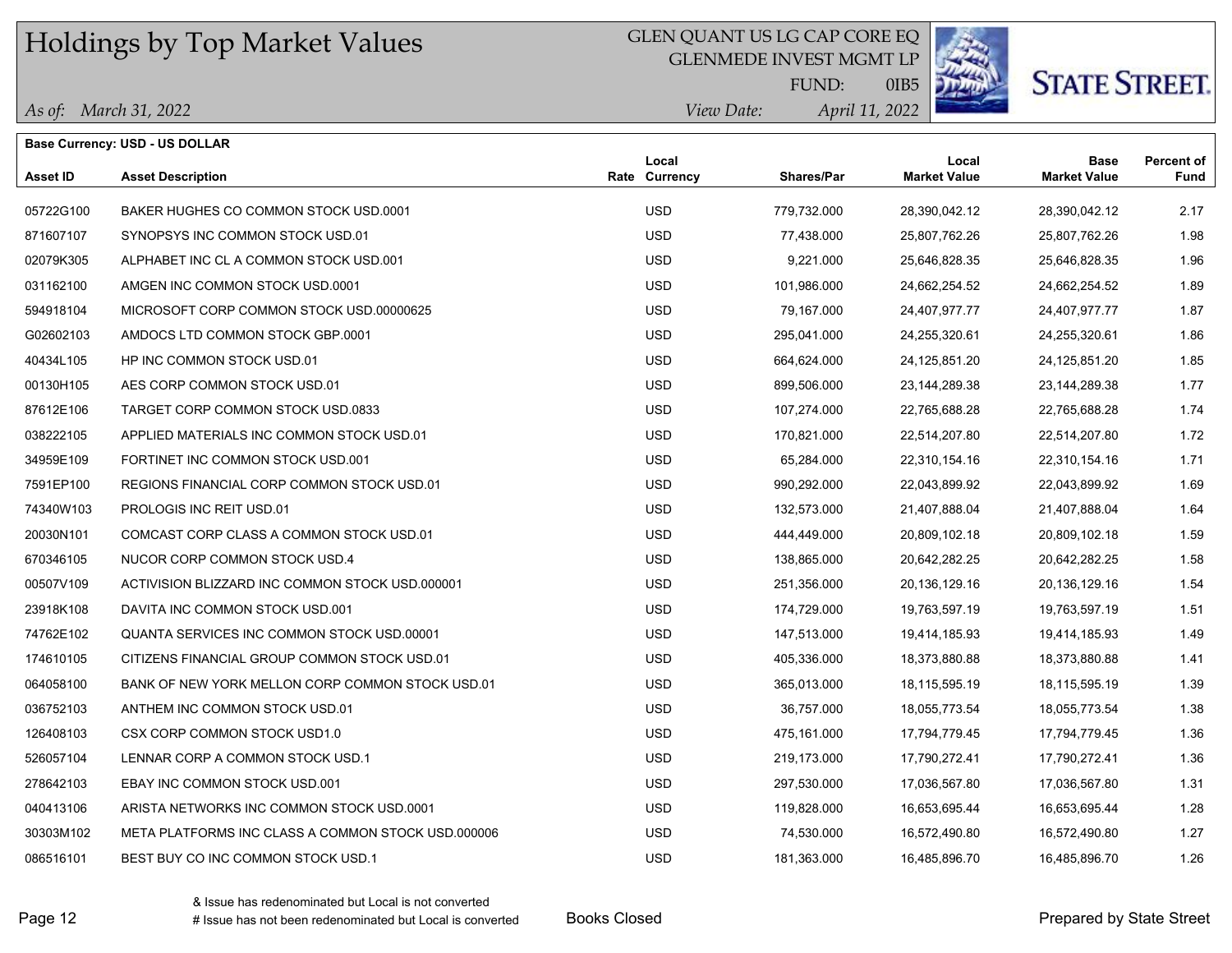# Holdings by Top Market Values

GLEN QUANT US LG CAP CORE EQ
GLENMEDE INVEST MGMT LP
FUND: 0IB5

*As of:* March 31, 2022

*View Date:* April 11, 2022

STATE STREET.

**Base Currency: USD - US DOLLAR**

| Asset ID | Asset Description | Rate | Local Currency | Shares/Par | Local Market Value | Base Market Value | Percent of Fund |
|---|---|---|---|---|---|---|---|
| 05722G100 | BAKER HUGHES CO COMMON STOCK USD.0001 | | USD | 779,732.000 | 28,390,042.12 | 28,390,042.12 | 2.17 |
| 871607107 | SYNOPSYS INC COMMON STOCK USD.01 | | USD | 77,438.000 | 25,807,762.26 | 25,807,762.26 | 1.98 |
| 02079K305 | ALPHABET INC CL A COMMON STOCK USD.001 | | USD | 9,221.000 | 25,646,828.35 | 25,646,828.35 | 1.96 |
| 031162100 | AMGEN INC COMMON STOCK USD.0001 | | USD | 101,986.000 | 24,662,254.52 | 24,662,254.52 | 1.89 |
| 594918104 | MICROSOFT CORP COMMON STOCK USD.00000625 | | USD | 79,167.000 | 24,407,977.77 | 24,407,977.77 | 1.87 |
| G02602103 | AMDOCS LTD COMMON STOCK GBP.0001 | | USD | 295,041.000 | 24,255,320.61 | 24,255,320.61 | 1.86 |
| 40434L105 | HP INC COMMON STOCK USD.01 | | USD | 664,624.000 | 24,125,851.20 | 24,125,851.20 | 1.85 |
| 00130H105 | AES CORP COMMON STOCK USD.01 | | USD | 899,506.000 | 23,144,289.38 | 23,144,289.38 | 1.77 |
| 87612E106 | TARGET CORP COMMON STOCK USD.0833 | | USD | 107,274.000 | 22,765,688.28 | 22,765,688.28 | 1.74 |
| 038222105 | APPLIED MATERIALS INC COMMON STOCK USD.01 | | USD | 170,821.000 | 22,514,207.80 | 22,514,207.80 | 1.72 |
| 34959E109 | FORTINET INC COMMON STOCK USD.001 | | USD | 65,284.000 | 22,310,154.16 | 22,310,154.16 | 1.71 |
| 7591EP100 | REGIONS FINANCIAL CORP COMMON STOCK USD.01 | | USD | 990,292.000 | 22,043,899.92 | 22,043,899.92 | 1.69 |
| 74340W103 | PROLOGIS INC REIT USD.01 | | USD | 132,573.000 | 21,407,888.04 | 21,407,888.04 | 1.64 |
| 20030N101 | COMCAST CORP CLASS A COMMON STOCK USD.01 | | USD | 444,449.000 | 20,809,102.18 | 20,809,102.18 | 1.59 |
| 670346105 | NUCOR CORP COMMON STOCK USD.4 | | USD | 138,865.000 | 20,642,282.25 | 20,642,282.25 | 1.58 |
| 00507V109 | ACTIVISION BLIZZARD INC COMMON STOCK USD.000001 | | USD | 251,356.000 | 20,136,129.16 | 20,136,129.16 | 1.54 |
| 23918K108 | DAVITA INC COMMON STOCK USD.001 | | USD | 174,729.000 | 19,763,597.19 | 19,763,597.19 | 1.51 |
| 74762E102 | QUANTA SERVICES INC COMMON STOCK USD.00001 | | USD | 147,513.000 | 19,414,185.93 | 19,414,185.93 | 1.49 |
| 174610105 | CITIZENS FINANCIAL GROUP COMMON STOCK USD.01 | | USD | 405,336.000 | 18,373,880.88 | 18,373,880.88 | 1.41 |
| 064058100 | BANK OF NEW YORK MELLON CORP COMMON STOCK USD.01 | | USD | 365,013.000 | 18,115,595.19 | 18,115,595.19 | 1.39 |
| 036752103 | ANTHEM INC COMMON STOCK USD.01 | | USD | 36,757.000 | 18,055,773.54 | 18,055,773.54 | 1.38 |
| 126408103 | CSX CORP COMMON STOCK USD1.0 | | USD | 475,161.000 | 17,794,779.45 | 17,794,779.45 | 1.36 |
| 526057104 | LENNAR CORP A COMMON STOCK USD.1 | | USD | 219,173.000 | 17,790,272.41 | 17,790,272.41 | 1.36 |
| 278642103 | EBAY INC COMMON STOCK USD.001 | | USD | 297,530.000 | 17,036,567.80 | 17,036,567.80 | 1.31 |
| 040413106 | ARISTA NETWORKS INC COMMON STOCK USD.0001 | | USD | 119,828.000 | 16,653,695.44 | 16,653,695.44 | 1.28 |
| 30303M102 | META PLATFORMS INC CLASS A COMMON STOCK USD.000006 | | USD | 74,530.000 | 16,572,490.80 | 16,572,490.80 | 1.27 |
| 086516101 | BEST BUY CO INC COMMON STOCK USD.1 | | USD | 181,363.000 | 16,485,896.70 | 16,485,896.70 | 1.26 |

& Issue has redenominated but Local is not converted
# Issue has not been redenominated but Local is converted

Books Closed

Prepared by State Street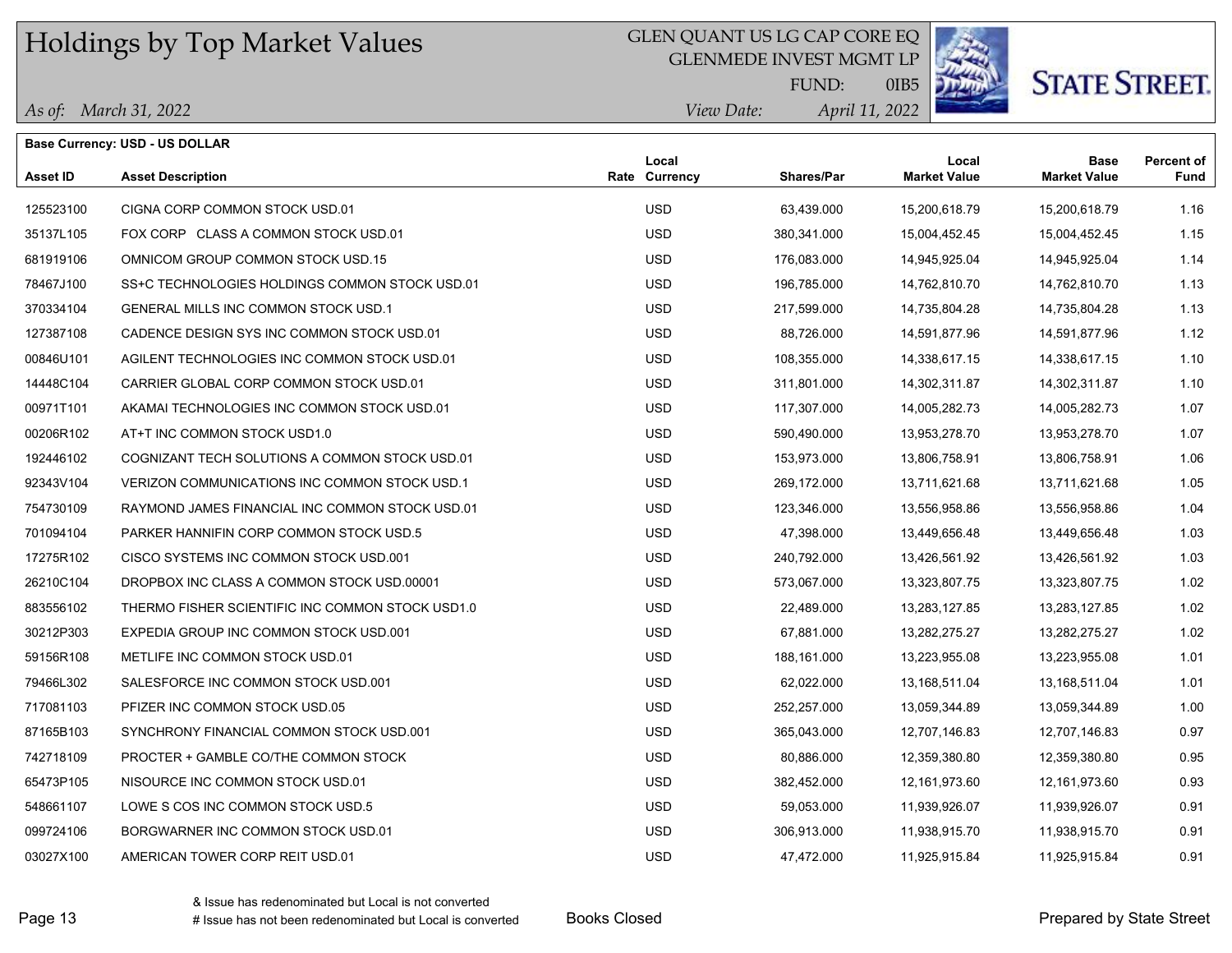# Holdings by Top Market Values

GLEN QUANT US LG CAP CORE EQ
GLENMEDE INVEST MGMT LP
FUND: 0IB5

*As of:* *March 31, 2022*
*View Date:* *April 11, 2022*

STATE STREET.

**Base Currency: USD - US DOLLAR**

| Asset ID | Asset Description | Rate | Local Currency | Shares/Par | Local Market Value | Base Market Value | Percent of Fund |
|---|---|---|---|---|---|---|---|
| 125523100 | CIGNA CORP COMMON STOCK USD.01 | | USD | 63,439.000 | 15,200,618.79 | 15,200,618.79 | 1.16 |
| 35137L105 | FOX CORP CLASS A COMMON STOCK USD.01 | | USD | 380,341.000 | 15,004,452.45 | 15,004,452.45 | 1.15 |
| 681919106 | OMNICOM GROUP COMMON STOCK USD.15 | | USD | 176,083.000 | 14,945,925.04 | 14,945,925.04 | 1.14 |
| 78467J100 | SS+C TECHNOLOGIES HOLDINGS COMMON STOCK USD.01 | | USD | 196,785.000 | 14,762,810.70 | 14,762,810.70 | 1.13 |
| 370334104 | GENERAL MILLS INC COMMON STOCK USD.1 | | USD | 217,599.000 | 14,735,804.28 | 14,735,804.28 | 1.13 |
| 127387108 | CADENCE DESIGN SYS INC COMMON STOCK USD.01 | | USD | 88,726.000 | 14,591,877.96 | 14,591,877.96 | 1.12 |
| 00846U101 | AGILENT TECHNOLOGIES INC COMMON STOCK USD.01 | | USD | 108,355.000 | 14,338,617.15 | 14,338,617.15 | 1.10 |
| 14448C104 | CARRIER GLOBAL CORP COMMON STOCK USD.01 | | USD | 311,801.000 | 14,302,311.87 | 14,302,311.87 | 1.10 |
| 00971T101 | AKAMAI TECHNOLOGIES INC COMMON STOCK USD.01 | | USD | 117,307.000 | 14,005,282.73 | 14,005,282.73 | 1.07 |
| 00206R102 | AT+T INC COMMON STOCK USD1.0 | | USD | 590,490.000 | 13,953,278.70 | 13,953,278.70 | 1.07 |
| 192446102 | COGNIZANT TECH SOLUTIONS A COMMON STOCK USD.01 | | USD | 153,973.000 | 13,806,758.91 | 13,806,758.91 | 1.06 |
| 92343V104 | VERIZON COMMUNICATIONS INC COMMON STOCK USD.1 | | USD | 269,172.000 | 13,711,621.68 | 13,711,621.68 | 1.05 |
| 754730109 | RAYMOND JAMES FINANCIAL INC COMMON STOCK USD.01 | | USD | 123,346.000 | 13,556,958.86 | 13,556,958.86 | 1.04 |
| 701094104 | PARKER HANNIFIN CORP COMMON STOCK USD.5 | | USD | 47,398.000 | 13,449,656.48 | 13,449,656.48 | 1.03 |
| 17275R102 | CISCO SYSTEMS INC COMMON STOCK USD.001 | | USD | 240,792.000 | 13,426,561.92 | 13,426,561.92 | 1.03 |
| 26210C104 | DROPBOX INC CLASS A COMMON STOCK USD.00001 | | USD | 573,067.000 | 13,323,807.75 | 13,323,807.75 | 1.02 |
| 883556102 | THERMO FISHER SCIENTIFIC INC COMMON STOCK USD1.0 | | USD | 22,489.000 | 13,283,127.85 | 13,283,127.85 | 1.02 |
| 30212P303 | EXPEDIA GROUP INC COMMON STOCK USD.001 | | USD | 67,881.000 | 13,282,275.27 | 13,282,275.27 | 1.02 |
| 59156R108 | METLIFE INC COMMON STOCK USD.01 | | USD | 188,161.000 | 13,223,955.08 | 13,223,955.08 | 1.01 |
| 79466L302 | SALESFORCE INC COMMON STOCK USD.001 | | USD | 62,022.000 | 13,168,511.04 | 13,168,511.04 | 1.01 |
| 717081103 | PFIZER INC COMMON STOCK USD.05 | | USD | 252,257.000 | 13,059,344.89 | 13,059,344.89 | 1.00 |
| 87165B103 | SYNCHRONY FINANCIAL COMMON STOCK USD.001 | | USD | 365,043.000 | 12,707,146.83 | 12,707,146.83 | 0.97 |
| 742718109 | PROCTER + GAMBLE CO/THE COMMON STOCK | | USD | 80,886.000 | 12,359,380.80 | 12,359,380.80 | 0.95 |
| 65473P105 | NISOURCE INC COMMON STOCK USD.01 | | USD | 382,452.000 | 12,161,973.60 | 12,161,973.60 | 0.93 |
| 548661107 | LOWE S COS INC COMMON STOCK USD.5 | | USD | 59,053.000 | 11,939,926.07 | 11,939,926.07 | 0.91 |
| 099724106 | BORGWARNER INC COMMON STOCK USD.01 | | USD | 306,913.000 | 11,938,915.70 | 11,938,915.70 | 0.91 |
| 03027X100 | AMERICAN TOWER CORP REIT USD.01 | | USD | 47,472.000 | 11,925,915.84 | 11,925,915.84 | 0.91 |

& Issue has redenominated but Local is not converted
# Issue has not been redenominated but Local is converted

Books Closed

Prepared by State Street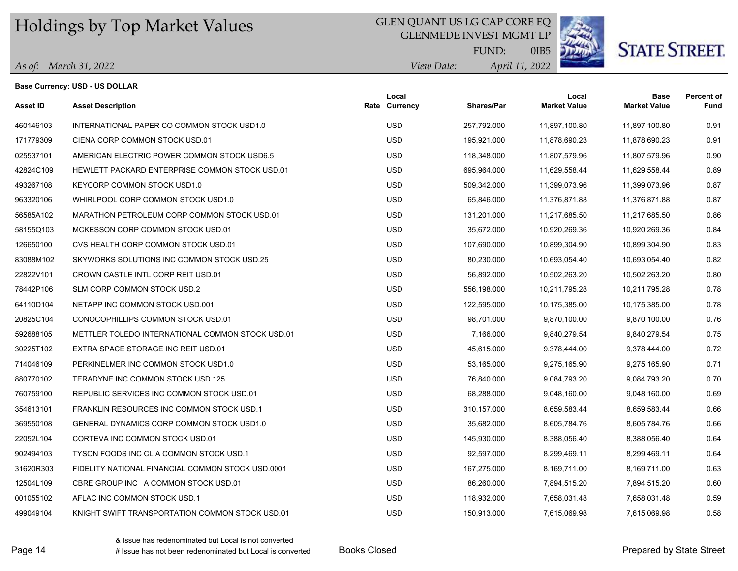# Holdings by Top Market Values

GLEN QUANT US LG CAP CORE EQ
GLENMEDE INVEST MGMT LP
FUND: 0IB5

*As of: March 31, 2022*
*View Date: April 11, 2022*

**Base Currency: USD - US DOLLAR**

| Asset ID | Asset Description | Rate | Local Currency | Shares/Par | Local Market Value | Base Market Value | Percent of Fund |
|---|---|---|---|---|---|---|---|
| 460146103 | INTERNATIONAL PAPER CO COMMON STOCK USD1.0 | | USD | 257,792.000 | 11,897,100.80 | 11,897,100.80 | 0.91 |
| 171779309 | CIENA CORP COMMON STOCK USD.01 | | USD | 195,921.000 | 11,878,690.23 | 11,878,690.23 | 0.91 |
| 025537101 | AMERICAN ELECTRIC POWER COMMON STOCK USD6.5 | | USD | 118,348.000 | 11,807,579.96 | 11,807,579.96 | 0.90 |
| 42824C109 | HEWLETT PACKARD ENTERPRISE COMMON STOCK USD.01 | | USD | 695,964.000 | 11,629,558.44 | 11,629,558.44 | 0.89 |
| 493267108 | KEYCORP COMMON STOCK USD1.0 | | USD | 509,342.000 | 11,399,073.96 | 11,399,073.96 | 0.87 |
| 963320106 | WHIRLPOOL CORP COMMON STOCK USD1.0 | | USD | 65,846.000 | 11,376,871.88 | 11,376,871.88 | 0.87 |
| 56585A102 | MARATHON PETROLEUM CORP COMMON STOCK USD.01 | | USD | 131,201.000 | 11,217,685.50 | 11,217,685.50 | 0.86 |
| 58155Q103 | MCKESSON CORP COMMON STOCK USD.01 | | USD | 35,672.000 | 10,920,269.36 | 10,920,269.36 | 0.84 |
| 126650100 | CVS HEALTH CORP COMMON STOCK USD.01 | | USD | 107,690.000 | 10,899,304.90 | 10,899,304.90 | 0.83 |
| 83088M102 | SKYWORKS SOLUTIONS INC COMMON STOCK USD.25 | | USD | 80,230.000 | 10,693,054.40 | 10,693,054.40 | 0.82 |
| 22822V101 | CROWN CASTLE INTL CORP REIT USD.01 | | USD | 56,892.000 | 10,502,263.20 | 10,502,263.20 | 0.80 |
| 78442P106 | SLM CORP COMMON STOCK USD.2 | | USD | 556,198.000 | 10,211,795.28 | 10,211,795.28 | 0.78 |
| 64110D104 | NETAPP INC COMMON STOCK USD.001 | | USD | 122,595.000 | 10,175,385.00 | 10,175,385.00 | 0.78 |
| 20825C104 | CONOCOPHILLIPS COMMON STOCK USD.01 | | USD | 98,701.000 | 9,870,100.00 | 9,870,100.00 | 0.76 |
| 592688105 | METTLER TOLEDO INTERNATIONAL COMMON STOCK USD.01 | | USD | 7,166.000 | 9,840,279.54 | 9,840,279.54 | 0.75 |
| 30225T102 | EXTRA SPACE STORAGE INC REIT USD.01 | | USD | 45,615.000 | 9,378,444.00 | 9,378,444.00 | 0.72 |
| 714046109 | PERKINELMER INC COMMON STOCK USD1.0 | | USD | 53,165.000 | 9,275,165.90 | 9,275,165.90 | 0.71 |
| 880770102 | TERADYNE INC COMMON STOCK USD.125 | | USD | 76,840.000 | 9,084,793.20 | 9,084,793.20 | 0.70 |
| 760759100 | REPUBLIC SERVICES INC COMMON STOCK USD.01 | | USD | 68,288.000 | 9,048,160.00 | 9,048,160.00 | 0.69 |
| 354613101 | FRANKLIN RESOURCES INC COMMON STOCK USD.1 | | USD | 310,157.000 | 8,659,583.44 | 8,659,583.44 | 0.66 |
| 369550108 | GENERAL DYNAMICS CORP COMMON STOCK USD1.0 | | USD | 35,682.000 | 8,605,784.76 | 8,605,784.76 | 0.66 |
| 22052L104 | CORTEVA INC COMMON STOCK USD.01 | | USD | 145,930.000 | 8,388,056.40 | 8,388,056.40 | 0.64 |
| 902494103 | TYSON FOODS INC CL A COMMON STOCK USD.1 | | USD | 92,597.000 | 8,299,469.11 | 8,299,469.11 | 0.64 |
| 31620R303 | FIDELITY NATIONAL FINANCIAL COMMON STOCK USD.0001 | | USD | 167,275.000 | 8,169,711.00 | 8,169,711.00 | 0.63 |
| 12504L109 | CBRE GROUP INC A COMMON STOCK USD.01 | | USD | 86,260.000 | 7,894,515.20 | 7,894,515.20 | 0.60 |
| 001055102 | AFLAC INC COMMON STOCK USD.1 | | USD | 118,932.000 | 7,658,031.48 | 7,658,031.48 | 0.59 |
| 499049104 | KNIGHT SWIFT TRANSPORTATION COMMON STOCK USD.01 | | USD | 150,913.000 | 7,615,069.98 | 7,615,069.98 | 0.58 |

& Issue has redenominated but Local is not converted
# Issue has not been redenominated but Local is converted

Books Closed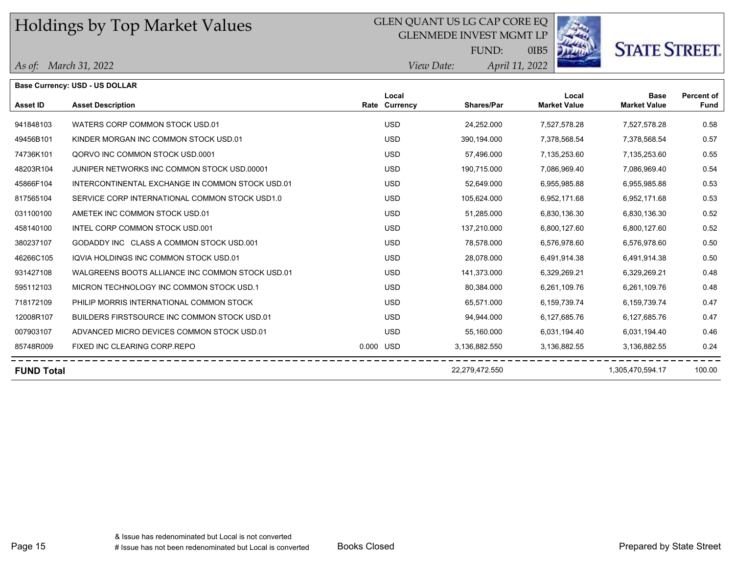# Holdings by Top Market Values

GLEN QUANT US LG CAP CORE EQ
GLENMEDE INVEST MGMT LP
FUND: 0IB5

*As of: March 31, 2022*  *View Date: April 11, 2022*

STATE STREET.

**Base Currency: USD - US DOLLAR**

| Asset ID | Asset Description | Rate | Local Currency | Shares/Par | Local Market Value | Base Market Value | Percent of Fund |
|---|---|---|---|---|---|---|---|
| 941848103 | WATERS CORP COMMON STOCK USD.01 | | USD | 24,252.000 | 7,527,578.28 | 7,527,578.28 | 0.58 |
| 49456B101 | KINDER MORGAN INC COMMON STOCK USD.01 | | USD | 390,194.000 | 7,378,568.54 | 7,378,568.54 | 0.57 |
| 74736K101 | QORVO INC COMMON STOCK USD.0001 | | USD | 57,496.000 | 7,135,253.60 | 7,135,253.60 | 0.55 |
| 48203R104 | JUNIPER NETWORKS INC COMMON STOCK USD.00001 | | USD | 190,715.000 | 7,086,969.40 | 7,086,969.40 | 0.54 |
| 45866F104 | INTERCONTINENTAL EXCHANGE IN COMMON STOCK USD.01 | | USD | 52,649.000 | 6,955,985.88 | 6,955,985.88 | 0.53 |
| 817565104 | SERVICE CORP INTERNATIONAL COMMON STOCK USD1.0 | | USD | 105,624.000 | 6,952,171.68 | 6,952,171.68 | 0.53 |
| 031100100 | AMETEK INC COMMON STOCK USD.01 | | USD | 51,285.000 | 6,830,136.30 | 6,830,136.30 | 0.52 |
| 458140100 | INTEL CORP COMMON STOCK USD.001 | | USD | 137,210.000 | 6,800,127.60 | 6,800,127.60 | 0.52 |
| 380237107 | GODADDY INC CLASS A COMMON STOCK USD.001 | | USD | 78,578.000 | 6,576,978.60 | 6,576,978.60 | 0.50 |
| 46266C105 | IQVIA HOLDINGS INC COMMON STOCK USD.01 | | USD | 28,078.000 | 6,491,914.38 | 6,491,914.38 | 0.50 |
| 931427108 | WALGREENS BOOTS ALLIANCE INC COMMON STOCK USD.01 | | USD | 141,373.000 | 6,329,269.21 | 6,329,269.21 | 0.48 |
| 595112103 | MICRON TECHNOLOGY INC COMMON STOCK USD.1 | | USD | 80,384.000 | 6,261,109.76 | 6,261,109.76 | 0.48 |
| 718172109 | PHILIP MORRIS INTERNATIONAL COMMON STOCK | | USD | 65,571.000 | 6,159,739.74 | 6,159,739.74 | 0.47 |
| 12008R107 | BUILDERS FIRSTSOURCE INC COMMON STOCK USD.01 | | USD | 94,944.000 | 6,127,685.76 | 6,127,685.76 | 0.47 |
| 007903107 | ADVANCED MICRO DEVICES COMMON STOCK USD.01 | | USD | 55,160.000 | 6,031,194.40 | 6,031,194.40 | 0.46 |
| 85748R009 | FIXED INC CLEARING CORP.REPO | 0.000 | USD | 3,136,882.550 | 3,136,882.55 | 3,136,882.55 | 0.24 |
| **FUND Total** | | | | 22,279,472.550 | | 1,305,470,594.17 | 100.00 |

& Issue has redenominated but Local is not converted
# Issue has not been redenominated but Local is converted

Books Closed

Prepared by State Street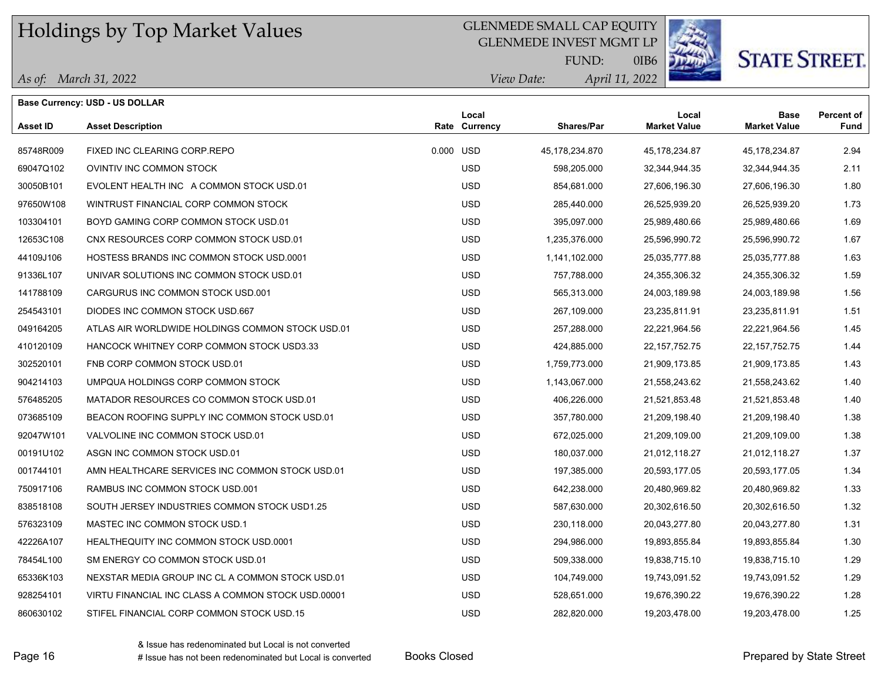# Holdings by Top Market Values

GLENMEDE SMALL CAP EQUITY
GLENMEDE INVEST MGMT LP
FUND: 0IB6

*As of: March 31, 2022*
*View Date: April 11, 2022*

**Base Currency: USD - US DOLLAR**

| Asset ID | Asset Description | Rate | Local Currency | Shares/Par | Local Market Value | Base Market Value | Percent of Fund |
|---|---|---|---|---|---|---|---|
| 85748R009 | FIXED INC CLEARING CORP.REPO | 0.000 | USD | 45,178,234.870 | 45,178,234.87 | 45,178,234.87 | 2.94 |
| 69047Q102 | OVINTIV INC COMMON STOCK | | USD | 598,205.000 | 32,344,944.35 | 32,344,944.35 | 2.11 |
| 30050B101 | EVOLENT HEALTH INC A COMMON STOCK USD.01 | | USD | 854,681.000 | 27,606,196.30 | 27,606,196.30 | 1.80 |
| 97650W108 | WINTRUST FINANCIAL CORP COMMON STOCK | | USD | 285,440.000 | 26,525,939.20 | 26,525,939.20 | 1.73 |
| 103304101 | BOYD GAMING CORP COMMON STOCK USD.01 | | USD | 395,097.000 | 25,989,480.66 | 25,989,480.66 | 1.69 |
| 12653C108 | CNX RESOURCES CORP COMMON STOCK USD.01 | | USD | 1,235,376.000 | 25,596,990.72 | 25,596,990.72 | 1.67 |
| 44109J106 | HOSTESS BRANDS INC COMMON STOCK USD.0001 | | USD | 1,141,102.000 | 25,035,777.88 | 25,035,777.88 | 1.63 |
| 91336L107 | UNIVAR SOLUTIONS INC COMMON STOCK USD.01 | | USD | 757,788.000 | 24,355,306.32 | 24,355,306.32 | 1.59 |
| 141788109 | CARGURUS INC COMMON STOCK USD.001 | | USD | 565,313.000 | 24,003,189.98 | 24,003,189.98 | 1.56 |
| 254543101 | DIODES INC COMMON STOCK USD.667 | | USD | 267,109.000 | 23,235,811.91 | 23,235,811.91 | 1.51 |
| 049164205 | ATLAS AIR WORLDWIDE HOLDINGS COMMON STOCK USD.01 | | USD | 257,288.000 | 22,221,964.56 | 22,221,964.56 | 1.45 |
| 410120109 | HANCOCK WHITNEY CORP COMMON STOCK USD3.33 | | USD | 424,885.000 | 22,157,752.75 | 22,157,752.75 | 1.44 |
| 302520101 | FNB CORP COMMON STOCK USD.01 | | USD | 1,759,773.000 | 21,909,173.85 | 21,909,173.85 | 1.43 |
| 904214103 | UMPQUA HOLDINGS CORP COMMON STOCK | | USD | 1,143,067.000 | 21,558,243.62 | 21,558,243.62 | 1.40 |
| 576485205 | MATADOR RESOURCES CO COMMON STOCK USD.01 | | USD | 406,226.000 | 21,521,853.48 | 21,521,853.48 | 1.40 |
| 073685109 | BEACON ROOFING SUPPLY INC COMMON STOCK USD.01 | | USD | 357,780.000 | 21,209,198.40 | 21,209,198.40 | 1.38 |
| 92047W101 | VALVOLINE INC COMMON STOCK USD.01 | | USD | 672,025.000 | 21,209,109.00 | 21,209,109.00 | 1.38 |
| 00191U102 | ASGN INC COMMON STOCK USD.01 | | USD | 180,037.000 | 21,012,118.27 | 21,012,118.27 | 1.37 |
| 001744101 | AMN HEALTHCARE SERVICES INC COMMON STOCK USD.01 | | USD | 197,385.000 | 20,593,177.05 | 20,593,177.05 | 1.34 |
| 750917106 | RAMBUS INC COMMON STOCK USD.001 | | USD | 642,238.000 | 20,480,969.82 | 20,480,969.82 | 1.33 |
| 838518108 | SOUTH JERSEY INDUSTRIES COMMON STOCK USD1.25 | | USD | 587,630.000 | 20,302,616.50 | 20,302,616.50 | 1.32 |
| 576323109 | MASTEC INC COMMON STOCK USD.1 | | USD | 230,118.000 | 20,043,277.80 | 20,043,277.80 | 1.31 |
| 42226A107 | HEALTHEQUITY INC COMMON STOCK USD.0001 | | USD | 294,986.000 | 19,893,855.84 | 19,893,855.84 | 1.30 |
| 78454L100 | SM ENERGY CO COMMON STOCK USD.01 | | USD | 509,338.000 | 19,838,715.10 | 19,838,715.10 | 1.29 |
| 65336K103 | NEXSTAR MEDIA GROUP INC CL A COMMON STOCK USD.01 | | USD | 104,749.000 | 19,743,091.52 | 19,743,091.52 | 1.29 |
| 928254101 | VIRTU FINANCIAL INC CLASS A COMMON STOCK USD.00001 | | USD | 528,651.000 | 19,676,390.22 | 19,676,390.22 | 1.28 |
| 860630102 | STIFEL FINANCIAL CORP COMMON STOCK USD.15 | | USD | 282,820.000 | 19,203,478.00 | 19,203,478.00 | 1.25 |

& Issue has redenominated but Local is not converted
# Issue has not been redenominated but Local is converted

Books Closed

Prepared by State Street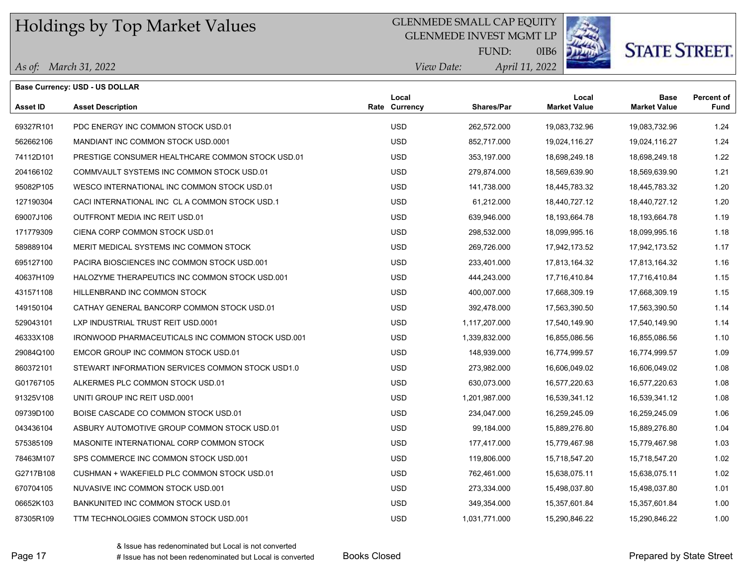# Holdings by Top Market Values

GLENMEDE SMALL CAP EQUITY
GLENMEDE INVEST MGMT LP
FUND: 0IB6

*As of: March 31, 2022*
*View Date: April 11, 2022*

**Base Currency: USD - US DOLLAR**

| Asset ID | Asset Description | Rate | Local Currency | Shares/Par | Local Market Value | Base Market Value | Percent of Fund |
|---|---|---|---|---|---|---|---|
| 69327R101 | PDC ENERGY INC COMMON STOCK USD.01 | | USD | 262,572.000 | 19,083,732.96 | 19,083,732.96 | 1.24 |
| 562662106 | MANDIANT INC COMMON STOCK USD.0001 | | USD | 852,717.000 | 19,024,116.27 | 19,024,116.27 | 1.24 |
| 74112D101 | PRESTIGE CONSUMER HEALTHCARE COMMON STOCK USD.01 | | USD | 353,197.000 | 18,698,249.18 | 18,698,249.18 | 1.22 |
| 204166102 | COMMVAULT SYSTEMS INC COMMON STOCK USD.01 | | USD | 279,874.000 | 18,569,639.90 | 18,569,639.90 | 1.21 |
| 95082P105 | WESCO INTERNATIONAL INC COMMON STOCK USD.01 | | USD | 141,738.000 | 18,445,783.32 | 18,445,783.32 | 1.20 |
| 127190304 | CACI INTERNATIONAL INC CL A COMMON STOCK USD.1 | | USD | 61,212.000 | 18,440,727.12 | 18,440,727.12 | 1.20 |
| 69007J106 | OUTFRONT MEDIA INC REIT USD.01 | | USD | 639,946.000 | 18,193,664.78 | 18,193,664.78 | 1.19 |
| 171779309 | CIENA CORP COMMON STOCK USD.01 | | USD | 298,532.000 | 18,099,995.16 | 18,099,995.16 | 1.18 |
| 589889104 | MERIT MEDICAL SYSTEMS INC COMMON STOCK | | USD | 269,726.000 | 17,942,173.52 | 17,942,173.52 | 1.17 |
| 695127100 | PACIRA BIOSCIENCES INC COMMON STOCK USD.001 | | USD | 233,401.000 | 17,813,164.32 | 17,813,164.32 | 1.16 |
| 40637H109 | HALOZYME THERAPEUTICS INC COMMON STOCK USD.001 | | USD | 444,243.000 | 17,716,410.84 | 17,716,410.84 | 1.15 |
| 431571108 | HILLENBRAND INC COMMON STOCK | | USD | 400,007.000 | 17,668,309.19 | 17,668,309.19 | 1.15 |
| 149150104 | CATHAY GENERAL BANCORP COMMON STOCK USD.01 | | USD | 392,478.000 | 17,563,390.50 | 17,563,390.50 | 1.14 |
| 529043101 | LXP INDUSTRIAL TRUST REIT USD.0001 | | USD | 1,117,207.000 | 17,540,149.90 | 17,540,149.90 | 1.14 |
| 46333X108 | IRONWOOD PHARMACEUTICALS INC COMMON STOCK USD.001 | | USD | 1,339,832.000 | 16,855,086.56 | 16,855,086.56 | 1.10 |
| 29084Q100 | EMCOR GROUP INC COMMON STOCK USD.01 | | USD | 148,939.000 | 16,774,999.57 | 16,774,999.57 | 1.09 |
| 860372101 | STEWART INFORMATION SERVICES COMMON STOCK USD1.0 | | USD | 273,982.000 | 16,606,049.02 | 16,606,049.02 | 1.08 |
| G01767105 | ALKERMES PLC COMMON STOCK USD.01 | | USD | 630,073.000 | 16,577,220.63 | 16,577,220.63 | 1.08 |
| 91325V108 | UNITI GROUP INC REIT USD.0001 | | USD | 1,201,987.000 | 16,539,341.12 | 16,539,341.12 | 1.08 |
| 09739D100 | BOISE CASCADE CO COMMON STOCK USD.01 | | USD | 234,047.000 | 16,259,245.09 | 16,259,245.09 | 1.06 |
| 043436104 | ASBURY AUTOMOTIVE GROUP COMMON STOCK USD.01 | | USD | 99,184.000 | 15,889,276.80 | 15,889,276.80 | 1.04 |
| 575385109 | MASONITE INTERNATIONAL CORP COMMON STOCK | | USD | 177,417.000 | 15,779,467.98 | 15,779,467.98 | 1.03 |
| 78463M107 | SPS COMMERCE INC COMMON STOCK USD.001 | | USD | 119,806.000 | 15,718,547.20 | 15,718,547.20 | 1.02 |
| G2717B108 | CUSHMAN + WAKEFIELD PLC COMMON STOCK USD.01 | | USD | 762,461.000 | 15,638,075.11 | 15,638,075.11 | 1.02 |
| 670704105 | NUVASIVE INC COMMON STOCK USD.001 | | USD | 273,334.000 | 15,498,037.80 | 15,498,037.80 | 1.01 |
| 06652K103 | BANKUNITED INC COMMON STOCK USD.01 | | USD | 349,354.000 | 15,357,601.84 | 15,357,601.84 | 1.00 |
| 87305R109 | TTM TECHNOLOGIES COMMON STOCK USD.001 | | USD | 1,031,771.000 | 15,290,846.22 | 15,290,846.22 | 1.00 |

& Issue has redenominated but Local is not converted
# Issue has not been redenominated but Local is converted

Books Closed

Prepared by State Street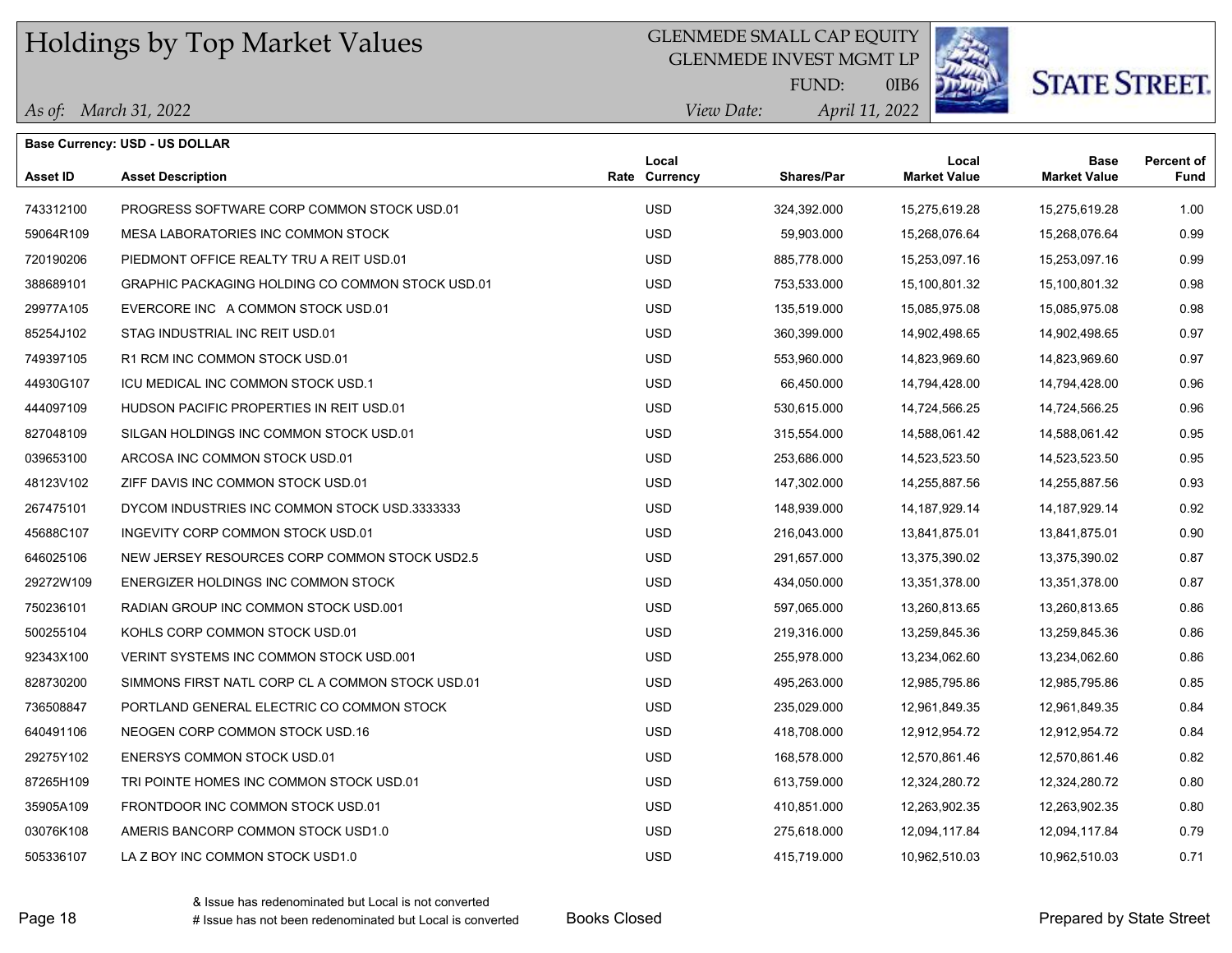# Holdings by Top Market Values

GLENMEDE SMALL CAP EQUITY
GLENMEDE INVEST MGMT LP
FUND: 0IB6

*As of: March 31, 2022*
*View Date: April 11, 2022*

**STATE STREET.**

**Base Currency: USD - US DOLLAR**

| Asset ID | Asset Description | Rate | Local Currency | Shares/Par | Local Market Value | Base Market Value | Percent of Fund |
|---|---|---|---|---|---|---|---|
| 743312100 | PROGRESS SOFTWARE CORP COMMON STOCK USD.01 | | USD | 324,392.000 | 15,275,619.28 | 15,275,619.28 | 1.00 |
| 59064R109 | MESA LABORATORIES INC COMMON STOCK | | USD | 59,903.000 | 15,268,076.64 | 15,268,076.64 | 0.99 |
| 720190206 | PIEDMONT OFFICE REALTY TRU A REIT USD.01 | | USD | 885,778.000 | 15,253,097.16 | 15,253,097.16 | 0.99 |
| 388689101 | GRAPHIC PACKAGING HOLDING CO COMMON STOCK USD.01 | | USD | 753,533.000 | 15,100,801.32 | 15,100,801.32 | 0.98 |
| 29977A105 | EVERCORE INC A COMMON STOCK USD.01 | | USD | 135,519.000 | 15,085,975.08 | 15,085,975.08 | 0.98 |
| 85254J102 | STAG INDUSTRIAL INC REIT USD.01 | | USD | 360,399.000 | 14,902,498.65 | 14,902,498.65 | 0.97 |
| 749397105 | R1 RCM INC COMMON STOCK USD.01 | | USD | 553,960.000 | 14,823,969.60 | 14,823,969.60 | 0.97 |
| 44930G107 | ICU MEDICAL INC COMMON STOCK USD.1 | | USD | 66,450.000 | 14,794,428.00 | 14,794,428.00 | 0.96 |
| 444097109 | HUDSON PACIFIC PROPERTIES IN REIT USD.01 | | USD | 530,615.000 | 14,724,566.25 | 14,724,566.25 | 0.96 |
| 827048109 | SILGAN HOLDINGS INC COMMON STOCK USD.01 | | USD | 315,554.000 | 14,588,061.42 | 14,588,061.42 | 0.95 |
| 039653100 | ARCOSA INC COMMON STOCK USD.01 | | USD | 253,686.000 | 14,523,523.50 | 14,523,523.50 | 0.95 |
| 48123V102 | ZIFF DAVIS INC COMMON STOCK USD.01 | | USD | 147,302.000 | 14,255,887.56 | 14,255,887.56 | 0.93 |
| 267475101 | DYCOM INDUSTRIES INC COMMON STOCK USD.3333333 | | USD | 148,939.000 | 14,187,929.14 | 14,187,929.14 | 0.92 |
| 45688C107 | INGEVITY CORP COMMON STOCK USD.01 | | USD | 216,043.000 | 13,841,875.01 | 13,841,875.01 | 0.90 |
| 646025106 | NEW JERSEY RESOURCES CORP COMMON STOCK USD2.5 | | USD | 291,657.000 | 13,375,390.02 | 13,375,390.02 | 0.87 |
| 29272W109 | ENERGIZER HOLDINGS INC COMMON STOCK | | USD | 434,050.000 | 13,351,378.00 | 13,351,378.00 | 0.87 |
| 750236101 | RADIAN GROUP INC COMMON STOCK USD.001 | | USD | 597,065.000 | 13,260,813.65 | 13,260,813.65 | 0.86 |
| 500255104 | KOHLS CORP COMMON STOCK USD.01 | | USD | 219,316.000 | 13,259,845.36 | 13,259,845.36 | 0.86 |
| 92343X100 | VERINT SYSTEMS INC COMMON STOCK USD.001 | | USD | 255,978.000 | 13,234,062.60 | 13,234,062.60 | 0.86 |
| 828730200 | SIMMONS FIRST NATL CORP CL A COMMON STOCK USD.01 | | USD | 495,263.000 | 12,985,795.86 | 12,985,795.86 | 0.85 |
| 736508847 | PORTLAND GENERAL ELECTRIC CO COMMON STOCK | | USD | 235,029.000 | 12,961,849.35 | 12,961,849.35 | 0.84 |
| 640491106 | NEOGEN CORP COMMON STOCK USD.16 | | USD | 418,708.000 | 12,912,954.72 | 12,912,954.72 | 0.84 |
| 29275Y102 | ENERSYS COMMON STOCK USD.01 | | USD | 168,578.000 | 12,570,861.46 | 12,570,861.46 | 0.82 |
| 87265H109 | TRI POINTE HOMES INC COMMON STOCK USD.01 | | USD | 613,759.000 | 12,324,280.72 | 12,324,280.72 | 0.80 |
| 35905A109 | FRONTDOOR INC COMMON STOCK USD.01 | | USD | 410,851.000 | 12,263,902.35 | 12,263,902.35 | 0.80 |
| 03076K108 | AMERIS BANCORP COMMON STOCK USD1.0 | | USD | 275,618.000 | 12,094,117.84 | 12,094,117.84 | 0.79 |
| 505336107 | LA Z BOY INC COMMON STOCK USD1.0 | | USD | 415,719.000 | 10,962,510.03 | 10,962,510.03 | 0.71 |

& Issue has redenominated but Local is not converted
# Issue has not been redenominated but Local is converted

Books Closed

Prepared by State Street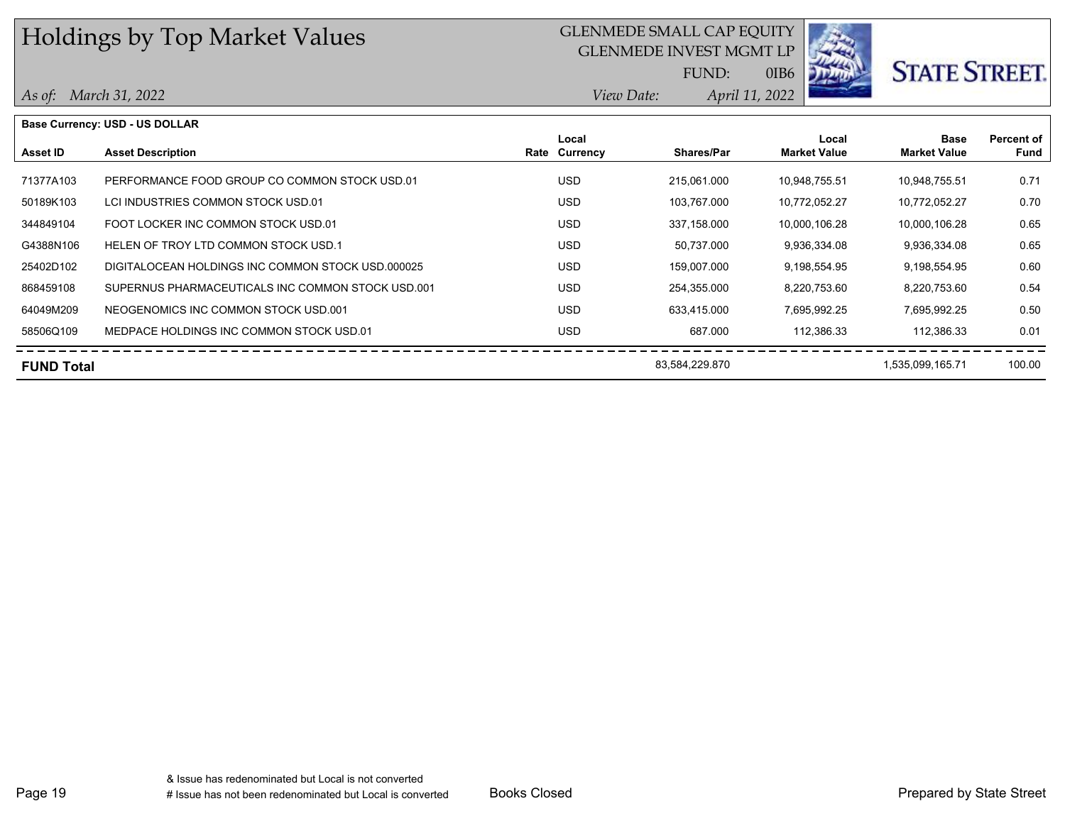# Holdings by Top Market Values

GLENMEDE SMALL CAP EQUITY
GLENMEDE INVEST MGMT LP
FUND: 0IB6

*As of: March 31, 2022*
*View Date: April 11, 2022*

**Base Currency: USD - US DOLLAR**

| Asset ID | Asset Description | Rate | Local Currency | Shares/Par | Local Market Value | Base Market Value | Percent of Fund |
|---|---|---|---|---|---|---|---|
| 71377A103 | PERFORMANCE FOOD GROUP CO COMMON STOCK USD.01 | | USD | 215,061.000 | 10,948,755.51 | 10,948,755.51 | 0.71 |
| 50189K103 | LCI INDUSTRIES COMMON STOCK USD.01 | | USD | 103,767.000 | 10,772,052.27 | 10,772,052.27 | 0.70 |
| 344849104 | FOOT LOCKER INC COMMON STOCK USD.01 | | USD | 337,158.000 | 10,000,106.28 | 10,000,106.28 | 0.65 |
| G4388N106 | HELEN OF TROY LTD COMMON STOCK USD.1 | | USD | 50,737.000 | 9,936,334.08 | 9,936,334.08 | 0.65 |
| 25402D102 | DIGITALOCEAN HOLDINGS INC COMMON STOCK USD.000025 | | USD | 159,007.000 | 9,198,554.95 | 9,198,554.95 | 0.60 |
| 868459108 | SUPERNUS PHARMACEUTICALS INC COMMON STOCK USD.001 | | USD | 254,355.000 | 8,220,753.60 | 8,220,753.60 | 0.54 |
| 64049M209 | NEOGENOMICS INC COMMON STOCK USD.001 | | USD | 633,415.000 | 7,695,992.25 | 7,695,992.25 | 0.50 |
| 58506Q109 | MEDPACE HOLDINGS INC COMMON STOCK USD.01 | | USD | 687.000 | 112,386.33 | 112,386.33 | 0.01 |
| **FUND Total** | | | | 83,584,229.870 | | 1,535,099,165.71 | 100.00 |

& Issue has redenominated but Local is not converted
# Issue has not been redenominated but Local is converted

Books Closed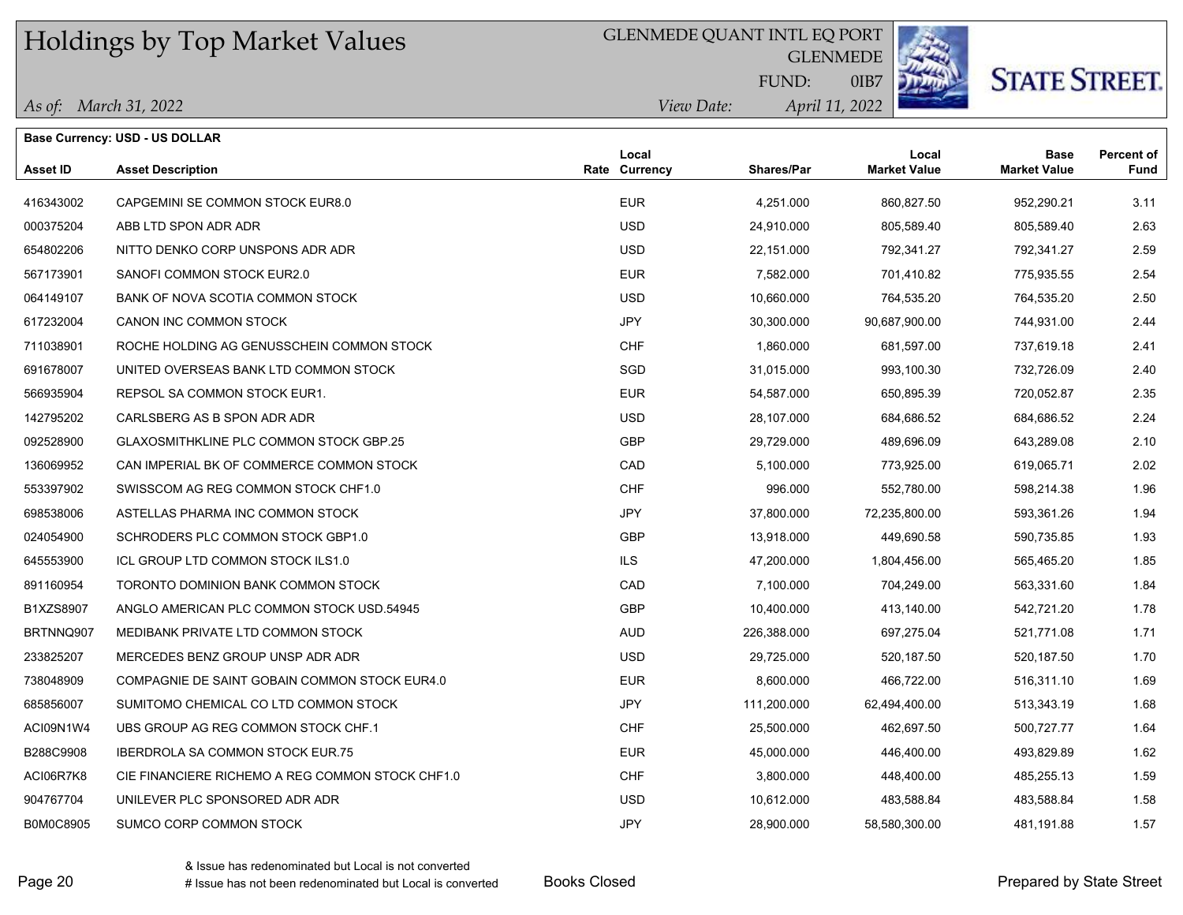# Holdings by Top Market Values

GLENMEDE QUANT INTL EQ PORT
GLENMEDE
FUND: 0IB7

*As of: March 31, 2022*
*View Date: April 11, 2022*

**Base Currency: USD - US DOLLAR**

| Asset ID | Asset Description | Rate | Local Currency | Shares/Par | Local Market Value | Base Market Value | Percent of Fund |
|---|---|---|---|---|---|---|---|
| 416343002 | CAPGEMINI SE COMMON STOCK EUR8.0 | | EUR | 4,251.000 | 860,827.50 | 952,290.21 | 3.11 |
| 000375204 | ABB LTD SPON ADR ADR | | USD | 24,910.000 | 805,589.40 | 805,589.40 | 2.63 |
| 654802206 | NITTO DENKO CORP UNSPONS ADR ADR | | USD | 22,151.000 | 792,341.27 | 792,341.27 | 2.59 |
| 567173901 | SANOFI COMMON STOCK EUR2.0 | | EUR | 7,582.000 | 701,410.82 | 775,935.55 | 2.54 |
| 064149107 | BANK OF NOVA SCOTIA COMMON STOCK | | USD | 10,660.000 | 764,535.20 | 764,535.20 | 2.50 |
| 617232004 | CANON INC COMMON STOCK | | JPY | 30,300.000 | 90,687,900.00 | 744,931.00 | 2.44 |
| 711038901 | ROCHE HOLDING AG GENUSSCHEIN COMMON STOCK | | CHF | 1,860.000 | 681,597.00 | 737,619.18 | 2.41 |
| 691678007 | UNITED OVERSEAS BANK LTD COMMON STOCK | | SGD | 31,015.000 | 993,100.30 | 732,726.09 | 2.40 |
| 566935904 | REPSOL SA COMMON STOCK EUR1. | | EUR | 54,587.000 | 650,895.39 | 720,052.87 | 2.35 |
| 142795202 | CARLSBERG AS B SPON ADR ADR | | USD | 28,107.000 | 684,686.52 | 684,686.52 | 2.24 |
| 092528900 | GLAXOSMITHKLINE PLC COMMON STOCK GBP.25 | | GBP | 29,729.000 | 489,696.09 | 643,289.08 | 2.10 |
| 136069952 | CAN IMPERIAL BK OF COMMERCE COMMON STOCK | | CAD | 5,100.000 | 773,925.00 | 619,065.71 | 2.02 |
| 553397902 | SWISSCOM AG REG COMMON STOCK CHF1.0 | | CHF | 996.000 | 552,780.00 | 598,214.38 | 1.96 |
| 698538006 | ASTELLAS PHARMA INC COMMON STOCK | | JPY | 37,800.000 | 72,235,800.00 | 593,361.26 | 1.94 |
| 024054900 | SCHRODERS PLC COMMON STOCK GBP1.0 | | GBP | 13,918.000 | 449,690.58 | 590,735.85 | 1.93 |
| 645553900 | ICL GROUP LTD COMMON STOCK ILS1.0 | | ILS | 47,200.000 | 1,804,456.00 | 565,465.20 | 1.85 |
| 891160954 | TORONTO DOMINION BANK COMMON STOCK | | CAD | 7,100.000 | 704,249.00 | 563,331.60 | 1.84 |
| B1XZS8907 | ANGLO AMERICAN PLC COMMON STOCK USD.54945 | | GBP | 10,400.000 | 413,140.00 | 542,721.20 | 1.78 |
| BRTNNQ907 | MEDIBANK PRIVATE LTD COMMON STOCK | | AUD | 226,388.000 | 697,275.04 | 521,771.08 | 1.71 |
| 233825207 | MERCEDES BENZ GROUP UNSP ADR ADR | | USD | 29,725.000 | 520,187.50 | 520,187.50 | 1.70 |
| 738048909 | COMPAGNIE DE SAINT GOBAIN COMMON STOCK EUR4.0 | | EUR | 8,600.000 | 466,722.00 | 516,311.10 | 1.69 |
| 685856007 | SUMITOMO CHEMICAL CO LTD COMMON STOCK | | JPY | 111,200.000 | 62,494,400.00 | 513,343.19 | 1.68 |
| ACI09N1W4 | UBS GROUP AG REG COMMON STOCK CHF.1 | | CHF | 25,500.000 | 462,697.50 | 500,727.77 | 1.64 |
| B288C9908 | IBERDROLA SA COMMON STOCK EUR.75 | | EUR | 45,000.000 | 446,400.00 | 493,829.89 | 1.62 |
| ACI06R7K8 | CIE FINANCIERE RICHEMO A REG COMMON STOCK CHF1.0 | | CHF | 3,800.000 | 448,400.00 | 485,255.13 | 1.59 |
| 904767704 | UNILEVER PLC SPONSORED ADR ADR | | USD | 10,612.000 | 483,588.84 | 483,588.84 | 1.58 |
| B0M0C8905 | SUMCO CORP COMMON STOCK | | JPY | 28,900.000 | 58,580,300.00 | 481,191.88 | 1.57 |

& Issue has redenominated but Local is not converted
# Issue has not been redenominated but Local is converted

Books Closed

Prepared by State Street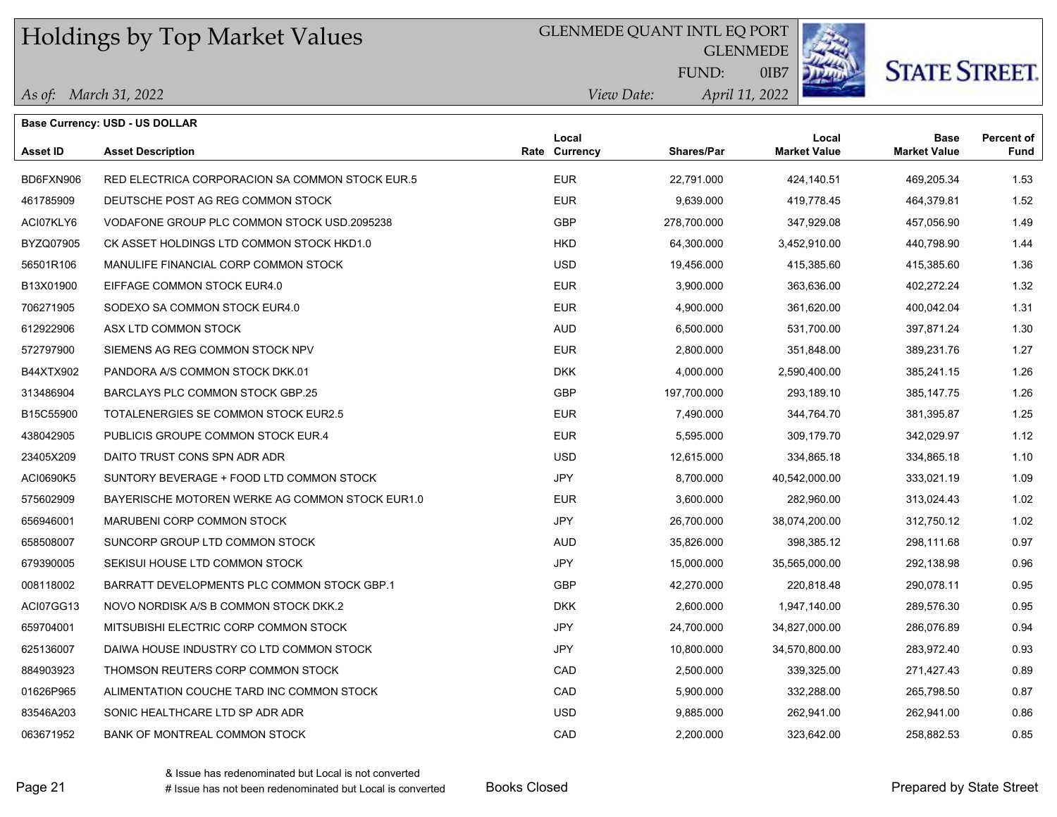# Holdings by Top Market Values

GLENMEDE QUANT INTL EQ PORT
GLENMEDE
FUND: 0IB7

*As of:* *March 31, 2022*
*View Date:* *April 11, 2022*

**Base Currency: USD - US DOLLAR**

| Asset ID | Asset Description | Rate | Local Currency | Shares/Par | Local Market Value | Base Market Value | Percent of Fund |
|---|---|---|---|---|---|---|---|
| BD6FXN906 | RED ELECTRICA CORPORACION SA COMMON STOCK EUR.5 | | EUR | 22,791.000 | 424,140.51 | 469,205.34 | 1.53 |
| 461785909 | DEUTSCHE POST AG REG COMMON STOCK | | EUR | 9,639.000 | 419,778.45 | 464,379.81 | 1.52 |
| ACI07KLY6 | VODAFONE GROUP PLC COMMON STOCK USD.2095238 | | GBP | 278,700.000 | 347,929.08 | 457,056.90 | 1.49 |
| BYZQ07905 | CK ASSET HOLDINGS LTD COMMON STOCK HKD1.0 | | HKD | 64,300.000 | 3,452,910.00 | 440,798.90 | 1.44 |
| 56501R106 | MANULIFE FINANCIAL CORP COMMON STOCK | | USD | 19,456.000 | 415,385.60 | 415,385.60 | 1.36 |
| B13X01900 | EIFFAGE COMMON STOCK EUR4.0 | | EUR | 3,900.000 | 363,636.00 | 402,272.24 | 1.32 |
| 706271905 | SODEXO SA COMMON STOCK EUR4.0 | | EUR | 4,900.000 | 361,620.00 | 400,042.04 | 1.31 |
| 612922906 | ASX LTD COMMON STOCK | | AUD | 6,500.000 | 531,700.00 | 397,871.24 | 1.30 |
| 572797900 | SIEMENS AG REG COMMON STOCK NPV | | EUR | 2,800.000 | 351,848.00 | 389,231.76 | 1.27 |
| B44XTX902 | PANDORA A/S COMMON STOCK DKK.01 | | DKK | 4,000.000 | 2,590,400.00 | 385,241.15 | 1.26 |
| 313486904 | BARCLAYS PLC COMMON STOCK GBP.25 | | GBP | 197,700.000 | 293,189.10 | 385,147.75 | 1.26 |
| B15C55900 | TOTALENERGIES SE COMMON STOCK EUR2.5 | | EUR | 7,490.000 | 344,764.70 | 381,395.87 | 1.25 |
| 438042905 | PUBLICIS GROUPE COMMON STOCK EUR.4 | | EUR | 5,595.000 | 309,179.70 | 342,029.97 | 1.12 |
| 23405X209 | DAITO TRUST CONS SPN ADR ADR | | USD | 12,615.000 | 334,865.18 | 334,865.18 | 1.10 |
| ACI0690K5 | SUNTORY BEVERAGE + FOOD LTD COMMON STOCK | | JPY | 8,700.000 | 40,542,000.00 | 333,021.19 | 1.09 |
| 575602909 | BAYERISCHE MOTOREN WERKE AG COMMON STOCK EUR1.0 | | EUR | 3,600.000 | 282,960.00 | 313,024.43 | 1.02 |
| 656946001 | MARUBENI CORP COMMON STOCK | | JPY | 26,700.000 | 38,074,200.00 | 312,750.12 | 1.02 |
| 658508007 | SUNCORP GROUP LTD COMMON STOCK | | AUD | 35,826.000 | 398,385.12 | 298,111.68 | 0.97 |
| 679390005 | SEKISUI HOUSE LTD COMMON STOCK | | JPY | 15,000.000 | 35,565,000.00 | 292,138.98 | 0.96 |
| 008118002 | BARRATT DEVELOPMENTS PLC COMMON STOCK GBP.1 | | GBP | 42,270.000 | 220,818.48 | 290,078.11 | 0.95 |
| ACI07GG13 | NOVO NORDISK A/S B COMMON STOCK DKK.2 | | DKK | 2,600.000 | 1,947,140.00 | 289,576.30 | 0.95 |
| 659704001 | MITSUBISHI ELECTRIC CORP COMMON STOCK | | JPY | 24,700.000 | 34,827,000.00 | 286,076.89 | 0.94 |
| 625136007 | DAIWA HOUSE INDUSTRY CO LTD COMMON STOCK | | JPY | 10,800.000 | 34,570,800.00 | 283,972.40 | 0.93 |
| 884903923 | THOMSON REUTERS CORP COMMON STOCK | | CAD | 2,500.000 | 339,325.00 | 271,427.43 | 0.89 |
| 01626P965 | ALIMENTATION COUCHE TARD INC COMMON STOCK | | CAD | 5,900.000 | 332,288.00 | 265,798.50 | 0.87 |
| 83546A203 | SONIC HEALTHCARE LTD SP ADR ADR | | USD | 9,885.000 | 262,941.00 | 262,941.00 | 0.86 |
| 063671952 | BANK OF MONTREAL COMMON STOCK | | CAD | 2,200.000 | 323,642.00 | 258,882.53 | 0.85 |

& Issue has redenominated but Local is not converted
# Issue has not been redenominated but Local is converted

Books Closed

Prepared by State Street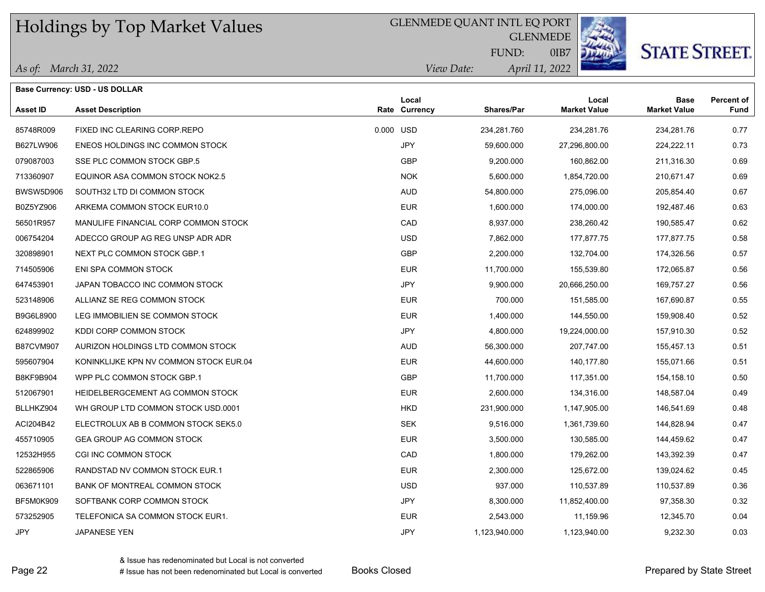# Holdings by Top Market Values

GLENMEDE QUANT INTL EQ PORT
GLENMEDE
FUND: 0IB7

*As of: March 31, 2022*
*View Date: April 11, 2022*

STATE STREET.

**Base Currency: USD - US DOLLAR**

| Asset ID | Asset Description | Rate | Local Currency | Shares/Par | Local Market Value | Base Market Value | Percent of Fund |
|---|---|---|---|---|---|---|---|
| 85748R009 | FIXED INC CLEARING CORP.REPO | 0.000 | USD | 234,281.760 | 234,281.76 | 234,281.76 | 0.77 |
| B627LW906 | ENEOS HOLDINGS INC COMMON STOCK | | JPY | 59,600.000 | 27,296,800.00 | 224,222.11 | 0.73 |
| 079087003 | SSE PLC COMMON STOCK GBP.5 | | GBP | 9,200.000 | 160,862.00 | 211,316.30 | 0.69 |
| 713360907 | EQUINOR ASA COMMON STOCK NOK2.5 | | NOK | 5,600.000 | 1,854,720.00 | 210,671.47 | 0.69 |
| BWSW5D906 | SOUTH32 LTD DI COMMON STOCK | | AUD | 54,800.000 | 275,096.00 | 205,854.40 | 0.67 |
| B0Z5YZ906 | ARKEMA COMMON STOCK EUR10.0 | | EUR | 1,600.000 | 174,000.00 | 192,487.46 | 0.63 |
| 56501R957 | MANULIFE FINANCIAL CORP COMMON STOCK | | CAD | 8,937.000 | 238,260.42 | 190,585.47 | 0.62 |
| 006754204 | ADECCO GROUP AG REG UNSP ADR ADR | | USD | 7,862.000 | 177,877.75 | 177,877.75 | 0.58 |
| 320898901 | NEXT PLC COMMON STOCK GBP.1 | | GBP | 2,200.000 | 132,704.00 | 174,326.56 | 0.57 |
| 714505906 | ENI SPA COMMON STOCK | | EUR | 11,700.000 | 155,539.80 | 172,065.87 | 0.56 |
| 647453901 | JAPAN TOBACCO INC COMMON STOCK | | JPY | 9,900.000 | 20,666,250.00 | 169,757.27 | 0.56 |
| 523148906 | ALLIANZ SE REG COMMON STOCK | | EUR | 700.000 | 151,585.00 | 167,690.87 | 0.55 |
| B9G6L8900 | LEG IMMOBILIEN SE COMMON STOCK | | EUR | 1,400.000 | 144,550.00 | 159,908.40 | 0.52 |
| 624899902 | KDDI CORP COMMON STOCK | | JPY | 4,800.000 | 19,224,000.00 | 157,910.30 | 0.52 |
| B87CVM907 | AURIZON HOLDINGS LTD COMMON STOCK | | AUD | 56,300.000 | 207,747.00 | 155,457.13 | 0.51 |
| 595607904 | KONINKLIJKE KPN NV COMMON STOCK EUR.04 | | EUR | 44,600.000 | 140,177.80 | 155,071.66 | 0.51 |
| B8KF9B904 | WPP PLC COMMON STOCK GBP.1 | | GBP | 11,700.000 | 117,351.00 | 154,158.10 | 0.50 |
| 512067901 | HEIDELBERGCEMENT AG COMMON STOCK | | EUR | 2,600.000 | 134,316.00 | 148,587.04 | 0.49 |
| BLLHKZ904 | WH GROUP LTD COMMON STOCK USD.0001 | | HKD | 231,900.000 | 1,147,905.00 | 146,541.69 | 0.48 |
| ACI204B42 | ELECTROLUX AB B COMMON STOCK SEK5.0 | | SEK | 9,516.000 | 1,361,739.60 | 144,828.94 | 0.47 |
| 455710905 | GEA GROUP AG COMMON STOCK | | EUR | 3,500.000 | 130,585.00 | 144,459.62 | 0.47 |
| 12532H955 | CGI INC COMMON STOCK | | CAD | 1,800.000 | 179,262.00 | 143,392.39 | 0.47 |
| 522865906 | RANDSTAD NV COMMON STOCK EUR.1 | | EUR | 2,300.000 | 125,672.00 | 139,024.62 | 0.45 |
| 063671101 | BANK OF MONTREAL COMMON STOCK | | USD | 937.000 | 110,537.89 | 110,537.89 | 0.36 |
| BF5M0K909 | SOFTBANK CORP COMMON STOCK | | JPY | 8,300.000 | 11,852,400.00 | 97,358.30 | 0.32 |
| 573252905 | TELEFONICA SA COMMON STOCK EUR1. | | EUR | 2,543.000 | 11,159.96 | 12,345.70 | 0.04 |
| JPY | JAPANESE YEN | | JPY | 1,123,940.000 | 1,123,940.00 | 9,232.30 | 0.03 |

& Issue has redenominated but Local is not converted
# Issue has not been redenominated but Local is converted

Books Closed

Prepared by State Street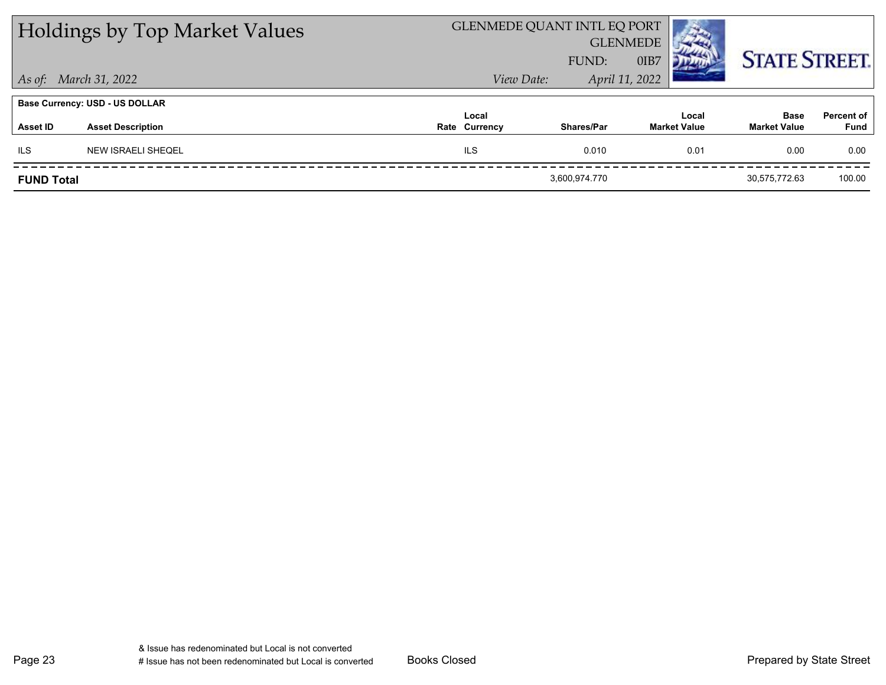# Holdings by Top Market Values

GLENMEDE QUANT INTL EQ PORT
GLENMEDE
FUND: 0IB7

*As of: March 31, 2022*

*View Date: April 11, 2022*

**Base Currency: USD - US DOLLAR**

| Asset ID | Asset Description | Rate | Local Currency | Shares/Par | Local Market Value | Base Market Value | Percent of Fund |
|---|---|---|---|---|---|---|---|
| ILS | NEW ISRAELI SHEQEL | | ILS | 0.010 | 0.01 | 0.00 | 0.00 |
| **FUND Total** | | | | 3,600,974.770 | | 30,575,772.63 | 100.00 |

& Issue has redenominated but Local is not converted
# Issue has not been redenominated but Local is converted

Books Closed

Prepared by State Street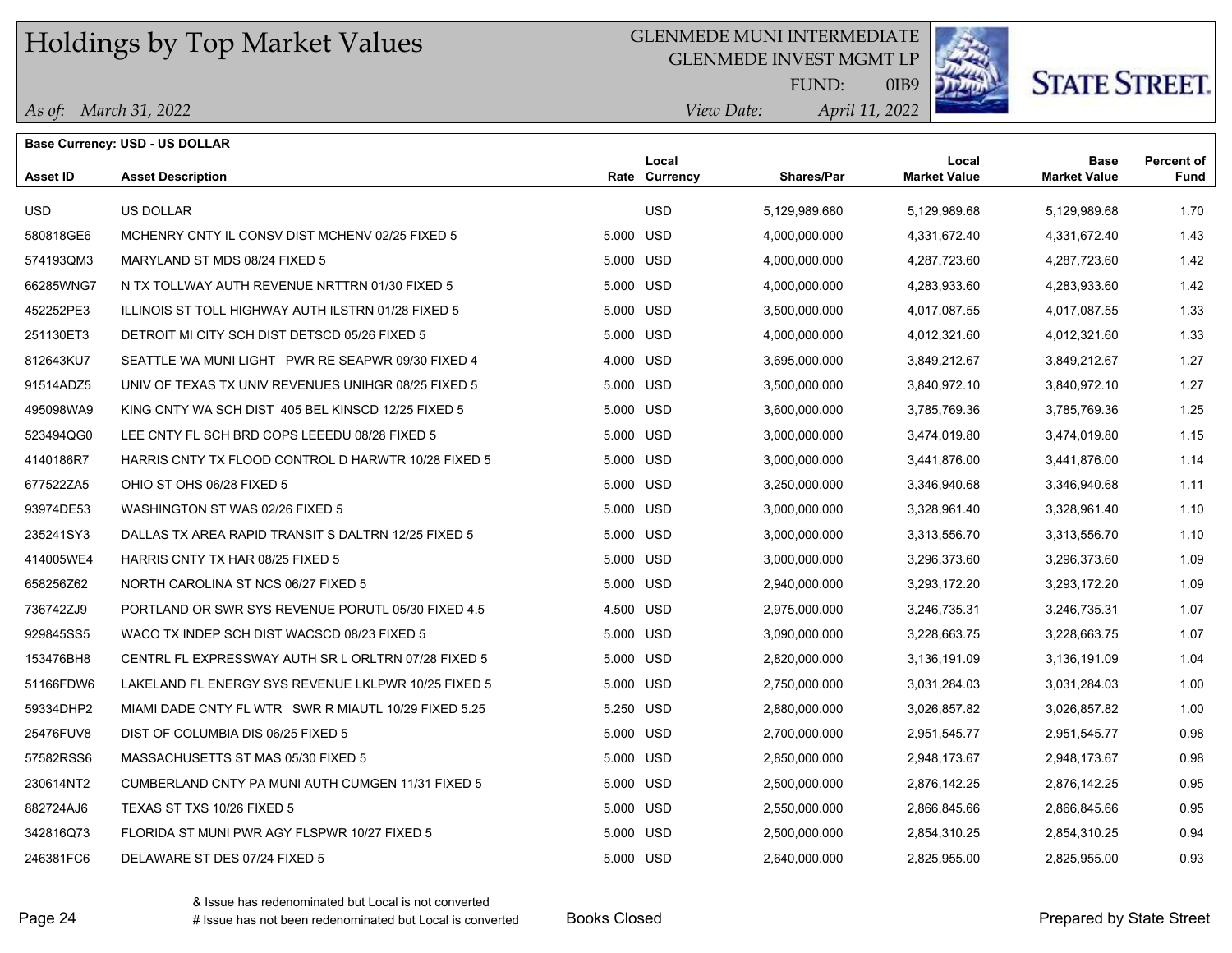# Holdings by Top Market Values

GLENMEDE MUNI INTERMEDIATE
GLENMEDE INVEST MGMT LP
FUND: 0IB9

STATE STREET.

*As of: March 31, 2022*
*View Date: April 11, 2022*

**Base Currency: USD - US DOLLAR**

| Asset ID | Asset Description | Rate | Local Currency | Shares/Par | Local Market Value | Base Market Value | Percent of Fund |
|---|---|---|---|---|---|---|---|
| USD | US DOLLAR | | USD | 5,129,989.680 | 5,129,989.68 | 5,129,989.68 | 1.70 |
| 580818GE6 | MCHENRY CNTY IL CONSV DIST MCHENV 02/25 FIXED 5 | 5.000 | USD | 4,000,000.000 | 4,331,672.40 | 4,331,672.40 | 1.43 |
| 574193QM3 | MARYLAND ST MDS 08/24 FIXED 5 | 5.000 | USD | 4,000,000.000 | 4,287,723.60 | 4,287,723.60 | 1.42 |
| 66285WNG7 | N TX TOLLWAY AUTH REVENUE NRTTRN 01/30 FIXED 5 | 5.000 | USD | 4,000,000.000 | 4,283,933.60 | 4,283,933.60 | 1.42 |
| 452252PE3 | ILLINOIS ST TOLL HIGHWAY AUTH ILSTRN 01/28 FIXED 5 | 5.000 | USD | 3,500,000.000 | 4,017,087.55 | 4,017,087.55 | 1.33 |
| 251130ET3 | DETROIT MI CITY SCH DIST DETSCD 05/26 FIXED 5 | 5.000 | USD | 4,000,000.000 | 4,012,321.60 | 4,012,321.60 | 1.33 |
| 812643KU7 | SEATTLE WA MUNI LIGHT PWR RE SEAPWR 09/30 FIXED 4 | 4.000 | USD | 3,695,000.000 | 3,849,212.67 | 3,849,212.67 | 1.27 |
| 91514ADZ5 | UNIV OF TEXAS TX UNIV REVENUES UNIHGR 08/25 FIXED 5 | 5.000 | USD | 3,500,000.000 | 3,840,972.10 | 3,840,972.10 | 1.27 |
| 495098WA9 | KING CNTY WA SCH DIST 405 BEL KINSCD 12/25 FIXED 5 | 5.000 | USD | 3,600,000.000 | 3,785,769.36 | 3,785,769.36 | 1.25 |
| 523494QG0 | LEE CNTY FL SCH BRD COPS LEEEDU 08/28 FIXED 5 | 5.000 | USD | 3,000,000.000 | 3,474,019.80 | 3,474,019.80 | 1.15 |
| 4140186R7 | HARRIS CNTY TX FLOOD CONTROL D HARWTR 10/28 FIXED 5 | 5.000 | USD | 3,000,000.000 | 3,441,876.00 | 3,441,876.00 | 1.14 |
| 677522ZA5 | OHIO ST OHS 06/28 FIXED 5 | 5.000 | USD | 3,250,000.000 | 3,346,940.68 | 3,346,940.68 | 1.11 |
| 93974DE53 | WASHINGTON ST WAS 02/26 FIXED 5 | 5.000 | USD | 3,000,000.000 | 3,328,961.40 | 3,328,961.40 | 1.10 |
| 235241SY3 | DALLAS TX AREA RAPID TRANSIT S DALTRN 12/25 FIXED 5 | 5.000 | USD | 3,000,000.000 | 3,313,556.70 | 3,313,556.70 | 1.10 |
| 414005WE4 | HARRIS CNTY TX HAR 08/25 FIXED 5 | 5.000 | USD | 3,000,000.000 | 3,296,373.60 | 3,296,373.60 | 1.09 |
| 658256Z62 | NORTH CAROLINA ST NCS 06/27 FIXED 5 | 5.000 | USD | 2,940,000.000 | 3,293,172.20 | 3,293,172.20 | 1.09 |
| 736742ZJ9 | PORTLAND OR SWR SYS REVENUE PORUTL 05/30 FIXED 4.5 | 4.500 | USD | 2,975,000.000 | 3,246,735.31 | 3,246,735.31 | 1.07 |
| 929845SS5 | WACO TX INDEP SCH DIST WACSCD 08/23 FIXED 5 | 5.000 | USD | 3,090,000.000 | 3,228,663.75 | 3,228,663.75 | 1.07 |
| 153476BH8 | CENTRL FL EXPRESSWAY AUTH SR L ORLTRN 07/28 FIXED 5 | 5.000 | USD | 2,820,000.000 | 3,136,191.09 | 3,136,191.09 | 1.04 |
| 51166FDW6 | LAKELAND FL ENERGY SYS REVENUE LKLPWR 10/25 FIXED 5 | 5.000 | USD | 2,750,000.000 | 3,031,284.03 | 3,031,284.03 | 1.00 |
| 59334DHP2 | MIAMI DADE CNTY FL WTR SWR R MIAUTL 10/29 FIXED 5.25 | 5.250 | USD | 2,880,000.000 | 3,026,857.82 | 3,026,857.82 | 1.00 |
| 25476FUV8 | DIST OF COLUMBIA DIS 06/25 FIXED 5 | 5.000 | USD | 2,700,000.000 | 2,951,545.77 | 2,951,545.77 | 0.98 |
| 57582RSS6 | MASSACHUSETTS ST MAS 05/30 FIXED 5 | 5.000 | USD | 2,850,000.000 | 2,948,173.67 | 2,948,173.67 | 0.98 |
| 230614NT2 | CUMBERLAND CNTY PA MUNI AUTH CUMGEN 11/31 FIXED 5 | 5.000 | USD | 2,500,000.000 | 2,876,142.25 | 2,876,142.25 | 0.95 |
| 882724AJ6 | TEXAS ST TXS 10/26 FIXED 5 | 5.000 | USD | 2,550,000.000 | 2,866,845.66 | 2,866,845.66 | 0.95 |
| 342816Q73 | FLORIDA ST MUNI PWR AGY FLSPWR 10/27 FIXED 5 | 5.000 | USD | 2,500,000.000 | 2,854,310.25 | 2,854,310.25 | 0.94 |
| 246381FC6 | DELAWARE ST DES 07/24 FIXED 5 | 5.000 | USD | 2,640,000.000 | 2,825,955.00 | 2,825,955.00 | 0.93 |

& Issue has redenominated but Local is not converted
# Issue has not been redenominated but Local is converted

Books Closed

Prepared by State Street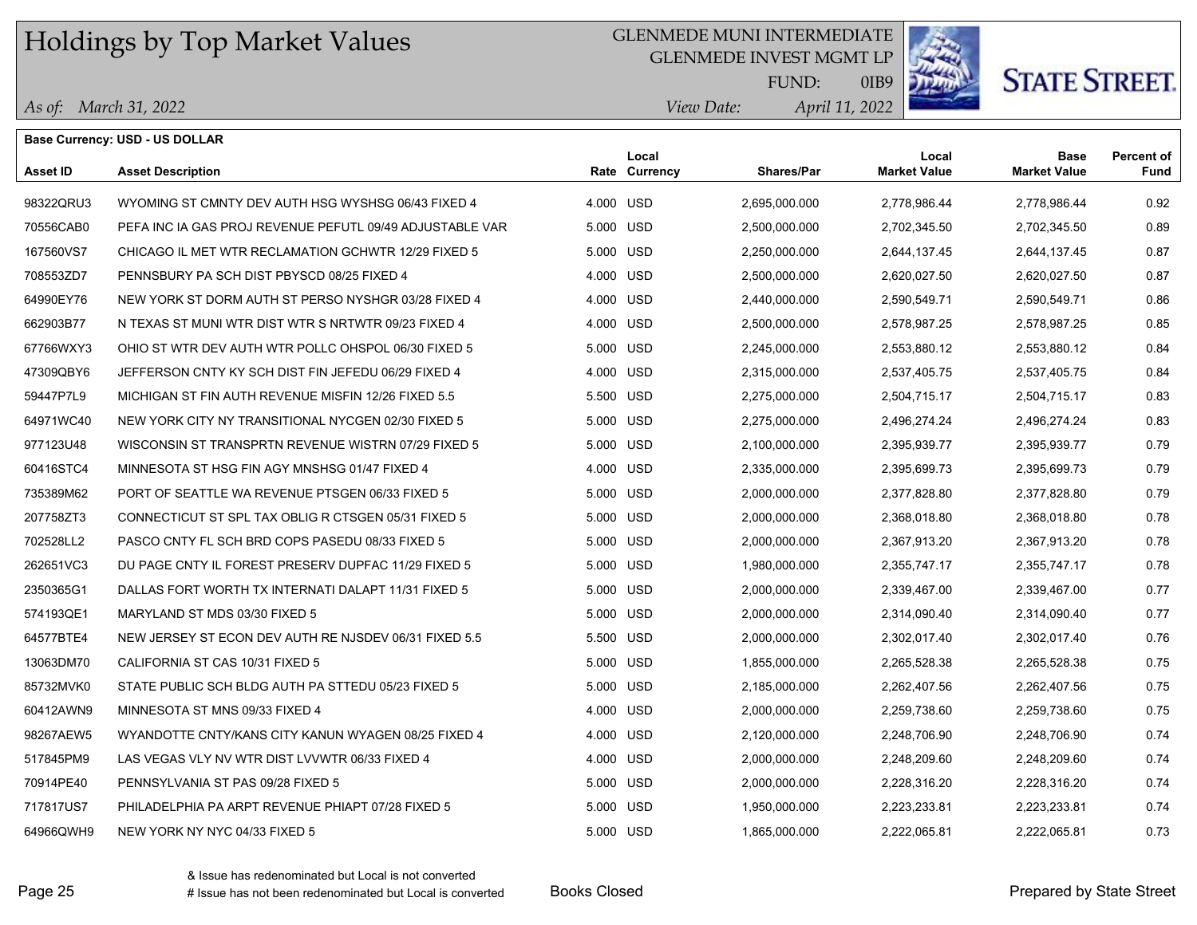# Holdings by Top Market Values

GLENMEDE MUNI INTERMEDIATE
GLENMEDE INVEST MGMT LP
FUND: 0IB9

*As of: March 31, 2022*

*View Date: April 11, 2022*

STATE STREET.

**Base Currency: USD - US DOLLAR**

| Asset ID | Asset Description | Rate | Local Currency | Shares/Par | Local Market Value | Base Market Value | Percent of Fund |
|---|---|---|---|---|---|---|---|
| 98322QRU3 | WYOMING ST CMNTY DEV AUTH HSG WYSHSG 06/43 FIXED 4 | 4.000 | USD | 2,695,000.000 | 2,778,986.44 | 2,778,986.44 | 0.92 |
| 70556CAB0 | PEFA INC IA GAS PROJ REVENUE PEFUTL 09/49 ADJUSTABLE VAR | 5.000 | USD | 2,500,000.000 | 2,702,345.50 | 2,702,345.50 | 0.89 |
| 167560VS7 | CHICAGO IL MET WTR RECLAMATION GCHWTR 12/29 FIXED 5 | 5.000 | USD | 2,250,000.000 | 2,644,137.45 | 2,644,137.45 | 0.87 |
| 708553ZD7 | PENNSBURY PA SCH DIST PBYSCD 08/25 FIXED 4 | 4.000 | USD | 2,500,000.000 | 2,620,027.50 | 2,620,027.50 | 0.87 |
| 64990EY76 | NEW YORK ST DORM AUTH ST PERSO NYSHGR 03/28 FIXED 4 | 4.000 | USD | 2,440,000.000 | 2,590,549.71 | 2,590,549.71 | 0.86 |
| 662903B77 | N TEXAS ST MUNI WTR DIST WTR S NRTWTR 09/23 FIXED 4 | 4.000 | USD | 2,500,000.000 | 2,578,987.25 | 2,578,987.25 | 0.85 |
| 67766WXY3 | OHIO ST WTR DEV AUTH WTR POLLC OHSPOL 06/30 FIXED 5 | 5.000 | USD | 2,245,000.000 | 2,553,880.12 | 2,553,880.12 | 0.84 |
| 47309QBY6 | JEFFERSON CNTY KY SCH DIST FIN JEFEDU 06/29 FIXED 4 | 4.000 | USD | 2,315,000.000 | 2,537,405.75 | 2,537,405.75 | 0.84 |
| 59447P7L9 | MICHIGAN ST FIN AUTH REVENUE MISFIN 12/26 FIXED 5.5 | 5.500 | USD | 2,275,000.000 | 2,504,715.17 | 2,504,715.17 | 0.83 |
| 64971WC40 | NEW YORK CITY NY TRANSITIONAL NYCGEN 02/30 FIXED 5 | 5.000 | USD | 2,275,000.000 | 2,496,274.24 | 2,496,274.24 | 0.83 |
| 977123U48 | WISCONSIN ST TRANSPRTN REVENUE WISTRN 07/29 FIXED 5 | 5.000 | USD | 2,100,000.000 | 2,395,939.77 | 2,395,939.77 | 0.79 |
| 60416STC4 | MINNESOTA ST HSG FIN AGY MNSHSG 01/47 FIXED 4 | 4.000 | USD | 2,335,000.000 | 2,395,699.73 | 2,395,699.73 | 0.79 |
| 735389M62 | PORT OF SEATTLE WA REVENUE PTSGEN 06/33 FIXED 5 | 5.000 | USD | 2,000,000.000 | 2,377,828.80 | 2,377,828.80 | 0.79 |
| 207758ZT3 | CONNECTICUT ST SPL TAX OBLIG R CTSGEN 05/31 FIXED 5 | 5.000 | USD | 2,000,000.000 | 2,368,018.80 | 2,368,018.80 | 0.78 |
| 702528LL2 | PASCO CNTY FL SCH BRD COPS PASEDU 08/33 FIXED 5 | 5.000 | USD | 2,000,000.000 | 2,367,913.20 | 2,367,913.20 | 0.78 |
| 262651VC3 | DU PAGE CNTY IL FOREST PRESERV DUPFAC 11/29 FIXED 5 | 5.000 | USD | 1,980,000.000 | 2,355,747.17 | 2,355,747.17 | 0.78 |
| 2350365G1 | DALLAS FORT WORTH TX INTERNATI DALAPT 11/31 FIXED 5 | 5.000 | USD | 2,000,000.000 | 2,339,467.00 | 2,339,467.00 | 0.77 |
| 574193QE1 | MARYLAND ST MDS 03/30 FIXED 5 | 5.000 | USD | 2,000,000.000 | 2,314,090.40 | 2,314,090.40 | 0.77 |
| 64577BTE4 | NEW JERSEY ST ECON DEV AUTH RE NJSDEV 06/31 FIXED 5.5 | 5.500 | USD | 2,000,000.000 | 2,302,017.40 | 2,302,017.40 | 0.76 |
| 13063DM70 | CALIFORNIA ST CAS 10/31 FIXED 5 | 5.000 | USD | 1,855,000.000 | 2,265,528.38 | 2,265,528.38 | 0.75 |
| 85732MVK0 | STATE PUBLIC SCH BLDG AUTH PA STTEDU 05/23 FIXED 5 | 5.000 | USD | 2,185,000.000 | 2,262,407.56 | 2,262,407.56 | 0.75 |
| 60412AWN9 | MINNESOTA ST MNS 09/33 FIXED 4 | 4.000 | USD | 2,000,000.000 | 2,259,738.60 | 2,259,738.60 | 0.75 |
| 98267AEW5 | WYANDOTTE CNTY/KANS CITY KANUN WYAGEN 08/25 FIXED 4 | 4.000 | USD | 2,120,000.000 | 2,248,706.90 | 2,248,706.90 | 0.74 |
| 517845PM9 | LAS VEGAS VLY NV WTR DIST LVVWTR 06/33 FIXED 4 | 4.000 | USD | 2,000,000.000 | 2,248,209.60 | 2,248,209.60 | 0.74 |
| 70914PE40 | PENNSYLVANIA ST PAS 09/28 FIXED 5 | 5.000 | USD | 2,000,000.000 | 2,228,316.20 | 2,228,316.20 | 0.74 |
| 717817US7 | PHILADELPHIA PA ARPT REVENUE PHIAPT 07/28 FIXED 5 | 5.000 | USD | 1,950,000.000 | 2,223,233.81 | 2,223,233.81 | 0.74 |
| 64966QWH9 | NEW YORK NY NYC 04/33 FIXED 5 | 5.000 | USD | 1,865,000.000 | 2,222,065.81 | 2,222,065.81 | 0.73 |

& Issue has redenominated but Local is not converted
# Issue has not been redenominated but Local is converted

Books Closed

Prepared by State Street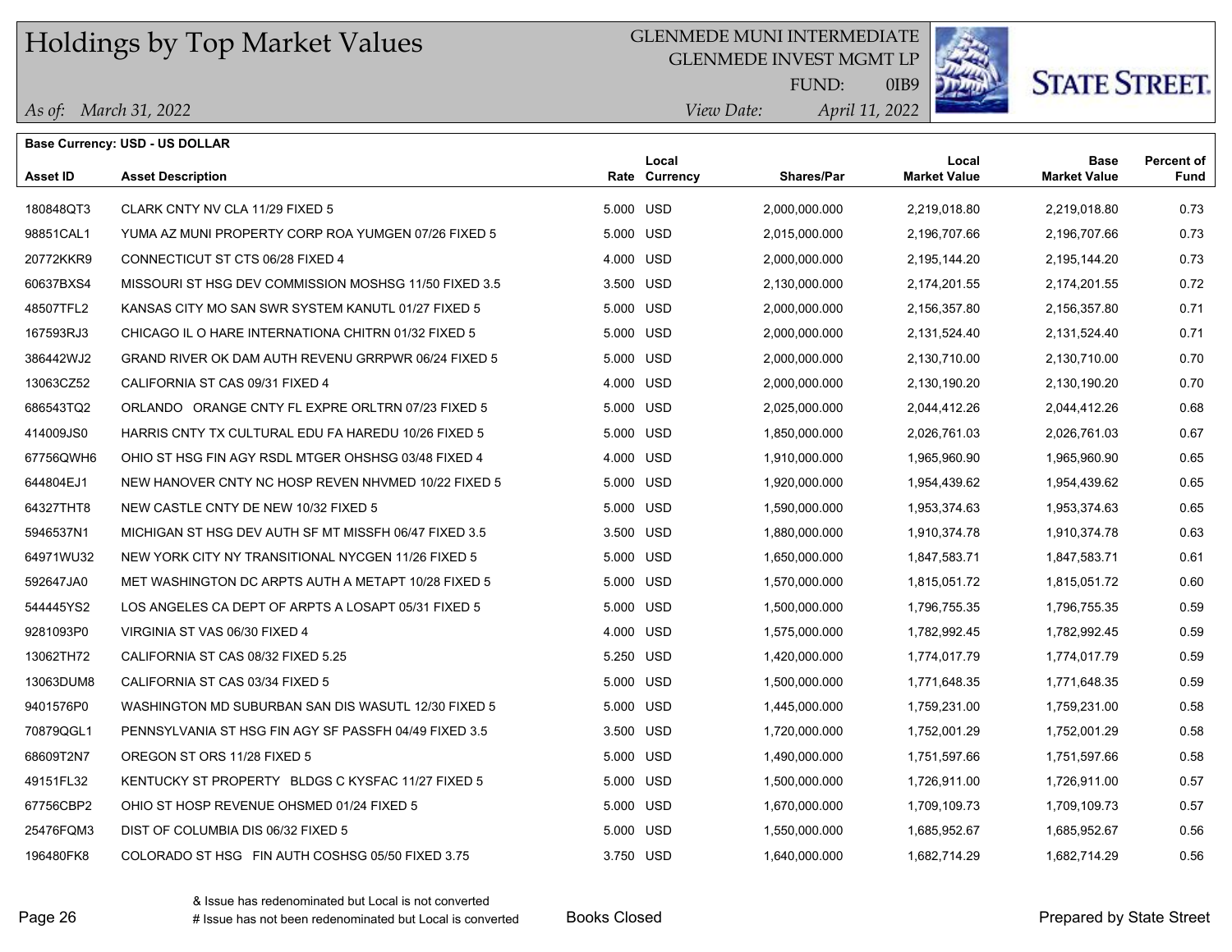# Holdings by Top Market Values

GLENMEDE MUNI INTERMEDIATE
GLENMEDE INVEST MGMT LP
FUND: 0IB9

*As of: March 31, 2022*  *View Date: April 11, 2022*

**Base Currency: USD - US DOLLAR**

| Asset ID | Asset Description | Rate | Local Currency | Shares/Par | Local Market Value | Base Market Value | Percent of Fund |
|---|---|---|---|---|---|---|---|
| 180848QT3 | CLARK CNTY NV CLA 11/29 FIXED 5 | 5.000 | USD | 2,000,000.000 | 2,219,018.80 | 2,219,018.80 | 0.73 |
| 98851CAL1 | YUMA AZ MUNI PROPERTY CORP ROA YUMGEN 07/26 FIXED 5 | 5.000 | USD | 2,015,000.000 | 2,196,707.66 | 2,196,707.66 | 0.73 |
| 20772KKR9 | CONNECTICUT ST CTS 06/28 FIXED 4 | 4.000 | USD | 2,000,000.000 | 2,195,144.20 | 2,195,144.20 | 0.73 |
| 60637BXS4 | MISSOURI ST HSG DEV COMMISSION MOSHSG 11/50 FIXED 3.5 | 3.500 | USD | 2,130,000.000 | 2,174,201.55 | 2,174,201.55 | 0.72 |
| 48507TFL2 | KANSAS CITY MO SAN SWR SYSTEM KANUTL 01/27 FIXED 5 | 5.000 | USD | 2,000,000.000 | 2,156,357.80 | 2,156,357.80 | 0.71 |
| 167593RJ3 | CHICAGO IL O HARE INTERNATIONA CHITRN 01/32 FIXED 5 | 5.000 | USD | 2,000,000.000 | 2,131,524.40 | 2,131,524.40 | 0.71 |
| 386442WJ2 | GRAND RIVER OK DAM AUTH REVENU GRRPWR 06/24 FIXED 5 | 5.000 | USD | 2,000,000.000 | 2,130,710.00 | 2,130,710.00 | 0.70 |
| 13063CZ52 | CALIFORNIA ST CAS 09/31 FIXED 4 | 4.000 | USD | 2,000,000.000 | 2,130,190.20 | 2,130,190.20 | 0.70 |
| 686543TQ2 | ORLANDO ORANGE CNTY FL EXPRE ORLTRN 07/23 FIXED 5 | 5.000 | USD | 2,025,000.000 | 2,044,412.26 | 2,044,412.26 | 0.68 |
| 414009JS0 | HARRIS CNTY TX CULTURAL EDU FA HAREDU 10/26 FIXED 5 | 5.000 | USD | 1,850,000.000 | 2,026,761.03 | 2,026,761.03 | 0.67 |
| 67756QWH6 | OHIO ST HSG FIN AGY RSDL MTGER OHSHSG 03/48 FIXED 4 | 4.000 | USD | 1,910,000.000 | 1,965,960.90 | 1,965,960.90 | 0.65 |
| 644804EJ1 | NEW HANOVER CNTY NC HOSP REVEN NHVMED 10/22 FIXED 5 | 5.000 | USD | 1,920,000.000 | 1,954,439.62 | 1,954,439.62 | 0.65 |
| 64327THT8 | NEW CASTLE CNTY DE NEW 10/32 FIXED 5 | 5.000 | USD | 1,590,000.000 | 1,953,374.63 | 1,953,374.63 | 0.65 |
| 5946537N1 | MICHIGAN ST HSG DEV AUTH SF MT MISSFH 06/47 FIXED 3.5 | 3.500 | USD | 1,880,000.000 | 1,910,374.78 | 1,910,374.78 | 0.63 |
| 64971WU32 | NEW YORK CITY NY TRANSITIONAL NYCGEN 11/26 FIXED 5 | 5.000 | USD | 1,650,000.000 | 1,847,583.71 | 1,847,583.71 | 0.61 |
| 592647JA0 | MET WASHINGTON DC ARPTS AUTH A METAPT 10/28 FIXED 5 | 5.000 | USD | 1,570,000.000 | 1,815,051.72 | 1,815,051.72 | 0.60 |
| 544445YS2 | LOS ANGELES CA DEPT OF ARPTS A LOSAPT 05/31 FIXED 5 | 5.000 | USD | 1,500,000.000 | 1,796,755.35 | 1,796,755.35 | 0.59 |
| 9281093P0 | VIRGINIA ST VAS 06/30 FIXED 4 | 4.000 | USD | 1,575,000.000 | 1,782,992.45 | 1,782,992.45 | 0.59 |
| 13062TH72 | CALIFORNIA ST CAS 08/32 FIXED 5.25 | 5.250 | USD | 1,420,000.000 | 1,774,017.79 | 1,774,017.79 | 0.59 |
| 13063DUM8 | CALIFORNIA ST CAS 03/34 FIXED 5 | 5.000 | USD | 1,500,000.000 | 1,771,648.35 | 1,771,648.35 | 0.59 |
| 9401576P0 | WASHINGTON MD SUBURBAN SAN DIS WASUTL 12/30 FIXED 5 | 5.000 | USD | 1,445,000.000 | 1,759,231.00 | 1,759,231.00 | 0.58 |
| 70879QGL1 | PENNSYLVANIA ST HSG FIN AGY SF PASSFH 04/49 FIXED 3.5 | 3.500 | USD | 1,720,000.000 | 1,752,001.29 | 1,752,001.29 | 0.58 |
| 68609T2N7 | OREGON ST ORS 11/28 FIXED 5 | 5.000 | USD | 1,490,000.000 | 1,751,597.66 | 1,751,597.66 | 0.58 |
| 49151FL32 | KENTUCKY ST PROPERTY BLDGS C KYSFAC 11/27 FIXED 5 | 5.000 | USD | 1,500,000.000 | 1,726,911.00 | 1,726,911.00 | 0.57 |
| 67756CBP2 | OHIO ST HOSP REVENUE OHSMED 01/24 FIXED 5 | 5.000 | USD | 1,670,000.000 | 1,709,109.73 | 1,709,109.73 | 0.57 |
| 25476FQM3 | DIST OF COLUMBIA DIS 06/32 FIXED 5 | 5.000 | USD | 1,550,000.000 | 1,685,952.67 | 1,685,952.67 | 0.56 |
| 196480FK8 | COLORADO ST HSG FIN AUTH COSHSG 05/50 FIXED 3.75 | 3.750 | USD | 1,640,000.000 | 1,682,714.29 | 1,682,714.29 | 0.56 |

& Issue has redenominated but Local is not converted
# Issue has not been redenominated but Local is converted

Books Closed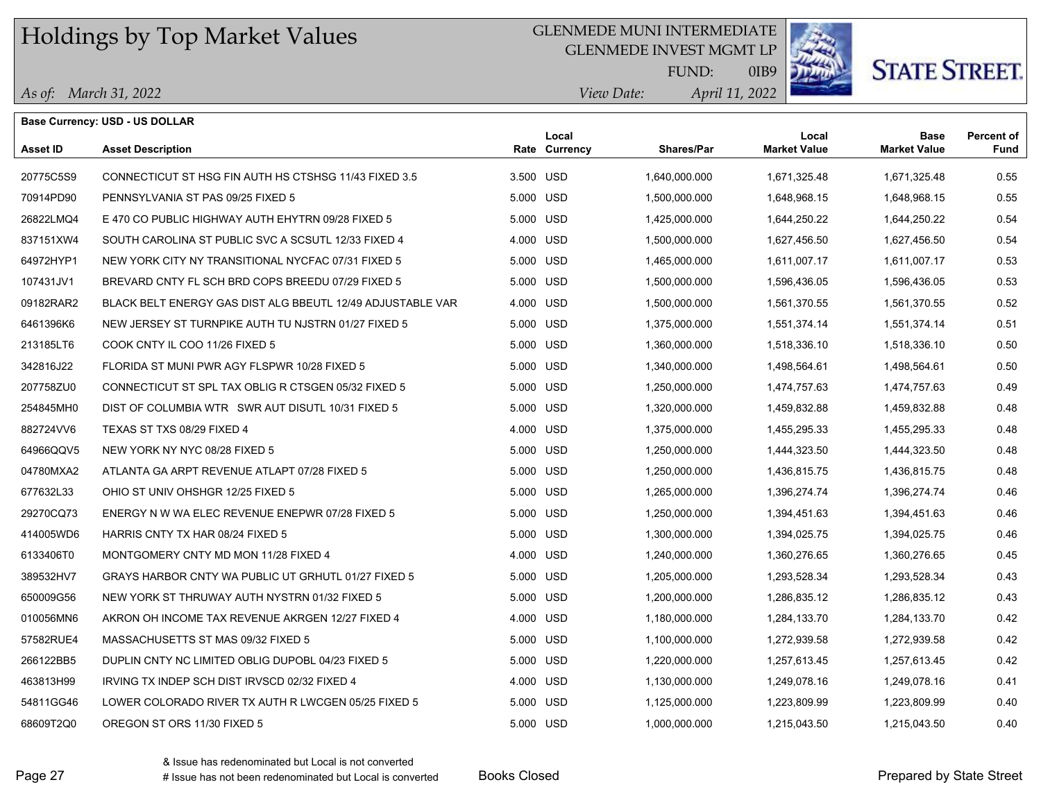# Holdings by Top Market Values

GLENMEDE MUNI INTERMEDIATE
GLENMEDE INVEST MGMT LP
FUND: 0IB9

*As of: March 31, 2022*
*View Date: April 11, 2022*

**Base Currency: USD - US DOLLAR**

| Asset ID | Asset Description | Rate | Local Currency | Shares/Par | Local Market Value | Base Market Value | Percent of Fund |
|---|---|---|---|---|---|---|---|
| 20775C5S9 | CONNECTICUT ST HSG FIN AUTH HS CTSHSG 11/43 FIXED 3.5 | 3.500 | USD | 1,640,000.000 | 1,671,325.48 | 1,671,325.48 | 0.55 |
| 70914PD90 | PENNSYLVANIA ST PAS 09/25 FIXED 5 | 5.000 | USD | 1,500,000.000 | 1,648,968.15 | 1,648,968.15 | 0.55 |
| 26822LMQ4 | E 470 CO PUBLIC HIGHWAY AUTH EHYTRN 09/28 FIXED 5 | 5.000 | USD | 1,425,000.000 | 1,644,250.22 | 1,644,250.22 | 0.54 |
| 837151XW4 | SOUTH CAROLINA ST PUBLIC SVC A SCSUTL 12/33 FIXED 4 | 4.000 | USD | 1,500,000.000 | 1,627,456.50 | 1,627,456.50 | 0.54 |
| 64972HYP1 | NEW YORK CITY NY TRANSITIONAL NYCFAC 07/31 FIXED 5 | 5.000 | USD | 1,465,000.000 | 1,611,007.17 | 1,611,007.17 | 0.53 |
| 107431JV1 | BREVARD CNTY FL SCH BRD COPS BREEDU 07/29 FIXED 5 | 5.000 | USD | 1,500,000.000 | 1,596,436.05 | 1,596,436.05 | 0.53 |
| 09182RAR2 | BLACK BELT ENERGY GAS DIST ALG BBEUTL 12/49 ADJUSTABLE VAR | 4.000 | USD | 1,500,000.000 | 1,561,370.55 | 1,561,370.55 | 0.52 |
| 6461396K6 | NEW JERSEY ST TURNPIKE AUTH TU NJSTRN 01/27 FIXED 5 | 5.000 | USD | 1,375,000.000 | 1,551,374.14 | 1,551,374.14 | 0.51 |
| 213185LT6 | COOK CNTY IL COO 11/26 FIXED 5 | 5.000 | USD | 1,360,000.000 | 1,518,336.10 | 1,518,336.10 | 0.50 |
| 342816J22 | FLORIDA ST MUNI PWR AGY FLSPWR 10/28 FIXED 5 | 5.000 | USD | 1,340,000.000 | 1,498,564.61 | 1,498,564.61 | 0.50 |
| 207758ZU0 | CONNECTICUT ST SPL TAX OBLIG R CTSGEN 05/32 FIXED 5 | 5.000 | USD | 1,250,000.000 | 1,474,757.63 | 1,474,757.63 | 0.49 |
| 254845MH0 | DIST OF COLUMBIA WTR SWR AUT DISUTL 10/31 FIXED 5 | 5.000 | USD | 1,320,000.000 | 1,459,832.88 | 1,459,832.88 | 0.48 |
| 882724VV6 | TEXAS ST TXS 08/29 FIXED 4 | 4.000 | USD | 1,375,000.000 | 1,455,295.33 | 1,455,295.33 | 0.48 |
| 64966QQV5 | NEW YORK NY NYC 08/28 FIXED 5 | 5.000 | USD | 1,250,000.000 | 1,444,323.50 | 1,444,323.50 | 0.48 |
| 04780MXA2 | ATLANTA GA ARPT REVENUE ATLAPT 07/28 FIXED 5 | 5.000 | USD | 1,250,000.000 | 1,436,815.75 | 1,436,815.75 | 0.48 |
| 677632L33 | OHIO ST UNIV OHSHGR 12/25 FIXED 5 | 5.000 | USD | 1,265,000.000 | 1,396,274.74 | 1,396,274.74 | 0.46 |
| 29270CQ73 | ENERGY N W WA ELEC REVENUE ENEPWR 07/28 FIXED 5 | 5.000 | USD | 1,250,000.000 | 1,394,451.63 | 1,394,451.63 | 0.46 |
| 414005WD6 | HARRIS CNTY TX HAR 08/24 FIXED 5 | 5.000 | USD | 1,300,000.000 | 1,394,025.75 | 1,394,025.75 | 0.46 |
| 6133406T0 | MONTGOMERY CNTY MD MON 11/28 FIXED 4 | 4.000 | USD | 1,240,000.000 | 1,360,276.65 | 1,360,276.65 | 0.45 |
| 389532HV7 | GRAYS HARBOR CNTY WA PUBLIC UT GRHUTL 01/27 FIXED 5 | 5.000 | USD | 1,205,000.000 | 1,293,528.34 | 1,293,528.34 | 0.43 |
| 650009G56 | NEW YORK ST THRUWAY AUTH NYSTRN 01/32 FIXED 5 | 5.000 | USD | 1,200,000.000 | 1,286,835.12 | 1,286,835.12 | 0.43 |
| 010056MN6 | AKRON OH INCOME TAX REVENUE AKRGEN 12/27 FIXED 4 | 4.000 | USD | 1,180,000.000 | 1,284,133.70 | 1,284,133.70 | 0.42 |
| 57582RUE4 | MASSACHUSETTS ST MAS 09/32 FIXED 5 | 5.000 | USD | 1,100,000.000 | 1,272,939.58 | 1,272,939.58 | 0.42 |
| 266122BB5 | DUPLIN CNTY NC LIMITED OBLIG DUPOBL 04/23 FIXED 5 | 5.000 | USD | 1,220,000.000 | 1,257,613.45 | 1,257,613.45 | 0.42 |
| 463813H99 | IRVING TX INDEP SCH DIST IRVSCD 02/32 FIXED 4 | 4.000 | USD | 1,130,000.000 | 1,249,078.16 | 1,249,078.16 | 0.41 |
| 54811GG46 | LOWER COLORADO RIVER TX AUTH R LWCGEN 05/25 FIXED 5 | 5.000 | USD | 1,125,000.000 | 1,223,809.99 | 1,223,809.99 | 0.40 |
| 68609T2Q0 | OREGON ST ORS 11/30 FIXED 5 | 5.000 | USD | 1,000,000.000 | 1,215,043.50 | 1,215,043.50 | 0.40 |

& Issue has redenominated but Local is not converted
# Issue has not been redenominated but Local is converted

Books Closed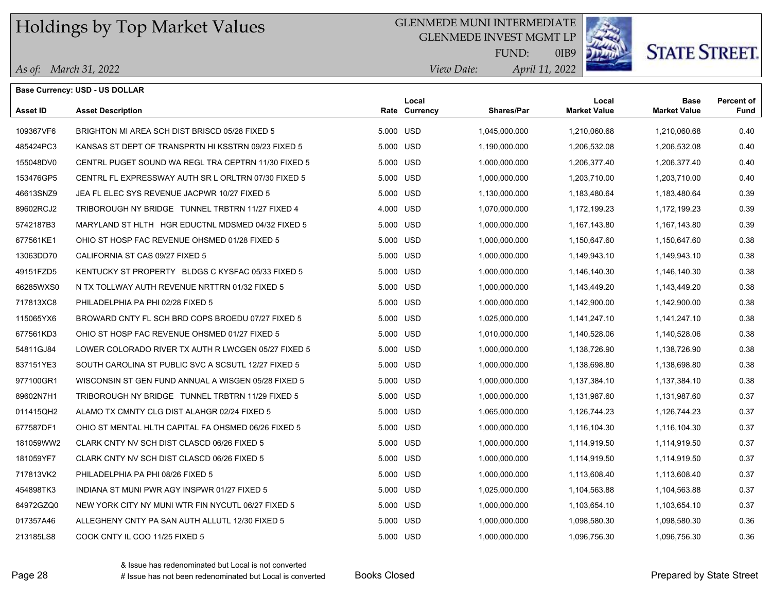# Holdings by Top Market Values

GLENMEDE MUNI INTERMEDIATE
GLENMEDE INVEST MGMT LP
FUND: 0IB9

*As of: March 31, 2022* — *View Date: April 11, 2022*

**Base Currency: USD - US DOLLAR**

| Asset ID | Asset Description | Rate | Local Currency | Shares/Par | Local Market Value | Base Market Value | Percent of Fund |
|---|---|---|---|---|---|---|---|
| 109367VF6 | BRIGHTON MI AREA SCH DIST BRISCD 05/28 FIXED 5 | 5.000 | USD | 1,045,000.000 | 1,210,060.68 | 1,210,060.68 | 0.40 |
| 485424PC3 | KANSAS ST DEPT OF TRANSPRTN HI KSSTRN 09/23 FIXED 5 | 5.000 | USD | 1,190,000.000 | 1,206,532.08 | 1,206,532.08 | 0.40 |
| 155048DV0 | CENTRL PUGET SOUND WA REGL TRA CEPTRN 11/30 FIXED 5 | 5.000 | USD | 1,000,000.000 | 1,206,377.40 | 1,206,377.40 | 0.40 |
| 153476GP5 | CENTRL FL EXPRESSWAY AUTH SR L ORLTRN 07/30 FIXED 5 | 5.000 | USD | 1,000,000.000 | 1,203,710.00 | 1,203,710.00 | 0.40 |
| 46613SNZ9 | JEA FL ELEC SYS REVENUE JACPWR 10/27 FIXED 5 | 5.000 | USD | 1,130,000.000 | 1,183,480.64 | 1,183,480.64 | 0.39 |
| 89602RCJ2 | TRIBOROUGH NY BRIDGE TUNNEL TRBTRN 11/27 FIXED 4 | 4.000 | USD | 1,070,000.000 | 1,172,199.23 | 1,172,199.23 | 0.39 |
| 5742187B3 | MARYLAND ST HLTH HGR EDUCTNL MDSMED 04/32 FIXED 5 | 5.000 | USD | 1,000,000.000 | 1,167,143.80 | 1,167,143.80 | 0.39 |
| 677561KE1 | OHIO ST HOSP FAC REVENUE OHSMED 01/28 FIXED 5 | 5.000 | USD | 1,000,000.000 | 1,150,647.60 | 1,150,647.60 | 0.38 |
| 13063DD70 | CALIFORNIA ST CAS 09/27 FIXED 5 | 5.000 | USD | 1,000,000.000 | 1,149,943.10 | 1,149,943.10 | 0.38 |
| 49151FZD5 | KENTUCKY ST PROPERTY BLDGS C KYSFAC 05/33 FIXED 5 | 5.000 | USD | 1,000,000.000 | 1,146,140.30 | 1,146,140.30 | 0.38 |
| 66285WXS0 | N TX TOLLWAY AUTH REVENUE NRTTRN 01/32 FIXED 5 | 5.000 | USD | 1,000,000.000 | 1,143,449.20 | 1,143,449.20 | 0.38 |
| 717813XC8 | PHILADELPHIA PA PHI 02/28 FIXED 5 | 5.000 | USD | 1,000,000.000 | 1,142,900.00 | 1,142,900.00 | 0.38 |
| 115065YX6 | BROWARD CNTY FL SCH BRD COPS BROEDU 07/27 FIXED 5 | 5.000 | USD | 1,025,000.000 | 1,141,247.10 | 1,141,247.10 | 0.38 |
| 677561KD3 | OHIO ST HOSP FAC REVENUE OHSMED 01/27 FIXED 5 | 5.000 | USD | 1,010,000.000 | 1,140,528.06 | 1,140,528.06 | 0.38 |
| 54811GJ84 | LOWER COLORADO RIVER TX AUTH R LWCGEN 05/27 FIXED 5 | 5.000 | USD | 1,000,000.000 | 1,138,726.90 | 1,138,726.90 | 0.38 |
| 837151YE3 | SOUTH CAROLINA ST PUBLIC SVC A SCSUTL 12/27 FIXED 5 | 5.000 | USD | 1,000,000.000 | 1,138,698.80 | 1,138,698.80 | 0.38 |
| 977100GR1 | WISCONSIN ST GEN FUND ANNUAL A WISGEN 05/28 FIXED 5 | 5.000 | USD | 1,000,000.000 | 1,137,384.10 | 1,137,384.10 | 0.38 |
| 89602N7H1 | TRIBOROUGH NY BRIDGE TUNNEL TRBTRN 11/29 FIXED 5 | 5.000 | USD | 1,000,000.000 | 1,131,987.60 | 1,131,987.60 | 0.37 |
| 011415QH2 | ALAMO TX CMNTY CLG DIST ALAHGR 02/24 FIXED 5 | 5.000 | USD | 1,065,000.000 | 1,126,744.23 | 1,126,744.23 | 0.37 |
| 677587DF1 | OHIO ST MENTAL HLTH CAPITAL FA OHSMED 06/26 FIXED 5 | 5.000 | USD | 1,000,000.000 | 1,116,104.30 | 1,116,104.30 | 0.37 |
| 181059WW2 | CLARK CNTY NV SCH DIST CLASCD 06/26 FIXED 5 | 5.000 | USD | 1,000,000.000 | 1,114,919.50 | 1,114,919.50 | 0.37 |
| 181059YF7 | CLARK CNTY NV SCH DIST CLASCD 06/26 FIXED 5 | 5.000 | USD | 1,000,000.000 | 1,114,919.50 | 1,114,919.50 | 0.37 |
| 717813VK2 | PHILADELPHIA PA PHI 08/26 FIXED 5 | 5.000 | USD | 1,000,000.000 | 1,113,608.40 | 1,113,608.40 | 0.37 |
| 454898TK3 | INDIANA ST MUNI PWR AGY INSPWR 01/27 FIXED 5 | 5.000 | USD | 1,025,000.000 | 1,104,563.88 | 1,104,563.88 | 0.37 |
| 64972GZQ0 | NEW YORK CITY NY MUNI WTR FIN NYCUTL 06/27 FIXED 5 | 5.000 | USD | 1,000,000.000 | 1,103,654.10 | 1,103,654.10 | 0.37 |
| 017357A46 | ALLEGHENY CNTY PA SAN AUTH ALLUTL 12/30 FIXED 5 | 5.000 | USD | 1,000,000.000 | 1,098,580.30 | 1,098,580.30 | 0.36 |
| 213185LS8 | COOK CNTY IL COO 11/25 FIXED 5 | 5.000 | USD | 1,000,000.000 | 1,096,756.30 | 1,096,756.30 | 0.36 |

& Issue has redenominated but Local is not converted
# Issue has not been redenominated but Local is converted

Books Closed

Prepared by State Street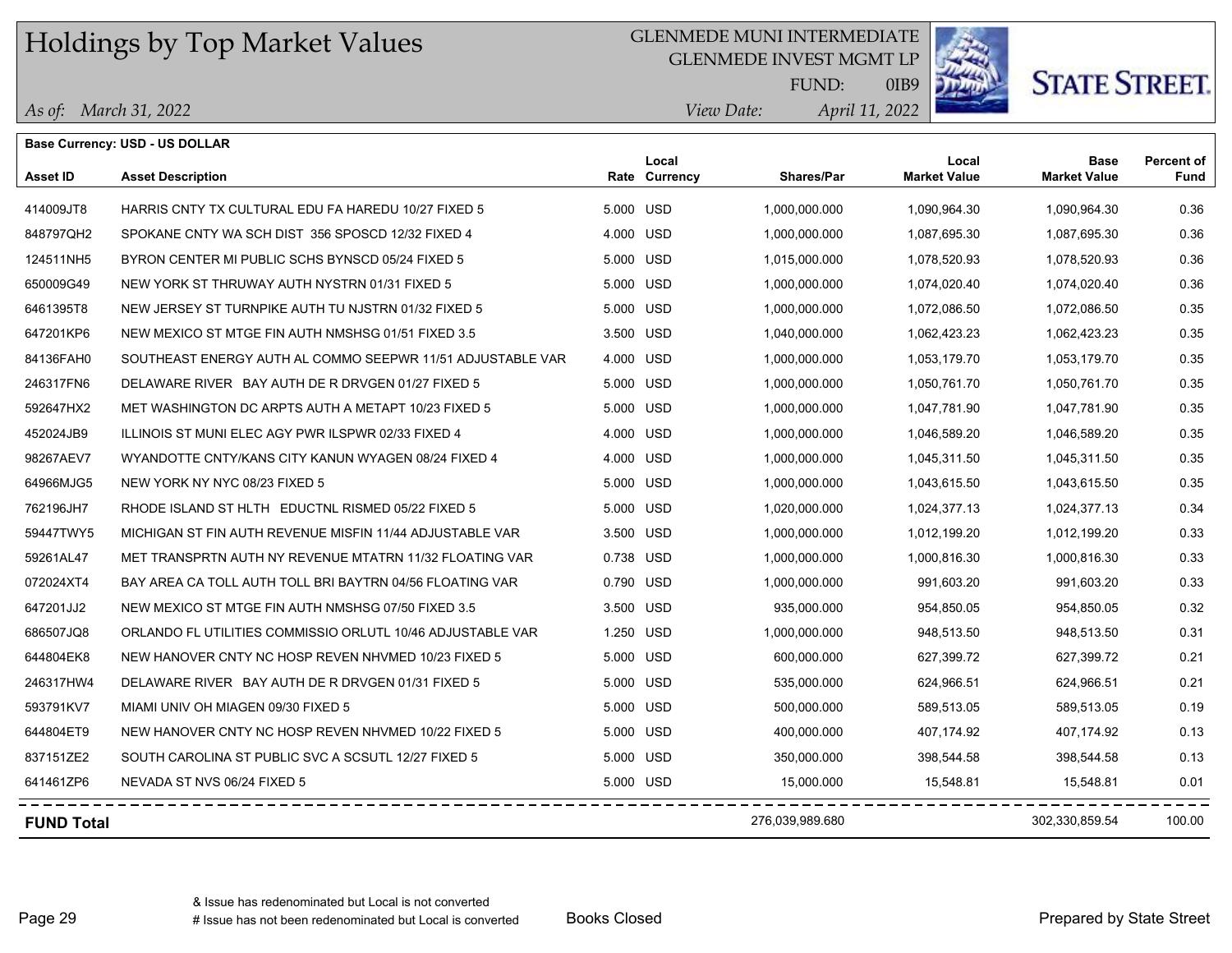# Holdings by Top Market Values

GLENMEDE MUNI INTERMEDIATE
GLENMEDE INVEST MGMT LP
FUND: 0IB9

*As of: March 31, 2022*
*View Date: April 11, 2022*

STATE STREET.

**Base Currency: USD - US DOLLAR**

| Asset ID | Asset Description | Rate | Local Currency | Shares/Par | Local Market Value | Base Market Value | Percent of Fund |
|---|---|---|---|---|---|---|---|
| 414009JT8 | HARRIS CNTY TX CULTURAL EDU FA HAREDU 10/27 FIXED 5 | 5.000 | USD | 1,000,000.000 | 1,090,964.30 | 1,090,964.30 | 0.36 |
| 848797QH2 | SPOKANE CNTY WA SCH DIST 356 SPOSCD 12/32 FIXED 4 | 4.000 | USD | 1,000,000.000 | 1,087,695.30 | 1,087,695.30 | 0.36 |
| 124511NH5 | BYRON CENTER MI PUBLIC SCHS BYNSCD 05/24 FIXED 5 | 5.000 | USD | 1,015,000.000 | 1,078,520.93 | 1,078,520.93 | 0.36 |
| 650009G49 | NEW YORK ST THRUWAY AUTH NYSTRN 01/31 FIXED 5 | 5.000 | USD | 1,000,000.000 | 1,074,020.40 | 1,074,020.40 | 0.36 |
| 6461395T8 | NEW JERSEY ST TURNPIKE AUTH TU NJSTRN 01/32 FIXED 5 | 5.000 | USD | 1,000,000.000 | 1,072,086.50 | 1,072,086.50 | 0.35 |
| 647201KP6 | NEW MEXICO ST MTGE FIN AUTH NMSHSG 01/51 FIXED 3.5 | 3.500 | USD | 1,040,000.000 | 1,062,423.23 | 1,062,423.23 | 0.35 |
| 84136FAH0 | SOUTHEAST ENERGY AUTH AL COMMO SEEPWR 11/51 ADJUSTABLE VAR | 4.000 | USD | 1,000,000.000 | 1,053,179.70 | 1,053,179.70 | 0.35 |
| 246317FN6 | DELAWARE RIVER BAY AUTH DE R DRVGEN 01/27 FIXED 5 | 5.000 | USD | 1,000,000.000 | 1,050,761.70 | 1,050,761.70 | 0.35 |
| 592647HX2 | MET WASHINGTON DC ARPTS AUTH A METAPT 10/23 FIXED 5 | 5.000 | USD | 1,000,000.000 | 1,047,781.90 | 1,047,781.90 | 0.35 |
| 452024JB9 | ILLINOIS ST MUNI ELEC AGY PWR ILSPWR 02/33 FIXED 4 | 4.000 | USD | 1,000,000.000 | 1,046,589.20 | 1,046,589.20 | 0.35 |
| 98267AEV7 | WYANDOTTE CNTY/KANS CITY KANUN WYAGEN 08/24 FIXED 4 | 4.000 | USD | 1,000,000.000 | 1,045,311.50 | 1,045,311.50 | 0.35 |
| 64966MJG5 | NEW YORK NY NYC 08/23 FIXED 5 | 5.000 | USD | 1,000,000.000 | 1,043,615.50 | 1,043,615.50 | 0.35 |
| 762196JH7 | RHODE ISLAND ST HLTH EDUCTNL RISMED 05/22 FIXED 5 | 5.000 | USD | 1,020,000.000 | 1,024,377.13 | 1,024,377.13 | 0.34 |
| 59447TWY5 | MICHIGAN ST FIN AUTH REVENUE MISFIN 11/44 ADJUSTABLE VAR | 3.500 | USD | 1,000,000.000 | 1,012,199.20 | 1,012,199.20 | 0.33 |
| 59261AL47 | MET TRANSPRTN AUTH NY REVENUE MTATRN 11/32 FLOATING VAR | 0.738 | USD | 1,000,000.000 | 1,000,816.30 | 1,000,816.30 | 0.33 |
| 072024XT4 | BAY AREA CA TOLL AUTH TOLL BRI BAYTRN 04/56 FLOATING VAR | 0.790 | USD | 1,000,000.000 | 991,603.20 | 991,603.20 | 0.33 |
| 647201JJ2 | NEW MEXICO ST MTGE FIN AUTH NMSHSG 07/50 FIXED 3.5 | 3.500 | USD | 935,000.000 | 954,850.05 | 954,850.05 | 0.32 |
| 686507JQ8 | ORLANDO FL UTILITIES COMMISSIO ORLUTL 10/46 ADJUSTABLE VAR | 1.250 | USD | 1,000,000.000 | 948,513.50 | 948,513.50 | 0.31 |
| 644804EK8 | NEW HANOVER CNTY NC HOSP REVEN NHVMED 10/23 FIXED 5 | 5.000 | USD | 600,000.000 | 627,399.72 | 627,399.72 | 0.21 |
| 246317HW4 | DELAWARE RIVER BAY AUTH DE R DRVGEN 01/31 FIXED 5 | 5.000 | USD | 535,000.000 | 624,966.51 | 624,966.51 | 0.21 |
| 593791KV7 | MIAMI UNIV OH MIAGEN 09/30 FIXED 5 | 5.000 | USD | 500,000.000 | 589,513.05 | 589,513.05 | 0.19 |
| 644804ET9 | NEW HANOVER CNTY NC HOSP REVEN NHVMED 10/22 FIXED 5 | 5.000 | USD | 400,000.000 | 407,174.92 | 407,174.92 | 0.13 |
| 837151ZE2 | SOUTH CAROLINA ST PUBLIC SVC A SCSUTL 12/27 FIXED 5 | 5.000 | USD | 350,000.000 | 398,544.58 | 398,544.58 | 0.13 |
| 641461ZP6 | NEVADA ST NVS 06/24 FIXED 5 | 5.000 | USD | 15,000.000 | 15,548.81 | 15,548.81 | 0.01 |
| **FUND Total** | | | | 276,039,989.680 | | 302,330,859.54 | 100.00 |

& Issue has redenominated but Local is not converted
# Issue has not been redenominated but Local is converted

Books Closed

Prepared by State Street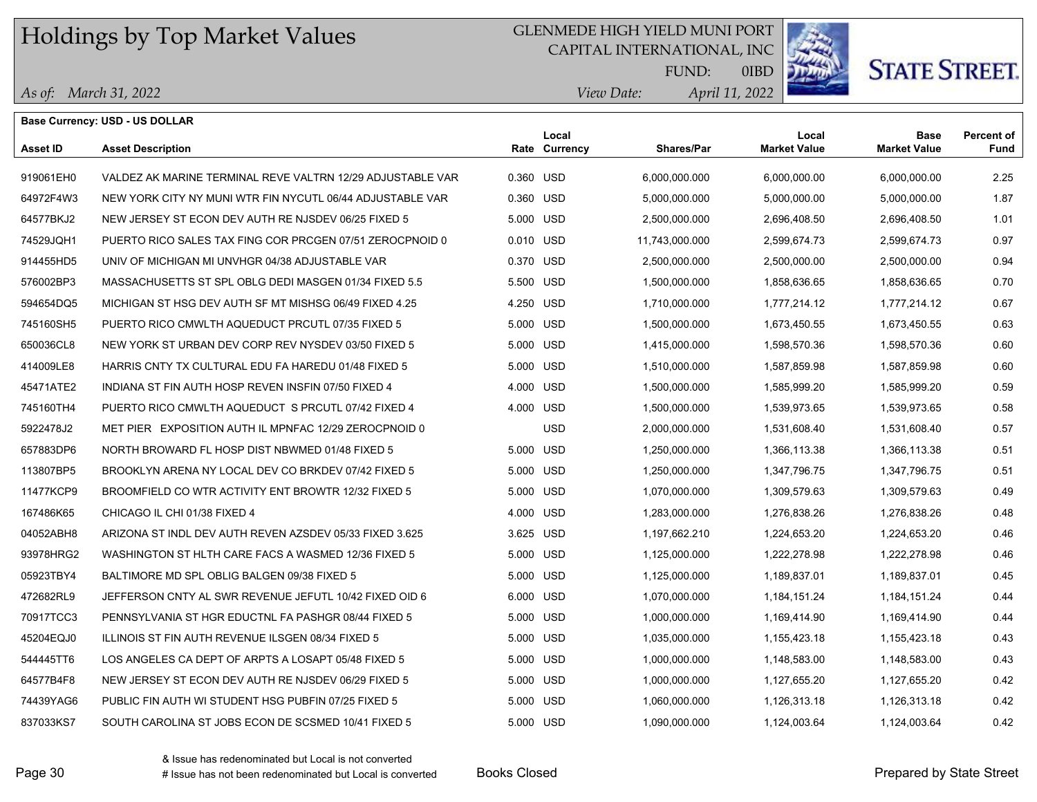# Holdings by Top Market Values

GLENMEDE HIGH YIELD MUNI PORT
CAPITAL INTERNATIONAL, INC
FUND: 0IBD

*As of: March 31, 2022*

*View Date: April 11, 2022*

**Base Currency: USD - US DOLLAR**

| Asset ID | Asset Description | Rate | Local Currency | Shares/Par | Local Market Value | Base Market Value | Percent of Fund |
|---|---|---|---|---|---|---|---|
| 919061EH0 | VALDEZ AK MARINE TERMINAL REVE VALTRN 12/29 ADJUSTABLE VAR | 0.360 | USD | 6,000,000.000 | 6,000,000.00 | 6,000,000.00 | 2.25 |
| 64972F4W3 | NEW YORK CITY NY MUNI WTR FIN NYCUTL 06/44 ADJUSTABLE VAR | 0.360 | USD | 5,000,000.000 | 5,000,000.00 | 5,000,000.00 | 1.87 |
| 64577BKJ2 | NEW JERSEY ST ECON DEV AUTH RE NJSDEV 06/25 FIXED 5 | 5.000 | USD | 2,500,000.000 | 2,696,408.50 | 2,696,408.50 | 1.01 |
| 74529JQH1 | PUERTO RICO SALES TAX FING COR PRCGEN 07/51 ZEROCPNOID 0 | 0.010 | USD | 11,743,000.000 | 2,599,674.73 | 2,599,674.73 | 0.97 |
| 914455HD5 | UNIV OF MICHIGAN MI UNVHGR 04/38 ADJUSTABLE VAR | 0.370 | USD | 2,500,000.000 | 2,500,000.00 | 2,500,000.00 | 0.94 |
| 576002BP3 | MASSACHUSETTS ST SPL OBLG DEDI MASGEN 01/34 FIXED 5.5 | 5.500 | USD | 1,500,000.000 | 1,858,636.65 | 1,858,636.65 | 0.70 |
| 594654DQ5 | MICHIGAN ST HSG DEV AUTH SF MT MISHSG 06/49 FIXED 4.25 | 4.250 | USD | 1,710,000.000 | 1,777,214.12 | 1,777,214.12 | 0.67 |
| 745160SH5 | PUERTO RICO CMWLTH AQUEDUCT PRCUTL 07/35 FIXED 5 | 5.000 | USD | 1,500,000.000 | 1,673,450.55 | 1,673,450.55 | 0.63 |
| 650036CL8 | NEW YORK ST URBAN DEV CORP REV NYSDEV 03/50 FIXED 5 | 5.000 | USD | 1,415,000.000 | 1,598,570.36 | 1,598,570.36 | 0.60 |
| 414009LE8 | HARRIS CNTY TX CULTURAL EDU FA HAREDU 01/48 FIXED 5 | 5.000 | USD | 1,510,000.000 | 1,587,859.98 | 1,587,859.98 | 0.60 |
| 45471ATE2 | INDIANA ST FIN AUTH HOSP REVEN INSFIN 07/50 FIXED 4 | 4.000 | USD | 1,500,000.000 | 1,585,999.20 | 1,585,999.20 | 0.59 |
| 745160TH4 | PUERTO RICO CMWLTH AQUEDUCT S PRCUTL 07/42 FIXED 4 | 4.000 | USD | 1,500,000.000 | 1,539,973.65 | 1,539,973.65 | 0.58 |
| 5922478J2 | MET PIER EXPOSITION AUTH IL MPNFAC 12/29 ZEROCPNOID 0 | | USD | 2,000,000.000 | 1,531,608.40 | 1,531,608.40 | 0.57 |
| 657883DP6 | NORTH BROWARD FL HOSP DIST NBWMED 01/48 FIXED 5 | 5.000 | USD | 1,250,000.000 | 1,366,113.38 | 1,366,113.38 | 0.51 |
| 113807BP5 | BROOKLYN ARENA NY LOCAL DEV CO BRKDEV 07/42 FIXED 5 | 5.000 | USD | 1,250,000.000 | 1,347,796.75 | 1,347,796.75 | 0.51 |
| 11477KCP9 | BROOMFIELD CO WTR ACTIVITY ENT BROWTR 12/32 FIXED 5 | 5.000 | USD | 1,070,000.000 | 1,309,579.63 | 1,309,579.63 | 0.49 |
| 167486K65 | CHICAGO IL CHI 01/38 FIXED 4 | 4.000 | USD | 1,283,000.000 | 1,276,838.26 | 1,276,838.26 | 0.48 |
| 04052ABH8 | ARIZONA ST INDL DEV AUTH REVEN AZSDEV 05/33 FIXED 3.625 | 3.625 | USD | 1,197,662.210 | 1,224,653.20 | 1,224,653.20 | 0.46 |
| 93978HRG2 | WASHINGTON ST HLTH CARE FACS A WASMED 12/36 FIXED 5 | 5.000 | USD | 1,125,000.000 | 1,222,278.98 | 1,222,278.98 | 0.46 |
| 05923TBY4 | BALTIMORE MD SPL OBLIG BALGEN 09/38 FIXED 5 | 5.000 | USD | 1,125,000.000 | 1,189,837.01 | 1,189,837.01 | 0.45 |
| 472682RL9 | JEFFERSON CNTY AL SWR REVENUE JEFUTL 10/42 FIXED OID 6 | 6.000 | USD | 1,070,000.000 | 1,184,151.24 | 1,184,151.24 | 0.44 |
| 70917TCC3 | PENNSYLVANIA ST HGR EDUCTNL FA PASHGR 08/44 FIXED 5 | 5.000 | USD | 1,000,000.000 | 1,169,414.90 | 1,169,414.90 | 0.44 |
| 45204EQJ0 | ILLINOIS ST FIN AUTH REVENUE ILSGEN 08/34 FIXED 5 | 5.000 | USD | 1,035,000.000 | 1,155,423.18 | 1,155,423.18 | 0.43 |
| 544445TT6 | LOS ANGELES CA DEPT OF ARPTS A LOSAPT 05/48 FIXED 5 | 5.000 | USD | 1,000,000.000 | 1,148,583.00 | 1,148,583.00 | 0.43 |
| 64577B4F8 | NEW JERSEY ST ECON DEV AUTH RE NJSDEV 06/29 FIXED 5 | 5.000 | USD | 1,000,000.000 | 1,127,655.20 | 1,127,655.20 | 0.42 |
| 74439YAG6 | PUBLIC FIN AUTH WI STUDENT HSG PUBFIN 07/25 FIXED 5 | 5.000 | USD | 1,060,000.000 | 1,126,313.18 | 1,126,313.18 | 0.42 |
| 837033KS7 | SOUTH CAROLINA ST JOBS ECON DE SCSMED 10/41 FIXED 5 | 5.000 | USD | 1,090,000.000 | 1,124,003.64 | 1,124,003.64 | 0.42 |

& Issue has redenominated but Local is not converted
# Issue has not been redenominated but Local is converted

Books Closed

Prepared by State Street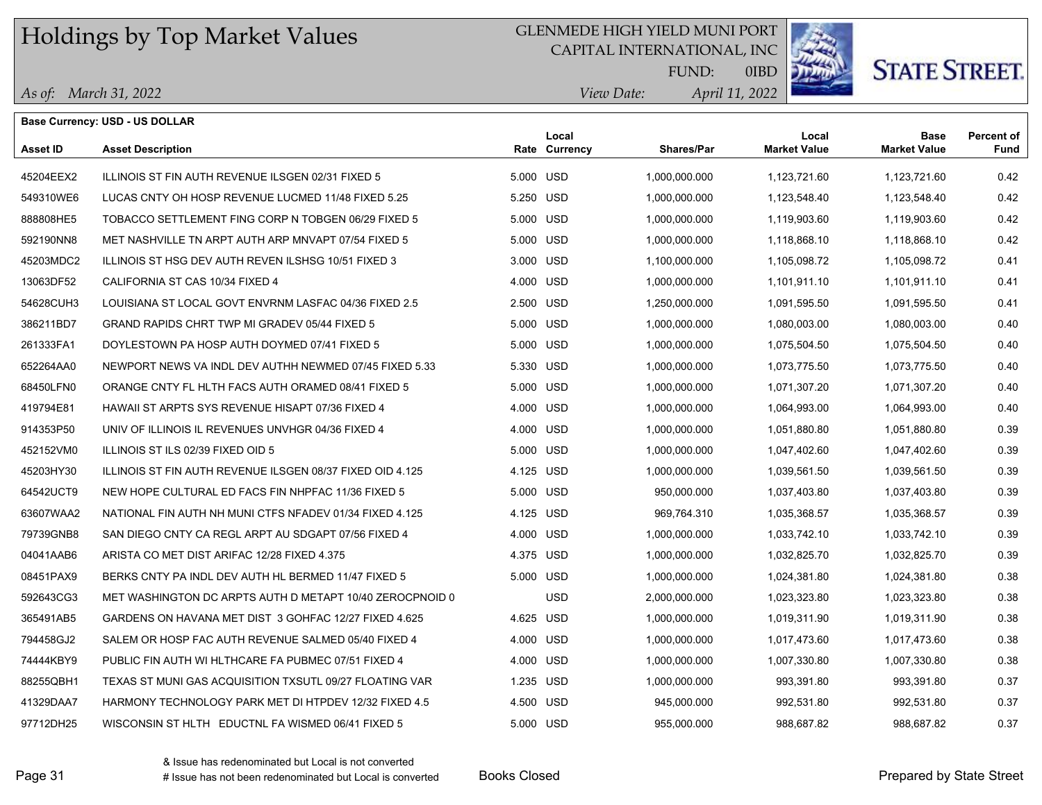# Holdings by Top Market Values

GLENMEDE HIGH YIELD MUNI PORT
CAPITAL INTERNATIONAL, INC
FUND: 0IBD

*As of:* *March 31, 2022*
*View Date:* *April 11, 2022*

STATE STREET.

**Base Currency: USD - US DOLLAR**

| Asset ID | Asset Description | Rate | Local Currency | Shares/Par | Local Market Value | Base Market Value | Percent of Fund |
|---|---|---|---|---|---|---|---|
| 45204EEX2 | ILLINOIS ST FIN AUTH REVENUE ILSGEN 02/31 FIXED 5 | 5.000 | USD | 1,000,000.000 | 1,123,721.60 | 1,123,721.60 | 0.42 |
| 549310WE6 | LUCAS CNTY OH HOSP REVENUE LUCMED 11/48 FIXED 5.25 | 5.250 | USD | 1,000,000.000 | 1,123,548.40 | 1,123,548.40 | 0.42 |
| 888808HE5 | TOBACCO SETTLEMENT FING CORP N TOBGEN 06/29 FIXED 5 | 5.000 | USD | 1,000,000.000 | 1,119,903.60 | 1,119,903.60 | 0.42 |
| 592190NN8 | MET NASHVILLE TN ARPT AUTH ARP MNVAPT 07/54 FIXED 5 | 5.000 | USD | 1,000,000.000 | 1,118,868.10 | 1,118,868.10 | 0.42 |
| 45203MDC2 | ILLINOIS ST HSG DEV AUTH REVEN ILSHSG 10/51 FIXED 3 | 3.000 | USD | 1,100,000.000 | 1,105,098.72 | 1,105,098.72 | 0.41 |
| 13063DF52 | CALIFORNIA ST CAS 10/34 FIXED 4 | 4.000 | USD | 1,000,000.000 | 1,101,911.10 | 1,101,911.10 | 0.41 |
| 54628CUH3 | LOUISIANA ST LOCAL GOVT ENVRNM LASFAC 04/36 FIXED 2.5 | 2.500 | USD | 1,250,000.000 | 1,091,595.50 | 1,091,595.50 | 0.41 |
| 386211BD7 | GRAND RAPIDS CHRT TWP MI GRADEV 05/44 FIXED 5 | 5.000 | USD | 1,000,000.000 | 1,080,003.00 | 1,080,003.00 | 0.40 |
| 261333FA1 | DOYLESTOWN PA HOSP AUTH DOYMED 07/41 FIXED 5 | 5.000 | USD | 1,000,000.000 | 1,075,504.50 | 1,075,504.50 | 0.40 |
| 652264AA0 | NEWPORT NEWS VA INDL DEV AUTHH NEWMED 07/45 FIXED 5.33 | 5.330 | USD | 1,000,000.000 | 1,073,775.50 | 1,073,775.50 | 0.40 |
| 68450LFN0 | ORANGE CNTY FL HLTH FACS AUTH ORAMED 08/41 FIXED 5 | 5.000 | USD | 1,000,000.000 | 1,071,307.20 | 1,071,307.20 | 0.40 |
| 419794E81 | HAWAII ST ARPTS SYS REVENUE HISAPT 07/36 FIXED 4 | 4.000 | USD | 1,000,000.000 | 1,064,993.00 | 1,064,993.00 | 0.40 |
| 914353P50 | UNIV OF ILLINOIS IL REVENUES UNVHGR 04/36 FIXED 4 | 4.000 | USD | 1,000,000.000 | 1,051,880.80 | 1,051,880.80 | 0.39 |
| 452152VM0 | ILLINOIS ST ILS 02/39 FIXED OID 5 | 5.000 | USD | 1,000,000.000 | 1,047,402.60 | 1,047,402.60 | 0.39 |
| 45203HY30 | ILLINOIS ST FIN AUTH REVENUE ILSGEN 08/37 FIXED OID 4.125 | 4.125 | USD | 1,000,000.000 | 1,039,561.50 | 1,039,561.50 | 0.39 |
| 64542UCT9 | NEW HOPE CULTURAL ED FACS FIN NHPFAC 11/36 FIXED 5 | 5.000 | USD | 950,000.000 | 1,037,403.80 | 1,037,403.80 | 0.39 |
| 63607WAA2 | NATIONAL FIN AUTH NH MUNI CTFS NFADEV 01/34 FIXED 4.125 | 4.125 | USD | 969,764.310 | 1,035,368.57 | 1,035,368.57 | 0.39 |
| 79739GNB8 | SAN DIEGO CNTY CA REGL ARPT AU SDGAPT 07/56 FIXED 4 | 4.000 | USD | 1,000,000.000 | 1,033,742.10 | 1,033,742.10 | 0.39 |
| 04041AAB6 | ARISTA CO MET DIST ARIFAC 12/28 FIXED 4.375 | 4.375 | USD | 1,000,000.000 | 1,032,825.70 | 1,032,825.70 | 0.39 |
| 08451PAX9 | BERKS CNTY PA INDL DEV AUTH HL BERMED 11/47 FIXED 5 | 5.000 | USD | 1,000,000.000 | 1,024,381.80 | 1,024,381.80 | 0.38 |
| 592643CG3 | MET WASHINGTON DC ARPTS AUTH D METAPT 10/40 ZEROCPNOID 0 | | USD | 2,000,000.000 | 1,023,323.80 | 1,023,323.80 | 0.38 |
| 365491AB5 | GARDENS ON HAVANA MET DIST 3 GOHFAC 12/27 FIXED 4.625 | 4.625 | USD | 1,000,000.000 | 1,019,311.90 | 1,019,311.90 | 0.38 |
| 794458GJ2 | SALEM OR HOSP FAC AUTH REVENUE SALMED 05/40 FIXED 4 | 4.000 | USD | 1,000,000.000 | 1,017,473.60 | 1,017,473.60 | 0.38 |
| 74444KBY9 | PUBLIC FIN AUTH WI HLTHCARE FA PUBMEC 07/51 FIXED 4 | 4.000 | USD | 1,000,000.000 | 1,007,330.80 | 1,007,330.80 | 0.38 |
| 88255QBH1 | TEXAS ST MUNI GAS ACQUISITION TXSUTL 09/27 FLOATING VAR | 1.235 | USD | 1,000,000.000 | 993,391.80 | 993,391.80 | 0.37 |
| 41329DAA7 | HARMONY TECHNOLOGY PARK MET DI HTPDEV 12/32 FIXED 4.5 | 4.500 | USD | 945,000.000 | 992,531.80 | 992,531.80 | 0.37 |
| 97712DH25 | WISCONSIN ST HLTH EDUCTNL FA WISMED 06/41 FIXED 5 | 5.000 | USD | 955,000.000 | 988,687.82 | 988,687.82 | 0.37 |

& Issue has redenominated but Local is not converted
# Issue has not been redenominated but Local is converted

Books Closed

Prepared by State Street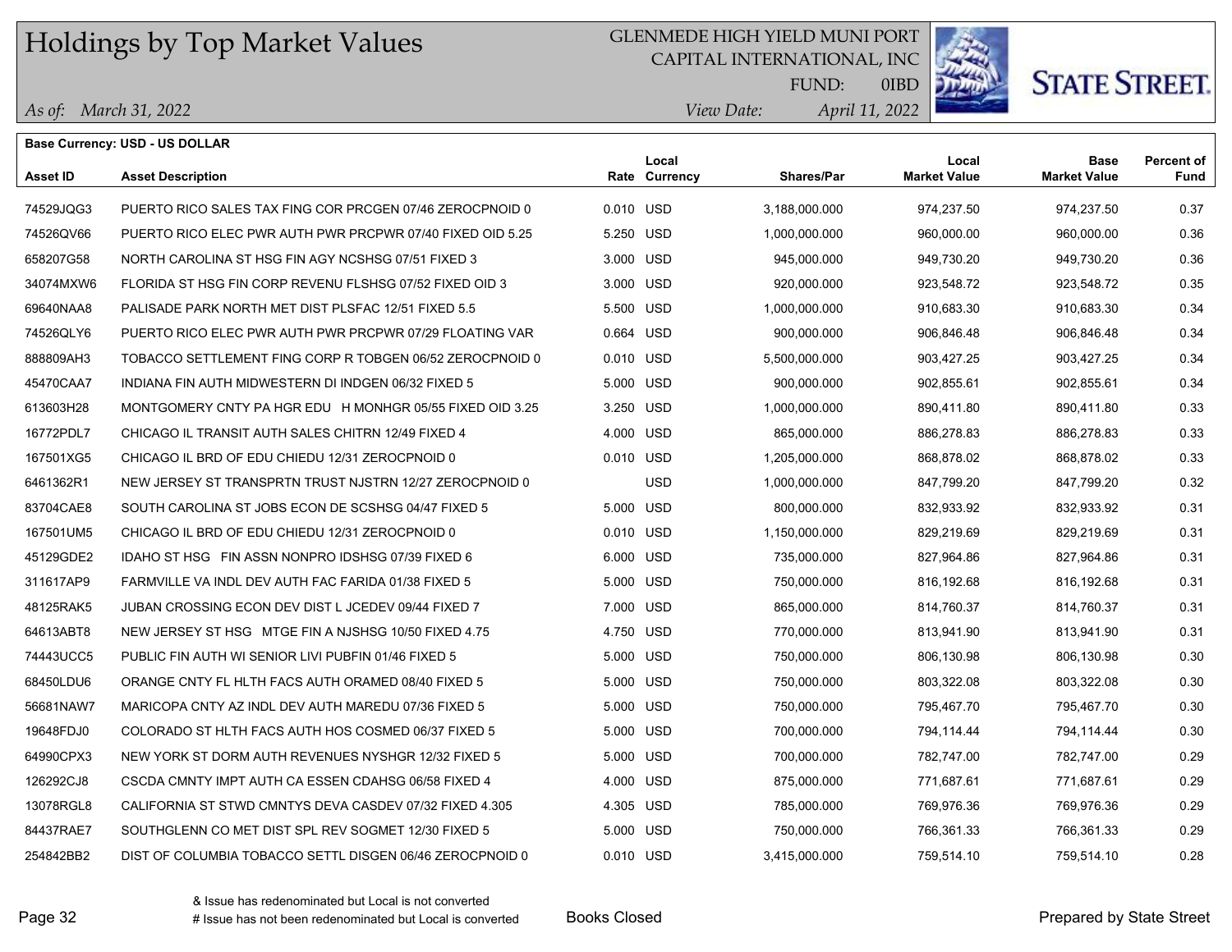# Holdings by Top Market Values

GLENMEDE HIGH YIELD MUNI PORT
CAPITAL INTERNATIONAL, INC
FUND: 0IBD

*As of: March 31, 2022*  *View Date: April 11, 2022*

**STATE STREET.**

**Base Currency: USD - US DOLLAR**

| Asset ID | Asset Description | Rate | Local Currency | Shares/Par | Local Market Value | Base Market Value | Percent of Fund |
|---|---|---|---|---|---|---|---|
| 74529JQG3 | PUERTO RICO SALES TAX FING COR PRCGEN 07/46 ZEROCPNOID 0 | 0.010 | USD | 3,188,000.000 | 974,237.50 | 974,237.50 | 0.37 |
| 74526QV66 | PUERTO RICO ELEC PWR AUTH PWR PRCPWR 07/40 FIXED OID 5.25 | 5.250 | USD | 1,000,000.000 | 960,000.00 | 960,000.00 | 0.36 |
| 658207G58 | NORTH CAROLINA ST HSG FIN AGY NCSHSG 07/51 FIXED 3 | 3.000 | USD | 945,000.000 | 949,730.20 | 949,730.20 | 0.36 |
| 34074MXW6 | FLORIDA ST HSG FIN CORP REVENU FLSHSG 07/52 FIXED OID 3 | 3.000 | USD | 920,000.000 | 923,548.72 | 923,548.72 | 0.35 |
| 69640NAA8 | PALISADE PARK NORTH MET DIST PLSFAC 12/51 FIXED 5.5 | 5.500 | USD | 1,000,000.000 | 910,683.30 | 910,683.30 | 0.34 |
| 74526QLY6 | PUERTO RICO ELEC PWR AUTH PWR PRCPWR 07/29 FLOATING VAR | 0.664 | USD | 900,000.000 | 906,846.48 | 906,846.48 | 0.34 |
| 888809AH3 | TOBACCO SETTLEMENT FING CORP R TOBGEN 06/52 ZEROCPNOID 0 | 0.010 | USD | 5,500,000.000 | 903,427.25 | 903,427.25 | 0.34 |
| 45470CAA7 | INDIANA FIN AUTH MIDWESTERN DI INDGEN 06/32 FIXED 5 | 5.000 | USD | 900,000.000 | 902,855.61 | 902,855.61 | 0.34 |
| 613603H28 | MONTGOMERY CNTY PA HGR EDU H MONHGR 05/55 FIXED OID 3.25 | 3.250 | USD | 1,000,000.000 | 890,411.80 | 890,411.80 | 0.33 |
| 16772PDL7 | CHICAGO IL TRANSIT AUTH SALES CHITRN 12/49 FIXED 4 | 4.000 | USD | 865,000.000 | 886,278.83 | 886,278.83 | 0.33 |
| 167501XG5 | CHICAGO IL BRD OF EDU CHIEDU 12/31 ZEROCPNOID 0 | 0.010 | USD | 1,205,000.000 | 868,878.02 | 868,878.02 | 0.33 |
| 6461362R1 | NEW JERSEY ST TRANSPRTN TRUST NJSTRN 12/27 ZEROCPNOID 0 | | USD | 1,000,000.000 | 847,799.20 | 847,799.20 | 0.32 |
| 83704CAE8 | SOUTH CAROLINA ST JOBS ECON DE SCSHSG 04/47 FIXED 5 | 5.000 | USD | 800,000.000 | 832,933.92 | 832,933.92 | 0.31 |
| 167501UM5 | CHICAGO IL BRD OF EDU CHIEDU 12/31 ZEROCPNOID 0 | 0.010 | USD | 1,150,000.000 | 829,219.69 | 829,219.69 | 0.31 |
| 45129GDE2 | IDAHO ST HSG FIN ASSN NONPRO IDSHSG 07/39 FIXED 6 | 6.000 | USD | 735,000.000 | 827,964.86 | 827,964.86 | 0.31 |
| 311617AP9 | FARMVILLE VA INDL DEV AUTH FAC FARIDA 01/38 FIXED 5 | 5.000 | USD | 750,000.000 | 816,192.68 | 816,192.68 | 0.31 |
| 48125RAK5 | JUBAN CROSSING ECON DEV DIST L JCEDEV 09/44 FIXED 7 | 7.000 | USD | 865,000.000 | 814,760.37 | 814,760.37 | 0.31 |
| 64613ABT8 | NEW JERSEY ST HSG MTGE FIN A NJSHSG 10/50 FIXED 4.75 | 4.750 | USD | 770,000.000 | 813,941.90 | 813,941.90 | 0.31 |
| 74443UCC5 | PUBLIC FIN AUTH WI SENIOR LIVI PUBFIN 01/46 FIXED 5 | 5.000 | USD | 750,000.000 | 806,130.98 | 806,130.98 | 0.30 |
| 68450LDU6 | ORANGE CNTY FL HLTH FACS AUTH ORAMED 08/40 FIXED 5 | 5.000 | USD | 750,000.000 | 803,322.08 | 803,322.08 | 0.30 |
| 56681NAW7 | MARICOPA CNTY AZ INDL DEV AUTH MAREDU 07/36 FIXED 5 | 5.000 | USD | 750,000.000 | 795,467.70 | 795,467.70 | 0.30 |
| 19648FDJ0 | COLORADO ST HLTH FACS AUTH HOS COSMED 06/37 FIXED 5 | 5.000 | USD | 700,000.000 | 794,114.44 | 794,114.44 | 0.30 |
| 64990CPX3 | NEW YORK ST DORM AUTH REVENUES NYSHGR 12/32 FIXED 5 | 5.000 | USD | 700,000.000 | 782,747.00 | 782,747.00 | 0.29 |
| 126292CJ8 | CSCDA CMNTY IMPT AUTH CA ESSEN CDAHSG 06/58 FIXED 4 | 4.000 | USD | 875,000.000 | 771,687.61 | 771,687.61 | 0.29 |
| 13078RGL8 | CALIFORNIA ST STWD CMNTYS DEVA CASDEV 07/32 FIXED 4.305 | 4.305 | USD | 785,000.000 | 769,976.36 | 769,976.36 | 0.29 |
| 84437RAE7 | SOUTHGLENN CO MET DIST SPL REV SOGMET 12/30 FIXED 5 | 5.000 | USD | 750,000.000 | 766,361.33 | 766,361.33 | 0.29 |
| 254842BB2 | DIST OF COLUMBIA TOBACCO SETTL DISGEN 06/46 ZEROCPNOID 0 | 0.010 | USD | 3,415,000.000 | 759,514.10 | 759,514.10 | 0.28 |

& Issue has redenominated but Local is not converted
# Issue has not been redenominated but Local is converted

Books Closed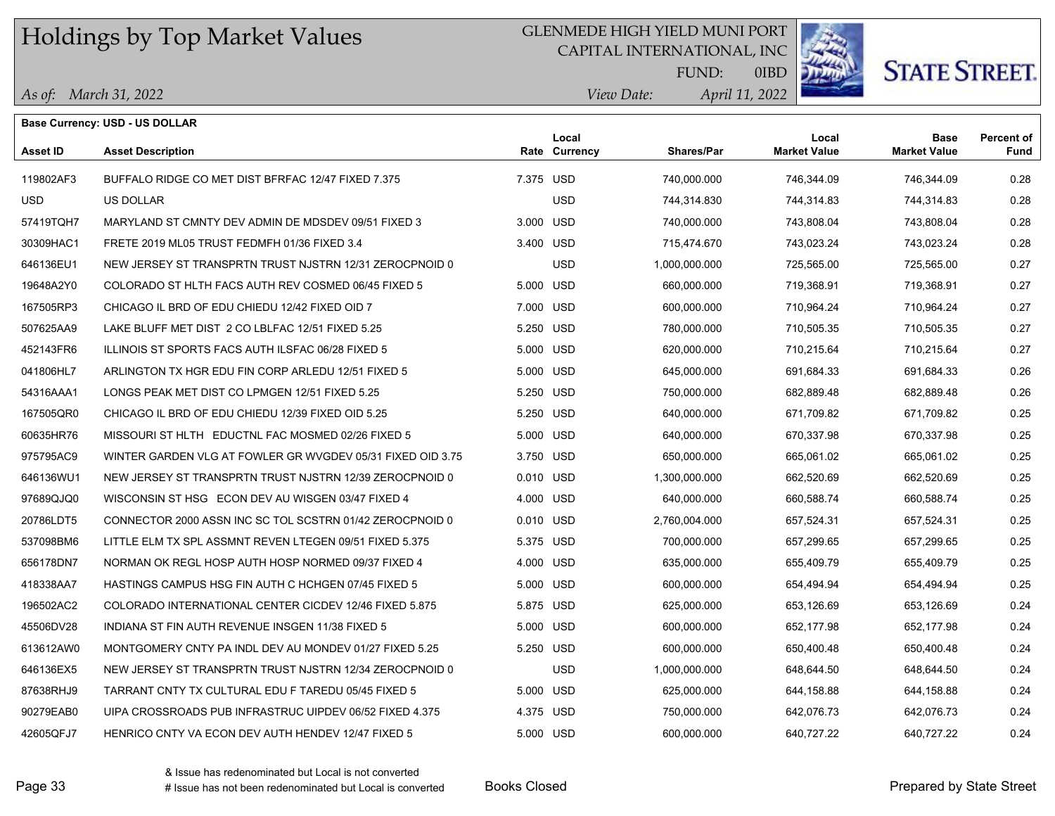# Holdings by Top Market Values

GLENMEDE HIGH YIELD MUNI PORT
CAPITAL INTERNATIONAL, INC
FUND: 0IBD

*As of: March 31, 2022*

*View Date: April 11, 2022*

**Base Currency: USD - US DOLLAR**

| Asset ID | Asset Description | Rate | Local Currency | Shares/Par | Local Market Value | Base Market Value | Percent of Fund |
|---|---|---|---|---|---|---|---|
| 119802AF3 | BUFFALO RIDGE CO MET DIST BFRFAC 12/47 FIXED 7.375 | 7.375 | USD | 740,000.000 | 746,344.09 | 746,344.09 | 0.28 |
| USD | US DOLLAR | | USD | 744,314.830 | 744,314.83 | 744,314.83 | 0.28 |
| 57419TQH7 | MARYLAND ST CMNTY DEV ADMIN DE MDSDEV 09/51 FIXED 3 | 3.000 | USD | 740,000.000 | 743,808.04 | 743,808.04 | 0.28 |
| 30309HAC1 | FRETE 2019 ML05 TRUST FEDMFH 01/36 FIXED 3.4 | 3.400 | USD | 715,474.670 | 743,023.24 | 743,023.24 | 0.28 |
| 646136EU1 | NEW JERSEY ST TRANSPRTN TRUST NJSTRN 12/31 ZEROCPNOID 0 | | USD | 1,000,000.000 | 725,565.00 | 725,565.00 | 0.27 |
| 19648A2Y0 | COLORADO ST HLTH FACS AUTH REV COSMED 06/45 FIXED 5 | 5.000 | USD | 660,000.000 | 719,368.91 | 719,368.91 | 0.27 |
| 167505RP3 | CHICAGO IL BRD OF EDU CHIEDU 12/42 FIXED OID 7 | 7.000 | USD | 600,000.000 | 710,964.24 | 710,964.24 | 0.27 |
| 507625AA9 | LAKE BLUFF MET DIST 2 CO LBLFAC 12/51 FIXED 5.25 | 5.250 | USD | 780,000.000 | 710,505.35 | 710,505.35 | 0.27 |
| 452143FR6 | ILLINOIS ST SPORTS FACS AUTH ILSFAC 06/28 FIXED 5 | 5.000 | USD | 620,000.000 | 710,215.64 | 710,215.64 | 0.27 |
| 041806HL7 | ARLINGTON TX HGR EDU FIN CORP ARLEDU 12/51 FIXED 5 | 5.000 | USD | 645,000.000 | 691,684.33 | 691,684.33 | 0.26 |
| 54316AAA1 | LONGS PEAK MET DIST CO LPMGEN 12/51 FIXED 5.25 | 5.250 | USD | 750,000.000 | 682,889.48 | 682,889.48 | 0.26 |
| 167505QR0 | CHICAGO IL BRD OF EDU CHIEDU 12/39 FIXED OID 5.25 | 5.250 | USD | 640,000.000 | 671,709.82 | 671,709.82 | 0.25 |
| 60635HR76 | MISSOURI ST HLTH EDUCTNL FAC MOSMED 02/26 FIXED 5 | 5.000 | USD | 640,000.000 | 670,337.98 | 670,337.98 | 0.25 |
| 975795AC9 | WINTER GARDEN VLG AT FOWLER GR WVGDEV 05/31 FIXED OID 3.75 | 3.750 | USD | 650,000.000 | 665,061.02 | 665,061.02 | 0.25 |
| 646136WU1 | NEW JERSEY ST TRANSPRTN TRUST NJSTRN 12/39 ZEROCPNOID 0 | 0.010 | USD | 1,300,000.000 | 662,520.69 | 662,520.69 | 0.25 |
| 97689QJQ0 | WISCONSIN ST HSG ECON DEV AU WISGEN 03/47 FIXED 4 | 4.000 | USD | 640,000.000 | 660,588.74 | 660,588.74 | 0.25 |
| 20786LDT5 | CONNECTOR 2000 ASSN INC SC TOL SCSTRN 01/42 ZEROCPNOID 0 | 0.010 | USD | 2,760,004.000 | 657,524.31 | 657,524.31 | 0.25 |
| 537098BM6 | LITTLE ELM TX SPL ASSMNT REVEN LTEGEN 09/51 FIXED 5.375 | 5.375 | USD | 700,000.000 | 657,299.65 | 657,299.65 | 0.25 |
| 656178DN7 | NORMAN OK REGL HOSP AUTH HOSP NORMED 09/37 FIXED 4 | 4.000 | USD | 635,000.000 | 655,409.79 | 655,409.79 | 0.25 |
| 418338AA7 | HASTINGS CAMPUS HSG FIN AUTH C HCHGEN 07/45 FIXED 5 | 5.000 | USD | 600,000.000 | 654,494.94 | 654,494.94 | 0.25 |
| 196502AC2 | COLORADO INTERNATIONAL CENTER CICDEV 12/46 FIXED 5.875 | 5.875 | USD | 625,000.000 | 653,126.69 | 653,126.69 | 0.24 |
| 45506DV28 | INDIANA ST FIN AUTH REVENUE INSGEN 11/38 FIXED 5 | 5.000 | USD | 600,000.000 | 652,177.98 | 652,177.98 | 0.24 |
| 613612AW0 | MONTGOMERY CNTY PA INDL DEV AU MONDEV 01/27 FIXED 5.25 | 5.250 | USD | 600,000.000 | 650,400.48 | 650,400.48 | 0.24 |
| 646136EX5 | NEW JERSEY ST TRANSPRTN TRUST NJSTRN 12/34 ZEROCPNOID 0 | | USD | 1,000,000.000 | 648,644.50 | 648,644.50 | 0.24 |
| 87638RHJ9 | TARRANT CNTY TX CULTURAL EDU F TAREDU 05/45 FIXED 5 | 5.000 | USD | 625,000.000 | 644,158.88 | 644,158.88 | 0.24 |
| 90279EAB0 | UIPA CROSSROADS PUB INFRASTRUC UIPDEV 06/52 FIXED 4.375 | 4.375 | USD | 750,000.000 | 642,076.73 | 642,076.73 | 0.24 |
| 42605QFJ7 | HENRICO CNTY VA ECON DEV AUTH HENDEV 12/47 FIXED 5 | 5.000 | USD | 600,000.000 | 640,727.22 | 640,727.22 | 0.24 |

& Issue has redenominated but Local is not converted
# Issue has not been redenominated but Local is converted

Books Closed

Prepared by State Street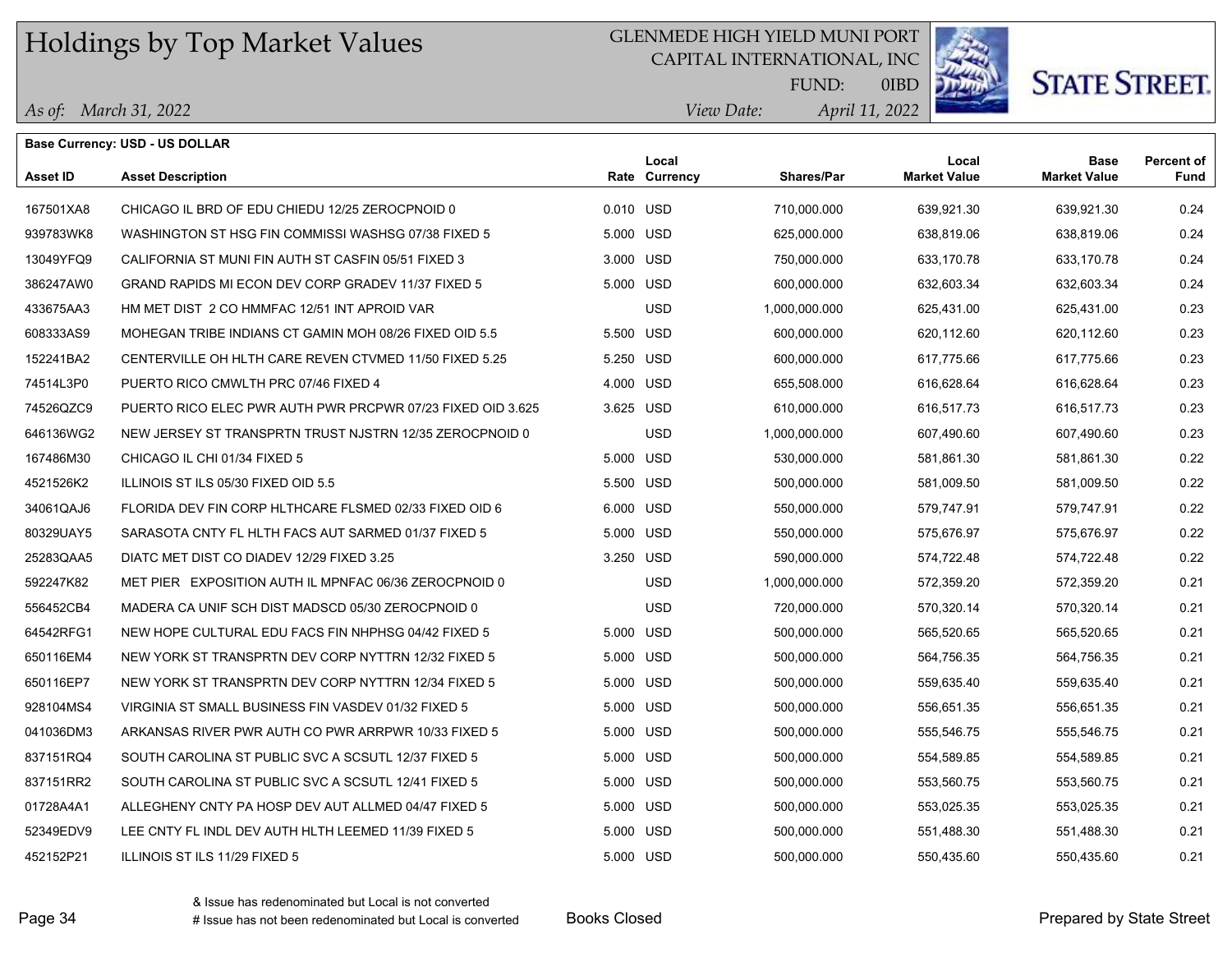# Holdings by Top Market Values

GLENMEDE HIGH YIELD MUNI PORT
CAPITAL INTERNATIONAL, INC
FUND: 0IBD

*As of: March 31, 2022*
*View Date: April 11, 2022*

**Base Currency: USD - US DOLLAR**

| Asset ID | Asset Description | Rate | Local Currency | Shares/Par | Local Market Value | Base Market Value | Percent of Fund |
|---|---|---|---|---|---|---|---|
| 167501XA8 | CHICAGO IL BRD OF EDU CHIEDU 12/25 ZEROCPNOID 0 | 0.010 | USD | 710,000.000 | 639,921.30 | 639,921.30 | 0.24 |
| 939783WK8 | WASHINGTON ST HSG FIN COMMISSI WASHSG 07/38 FIXED 5 | 5.000 | USD | 625,000.000 | 638,819.06 | 638,819.06 | 0.24 |
| 13049YFQ9 | CALIFORNIA ST MUNI FIN AUTH ST CASFIN 05/51 FIXED 3 | 3.000 | USD | 750,000.000 | 633,170.78 | 633,170.78 | 0.24 |
| 386247AW0 | GRAND RAPIDS MI ECON DEV CORP GRADEV 11/37 FIXED 5 | 5.000 | USD | 600,000.000 | 632,603.34 | 632,603.34 | 0.24 |
| 433675AA3 | HM MET DIST 2 CO HMMFAC 12/51 INT APROID VAR | | USD | 1,000,000.000 | 625,431.00 | 625,431.00 | 0.23 |
| 608333AS9 | MOHEGAN TRIBE INDIANS CT GAMIN MOH 08/26 FIXED OID 5.5 | 5.500 | USD | 600,000.000 | 620,112.60 | 620,112.60 | 0.23 |
| 152241BA2 | CENTERVILLE OH HLTH CARE REVEN CTVMED 11/50 FIXED 5.25 | 5.250 | USD | 600,000.000 | 617,775.66 | 617,775.66 | 0.23 |
| 74514L3P0 | PUERTO RICO CMWLTH PRC 07/46 FIXED 4 | 4.000 | USD | 655,508.000 | 616,628.64 | 616,628.64 | 0.23 |
| 74526QZC9 | PUERTO RICO ELEC PWR AUTH PWR PRCPWR 07/23 FIXED OID 3.625 | 3.625 | USD | 610,000.000 | 616,517.73 | 616,517.73 | 0.23 |
| 646136WG2 | NEW JERSEY ST TRANSPRTN TRUST NJSTRN 12/35 ZEROCPNOID 0 | | USD | 1,000,000.000 | 607,490.60 | 607,490.60 | 0.23 |
| 167486M30 | CHICAGO IL CHI 01/34 FIXED 5 | 5.000 | USD | 530,000.000 | 581,861.30 | 581,861.30 | 0.22 |
| 4521526K2 | ILLINOIS ST ILS 05/30 FIXED OID 5.5 | 5.500 | USD | 500,000.000 | 581,009.50 | 581,009.50 | 0.22 |
| 34061QAJ6 | FLORIDA DEV FIN CORP HLTHCARE FLSMED 02/33 FIXED OID 6 | 6.000 | USD | 550,000.000 | 579,747.91 | 579,747.91 | 0.22 |
| 80329UAY5 | SARASOTA CNTY FL HLTH FACS AUT SARMED 01/37 FIXED 5 | 5.000 | USD | 550,000.000 | 575,676.97 | 575,676.97 | 0.22 |
| 25283QAA5 | DIATC MET DIST CO DIADEV 12/29 FIXED 3.25 | 3.250 | USD | 590,000.000 | 574,722.48 | 574,722.48 | 0.22 |
| 592247K82 | MET PIER EXPOSITION AUTH IL MPNFAC 06/36 ZEROCPNOID 0 | | USD | 1,000,000.000 | 572,359.20 | 572,359.20 | 0.21 |
| 556452CB4 | MADERA CA UNIF SCH DIST MADSCD 05/30 ZEROCPNOID 0 | | USD | 720,000.000 | 570,320.14 | 570,320.14 | 0.21 |
| 64542RFG1 | NEW HOPE CULTURAL EDU FACS FIN NHPHSG 04/42 FIXED 5 | 5.000 | USD | 500,000.000 | 565,520.65 | 565,520.65 | 0.21 |
| 650116EM4 | NEW YORK ST TRANSPRTN DEV CORP NYTTRN 12/32 FIXED 5 | 5.000 | USD | 500,000.000 | 564,756.35 | 564,756.35 | 0.21 |
| 650116EP7 | NEW YORK ST TRANSPRTN DEV CORP NYTTRN 12/34 FIXED 5 | 5.000 | USD | 500,000.000 | 559,635.40 | 559,635.40 | 0.21 |
| 928104MS4 | VIRGINIA ST SMALL BUSINESS FIN VASDEV 01/32 FIXED 5 | 5.000 | USD | 500,000.000 | 556,651.35 | 556,651.35 | 0.21 |
| 041036DM3 | ARKANSAS RIVER PWR AUTH CO PWR ARRPWR 10/33 FIXED 5 | 5.000 | USD | 500,000.000 | 555,546.75 | 555,546.75 | 0.21 |
| 837151RQ4 | SOUTH CAROLINA ST PUBLIC SVC A SCSUTL 12/37 FIXED 5 | 5.000 | USD | 500,000.000 | 554,589.85 | 554,589.85 | 0.21 |
| 837151RR2 | SOUTH CAROLINA ST PUBLIC SVC A SCSUTL 12/41 FIXED 5 | 5.000 | USD | 500,000.000 | 553,560.75 | 553,560.75 | 0.21 |
| 01728A4A1 | ALLEGHENY CNTY PA HOSP DEV AUT ALLMED 04/47 FIXED 5 | 5.000 | USD | 500,000.000 | 553,025.35 | 553,025.35 | 0.21 |
| 52349EDV9 | LEE CNTY FL INDL DEV AUTH HLTH LEEMED 11/39 FIXED 5 | 5.000 | USD | 500,000.000 | 551,488.30 | 551,488.30 | 0.21 |
| 452152P21 | ILLINOIS ST ILS 11/29 FIXED 5 | 5.000 | USD | 500,000.000 | 550,435.60 | 550,435.60 | 0.21 |

& Issue has redenominated but Local is not converted
# Issue has not been redenominated but Local is converted

Books Closed

Prepared by State Street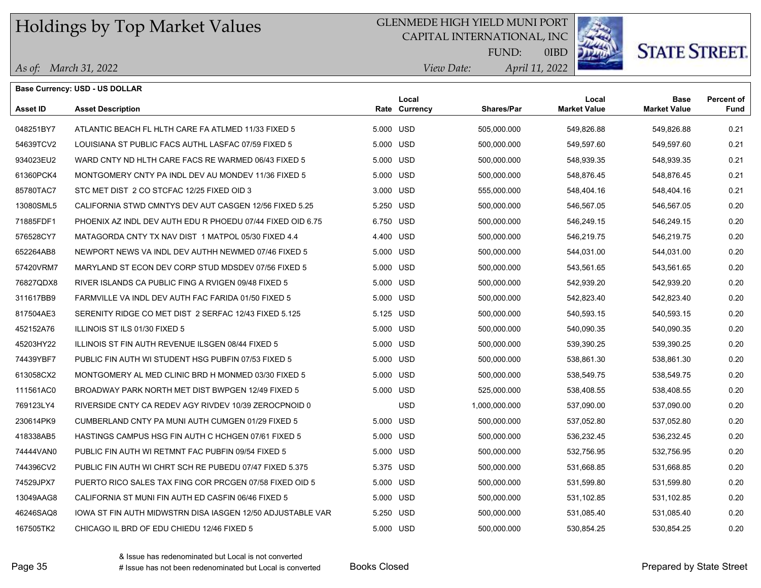# Holdings by Top Market Values

GLENMEDE HIGH YIELD MUNI PORT
CAPITAL INTERNATIONAL, INC
FUND: 0IBD

*As of: March 31, 2022*
*View Date: April 11, 2022*

STATE STREET.

**Base Currency: USD - US DOLLAR**

| Asset ID | Asset Description | Rate | Local Currency | Shares/Par | Local Market Value | Base Market Value | Percent of Fund |
|---|---|---|---|---|---|---|---|
| 048251BY7 | ATLANTIC BEACH FL HLTH CARE FA ATLMED 11/33 FIXED 5 | 5.000 | USD | 505,000.000 | 549,826.88 | 549,826.88 | 0.21 |
| 54639TCV2 | LOUISIANA ST PUBLIC FACS AUTHL LASFAC 07/59 FIXED 5 | 5.000 | USD | 500,000.000 | 549,597.60 | 549,597.60 | 0.21 |
| 934023EU2 | WARD CNTY ND HLTH CARE FACS RE WARMED 06/43 FIXED 5 | 5.000 | USD | 500,000.000 | 548,939.35 | 548,939.35 | 0.21 |
| 61360PCK4 | MONTGOMERY CNTY PA INDL DEV AU MONDEV 11/36 FIXED 5 | 5.000 | USD | 500,000.000 | 548,876.45 | 548,876.45 | 0.21 |
| 85780TAC7 | STC MET DIST 2 CO STCFAC 12/25 FIXED OID 3 | 3.000 | USD | 555,000.000 | 548,404.16 | 548,404.16 | 0.21 |
| 13080SML5 | CALIFORNIA STWD CMNTYS DEV AUT CASGEN 12/56 FIXED 5.25 | 5.250 | USD | 500,000.000 | 546,567.05 | 546,567.05 | 0.20 |
| 71885FDF1 | PHOENIX AZ INDL DEV AUTH EDU R PHOEDU 07/44 FIXED OID 6.75 | 6.750 | USD | 500,000.000 | 546,249.15 | 546,249.15 | 0.20 |
| 576528CY7 | MATAGORDA CNTY TX NAV DIST 1 MATPOL 05/30 FIXED 4.4 | 4.400 | USD | 500,000.000 | 546,219.75 | 546,219.75 | 0.20 |
| 652264AB8 | NEWPORT NEWS VA INDL DEV AUTHH NEWMED 07/46 FIXED 5 | 5.000 | USD | 500,000.000 | 544,031.00 | 544,031.00 | 0.20 |
| 57420VRM7 | MARYLAND ST ECON DEV CORP STUD MDSDEV 07/56 FIXED 5 | 5.000 | USD | 500,000.000 | 543,561.65 | 543,561.65 | 0.20 |
| 76827QDX8 | RIVER ISLANDS CA PUBLIC FING A RVIGEN 09/48 FIXED 5 | 5.000 | USD | 500,000.000 | 542,939.20 | 542,939.20 | 0.20 |
| 311617BB9 | FARMVILLE VA INDL DEV AUTH FAC FARIDA 01/50 FIXED 5 | 5.000 | USD | 500,000.000 | 542,823.40 | 542,823.40 | 0.20 |
| 817504AE3 | SERENITY RIDGE CO MET DIST 2 SERFAC 12/43 FIXED 5.125 | 5.125 | USD | 500,000.000 | 540,593.15 | 540,593.15 | 0.20 |
| 452152A76 | ILLINOIS ST ILS 01/30 FIXED 5 | 5.000 | USD | 500,000.000 | 540,090.35 | 540,090.35 | 0.20 |
| 45203HY22 | ILLINOIS ST FIN AUTH REVENUE ILSGEN 08/44 FIXED 5 | 5.000 | USD | 500,000.000 | 539,390.25 | 539,390.25 | 0.20 |
| 74439YBF7 | PUBLIC FIN AUTH WI STUDENT HSG PUBFIN 07/53 FIXED 5 | 5.000 | USD | 500,000.000 | 538,861.30 | 538,861.30 | 0.20 |
| 613058CX2 | MONTGOMERY AL MED CLINIC BRD H MONMED 03/30 FIXED 5 | 5.000 | USD | 500,000.000 | 538,549.75 | 538,549.75 | 0.20 |
| 111561AC0 | BROADWAY PARK NORTH MET DIST BWPGEN 12/49 FIXED 5 | 5.000 | USD | 525,000.000 | 538,408.55 | 538,408.55 | 0.20 |
| 769123LY4 | RIVERSIDE CNTY CA REDEV AGY RIVDEV 10/39 ZEROCPNOID 0 | | USD | 1,000,000.000 | 537,090.00 | 537,090.00 | 0.20 |
| 230614PK9 | CUMBERLAND CNTY PA MUNI AUTH CUMGEN 01/29 FIXED 5 | 5.000 | USD | 500,000.000 | 537,052.80 | 537,052.80 | 0.20 |
| 418338AB5 | HASTINGS CAMPUS HSG FIN AUTH C HCHGEN 07/61 FIXED 5 | 5.000 | USD | 500,000.000 | 536,232.45 | 536,232.45 | 0.20 |
| 74444VAN0 | PUBLIC FIN AUTH WI RETMNT FAC PUBFIN 09/54 FIXED 5 | 5.000 | USD | 500,000.000 | 532,756.95 | 532,756.95 | 0.20 |
| 744396CV2 | PUBLIC FIN AUTH WI CHRT SCH RE PUBEDU 07/47 FIXED 5.375 | 5.375 | USD | 500,000.000 | 531,668.85 | 531,668.85 | 0.20 |
| 74529JPX7 | PUERTO RICO SALES TAX FING COR PRCGEN 07/58 FIXED OID 5 | 5.000 | USD | 500,000.000 | 531,599.80 | 531,599.80 | 0.20 |
| 13049AAG8 | CALIFORNIA ST MUNI FIN AUTH ED CASFIN 06/46 FIXED 5 | 5.000 | USD | 500,000.000 | 531,102.85 | 531,102.85 | 0.20 |
| 46246SAQ8 | IOWA ST FIN AUTH MIDWSTRN DISA IASGEN 12/50 ADJUSTABLE VAR | 5.250 | USD | 500,000.000 | 531,085.40 | 531,085.40 | 0.20 |
| 167505TK2 | CHICAGO IL BRD OF EDU CHIEDU 12/46 FIXED 5 | 5.000 | USD | 500,000.000 | 530,854.25 | 530,854.25 | 0.20 |

& Issue has redenominated but Local is not converted
# Issue has not been redenominated but Local is converted

Books Closed

Prepared by State Street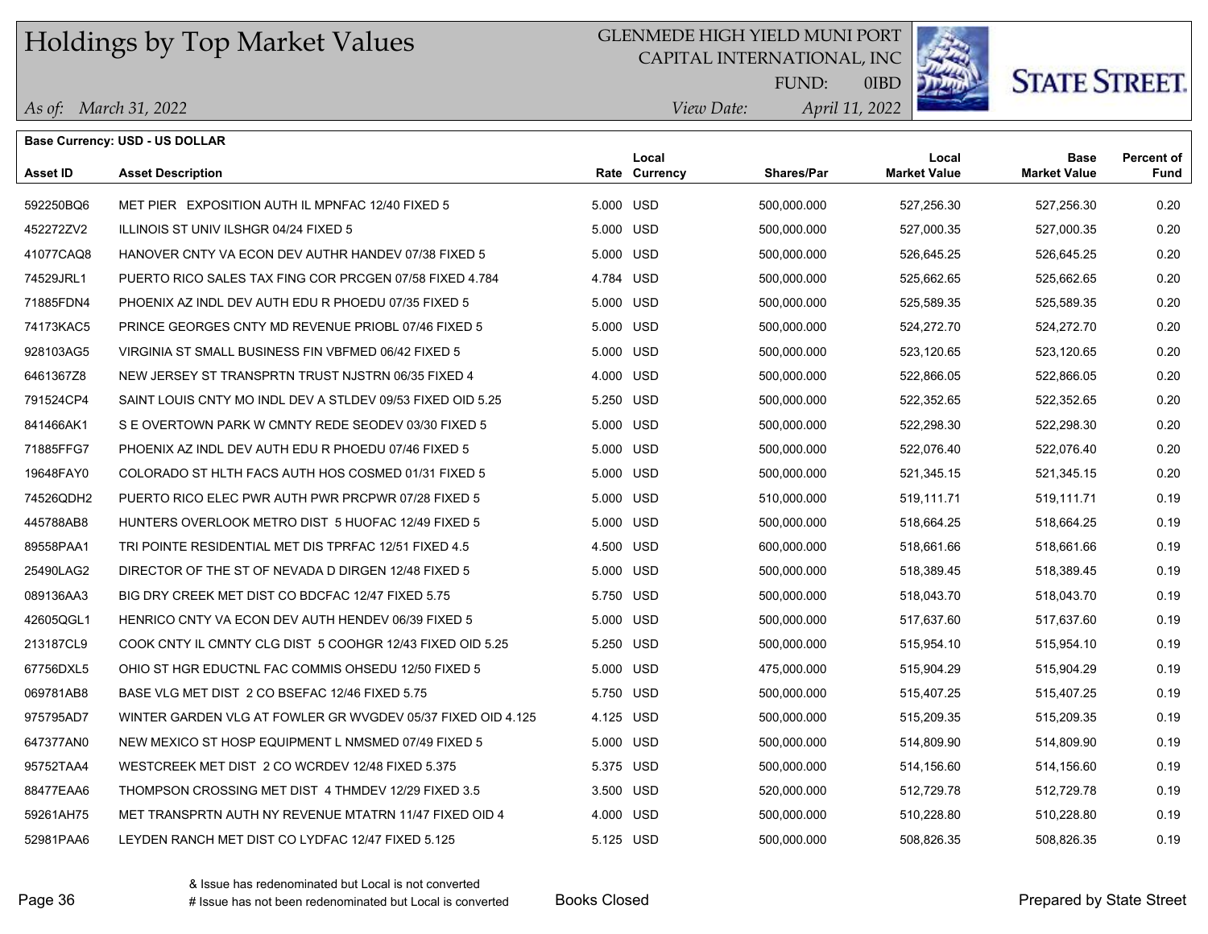# Holdings by Top Market Values

GLENMEDE HIGH YIELD MUNI PORT
CAPITAL INTERNATIONAL, INC
FUND: 0IBD

*As of: March 31, 2022*
*View Date: April 11, 2022*

**Base Currency: USD - US DOLLAR**

| Asset ID | Asset Description | Rate | Local Currency | Shares/Par | Local Market Value | Base Market Value | Percent of Fund |
|---|---|---|---|---|---|---|---|
| 592250BQ6 | MET PIER EXPOSITION AUTH IL MPNFAC 12/40 FIXED 5 | 5.000 | USD | 500,000.000 | 527,256.30 | 527,256.30 | 0.20 |
| 452272ZV2 | ILLINOIS ST UNIV ILSHGR 04/24 FIXED 5 | 5.000 | USD | 500,000.000 | 527,000.35 | 527,000.35 | 0.20 |
| 41077CAQ8 | HANOVER CNTY VA ECON DEV AUTHR HANDEV 07/38 FIXED 5 | 5.000 | USD | 500,000.000 | 526,645.25 | 526,645.25 | 0.20 |
| 74529JRL1 | PUERTO RICO SALES TAX FING COR PRCGEN 07/58 FIXED 4.784 | 4.784 | USD | 500,000.000 | 525,662.65 | 525,662.65 | 0.20 |
| 71885FDN4 | PHOENIX AZ INDL DEV AUTH EDU R PHOEDU 07/35 FIXED 5 | 5.000 | USD | 500,000.000 | 525,589.35 | 525,589.35 | 0.20 |
| 74173KAC5 | PRINCE GEORGES CNTY MD REVENUE PRIOBL 07/46 FIXED 5 | 5.000 | USD | 500,000.000 | 524,272.70 | 524,272.70 | 0.20 |
| 928103AG5 | VIRGINIA ST SMALL BUSINESS FIN VBFMED 06/42 FIXED 5 | 5.000 | USD | 500,000.000 | 523,120.65 | 523,120.65 | 0.20 |
| 6461367Z8 | NEW JERSEY ST TRANSPRTN TRUST NJSTRN 06/35 FIXED 4 | 4.000 | USD | 500,000.000 | 522,866.05 | 522,866.05 | 0.20 |
| 791524CP4 | SAINT LOUIS CNTY MO INDL DEV A STLDEV 09/53 FIXED OID 5.25 | 5.250 | USD | 500,000.000 | 522,352.65 | 522,352.65 | 0.20 |
| 841466AK1 | S E OVERTOWN PARK W CMNTY REDE SEODEV 03/30 FIXED 5 | 5.000 | USD | 500,000.000 | 522,298.30 | 522,298.30 | 0.20 |
| 71885FFG7 | PHOENIX AZ INDL DEV AUTH EDU R PHOEDU 07/46 FIXED 5 | 5.000 | USD | 500,000.000 | 522,076.40 | 522,076.40 | 0.20 |
| 19648FAY0 | COLORADO ST HLTH FACS AUTH HOS COSMED 01/31 FIXED 5 | 5.000 | USD | 500,000.000 | 521,345.15 | 521,345.15 | 0.20 |
| 74526QDH2 | PUERTO RICO ELEC PWR AUTH PWR PRCPWR 07/28 FIXED 5 | 5.000 | USD | 510,000.000 | 519,111.71 | 519,111.71 | 0.19 |
| 445788AB8 | HUNTERS OVERLOOK METRO DIST 5 HUOFAC 12/49 FIXED 5 | 5.000 | USD | 500,000.000 | 518,664.25 | 518,664.25 | 0.19 |
| 89558PAA1 | TRI POINTE RESIDENTIAL MET DIS TPRFAC 12/51 FIXED 4.5 | 4.500 | USD | 600,000.000 | 518,661.66 | 518,661.66 | 0.19 |
| 25490LAG2 | DIRECTOR OF THE ST OF NEVADA D DIRGEN 12/48 FIXED 5 | 5.000 | USD | 500,000.000 | 518,389.45 | 518,389.45 | 0.19 |
| 089136AA3 | BIG DRY CREEK MET DIST CO BDCFAC 12/47 FIXED 5.75 | 5.750 | USD | 500,000.000 | 518,043.70 | 518,043.70 | 0.19 |
| 42605QGL1 | HENRICO CNTY VA ECON DEV AUTH HENDEV 06/39 FIXED 5 | 5.000 | USD | 500,000.000 | 517,637.60 | 517,637.60 | 0.19 |
| 213187CL9 | COOK CNTY IL CMNTY CLG DIST 5 COOHGR 12/43 FIXED OID 5.25 | 5.250 | USD | 500,000.000 | 515,954.10 | 515,954.10 | 0.19 |
| 67756DXL5 | OHIO ST HGR EDUCTNL FAC COMMIS OHSEDU 12/50 FIXED 5 | 5.000 | USD | 475,000.000 | 515,904.29 | 515,904.29 | 0.19 |
| 069781AB8 | BASE VLG MET DIST 2 CO BSEFAC 12/46 FIXED 5.75 | 5.750 | USD | 500,000.000 | 515,407.25 | 515,407.25 | 0.19 |
| 975795AD7 | WINTER GARDEN VLG AT FOWLER GR WVGDEV 05/37 FIXED OID 4.125 | 4.125 | USD | 500,000.000 | 515,209.35 | 515,209.35 | 0.19 |
| 647377AN0 | NEW MEXICO ST HOSP EQUIPMENT L NMSMED 07/49 FIXED 5 | 5.000 | USD | 500,000.000 | 514,809.90 | 514,809.90 | 0.19 |
| 95752TAA4 | WESTCREEK MET DIST 2 CO WCRDEV 12/48 FIXED 5.375 | 5.375 | USD | 500,000.000 | 514,156.60 | 514,156.60 | 0.19 |
| 88477EAA6 | THOMPSON CROSSING MET DIST 4 THMDEV 12/29 FIXED 3.5 | 3.500 | USD | 520,000.000 | 512,729.78 | 512,729.78 | 0.19 |
| 59261AH75 | MET TRANSPRTN AUTH NY REVENUE MTATRN 11/47 FIXED OID 4 | 4.000 | USD | 500,000.000 | 510,228.80 | 510,228.80 | 0.19 |
| 52981PAA6 | LEYDEN RANCH MET DIST CO LYDFAC 12/47 FIXED 5.125 | 5.125 | USD | 500,000.000 | 508,826.35 | 508,826.35 | 0.19 |

& Issue has redenominated but Local is not converted
# Issue has not been redenominated but Local is converted

Books Closed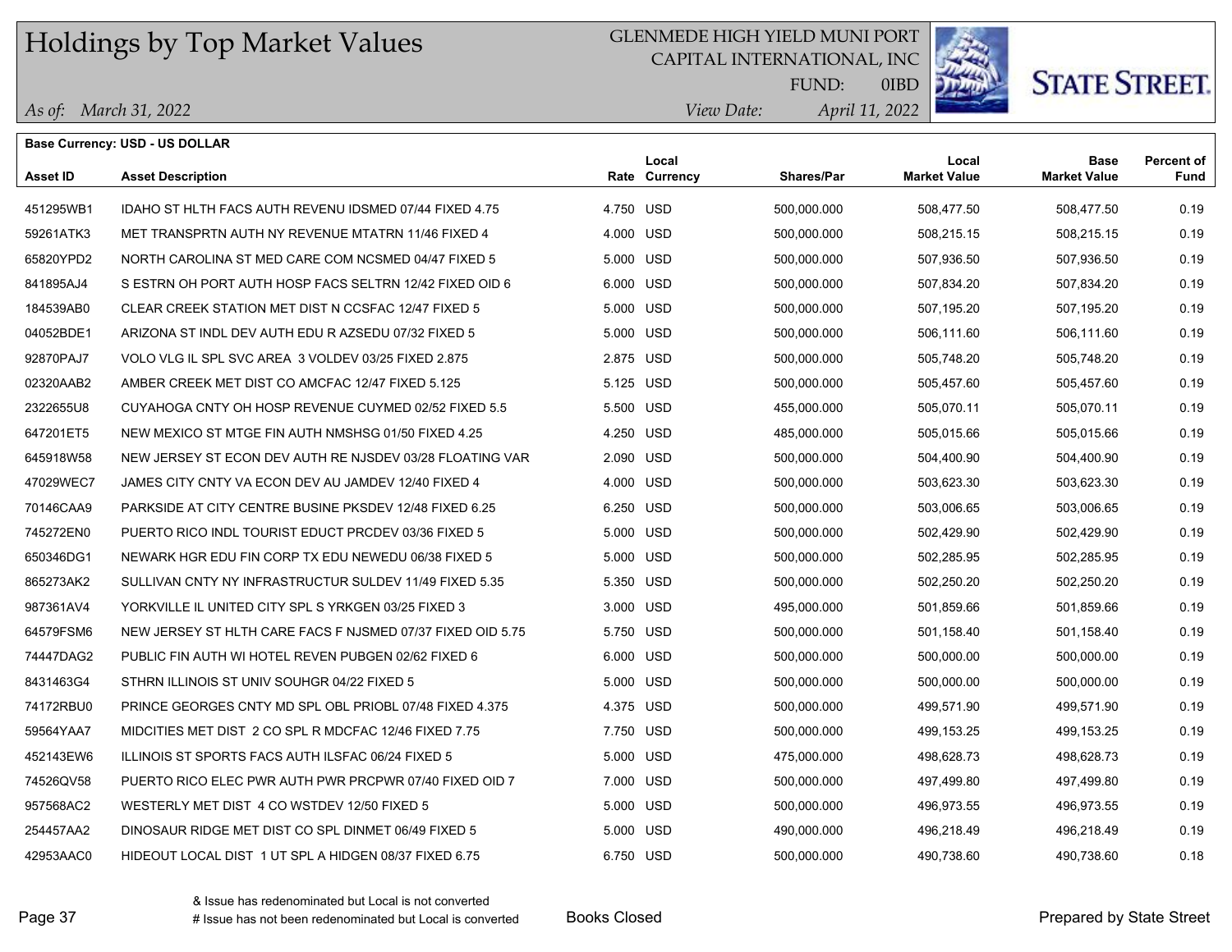# Holdings by Top Market Values

GLENMEDE HIGH YIELD MUNI PORT
CAPITAL INTERNATIONAL, INC
FUND: 0IBD

*As of: March 31, 2022*
*View Date: April 11, 2022*

**Base Currency: USD - US DOLLAR**

| Asset ID | Asset Description | Rate | Local Currency | Shares/Par | Local Market Value | Base Market Value | Percent of Fund |
|---|---|---|---|---|---|---|---|
| 451295WB1 | IDAHO ST HLTH FACS AUTH REVENU IDSMED 07/44 FIXED 4.75 | 4.750 | USD | 500,000.000 | 508,477.50 | 508,477.50 | 0.19 |
| 59261ATK3 | MET TRANSPRTN AUTH NY REVENUE MTATRN 11/46 FIXED 4 | 4.000 | USD | 500,000.000 | 508,215.15 | 508,215.15 | 0.19 |
| 65820YPD2 | NORTH CAROLINA ST MED CARE COM NCSMED 04/47 FIXED 5 | 5.000 | USD | 500,000.000 | 507,936.50 | 507,936.50 | 0.19 |
| 841895AJ4 | S ESTRN OH PORT AUTH HOSP FACS SELTRN 12/42 FIXED OID 6 | 6.000 | USD | 500,000.000 | 507,834.20 | 507,834.20 | 0.19 |
| 184539AB0 | CLEAR CREEK STATION MET DIST N CCSFAC 12/47 FIXED 5 | 5.000 | USD | 500,000.000 | 507,195.20 | 507,195.20 | 0.19 |
| 04052BDE1 | ARIZONA ST INDL DEV AUTH EDU R AZSEDU 07/32 FIXED 5 | 5.000 | USD | 500,000.000 | 506,111.60 | 506,111.60 | 0.19 |
| 92870PAJ7 | VOLO VLG IL SPL SVC AREA 3 VOLDEV 03/25 FIXED 2.875 | 2.875 | USD | 500,000.000 | 505,748.20 | 505,748.20 | 0.19 |
| 02320AAB2 | AMBER CREEK MET DIST CO AMCFAC 12/47 FIXED 5.125 | 5.125 | USD | 500,000.000 | 505,457.60 | 505,457.60 | 0.19 |
| 2322655U8 | CUYAHOGA CNTY OH HOSP REVENUE CUYMED 02/52 FIXED 5.5 | 5.500 | USD | 455,000.000 | 505,070.11 | 505,070.11 | 0.19 |
| 647201ET5 | NEW MEXICO ST MTGE FIN AUTH NMSHSG 01/50 FIXED 4.25 | 4.250 | USD | 485,000.000 | 505,015.66 | 505,015.66 | 0.19 |
| 645918W58 | NEW JERSEY ST ECON DEV AUTH RE NJSDEV 03/28 FLOATING VAR | 2.090 | USD | 500,000.000 | 504,400.90 | 504,400.90 | 0.19 |
| 47029WEC7 | JAMES CITY CNTY VA ECON DEV AU JAMDEV 12/40 FIXED 4 | 4.000 | USD | 500,000.000 | 503,623.30 | 503,623.30 | 0.19 |
| 70146CAA9 | PARKSIDE AT CITY CENTRE BUSINE PKSDEV 12/48 FIXED 6.25 | 6.250 | USD | 500,000.000 | 503,006.65 | 503,006.65 | 0.19 |
| 745272EN0 | PUERTO RICO INDL TOURIST EDUCT PRCDEV 03/36 FIXED 5 | 5.000 | USD | 500,000.000 | 502,429.90 | 502,429.90 | 0.19 |
| 650346DG1 | NEWARK HGR EDU FIN CORP TX EDU NEWEDU 06/38 FIXED 5 | 5.000 | USD | 500,000.000 | 502,285.95 | 502,285.95 | 0.19 |
| 865273AK2 | SULLIVAN CNTY NY INFRASTRUCTUR SULDEV 11/49 FIXED 5.35 | 5.350 | USD | 500,000.000 | 502,250.20 | 502,250.20 | 0.19 |
| 987361AV4 | YORKVILLE IL UNITED CITY SPL S YRKGEN 03/25 FIXED 3 | 3.000 | USD | 495,000.000 | 501,859.66 | 501,859.66 | 0.19 |
| 64579FSM6 | NEW JERSEY ST HLTH CARE FACS F NJSMED 07/37 FIXED OID 5.75 | 5.750 | USD | 500,000.000 | 501,158.40 | 501,158.40 | 0.19 |
| 74447DAG2 | PUBLIC FIN AUTH WI HOTEL REVEN PUBGEN 02/62 FIXED 6 | 6.000 | USD | 500,000.000 | 500,000.00 | 500,000.00 | 0.19 |
| 8431463G4 | STHRN ILLINOIS ST UNIV SOUHGR 04/22 FIXED 5 | 5.000 | USD | 500,000.000 | 500,000.00 | 500,000.00 | 0.19 |
| 74172RBU0 | PRINCE GEORGES CNTY MD SPL OBL PRIOBL 07/48 FIXED 4.375 | 4.375 | USD | 500,000.000 | 499,571.90 | 499,571.90 | 0.19 |
| 59564YAA7 | MIDCITIES MET DIST 2 CO SPL R MDCFAC 12/46 FIXED 7.75 | 7.750 | USD | 500,000.000 | 499,153.25 | 499,153.25 | 0.19 |
| 452143EW6 | ILLINOIS ST SPORTS FACS AUTH ILSFAC 06/24 FIXED 5 | 5.000 | USD | 475,000.000 | 498,628.73 | 498,628.73 | 0.19 |
| 74526QV58 | PUERTO RICO ELEC PWR AUTH PWR PRCPWR 07/40 FIXED OID 7 | 7.000 | USD | 500,000.000 | 497,499.80 | 497,499.80 | 0.19 |
| 957568AC2 | WESTERLY MET DIST 4 CO WSTDEV 12/50 FIXED 5 | 5.000 | USD | 500,000.000 | 496,973.55 | 496,973.55 | 0.19 |
| 254457AA2 | DINOSAUR RIDGE MET DIST CO SPL DINMET 06/49 FIXED 5 | 5.000 | USD | 490,000.000 | 496,218.49 | 496,218.49 | 0.19 |
| 42953AAC0 | HIDEOUT LOCAL DIST 1 UT SPL A HIDGEN 08/37 FIXED 6.75 | 6.750 | USD | 500,000.000 | 490,738.60 | 490,738.60 | 0.18 |

& Issue has redenominated but Local is not converted
# Issue has not been redenominated but Local is converted

Books Closed

Prepared by State Street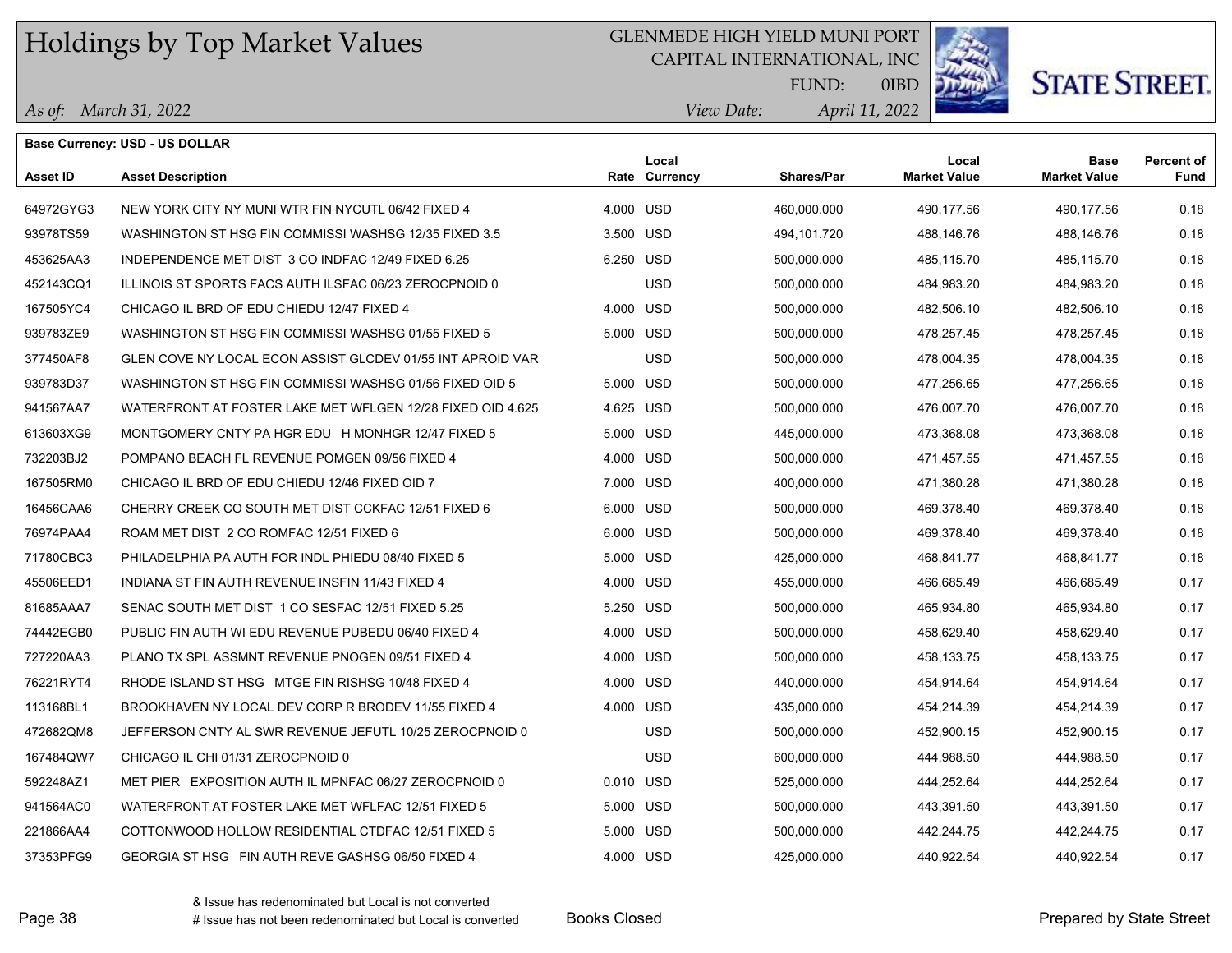# Holdings by Top Market Values

GLENMEDE HIGH YIELD MUNI PORT
CAPITAL INTERNATIONAL, INC
FUND: 0IBD

*As of: March 31, 2022*
*View Date: April 11, 2022*

**Base Currency: USD - US DOLLAR**

| Asset ID | Asset Description | Rate | Local Currency | Shares/Par | Local Market Value | Base Market Value | Percent of Fund |
|---|---|---|---|---|---|---|---|
| 64972GYG3 | NEW YORK CITY NY MUNI WTR FIN NYCUTL 06/42 FIXED 4 | 4.000 | USD | 460,000.000 | 490,177.56 | 490,177.56 | 0.18 |
| 93978TS59 | WASHINGTON ST HSG FIN COMMISSI WASHSG 12/35 FIXED 3.5 | 3.500 | USD | 494,101.720 | 488,146.76 | 488,146.76 | 0.18 |
| 453625AA3 | INDEPENDENCE MET DIST 3 CO INDFAC 12/49 FIXED 6.25 | 6.250 | USD | 500,000.000 | 485,115.70 | 485,115.70 | 0.18 |
| 452143CQ1 | ILLINOIS ST SPORTS FACS AUTH ILSFAC 06/23 ZEROCPNOID 0 | | USD | 500,000.000 | 484,983.20 | 484,983.20 | 0.18 |
| 167505YC4 | CHICAGO IL BRD OF EDU CHIEDU 12/47 FIXED 4 | 4.000 | USD | 500,000.000 | 482,506.10 | 482,506.10 | 0.18 |
| 939783ZE9 | WASHINGTON ST HSG FIN COMMISSI WASHSG 01/55 FIXED 5 | 5.000 | USD | 500,000.000 | 478,257.45 | 478,257.45 | 0.18 |
| 377450AF8 | GLEN COVE NY LOCAL ECON ASSIST GLCDEV 01/55 INT APROID VAR | | USD | 500,000.000 | 478,004.35 | 478,004.35 | 0.18 |
| 939783D37 | WASHINGTON ST HSG FIN COMMISSI WASHSG 01/56 FIXED OID 5 | 5.000 | USD | 500,000.000 | 477,256.65 | 477,256.65 | 0.18 |
| 941567AA7 | WATERFRONT AT FOSTER LAKE MET WFLGEN 12/28 FIXED OID 4.625 | 4.625 | USD | 500,000.000 | 476,007.70 | 476,007.70 | 0.18 |
| 613603XG9 | MONTGOMERY CNTY PA HGR EDU H MONHGR 12/47 FIXED 5 | 5.000 | USD | 445,000.000 | 473,368.08 | 473,368.08 | 0.18 |
| 732203BJ2 | POMPANO BEACH FL REVENUE POMGEN 09/56 FIXED 4 | 4.000 | USD | 500,000.000 | 471,457.55 | 471,457.55 | 0.18 |
| 167505RM0 | CHICAGO IL BRD OF EDU CHIEDU 12/46 FIXED OID 7 | 7.000 | USD | 400,000.000 | 471,380.28 | 471,380.28 | 0.18 |
| 16456CAA6 | CHERRY CREEK CO SOUTH MET DIST CCKFAC 12/51 FIXED 6 | 6.000 | USD | 500,000.000 | 469,378.40 | 469,378.40 | 0.18 |
| 76974PAA4 | ROAM MET DIST 2 CO ROMFAC 12/51 FIXED 6 | 6.000 | USD | 500,000.000 | 469,378.40 | 469,378.40 | 0.18 |
| 71780CBC3 | PHILADELPHIA PA AUTH FOR INDL PHIEDU 08/40 FIXED 5 | 5.000 | USD | 425,000.000 | 468,841.77 | 468,841.77 | 0.18 |
| 45506EED1 | INDIANA ST FIN AUTH REVENUE INSFIN 11/43 FIXED 4 | 4.000 | USD | 455,000.000 | 466,685.49 | 466,685.49 | 0.17 |
| 81685AAA7 | SENAC SOUTH MET DIST 1 CO SESFAC 12/51 FIXED 5.25 | 5.250 | USD | 500,000.000 | 465,934.80 | 465,934.80 | 0.17 |
| 74442EGB0 | PUBLIC FIN AUTH WI EDU REVENUE PUBEDU 06/40 FIXED 4 | 4.000 | USD | 500,000.000 | 458,629.40 | 458,629.40 | 0.17 |
| 727220AA3 | PLANO TX SPL ASSMNT REVENUE PNOGEN 09/51 FIXED 4 | 4.000 | USD | 500,000.000 | 458,133.75 | 458,133.75 | 0.17 |
| 76221RYT4 | RHODE ISLAND ST HSG MTGE FIN RISHSG 10/48 FIXED 4 | 4.000 | USD | 440,000.000 | 454,914.64 | 454,914.64 | 0.17 |
| 113168BL1 | BROOKHAVEN NY LOCAL DEV CORP R BRODEV 11/55 FIXED 4 | 4.000 | USD | 435,000.000 | 454,214.39 | 454,214.39 | 0.17 |
| 472682QM8 | JEFFERSON CNTY AL SWR REVENUE JEFUTL 10/25 ZEROCPNOID 0 | | USD | 500,000.000 | 452,900.15 | 452,900.15 | 0.17 |
| 167484QW7 | CHICAGO IL CHI 01/31 ZEROCPNOID 0 | | USD | 600,000.000 | 444,988.50 | 444,988.50 | 0.17 |
| 592248AZ1 | MET PIER EXPOSITION AUTH IL MPNFAC 06/27 ZEROCPNOID 0 | 0.010 | USD | 525,000.000 | 444,252.64 | 444,252.64 | 0.17 |
| 941564AC0 | WATERFRONT AT FOSTER LAKE MET WFLFAC 12/51 FIXED 5 | 5.000 | USD | 500,000.000 | 443,391.50 | 443,391.50 | 0.17 |
| 221866AA4 | COTTONWOOD HOLLOW RESIDENTIAL CTDFAC 12/51 FIXED 5 | 5.000 | USD | 500,000.000 | 442,244.75 | 442,244.75 | 0.17 |
| 37353PFG9 | GEORGIA ST HSG FIN AUTH REVE GASHSG 06/50 FIXED 4 | 4.000 | USD | 425,000.000 | 440,922.54 | 440,922.54 | 0.17 |

& Issue has redenominated but Local is not converted
# Issue has not been redenominated but Local is converted

Books Closed

Prepared by State Street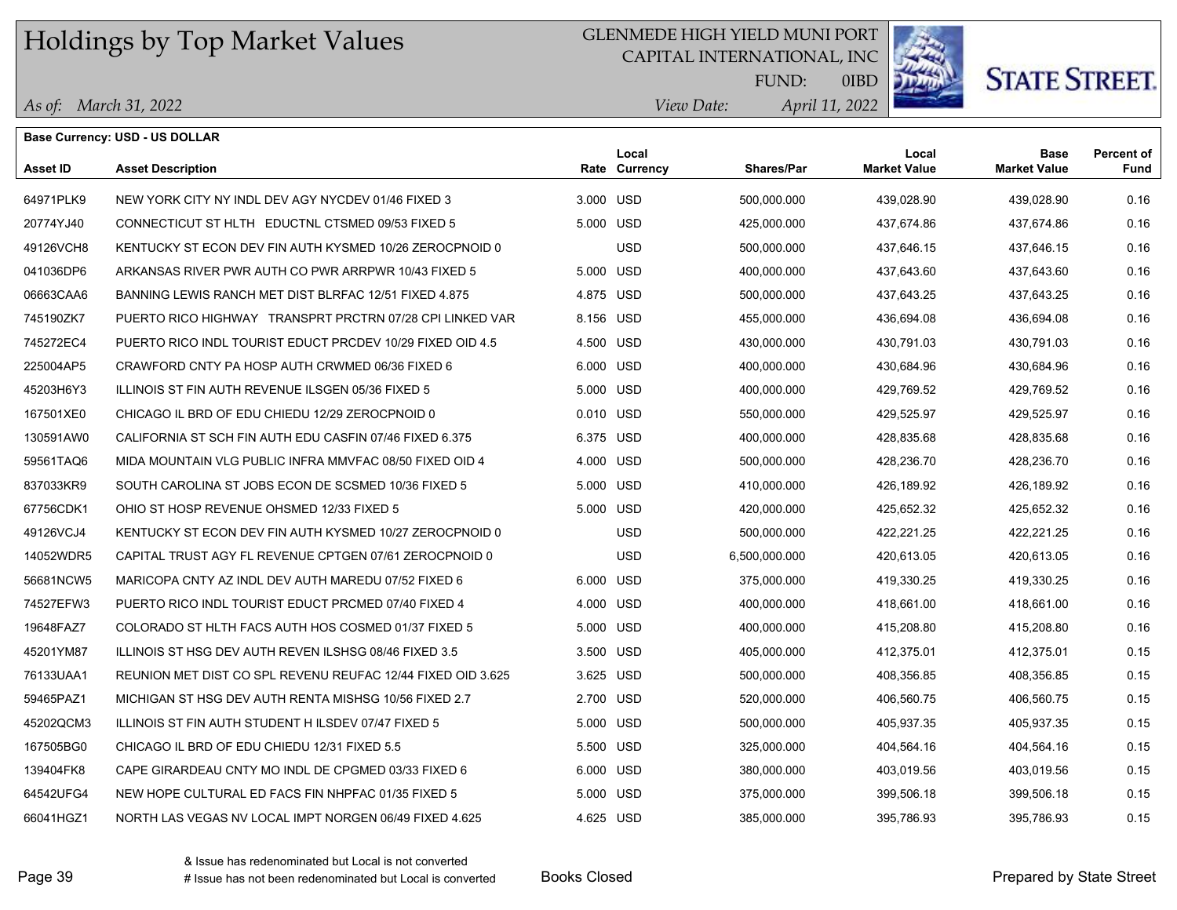# Holdings by Top Market Values

GLENMEDE HIGH YIELD MUNI PORT
CAPITAL INTERNATIONAL, INC
FUND: 0IBD

*As of: March 31, 2022*
*View Date: April 11, 2022*

**Base Currency: USD - US DOLLAR**

| Asset ID | Asset Description | Rate | Local Currency | Shares/Par | Local Market Value | Base Market Value | Percent of Fund |
|---|---|---|---|---|---|---|---|
| 64971PLK9 | NEW YORK CITY NY INDL DEV AGY NYCDEV 01/46 FIXED 3 | 3.000 | USD | 500,000.000 | 439,028.90 | 439,028.90 | 0.16 |
| 20774YJ40 | CONNECTICUT ST HLTH EDUCTNL CTSMED 09/53 FIXED 5 | 5.000 | USD | 425,000.000 | 437,674.86 | 437,674.86 | 0.16 |
| 49126VCH8 | KENTUCKY ST ECON DEV FIN AUTH KYSMED 10/26 ZEROCPNOID 0 | | USD | 500,000.000 | 437,646.15 | 437,646.15 | 0.16 |
| 041036DP6 | ARKANSAS RIVER PWR AUTH CO PWR ARRPWR 10/43 FIXED 5 | 5.000 | USD | 400,000.000 | 437,643.60 | 437,643.60 | 0.16 |
| 06663CAA6 | BANNING LEWIS RANCH MET DIST BLRFAC 12/51 FIXED 4.875 | 4.875 | USD | 500,000.000 | 437,643.25 | 437,643.25 | 0.16 |
| 745190ZK7 | PUERTO RICO HIGHWAY TRANSPRT PRCTRN 07/28 CPI LINKED VAR | 8.156 | USD | 455,000.000 | 436,694.08 | 436,694.08 | 0.16 |
| 745272EC4 | PUERTO RICO INDL TOURIST EDUCT PRCDEV 10/29 FIXED OID 4.5 | 4.500 | USD | 430,000.000 | 430,791.03 | 430,791.03 | 0.16 |
| 225004AP5 | CRAWFORD CNTY PA HOSP AUTH CRWMED 06/36 FIXED 6 | 6.000 | USD | 400,000.000 | 430,684.96 | 430,684.96 | 0.16 |
| 45203H6Y3 | ILLINOIS ST FIN AUTH REVENUE ILSGEN 05/36 FIXED 5 | 5.000 | USD | 400,000.000 | 429,769.52 | 429,769.52 | 0.16 |
| 167501XE0 | CHICAGO IL BRD OF EDU CHIEDU 12/29 ZEROCPNOID 0 | 0.010 | USD | 550,000.000 | 429,525.97 | 429,525.97 | 0.16 |
| 130591AW0 | CALIFORNIA ST SCH FIN AUTH EDU CASFIN 07/46 FIXED 6.375 | 6.375 | USD | 400,000.000 | 428,835.68 | 428,835.68 | 0.16 |
| 59561TAQ6 | MIDA MOUNTAIN VLG PUBLIC INFRA MMVFAC 08/50 FIXED OID 4 | 4.000 | USD | 500,000.000 | 428,236.70 | 428,236.70 | 0.16 |
| 837033KR9 | SOUTH CAROLINA ST JOBS ECON DE SCSMED 10/36 FIXED 5 | 5.000 | USD | 410,000.000 | 426,189.92 | 426,189.92 | 0.16 |
| 67756CDK1 | OHIO ST HOSP REVENUE OHSMED 12/33 FIXED 5 | 5.000 | USD | 420,000.000 | 425,652.32 | 425,652.32 | 0.16 |
| 49126VCJ4 | KENTUCKY ST ECON DEV FIN AUTH KYSMED 10/27 ZEROCPNOID 0 | | USD | 500,000.000 | 422,221.25 | 422,221.25 | 0.16 |
| 14052WDR5 | CAPITAL TRUST AGY FL REVENUE CPTGEN 07/61 ZEROCPNOID 0 | | USD | 6,500,000.000 | 420,613.05 | 420,613.05 | 0.16 |
| 56681NCW5 | MARICOPA CNTY AZ INDL DEV AUTH MAREDU 07/52 FIXED 6 | 6.000 | USD | 375,000.000 | 419,330.25 | 419,330.25 | 0.16 |
| 74527EFW3 | PUERTO RICO INDL TOURIST EDUCT PRCMED 07/40 FIXED 4 | 4.000 | USD | 400,000.000 | 418,661.00 | 418,661.00 | 0.16 |
| 19648FAZ7 | COLORADO ST HLTH FACS AUTH HOS COSMED 01/37 FIXED 5 | 5.000 | USD | 400,000.000 | 415,208.80 | 415,208.80 | 0.16 |
| 45201YM87 | ILLINOIS ST HSG DEV AUTH REVEN ILSHSG 08/46 FIXED 3.5 | 3.500 | USD | 405,000.000 | 412,375.01 | 412,375.01 | 0.15 |
| 76133UAA1 | REUNION MET DIST CO SPL REVENU REUFAC 12/44 FIXED OID 3.625 | 3.625 | USD | 500,000.000 | 408,356.85 | 408,356.85 | 0.15 |
| 59465PAZ1 | MICHIGAN ST HSG DEV AUTH RENTA MISHSG 10/56 FIXED 2.7 | 2.700 | USD | 520,000.000 | 406,560.75 | 406,560.75 | 0.15 |
| 45202QCM3 | ILLINOIS ST FIN AUTH STUDENT H ILSDEV 07/47 FIXED 5 | 5.000 | USD | 500,000.000 | 405,937.35 | 405,937.35 | 0.15 |
| 167505BG0 | CHICAGO IL BRD OF EDU CHIEDU 12/31 FIXED 5.5 | 5.500 | USD | 325,000.000 | 404,564.16 | 404,564.16 | 0.15 |
| 139404FK8 | CAPE GIRARDEAU CNTY MO INDL DE CPGMED 03/33 FIXED 6 | 6.000 | USD | 380,000.000 | 403,019.56 | 403,019.56 | 0.15 |
| 64542UFG4 | NEW HOPE CULTURAL ED FACS FIN NHPFAC 01/35 FIXED 5 | 5.000 | USD | 375,000.000 | 399,506.18 | 399,506.18 | 0.15 |
| 66041HGZ1 | NORTH LAS VEGAS NV LOCAL IMPT NORGEN 06/49 FIXED 4.625 | 4.625 | USD | 385,000.000 | 395,786.93 | 395,786.93 | 0.15 |

& Issue has redenominated but Local is not converted
# Issue has not been redenominated but Local is converted

Books Closed

Prepared by State Street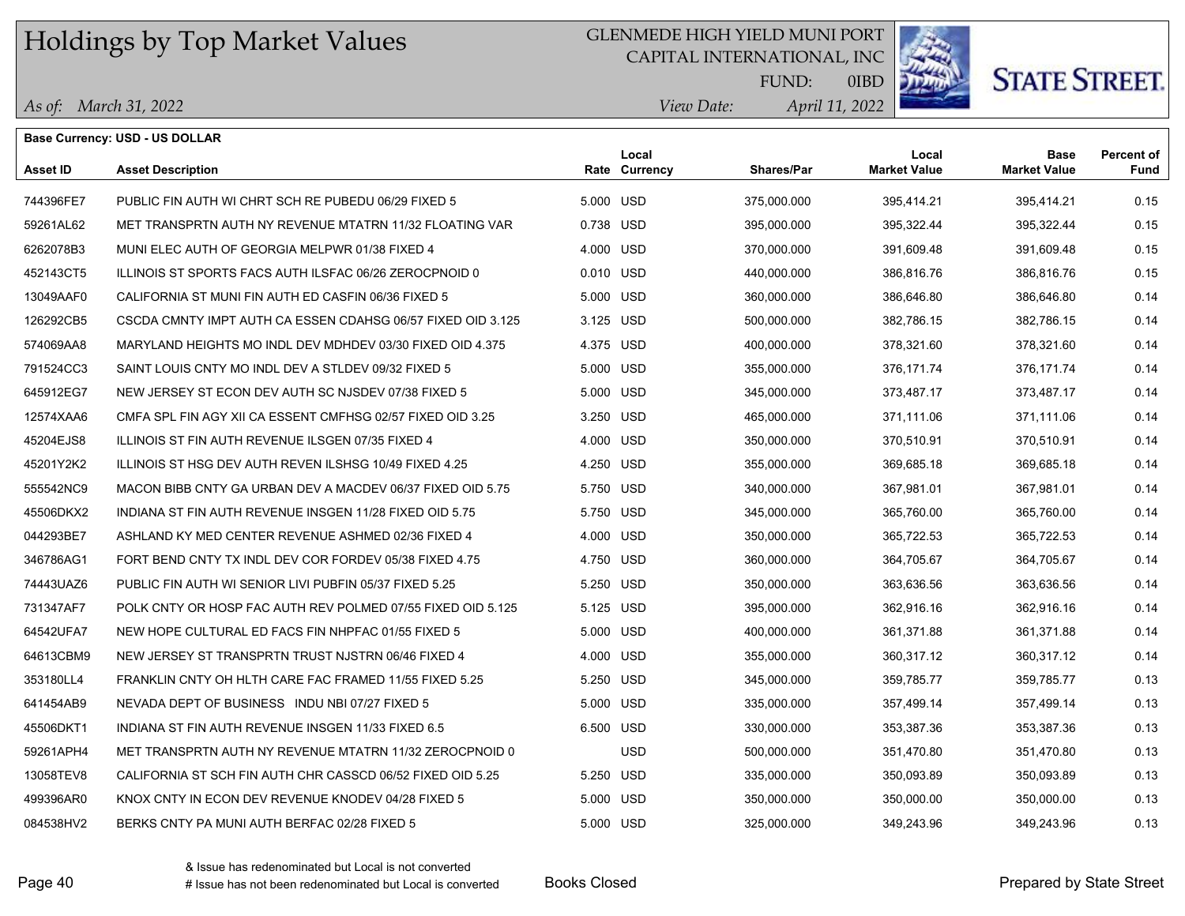# Holdings by Top Market Values

GLENMEDE HIGH YIELD MUNI PORT
CAPITAL INTERNATIONAL, INC
FUND: 0IBD

*As of: March 31, 2022*
*View Date: April 11, 2022*

**Base Currency: USD - US DOLLAR**

| Asset ID | Asset Description | Rate | Local Currency | Shares/Par | Local Market Value | Base Market Value | Percent of Fund |
|---|---|---|---|---|---|---|---|
| 744396FE7 | PUBLIC FIN AUTH WI CHRT SCH RE PUBEDU 06/29 FIXED 5 | 5.000 | USD | 375,000.000 | 395,414.21 | 395,414.21 | 0.15 |
| 59261AL62 | MET TRANSPRTN AUTH NY REVENUE MTATRN 11/32 FLOATING VAR | 0.738 | USD | 395,000.000 | 395,322.44 | 395,322.44 | 0.15 |
| 6262078B3 | MUNI ELEC AUTH OF GEORGIA MELPWR 01/38 FIXED 4 | 4.000 | USD | 370,000.000 | 391,609.48 | 391,609.48 | 0.15 |
| 452143CT5 | ILLINOIS ST SPORTS FACS AUTH ILSFAC 06/26 ZEROCPNOID 0 | 0.010 | USD | 440,000.000 | 386,816.76 | 386,816.76 | 0.15 |
| 13049AAF0 | CALIFORNIA ST MUNI FIN AUTH ED CASFIN 06/36 FIXED 5 | 5.000 | USD | 360,000.000 | 386,646.80 | 386,646.80 | 0.14 |
| 126292CB5 | CSCDA CMNTY IMPT AUTH CA ESSEN CDAHSG 06/57 FIXED OID 3.125 | 3.125 | USD | 500,000.000 | 382,786.15 | 382,786.15 | 0.14 |
| 574069AA8 | MARYLAND HEIGHTS MO INDL DEV MDHDEV 03/30 FIXED OID 4.375 | 4.375 | USD | 400,000.000 | 378,321.60 | 378,321.60 | 0.14 |
| 791524CC3 | SAINT LOUIS CNTY MO INDL DEV A STLDEV 09/32 FIXED 5 | 5.000 | USD | 355,000.000 | 376,171.74 | 376,171.74 | 0.14 |
| 645912EG7 | NEW JERSEY ST ECON DEV AUTH SC NJSDEV 07/38 FIXED 5 | 5.000 | USD | 345,000.000 | 373,487.17 | 373,487.17 | 0.14 |
| 12574XAA6 | CMFA SPL FIN AGY XII CA ESSENT CMFHSG 02/57 FIXED OID 3.25 | 3.250 | USD | 465,000.000 | 371,111.06 | 371,111.06 | 0.14 |
| 45204EJS8 | ILLINOIS ST FIN AUTH REVENUE ILSGEN 07/35 FIXED 4 | 4.000 | USD | 350,000.000 | 370,510.91 | 370,510.91 | 0.14 |
| 45201Y2K2 | ILLINOIS ST HSG DEV AUTH REVEN ILSHSG 10/49 FIXED 4.25 | 4.250 | USD | 355,000.000 | 369,685.18 | 369,685.18 | 0.14 |
| 555542NC9 | MACON BIBB CNTY GA URBAN DEV A MACDEV 06/37 FIXED OID 5.75 | 5.750 | USD | 340,000.000 | 367,981.01 | 367,981.01 | 0.14 |
| 45506DKX2 | INDIANA ST FIN AUTH REVENUE INSGEN 11/28 FIXED OID 5.75 | 5.750 | USD | 345,000.000 | 365,760.00 | 365,760.00 | 0.14 |
| 044293BE7 | ASHLAND KY MED CENTER REVENUE ASHMED 02/36 FIXED 4 | 4.000 | USD | 350,000.000 | 365,722.53 | 365,722.53 | 0.14 |
| 346786AG1 | FORT BEND CNTY TX INDL DEV COR FORDEV 05/38 FIXED 4.75 | 4.750 | USD | 360,000.000 | 364,705.67 | 364,705.67 | 0.14 |
| 74443UAZ6 | PUBLIC FIN AUTH WI SENIOR LIVI PUBFIN 05/37 FIXED 5.25 | 5.250 | USD | 350,000.000 | 363,636.56 | 363,636.56 | 0.14 |
| 731347AF7 | POLK CNTY OR HOSP FAC AUTH REV POLMED 07/55 FIXED OID 5.125 | 5.125 | USD | 395,000.000 | 362,916.16 | 362,916.16 | 0.14 |
| 64542UFA7 | NEW HOPE CULTURAL ED FACS FIN NHPFAC 01/55 FIXED 5 | 5.000 | USD | 400,000.000 | 361,371.88 | 361,371.88 | 0.14 |
| 64613CBM9 | NEW JERSEY ST TRANSPRTN TRUST NJSTRN 06/46 FIXED 4 | 4.000 | USD | 355,000.000 | 360,317.12 | 360,317.12 | 0.14 |
| 353180LL4 | FRANKLIN CNTY OH HLTH CARE FAC FRAMED 11/55 FIXED 5.25 | 5.250 | USD | 345,000.000 | 359,785.77 | 359,785.77 | 0.13 |
| 641454AB9 | NEVADA DEPT OF BUSINESS INDU NBI 07/27 FIXED 5 | 5.000 | USD | 335,000.000 | 357,499.14 | 357,499.14 | 0.13 |
| 45506DKT1 | INDIANA ST FIN AUTH REVENUE INSGEN 11/33 FIXED 6.5 | 6.500 | USD | 330,000.000 | 353,387.36 | 353,387.36 | 0.13 |
| 59261APH4 | MET TRANSPRTN AUTH NY REVENUE MTATRN 11/32 ZEROCPNOID 0 | | USD | 500,000.000 | 351,470.80 | 351,470.80 | 0.13 |
| 13058TEV8 | CALIFORNIA ST SCH FIN AUTH CHR CASSCD 06/52 FIXED OID 5.25 | 5.250 | USD | 335,000.000 | 350,093.89 | 350,093.89 | 0.13 |
| 499396AR0 | KNOX CNTY IN ECON DEV REVENUE KNODEV 04/28 FIXED 5 | 5.000 | USD | 350,000.000 | 350,000.00 | 350,000.00 | 0.13 |
| 084538HV2 | BERKS CNTY PA MUNI AUTH BERFAC 02/28 FIXED 5 | 5.000 | USD | 325,000.000 | 349,243.96 | 349,243.96 | 0.13 |

& Issue has redenominated but Local is not converted
# Issue has not been redenominated but Local is converted

Books Closed

Prepared by State Street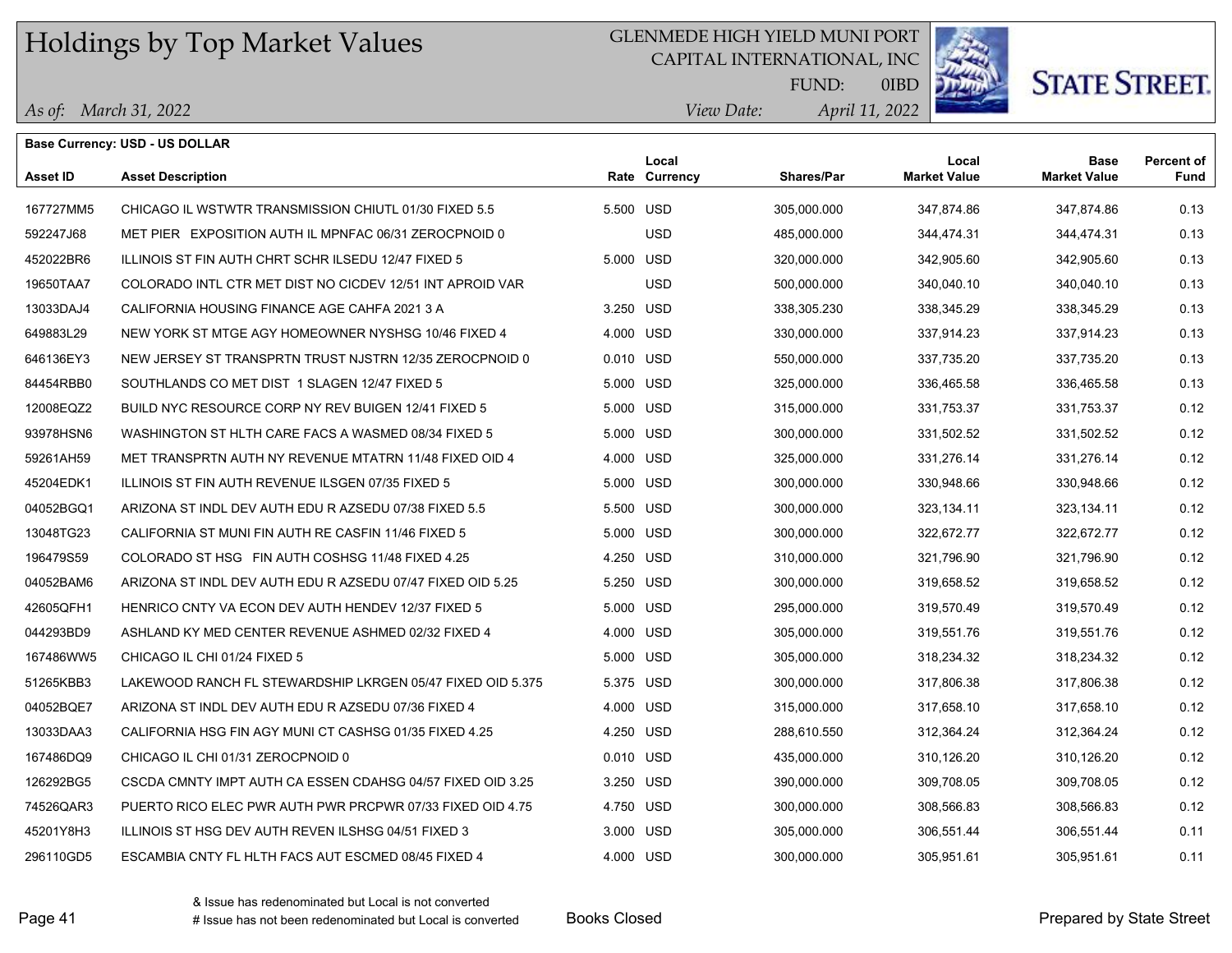# Holdings by Top Market Values

GLENMEDE HIGH YIELD MUNI PORT
CAPITAL INTERNATIONAL, INC
FUND: 0IBD

*As of: March 31, 2022* *View Date: April 11, 2022*

**Base Currency: USD - US DOLLAR**

| Asset ID | Asset Description | Rate | Local Currency | Shares/Par | Local Market Value | Base Market Value | Percent of Fund |
|---|---|---|---|---|---|---|---|
| 167727MM5 | CHICAGO IL WSTWTR TRANSMISSION CHIUTL 01/30 FIXED 5.5 | 5.500 | USD | 305,000.000 | 347,874.86 | 347,874.86 | 0.13 |
| 592247J68 | MET PIER EXPOSITION AUTH IL MPNFAC 06/31 ZEROCPNOID 0 | | USD | 485,000.000 | 344,474.31 | 344,474.31 | 0.13 |
| 452022BR6 | ILLINOIS ST FIN AUTH CHRT SCHR ILSEDU 12/47 FIXED 5 | 5.000 | USD | 320,000.000 | 342,905.60 | 342,905.60 | 0.13 |
| 19650TAA7 | COLORADO INTL CTR MET DIST NO CICDEV 12/51 INT APROID VAR | | USD | 500,000.000 | 340,040.10 | 340,040.10 | 0.13 |
| 13033DAJ4 | CALIFORNIA HOUSING FINANCE AGE CAHFA 2021 3 A | 3.250 | USD | 338,305.230 | 338,345.29 | 338,345.29 | 0.13 |
| 649883L29 | NEW YORK ST MTGE AGY HOMEOWNER NYSHSG 10/46 FIXED 4 | 4.000 | USD | 330,000.000 | 337,914.23 | 337,914.23 | 0.13 |
| 646136EY3 | NEW JERSEY ST TRANSPRTN TRUST NJSTRN 12/35 ZEROCPNOID 0 | 0.010 | USD | 550,000.000 | 337,735.20 | 337,735.20 | 0.13 |
| 84454RBB0 | SOUTHLANDS CO MET DIST 1 SLAGEN 12/47 FIXED 5 | 5.000 | USD | 325,000.000 | 336,465.58 | 336,465.58 | 0.13 |
| 12008EQZ2 | BUILD NYC RESOURCE CORP NY REV BUIGEN 12/41 FIXED 5 | 5.000 | USD | 315,000.000 | 331,753.37 | 331,753.37 | 0.12 |
| 93978HSN6 | WASHINGTON ST HLTH CARE FACS A WASMED 08/34 FIXED 5 | 5.000 | USD | 300,000.000 | 331,502.52 | 331,502.52 | 0.12 |
| 59261AH59 | MET TRANSPRTN AUTH NY REVENUE MTATRN 11/48 FIXED OID 4 | 4.000 | USD | 325,000.000 | 331,276.14 | 331,276.14 | 0.12 |
| 45204EDK1 | ILLINOIS ST FIN AUTH REVENUE ILSGEN 07/35 FIXED 5 | 5.000 | USD | 300,000.000 | 330,948.66 | 330,948.66 | 0.12 |
| 04052BGQ1 | ARIZONA ST INDL DEV AUTH EDU R AZSEDU 07/38 FIXED 5.5 | 5.500 | USD | 300,000.000 | 323,134.11 | 323,134.11 | 0.12 |
| 13048TG23 | CALIFORNIA ST MUNI FIN AUTH RE CASFIN 11/46 FIXED 5 | 5.000 | USD | 300,000.000 | 322,672.77 | 322,672.77 | 0.12 |
| 196479S59 | COLORADO ST HSG FIN AUTH COSHSG 11/48 FIXED 4.25 | 4.250 | USD | 310,000.000 | 321,796.90 | 321,796.90 | 0.12 |
| 04052BAM6 | ARIZONA ST INDL DEV AUTH EDU R AZSEDU 07/47 FIXED OID 5.25 | 5.250 | USD | 300,000.000 | 319,658.52 | 319,658.52 | 0.12 |
| 42605QFH1 | HENRICO CNTY VA ECON DEV AUTH HENDEV 12/37 FIXED 5 | 5.000 | USD | 295,000.000 | 319,570.49 | 319,570.49 | 0.12 |
| 044293BD9 | ASHLAND KY MED CENTER REVENUE ASHMED 02/32 FIXED 4 | 4.000 | USD | 305,000.000 | 319,551.76 | 319,551.76 | 0.12 |
| 167486WW5 | CHICAGO IL CHI 01/24 FIXED 5 | 5.000 | USD | 305,000.000 | 318,234.32 | 318,234.32 | 0.12 |
| 51265KBB3 | LAKEWOOD RANCH FL STEWARDSHIP LKRGEN 05/47 FIXED OID 5.375 | 5.375 | USD | 300,000.000 | 317,806.38 | 317,806.38 | 0.12 |
| 04052BQE7 | ARIZONA ST INDL DEV AUTH EDU R AZSEDU 07/36 FIXED 4 | 4.000 | USD | 315,000.000 | 317,658.10 | 317,658.10 | 0.12 |
| 13033DAA3 | CALIFORNIA HSG FIN AGY MUNI CT CASHSG 01/35 FIXED 4.25 | 4.250 | USD | 288,610.550 | 312,364.24 | 312,364.24 | 0.12 |
| 167486DQ9 | CHICAGO IL CHI 01/31 ZEROCPNOID 0 | 0.010 | USD | 435,000.000 | 310,126.20 | 310,126.20 | 0.12 |
| 126292BG5 | CSCDA CMNTY IMPT AUTH CA ESSEN CDAHSG 04/57 FIXED OID 3.25 | 3.250 | USD | 390,000.000 | 309,708.05 | 309,708.05 | 0.12 |
| 74526QAR3 | PUERTO RICO ELEC PWR AUTH PWR PRCPWR 07/33 FIXED OID 4.75 | 4.750 | USD | 300,000.000 | 308,566.83 | 308,566.83 | 0.12 |
| 45201Y8H3 | ILLINOIS ST HSG DEV AUTH REVEN ILSHSG 04/51 FIXED 3 | 3.000 | USD | 305,000.000 | 306,551.44 | 306,551.44 | 0.11 |
| 296110GD5 | ESCAMBIA CNTY FL HLTH FACS AUT ESCMED 08/45 FIXED 4 | 4.000 | USD | 300,000.000 | 305,951.61 | 305,951.61 | 0.11 |

& Issue has redenominated but Local is not converted
# Issue has not been redenominated but Local is converted

Books Closed

Prepared by State Street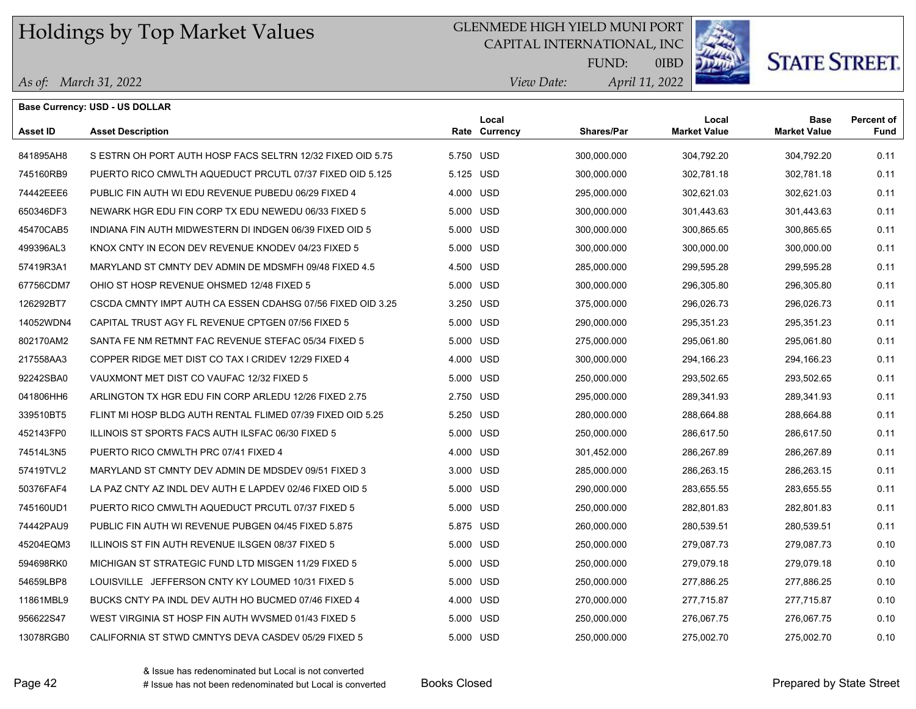**Base Currency: USD - US DOLLAR**

| Asset ID | Asset Description | Rate | Local Currency | Shares/Par | Local Market Value | Base Market Value | Percent of Fund |
|---|---|---|---|---|---|---|---|
| 841895AH8 | S ESTRN OH PORT AUTH HOSP FACS SELTRN 12/32 FIXED OID 5.75 | 5.750 | USD | 300,000.000 | 304,792.20 | 304,792.20 | 0.11 |
| 745160RB9 | PUERTO RICO CMWLTH AQUEDUCT PRCUTL 07/37 FIXED OID 5.125 | 5.125 | USD | 300,000.000 | 302,781.18 | 302,781.18 | 0.11 |
| 74442EEE6 | PUBLIC FIN AUTH WI EDU REVENUE PUBEDU 06/29 FIXED 4 | 4.000 | USD | 295,000.000 | 302,621.03 | 302,621.03 | 0.11 |
| 650346DF3 | NEWARK HGR EDU FIN CORP TX EDU NEWEDU 06/33 FIXED 5 | 5.000 | USD | 300,000.000 | 301,443.63 | 301,443.63 | 0.11 |
| 45470CAB5 | INDIANA FIN AUTH MIDWESTERN DI INDGEN 06/39 FIXED OID 5 | 5.000 | USD | 300,000.000 | 300,865.65 | 300,865.65 | 0.11 |
| 499396AL3 | KNOX CNTY IN ECON DEV REVENUE KNODEV 04/23 FIXED 5 | 5.000 | USD | 300,000.000 | 300,000.00 | 300,000.00 | 0.11 |
| 57419R3A1 | MARYLAND ST CMNTY DEV ADMIN DE MDSMFH 09/48 FIXED 4.5 | 4.500 | USD | 285,000.000 | 299,595.28 | 299,595.28 | 0.11 |
| 67756CDM7 | OHIO ST HOSP REVENUE OHSMED 12/48 FIXED 5 | 5.000 | USD | 300,000.000 | 296,305.80 | 296,305.80 | 0.11 |
| 126292BT7 | CSCDA CMNTY IMPT AUTH CA ESSEN CDAHSG 07/56 FIXED OID 3.25 | 3.250 | USD | 375,000.000 | 296,026.73 | 296,026.73 | 0.11 |
| 14052WDN4 | CAPITAL TRUST AGY FL REVENUE CPTGEN 07/56 FIXED 5 | 5.000 | USD | 290,000.000 | 295,351.23 | 295,351.23 | 0.11 |
| 802170AM2 | SANTA FE NM RETMNT FAC REVENUE STEFAC 05/34 FIXED 5 | 5.000 | USD | 275,000.000 | 295,061.80 | 295,061.80 | 0.11 |
| 217558AA3 | COPPER RIDGE MET DIST CO TAX I CRIDEV 12/29 FIXED 4 | 4.000 | USD | 300,000.000 | 294,166.23 | 294,166.23 | 0.11 |
| 92242SBA0 | VAUXMONT MET DIST CO VAUFAC 12/32 FIXED 5 | 5.000 | USD | 250,000.000 | 293,502.65 | 293,502.65 | 0.11 |
| 041806HH6 | ARLINGTON TX HGR EDU FIN CORP ARLEDU 12/26 FIXED 2.75 | 2.750 | USD | 295,000.000 | 289,341.93 | 289,341.93 | 0.11 |
| 339510BT5 | FLINT MI HOSP BLDG AUTH RENTAL FLIMED 07/39 FIXED OID 5.25 | 5.250 | USD | 280,000.000 | 288,664.88 | 288,664.88 | 0.11 |
| 452143FP0 | ILLINOIS ST SPORTS FACS AUTH ILSFAC 06/30 FIXED 5 | 5.000 | USD | 250,000.000 | 286,617.50 | 286,617.50 | 0.11 |
| 74514L3N5 | PUERTO RICO CMWLTH PRC 07/41 FIXED 4 | 4.000 | USD | 301,452.000 | 286,267.89 | 286,267.89 | 0.11 |
| 57419TVL2 | MARYLAND ST CMNTY DEV ADMIN DE MDSDEV 09/51 FIXED 3 | 3.000 | USD | 285,000.000 | 286,263.15 | 286,263.15 | 0.11 |
| 50376FAF4 | LA PAZ CNTY AZ INDL DEV AUTH E LAPDEV 02/46 FIXED OID 5 | 5.000 | USD | 290,000.000 | 283,655.55 | 283,655.55 | 0.11 |
| 745160UD1 | PUERTO RICO CMWLTH AQUEDUCT PRCUTL 07/37 FIXED 5 | 5.000 | USD | 250,000.000 | 282,801.83 | 282,801.83 | 0.11 |
| 74442PAU9 | PUBLIC FIN AUTH WI REVENUE PUBGEN 04/45 FIXED 5.875 | 5.875 | USD | 260,000.000 | 280,539.51 | 280,539.51 | 0.11 |
| 45204EQM3 | ILLINOIS ST FIN AUTH REVENUE ILSGEN 08/37 FIXED 5 | 5.000 | USD | 250,000.000 | 279,087.73 | 279,087.73 | 0.10 |
| 594698RK0 | MICHIGAN ST STRATEGIC FUND LTD MISGEN 11/29 FIXED 5 | 5.000 | USD | 250,000.000 | 279,079.18 | 279,079.18 | 0.10 |
| 54659LBP8 | LOUISVILLE JEFFERSON CNTY KY LOUMED 10/31 FIXED 5 | 5.000 | USD | 250,000.000 | 277,886.25 | 277,886.25 | 0.10 |
| 11861MBL9 | BUCKS CNTY PA INDL DEV AUTH HO BUCMED 07/46 FIXED 4 | 4.000 | USD | 270,000.000 | 277,715.87 | 277,715.87 | 0.10 |
| 956622S47 | WEST VIRGINIA ST HOSP FIN AUTH WVSMED 01/43 FIXED 5 | 5.000 | USD | 250,000.000 | 276,067.75 | 276,067.75 | 0.10 |
| 13078RGB0 | CALIFORNIA ST STWD CMNTYS DEVA CASDEV 05/29 FIXED 5 | 5.000 | USD | 250,000.000 | 275,002.70 | 275,002.70 | 0.10 |

& Issue has redenominated but Local is not converted
# Issue has not been redenominated but Local is converted

Books Closed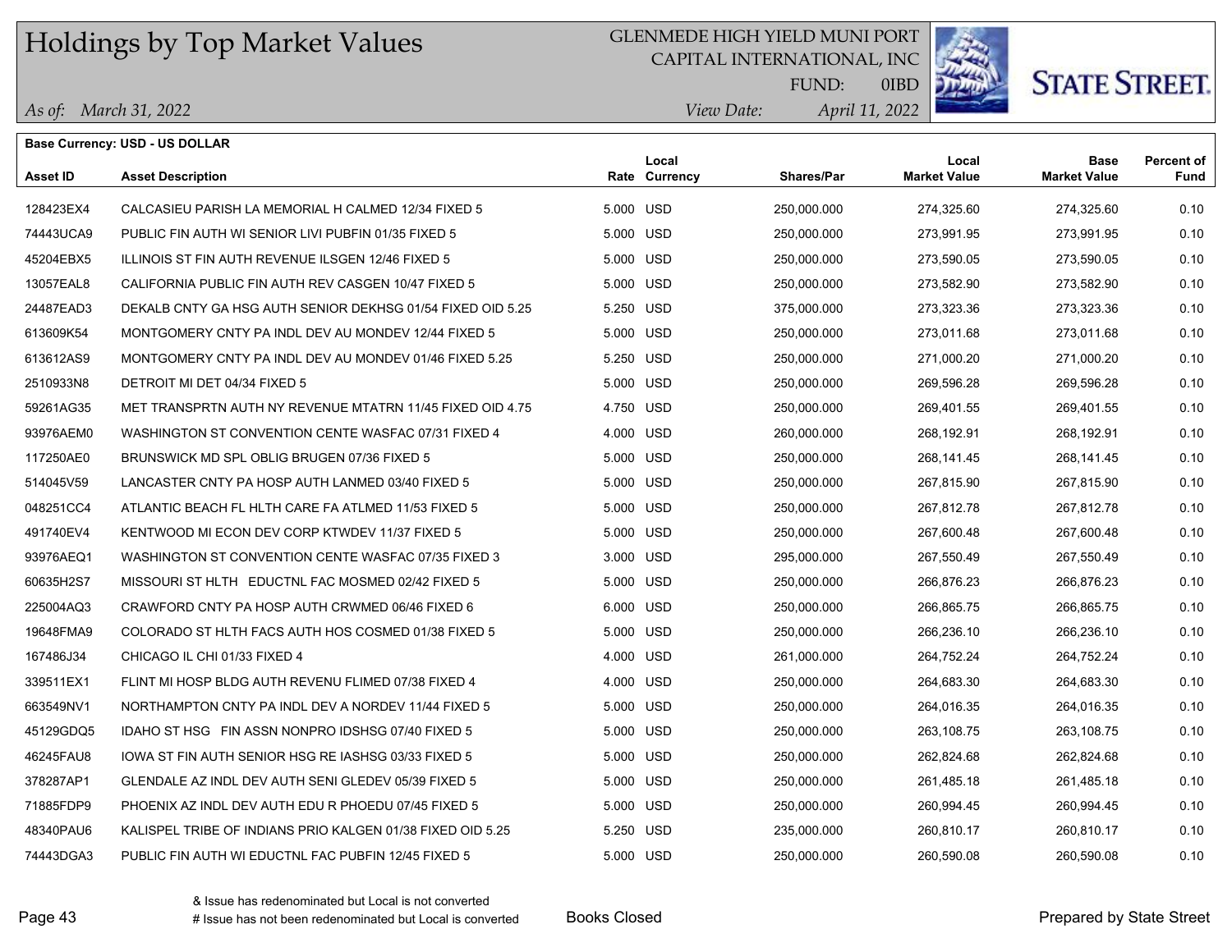# Holdings by Top Market Values

GLENMEDE HIGH YIELD MUNI PORT
CAPITAL INTERNATIONAL, INC
FUND: 0IBD

*As of: March 31, 2022*
*View Date: April 11, 2022*

**Base Currency: USD - US DOLLAR**

| Asset ID | Asset Description | Rate | Local Currency | Shares/Par | Local Market Value | Base Market Value | Percent of Fund |
|---|---|---|---|---|---|---|---|
| 128423EX4 | CALCASIEU PARISH LA MEMORIAL H CALMED 12/34 FIXED 5 | 5.000 | USD | 250,000.000 | 274,325.60 | 274,325.60 | 0.10 |
| 74443UCA9 | PUBLIC FIN AUTH WI SENIOR LIVI PUBFIN 01/35 FIXED 5 | 5.000 | USD | 250,000.000 | 273,991.95 | 273,991.95 | 0.10 |
| 45204EBX5 | ILLINOIS ST FIN AUTH REVENUE ILSGEN 12/46 FIXED 5 | 5.000 | USD | 250,000.000 | 273,590.05 | 273,590.05 | 0.10 |
| 13057EAL8 | CALIFORNIA PUBLIC FIN AUTH REV CASGEN 10/47 FIXED 5 | 5.000 | USD | 250,000.000 | 273,582.90 | 273,582.90 | 0.10 |
| 24487EAD3 | DEKALB CNTY GA HSG AUTH SENIOR DEKHSG 01/54 FIXED OID 5.25 | 5.250 | USD | 375,000.000 | 273,323.36 | 273,323.36 | 0.10 |
| 613609K54 | MONTGOMERY CNTY PA INDL DEV AU MONDEV 12/44 FIXED 5 | 5.000 | USD | 250,000.000 | 273,011.68 | 273,011.68 | 0.10 |
| 613612AS9 | MONTGOMERY CNTY PA INDL DEV AU MONDEV 01/46 FIXED 5.25 | 5.250 | USD | 250,000.000 | 271,000.20 | 271,000.20 | 0.10 |
| 2510933N8 | DETROIT MI DET 04/34 FIXED 5 | 5.000 | USD | 250,000.000 | 269,596.28 | 269,596.28 | 0.10 |
| 59261AG35 | MET TRANSPRTN AUTH NY REVENUE MTATRN 11/45 FIXED OID 4.75 | 4.750 | USD | 250,000.000 | 269,401.55 | 269,401.55 | 0.10 |
| 93976AEM0 | WASHINGTON ST CONVENTION CENTE WASFAC 07/31 FIXED 4 | 4.000 | USD | 260,000.000 | 268,192.91 | 268,192.91 | 0.10 |
| 117250AE0 | BRUNSWICK MD SPL OBLIG BRUGEN 07/36 FIXED 5 | 5.000 | USD | 250,000.000 | 268,141.45 | 268,141.45 | 0.10 |
| 514045V59 | LANCASTER CNTY PA HOSP AUTH LANMED 03/40 FIXED 5 | 5.000 | USD | 250,000.000 | 267,815.90 | 267,815.90 | 0.10 |
| 048251CC4 | ATLANTIC BEACH FL HLTH CARE FA ATLMED 11/53 FIXED 5 | 5.000 | USD | 250,000.000 | 267,812.78 | 267,812.78 | 0.10 |
| 491740EV4 | KENTWOOD MI ECON DEV CORP KTWDEV 11/37 FIXED 5 | 5.000 | USD | 250,000.000 | 267,600.48 | 267,600.48 | 0.10 |
| 93976AEQ1 | WASHINGTON ST CONVENTION CENTE WASFAC 07/35 FIXED 3 | 3.000 | USD | 295,000.000 | 267,550.49 | 267,550.49 | 0.10 |
| 60635H2S7 | MISSOURI ST HLTH EDUCTNL FAC MOSMED 02/42 FIXED 5 | 5.000 | USD | 250,000.000 | 266,876.23 | 266,876.23 | 0.10 |
| 225004AQ3 | CRAWFORD CNTY PA HOSP AUTH CRWMED 06/46 FIXED 6 | 6.000 | USD | 250,000.000 | 266,865.75 | 266,865.75 | 0.10 |
| 19648FMA9 | COLORADO ST HLTH FACS AUTH HOS COSMED 01/38 FIXED 5 | 5.000 | USD | 250,000.000 | 266,236.10 | 266,236.10 | 0.10 |
| 167486J34 | CHICAGO IL CHI 01/33 FIXED 4 | 4.000 | USD | 261,000.000 | 264,752.24 | 264,752.24 | 0.10 |
| 339511EX1 | FLINT MI HOSP BLDG AUTH REVENU FLIMED 07/38 FIXED 4 | 4.000 | USD | 250,000.000 | 264,683.30 | 264,683.30 | 0.10 |
| 663549NV1 | NORTHAMPTON CNTY PA INDL DEV A NORDEV 11/44 FIXED 5 | 5.000 | USD | 250,000.000 | 264,016.35 | 264,016.35 | 0.10 |
| 45129GDQ5 | IDAHO ST HSG FIN ASSN NONPRO IDSHSG 07/40 FIXED 5 | 5.000 | USD | 250,000.000 | 263,108.75 | 263,108.75 | 0.10 |
| 46245FAU8 | IOWA ST FIN AUTH SENIOR HSG RE IASHSG 03/33 FIXED 5 | 5.000 | USD | 250,000.000 | 262,824.68 | 262,824.68 | 0.10 |
| 378287AP1 | GLENDALE AZ INDL DEV AUTH SENI GLEDEV 05/39 FIXED 5 | 5.000 | USD | 250,000.000 | 261,485.18 | 261,485.18 | 0.10 |
| 71885FDP9 | PHOENIX AZ INDL DEV AUTH EDU R PHOEDU 07/45 FIXED 5 | 5.000 | USD | 250,000.000 | 260,994.45 | 260,994.45 | 0.10 |
| 48340PAU6 | KALISPEL TRIBE OF INDIANS PRIO KALGEN 01/38 FIXED OID 5.25 | 5.250 | USD | 235,000.000 | 260,810.17 | 260,810.17 | 0.10 |
| 74443DGA3 | PUBLIC FIN AUTH WI EDUCTNL FAC PUBFIN 12/45 FIXED 5 | 5.000 | USD | 250,000.000 | 260,590.08 | 260,590.08 | 0.10 |

& Issue has redenominated but Local is not converted
# Issue has not been redenominated but Local is converted

Books Closed

Prepared by State Street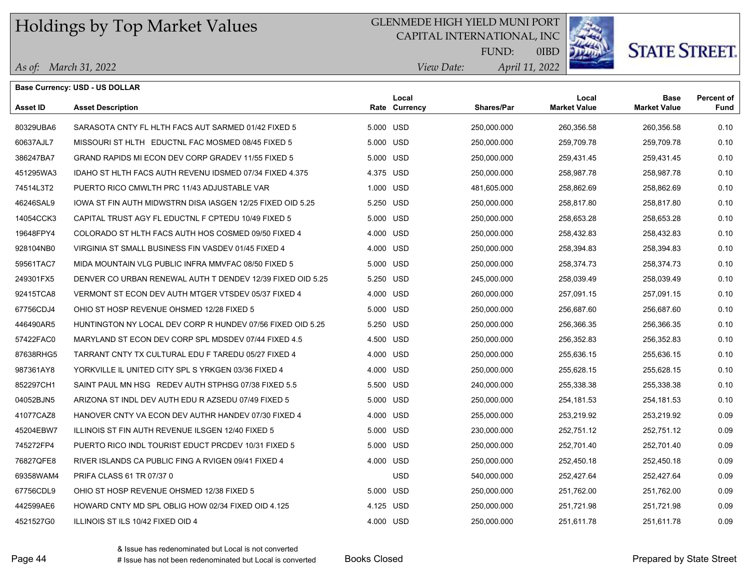# Holdings by Top Market Values

GLENMEDE HIGH YIELD MUNI PORT
CAPITAL INTERNATIONAL, INC
FUND: 0IBD

*As of: March 31, 2022*
*View Date: April 11, 2022*

**Base Currency: USD - US DOLLAR**

| Asset ID | Asset Description | Rate | Local Currency | Shares/Par | Local Market Value | Base Market Value | Percent of Fund |
|---|---|---|---|---|---|---|---|
| 80329UBA6 | SARASOTA CNTY FL HLTH FACS AUT SARMED 01/42 FIXED 5 | 5.000 | USD | 250,000.000 | 260,356.58 | 260,356.58 | 0.10 |
| 60637AJL7 | MISSOURI ST HLTH EDUCTNL FAC MOSMED 08/45 FIXED 5 | 5.000 | USD | 250,000.000 | 259,709.78 | 259,709.78 | 0.10 |
| 386247BA7 | GRAND RAPIDS MI ECON DEV CORP GRADEV 11/55 FIXED 5 | 5.000 | USD | 250,000.000 | 259,431.45 | 259,431.45 | 0.10 |
| 451295WA3 | IDAHO ST HLTH FACS AUTH REVENU IDSMED 07/34 FIXED 4.375 | 4.375 | USD | 250,000.000 | 258,987.78 | 258,987.78 | 0.10 |
| 74514L3T2 | PUERTO RICO CMWLTH PRC 11/43 ADJUSTABLE VAR | 1.000 | USD | 481,605.000 | 258,862.69 | 258,862.69 | 0.10 |
| 46246SAL9 | IOWA ST FIN AUTH MIDWSTRN DISA IASGEN 12/25 FIXED OID 5.25 | 5.250 | USD | 250,000.000 | 258,817.80 | 258,817.80 | 0.10 |
| 14054CCK3 | CAPITAL TRUST AGY FL EDUCTNL F CPTEDU 10/49 FIXED 5 | 5.000 | USD | 250,000.000 | 258,653.28 | 258,653.28 | 0.10 |
| 19648FPY4 | COLORADO ST HLTH FACS AUTH HOS COSMED 09/50 FIXED 4 | 4.000 | USD | 250,000.000 | 258,432.83 | 258,432.83 | 0.10 |
| 928104NB0 | VIRGINIA ST SMALL BUSINESS FIN VASDEV 01/45 FIXED 4 | 4.000 | USD | 250,000.000 | 258,394.83 | 258,394.83 | 0.10 |
| 59561TAC7 | MIDA MOUNTAIN VLG PUBLIC INFRA MMVFAC 08/50 FIXED 5 | 5.000 | USD | 250,000.000 | 258,374.73 | 258,374.73 | 0.10 |
| 249301FX5 | DENVER CO URBAN RENEWAL AUTH T DENDEV 12/39 FIXED OID 5.25 | 5.250 | USD | 245,000.000 | 258,039.49 | 258,039.49 | 0.10 |
| 92415TCA8 | VERMONT ST ECON DEV AUTH MTGER VTSDEV 05/37 FIXED 4 | 4.000 | USD | 260,000.000 | 257,091.15 | 257,091.15 | 0.10 |
| 67756CDJ4 | OHIO ST HOSP REVENUE OHSMED 12/28 FIXED 5 | 5.000 | USD | 250,000.000 | 256,687.60 | 256,687.60 | 0.10 |
| 446490AR5 | HUNTINGTON NY LOCAL DEV CORP R HUNDEV 07/56 FIXED OID 5.25 | 5.250 | USD | 250,000.000 | 256,366.35 | 256,366.35 | 0.10 |
| 57422FAC0 | MARYLAND ST ECON DEV CORP SPL MDSDEV 07/44 FIXED 4.5 | 4.500 | USD | 250,000.000 | 256,352.83 | 256,352.83 | 0.10 |
| 87638RHG5 | TARRANT CNTY TX CULTURAL EDU F TAREDU 05/27 FIXED 4 | 4.000 | USD | 250,000.000 | 255,636.15 | 255,636.15 | 0.10 |
| 987361AY8 | YORKVILLE IL UNITED CITY SPL S YRKGEN 03/36 FIXED 4 | 4.000 | USD | 250,000.000 | 255,628.15 | 255,628.15 | 0.10 |
| 852297CH1 | SAINT PAUL MN HSG REDEV AUTH STPHSG 07/38 FIXED 5.5 | 5.500 | USD | 240,000.000 | 255,338.38 | 255,338.38 | 0.10 |
| 04052BJN5 | ARIZONA ST INDL DEV AUTH EDU R AZSEDU 07/49 FIXED 5 | 5.000 | USD | 250,000.000 | 254,181.53 | 254,181.53 | 0.10 |
| 41077CAZ8 | HANOVER CNTY VA ECON DEV AUTHR HANDEV 07/30 FIXED 4 | 4.000 | USD | 255,000.000 | 253,219.92 | 253,219.92 | 0.09 |
| 45204EBW7 | ILLINOIS ST FIN AUTH REVENUE ILSGEN 12/40 FIXED 5 | 5.000 | USD | 230,000.000 | 252,751.12 | 252,751.12 | 0.09 |
| 745272FP4 | PUERTO RICO INDL TOURIST EDUCT PRCDEV 10/31 FIXED 5 | 5.000 | USD | 250,000.000 | 252,701.40 | 252,701.40 | 0.09 |
| 76827QFE8 | RIVER ISLANDS CA PUBLIC FING A RVIGEN 09/41 FIXED 4 | 4.000 | USD | 250,000.000 | 252,450.18 | 252,450.18 | 0.09 |
| 69358WAM4 | PRIFA CLASS 61 TR 07/37 0 | | USD | 540,000.000 | 252,427.64 | 252,427.64 | 0.09 |
| 67756CDL9 | OHIO ST HOSP REVENUE OHSMED 12/38 FIXED 5 | 5.000 | USD | 250,000.000 | 251,762.00 | 251,762.00 | 0.09 |
| 442599AE6 | HOWARD CNTY MD SPL OBLIG HOW 02/34 FIXED OID 4.125 | 4.125 | USD | 250,000.000 | 251,721.98 | 251,721.98 | 0.09 |
| 4521527G0 | ILLINOIS ST ILS 10/42 FIXED OID 4 | 4.000 | USD | 250,000.000 | 251,611.78 | 251,611.78 | 0.09 |

& Issue has redenominated but Local is not converted
# Issue has not been redenominated but Local is converted

Books Closed

Prepared by State Street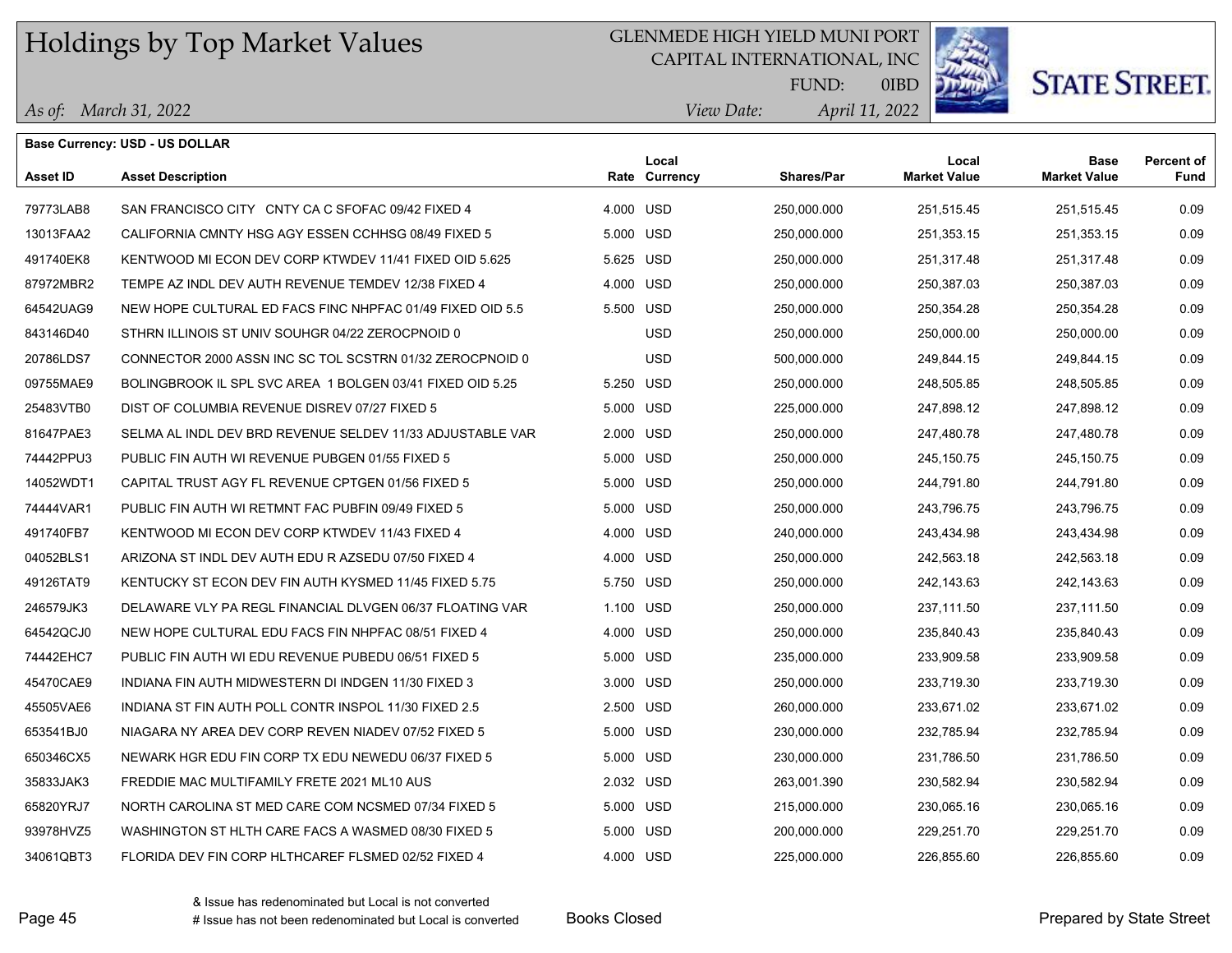# Holdings by Top Market Values

GLENMEDE HIGH YIELD MUNI PORT
CAPITAL INTERNATIONAL, INC
FUND: 0IBD

*As of: March 31, 2022*
*View Date: April 11, 2022*

**Base Currency: USD - US DOLLAR**

| Asset ID | Asset Description | Rate | Local Currency | Shares/Par | Local Market Value | Base Market Value | Percent of Fund |
|---|---|---|---|---|---|---|---|
| 79773LAB8 | SAN FRANCISCO CITY CNTY CA C SFOFAC 09/42 FIXED 4 | 4.000 | USD | 250,000.000 | 251,515.45 | 251,515.45 | 0.09 |
| 13013FAA2 | CALIFORNIA CMNTY HSG AGY ESSEN CCHHSG 08/49 FIXED 5 | 5.000 | USD | 250,000.000 | 251,353.15 | 251,353.15 | 0.09 |
| 491740EK8 | KENTWOOD MI ECON DEV CORP KTWDEV 11/41 FIXED OID 5.625 | 5.625 | USD | 250,000.000 | 251,317.48 | 251,317.48 | 0.09 |
| 87972MBR2 | TEMPE AZ INDL DEV AUTH REVENUE TEMDEV 12/38 FIXED 4 | 4.000 | USD | 250,000.000 | 250,387.03 | 250,387.03 | 0.09 |
| 64542UAG9 | NEW HOPE CULTURAL ED FACS FINC NHPFAC 01/49 FIXED OID 5.5 | 5.500 | USD | 250,000.000 | 250,354.28 | 250,354.28 | 0.09 |
| 843146D40 | STHRN ILLINOIS ST UNIV SOUHGR 04/22 ZEROCPNOID 0 | | USD | 250,000.000 | 250,000.00 | 250,000.00 | 0.09 |
| 20786LDS7 | CONNECTOR 2000 ASSN INC SC TOL SCSTRN 01/32 ZEROCPNOID 0 | | USD | 500,000.000 | 249,844.15 | 249,844.15 | 0.09 |
| 09755MAE9 | BOLINGBROOK IL SPL SVC AREA 1 BOLGEN 03/41 FIXED OID 5.25 | 5.250 | USD | 250,000.000 | 248,505.85 | 248,505.85 | 0.09 |
| 25483VTB0 | DIST OF COLUMBIA REVENUE DISREV 07/27 FIXED 5 | 5.000 | USD | 225,000.000 | 247,898.12 | 247,898.12 | 0.09 |
| 81647PAE3 | SELMA AL INDL DEV BRD REVENUE SELDEV 11/33 ADJUSTABLE VAR | 2.000 | USD | 250,000.000 | 247,480.78 | 247,480.78 | 0.09 |
| 74442PPU3 | PUBLIC FIN AUTH WI REVENUE PUBGEN 01/55 FIXED 5 | 5.000 | USD | 250,000.000 | 245,150.75 | 245,150.75 | 0.09 |
| 14052WDT1 | CAPITAL TRUST AGY FL REVENUE CPTGEN 01/56 FIXED 5 | 5.000 | USD | 250,000.000 | 244,791.80 | 244,791.80 | 0.09 |
| 74444VAR1 | PUBLIC FIN AUTH WI RETMNT FAC PUBFIN 09/49 FIXED 5 | 5.000 | USD | 250,000.000 | 243,796.75 | 243,796.75 | 0.09 |
| 491740FB7 | KENTWOOD MI ECON DEV CORP KTWDEV 11/43 FIXED 4 | 4.000 | USD | 240,000.000 | 243,434.98 | 243,434.98 | 0.09 |
| 04052BLS1 | ARIZONA ST INDL DEV AUTH EDU R AZSEDU 07/50 FIXED 4 | 4.000 | USD | 250,000.000 | 242,563.18 | 242,563.18 | 0.09 |
| 49126TAT9 | KENTUCKY ST ECON DEV FIN AUTH KYSMED 11/45 FIXED 5.75 | 5.750 | USD | 250,000.000 | 242,143.63 | 242,143.63 | 0.09 |
| 246579JK3 | DELAWARE VLY PA REGL FINANCIAL DLVGEN 06/37 FLOATING VAR | 1.100 | USD | 250,000.000 | 237,111.50 | 237,111.50 | 0.09 |
| 64542QCJ0 | NEW HOPE CULTURAL EDU FACS FIN NHPFAC 08/51 FIXED 4 | 4.000 | USD | 250,000.000 | 235,840.43 | 235,840.43 | 0.09 |
| 74442EHC7 | PUBLIC FIN AUTH WI EDU REVENUE PUBEDU 06/51 FIXED 5 | 5.000 | USD | 235,000.000 | 233,909.58 | 233,909.58 | 0.09 |
| 45470CAE9 | INDIANA FIN AUTH MIDWESTERN DI INDGEN 11/30 FIXED 3 | 3.000 | USD | 250,000.000 | 233,719.30 | 233,719.30 | 0.09 |
| 45505VAE6 | INDIANA ST FIN AUTH POLL CONTR INSPOL 11/30 FIXED 2.5 | 2.500 | USD | 260,000.000 | 233,671.02 | 233,671.02 | 0.09 |
| 653541BJ0 | NIAGARA NY AREA DEV CORP REVEN NIADEV 07/52 FIXED 5 | 5.000 | USD | 230,000.000 | 232,785.94 | 232,785.94 | 0.09 |
| 650346CX5 | NEWARK HGR EDU FIN CORP TX EDU NEWEDU 06/37 FIXED 5 | 5.000 | USD | 230,000.000 | 231,786.50 | 231,786.50 | 0.09 |
| 35833JAK3 | FREDDIE MAC MULTIFAMILY FRETE 2021 ML10 AUS | 2.032 | USD | 263,001.390 | 230,582.94 | 230,582.94 | 0.09 |
| 65820YRJ7 | NORTH CAROLINA ST MED CARE COM NCSMED 07/34 FIXED 5 | 5.000 | USD | 215,000.000 | 230,065.16 | 230,065.16 | 0.09 |
| 93978HVZ5 | WASHINGTON ST HLTH CARE FACS A WASMED 08/30 FIXED 5 | 5.000 | USD | 200,000.000 | 229,251.70 | 229,251.70 | 0.09 |
| 34061QBT3 | FLORIDA DEV FIN CORP HLTHCAREF FLSMED 02/52 FIXED 4 | 4.000 | USD | 225,000.000 | 226,855.60 | 226,855.60 | 0.09 |

& Issue has redenominated but Local is not converted
# Issue has not been redenominated but Local is converted

Books Closed

Prepared by State Street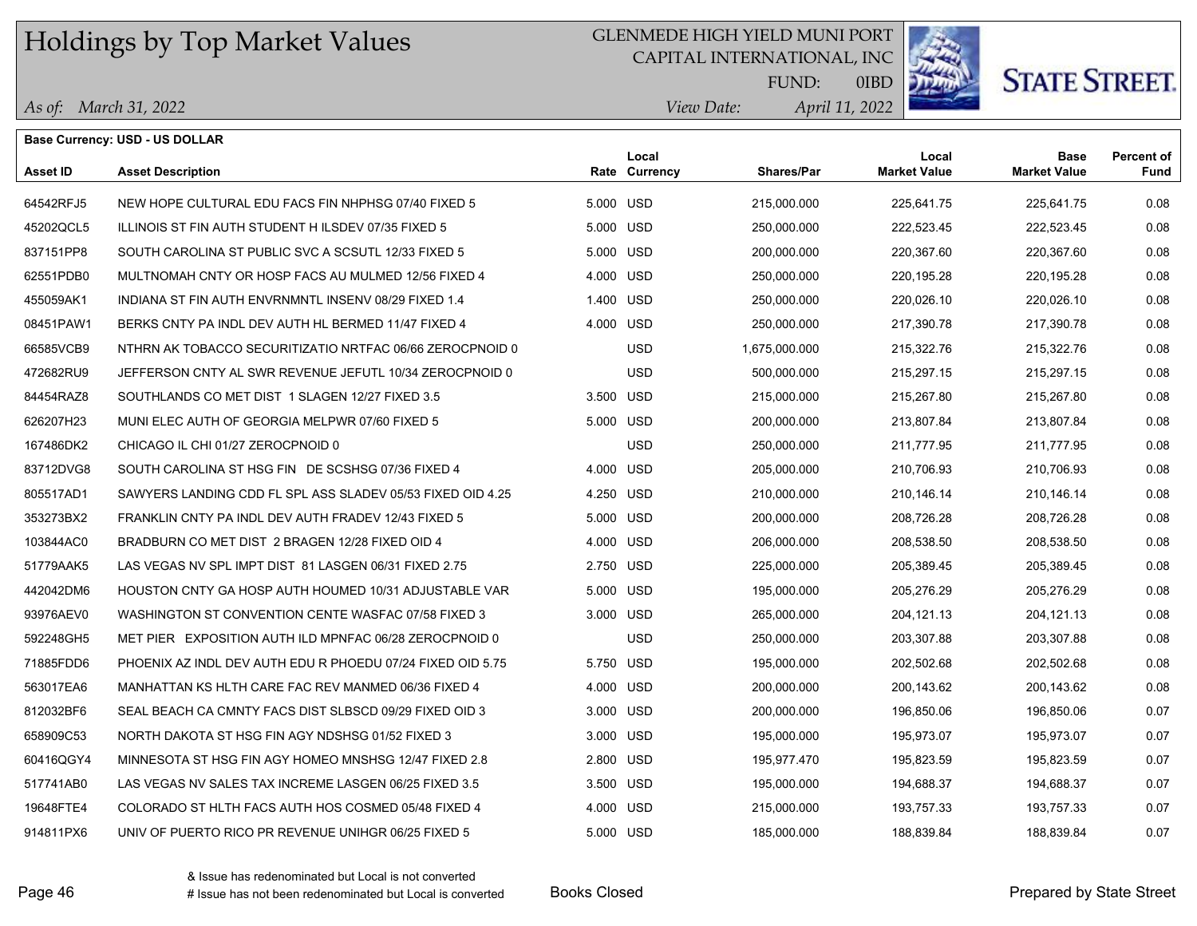# Holdings by Top Market Values

GLENMEDE HIGH YIELD MUNI PORT
CAPITAL INTERNATIONAL, INC
FUND: 0IBD

*As of: March 31, 2022*
*View Date: April 11, 2022*

**Base Currency: USD - US DOLLAR**

| Asset ID | Asset Description | Rate | Local Currency | Shares/Par | Local Market Value | Base Market Value | Percent of Fund |
|---|---|---|---|---|---|---|---|
| 64542RFJ5 | NEW HOPE CULTURAL EDU FACS FIN NHPHSG 07/40 FIXED 5 | 5.000 | USD | 215,000.000 | 225,641.75 | 225,641.75 | 0.08 |
| 45202QCL5 | ILLINOIS ST FIN AUTH STUDENT H ILSDEV 07/35 FIXED 5 | 5.000 | USD | 250,000.000 | 222,523.45 | 222,523.45 | 0.08 |
| 837151PP8 | SOUTH CAROLINA ST PUBLIC SVC A SCSUTL 12/33 FIXED 5 | 5.000 | USD | 200,000.000 | 220,367.60 | 220,367.60 | 0.08 |
| 62551PDB0 | MULTNOMAH CNTY OR HOSP FACS AU MULMED 12/56 FIXED 4 | 4.000 | USD | 250,000.000 | 220,195.28 | 220,195.28 | 0.08 |
| 455059AK1 | INDIANA ST FIN AUTH ENVRNMNTL INSENV 08/29 FIXED 1.4 | 1.400 | USD | 250,000.000 | 220,026.10 | 220,026.10 | 0.08 |
| 08451PAW1 | BERKS CNTY PA INDL DEV AUTH HL BERMED 11/47 FIXED 4 | 4.000 | USD | 250,000.000 | 217,390.78 | 217,390.78 | 0.08 |
| 66585VCB9 | NTHRN AK TOBACCO SECURITIZATIO NRTFAC 06/66 ZEROCPNOID 0 | | USD | 1,675,000.000 | 215,322.76 | 215,322.76 | 0.08 |
| 472682RU9 | JEFFERSON CNTY AL SWR REVENUE JEFUTL 10/34 ZEROCPNOID 0 | | USD | 500,000.000 | 215,297.15 | 215,297.15 | 0.08 |
| 84454RAZ8 | SOUTHLANDS CO MET DIST 1 SLAGEN 12/27 FIXED 3.5 | 3.500 | USD | 215,000.000 | 215,267.80 | 215,267.80 | 0.08 |
| 626207H23 | MUNI ELEC AUTH OF GEORGIA MELPWR 07/60 FIXED 5 | 5.000 | USD | 200,000.000 | 213,807.84 | 213,807.84 | 0.08 |
| 167486DK2 | CHICAGO IL CHI 01/27 ZEROCPNOID 0 | | USD | 250,000.000 | 211,777.95 | 211,777.95 | 0.08 |
| 83712DVG8 | SOUTH CAROLINA ST HSG FIN DE SCSHSG 07/36 FIXED 4 | 4.000 | USD | 205,000.000 | 210,706.93 | 210,706.93 | 0.08 |
| 805517AD1 | SAWYERS LANDING CDD FL SPL ASS SLADEV 05/53 FIXED OID 4.25 | 4.250 | USD | 210,000.000 | 210,146.14 | 210,146.14 | 0.08 |
| 353273BX2 | FRANKLIN CNTY PA INDL DEV AUTH FRADEV 12/43 FIXED 5 | 5.000 | USD | 200,000.000 | 208,726.28 | 208,726.28 | 0.08 |
| 103844AC0 | BRADBURN CO MET DIST 2 BRAGEN 12/28 FIXED OID 4 | 4.000 | USD | 206,000.000 | 208,538.50 | 208,538.50 | 0.08 |
| 51779AAK5 | LAS VEGAS NV SPL IMPT DIST 81 LASGEN 06/31 FIXED 2.75 | 2.750 | USD | 225,000.000 | 205,389.45 | 205,389.45 | 0.08 |
| 442042DM6 | HOUSTON CNTY GA HOSP AUTH HOUMED 10/31 ADJUSTABLE VAR | 5.000 | USD | 195,000.000 | 205,276.29 | 205,276.29 | 0.08 |
| 93976AEV0 | WASHINGTON ST CONVENTION CENTE WASFAC 07/58 FIXED 3 | 3.000 | USD | 265,000.000 | 204,121.13 | 204,121.13 | 0.08 |
| 592248GH5 | MET PIER EXPOSITION AUTH ILD MPNFAC 06/28 ZEROCPNOID 0 | | USD | 250,000.000 | 203,307.88 | 203,307.88 | 0.08 |
| 71885FDD6 | PHOENIX AZ INDL DEV AUTH EDU R PHOEDU 07/24 FIXED OID 5.75 | 5.750 | USD | 195,000.000 | 202,502.68 | 202,502.68 | 0.08 |
| 563017EA6 | MANHATTAN KS HLTH CARE FAC REV MANMED 06/36 FIXED 4 | 4.000 | USD | 200,000.000 | 200,143.62 | 200,143.62 | 0.08 |
| 812032BF6 | SEAL BEACH CA CMNTY FACS DIST SLBSCD 09/29 FIXED OID 3 | 3.000 | USD | 200,000.000 | 196,850.06 | 196,850.06 | 0.07 |
| 658909C53 | NORTH DAKOTA ST HSG FIN AGY NDSHSG 01/52 FIXED 3 | 3.000 | USD | 195,000.000 | 195,973.07 | 195,973.07 | 0.07 |
| 60416QGY4 | MINNESOTA ST HSG FIN AGY HOMEO MNSHSG 12/47 FIXED 2.8 | 2.800 | USD | 195,977.470 | 195,823.59 | 195,823.59 | 0.07 |
| 517741AB0 | LAS VEGAS NV SALES TAX INCREME LASGEN 06/25 FIXED 3.5 | 3.500 | USD | 195,000.000 | 194,688.37 | 194,688.37 | 0.07 |
| 19648FTE4 | COLORADO ST HLTH FACS AUTH HOS COSMED 05/48 FIXED 4 | 4.000 | USD | 215,000.000 | 193,757.33 | 193,757.33 | 0.07 |
| 914811PX6 | UNIV OF PUERTO RICO PR REVENUE UNIHGR 06/25 FIXED 5 | 5.000 | USD | 185,000.000 | 188,839.84 | 188,839.84 | 0.07 |

& Issue has redenominated but Local is not converted
# Issue has not been redenominated but Local is converted

Books Closed

Prepared by State Street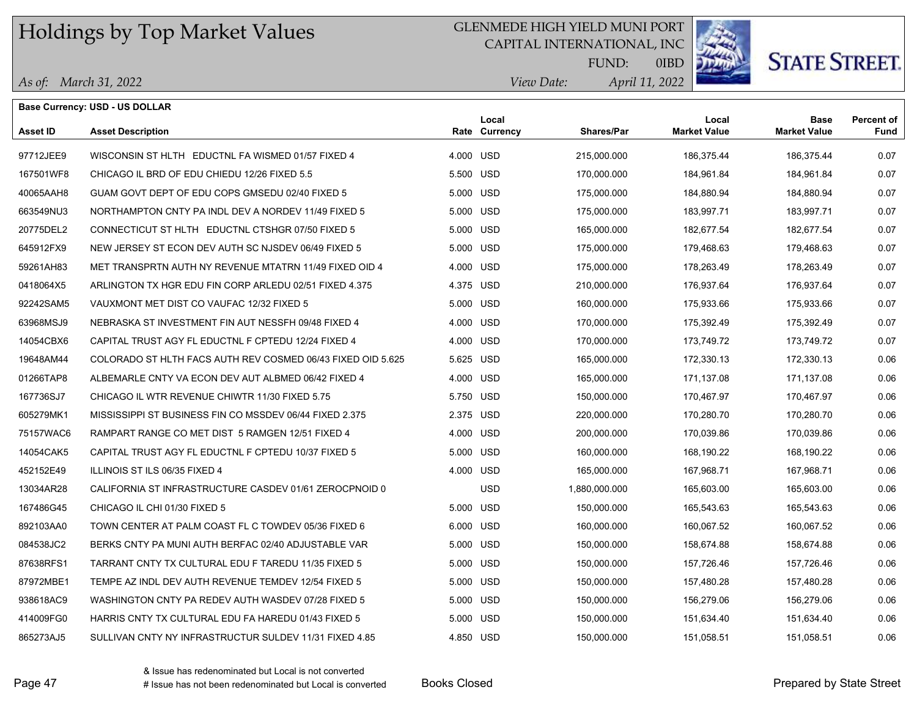# Holdings by Top Market Values

GLENMEDE HIGH YIELD MUNI PORT
CAPITAL INTERNATIONAL, INC
FUND: 0IBD

*As of: March 31, 2022*
*View Date: April 11, 2022*

**Base Currency: USD - US DOLLAR**

| Asset ID | Asset Description | Rate | Local Currency | Shares/Par | Local Market Value | Base Market Value | Percent of Fund |
|---|---|---|---|---|---|---|---|
| 97712JEE9 | WISCONSIN ST HLTH EDUCTNL FA WISMED 01/57 FIXED 4 | 4.000 | USD | 215,000.000 | 186,375.44 | 186,375.44 | 0.07 |
| 167501WF8 | CHICAGO IL BRD OF EDU CHIEDU 12/26 FIXED 5.5 | 5.500 | USD | 170,000.000 | 184,961.84 | 184,961.84 | 0.07 |
| 40065AAH8 | GUAM GOVT DEPT OF EDU COPS GMSEDU 02/40 FIXED 5 | 5.000 | USD | 175,000.000 | 184,880.94 | 184,880.94 | 0.07 |
| 663549NU3 | NORTHAMPTON CNTY PA INDL DEV A NORDEV 11/49 FIXED 5 | 5.000 | USD | 175,000.000 | 183,997.71 | 183,997.71 | 0.07 |
| 20775DEL2 | CONNECTICUT ST HLTH EDUCTNL CTSHGR 07/50 FIXED 5 | 5.000 | USD | 165,000.000 | 182,677.54 | 182,677.54 | 0.07 |
| 645912FX9 | NEW JERSEY ST ECON DEV AUTH SC NJSDEV 06/49 FIXED 5 | 5.000 | USD | 175,000.000 | 179,468.63 | 179,468.63 | 0.07 |
| 59261AH83 | MET TRANSPRTN AUTH NY REVENUE MTATRN 11/49 FIXED OID 4 | 4.000 | USD | 175,000.000 | 178,263.49 | 178,263.49 | 0.07 |
| 0418064X5 | ARLINGTON TX HGR EDU FIN CORP ARLEDU 02/51 FIXED 4.375 | 4.375 | USD | 210,000.000 | 176,937.64 | 176,937.64 | 0.07 |
| 92242SAM5 | VAUXMONT MET DIST CO VAUFAC 12/32 FIXED 5 | 5.000 | USD | 160,000.000 | 175,933.66 | 175,933.66 | 0.07 |
| 63968MSJ9 | NEBRASKA ST INVESTMENT FIN AUT NESSFH 09/48 FIXED 4 | 4.000 | USD | 170,000.000 | 175,392.49 | 175,392.49 | 0.07 |
| 14054CBX6 | CAPITAL TRUST AGY FL EDUCTNL F CPTEDU 12/24 FIXED 4 | 4.000 | USD | 170,000.000 | 173,749.72 | 173,749.72 | 0.07 |
| 19648AM44 | COLORADO ST HLTH FACS AUTH REV COSMED 06/43 FIXED OID 5.625 | 5.625 | USD | 165,000.000 | 172,330.13 | 172,330.13 | 0.06 |
| 01266TAP8 | ALBEMARLE CNTY VA ECON DEV AUT ALBMED 06/42 FIXED 4 | 4.000 | USD | 165,000.000 | 171,137.08 | 171,137.08 | 0.06 |
| 167736SJ7 | CHICAGO IL WTR REVENUE CHIWTR 11/30 FIXED 5.75 | 5.750 | USD | 150,000.000 | 170,467.97 | 170,467.97 | 0.06 |
| 605279MK1 | MISSISSIPPI ST BUSINESS FIN CO MSSDEV 06/44 FIXED 2.375 | 2.375 | USD | 220,000.000 | 170,280.70 | 170,280.70 | 0.06 |
| 75157WAC6 | RAMPART RANGE CO MET DIST 5 RAMGEN 12/51 FIXED 4 | 4.000 | USD | 200,000.000 | 170,039.86 | 170,039.86 | 0.06 |
| 14054CAK5 | CAPITAL TRUST AGY FL EDUCTNL F CPTEDU 10/37 FIXED 5 | 5.000 | USD | 160,000.000 | 168,190.22 | 168,190.22 | 0.06 |
| 452152E49 | ILLINOIS ST ILS 06/35 FIXED 4 | 4.000 | USD | 165,000.000 | 167,968.71 | 167,968.71 | 0.06 |
| 13034AR28 | CALIFORNIA ST INFRASTRUCTURE CASDEV 01/61 ZEROCPNOID 0 | | USD | 1,880,000.000 | 165,603.00 | 165,603.00 | 0.06 |
| 167486G45 | CHICAGO IL CHI 01/30 FIXED 5 | 5.000 | USD | 150,000.000 | 165,543.63 | 165,543.63 | 0.06 |
| 892103AA0 | TOWN CENTER AT PALM COAST FL C TOWDEV 05/36 FIXED 6 | 6.000 | USD | 160,000.000 | 160,067.52 | 160,067.52 | 0.06 |
| 084538JC2 | BERKS CNTY PA MUNI AUTH BERFAC 02/40 ADJUSTABLE VAR | 5.000 | USD | 150,000.000 | 158,674.88 | 158,674.88 | 0.06 |
| 87638RFS1 | TARRANT CNTY TX CULTURAL EDU F TAREDU 11/35 FIXED 5 | 5.000 | USD | 150,000.000 | 157,726.46 | 157,726.46 | 0.06 |
| 87972MBE1 | TEMPE AZ INDL DEV AUTH REVENUE TEMDEV 12/54 FIXED 5 | 5.000 | USD | 150,000.000 | 157,480.28 | 157,480.28 | 0.06 |
| 938618AC9 | WASHINGTON CNTY PA REDEV AUTH WASDEV 07/28 FIXED 5 | 5.000 | USD | 150,000.000 | 156,279.06 | 156,279.06 | 0.06 |
| 414009FG0 | HARRIS CNTY TX CULTURAL EDU FA HAREDU 01/43 FIXED 5 | 5.000 | USD | 150,000.000 | 151,634.40 | 151,634.40 | 0.06 |
| 865273AJ5 | SULLIVAN CNTY NY INFRASTRUCTUR SULDEV 11/31 FIXED 4.85 | 4.850 | USD | 150,000.000 | 151,058.51 | 151,058.51 | 0.06 |

& Issue has redenominated but Local is not converted
# Issue has not been redenominated but Local is converted

Books Closed

Prepared by State Street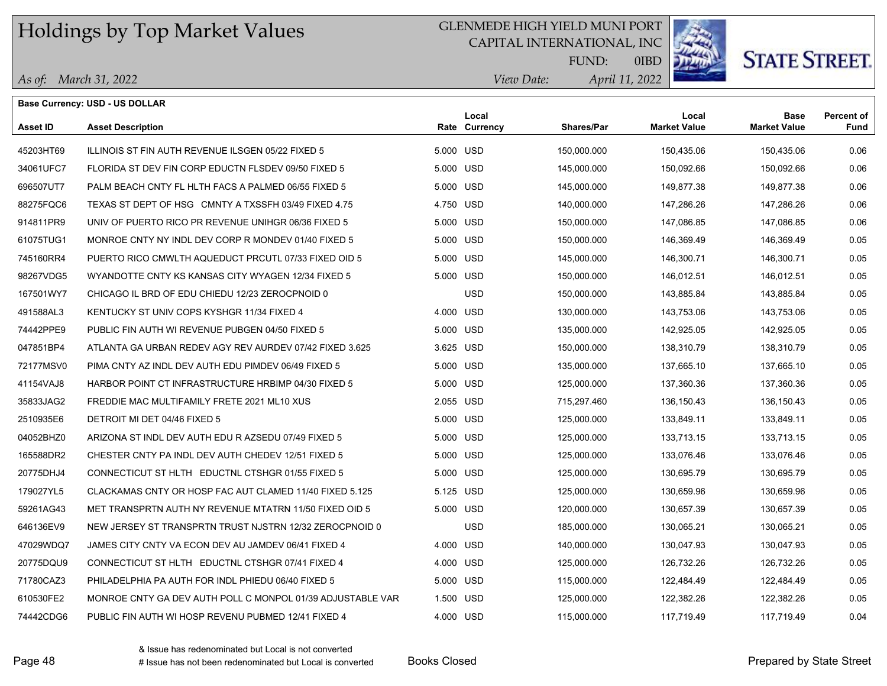# Holdings by Top Market Values

GLENMEDE HIGH YIELD MUNI PORT
CAPITAL INTERNATIONAL, INC
FUND: 0IBD

*As of: March 31, 2022*
*View Date: April 11, 2022*

**Base Currency: USD - US DOLLAR**

| Asset ID | Asset Description | Rate | Local Currency | Shares/Par | Local Market Value | Base Market Value | Percent of Fund |
|---|---|---|---|---|---|---|---|
| 45203HT69 | ILLINOIS ST FIN AUTH REVENUE ILSGEN 05/22 FIXED 5 | 5.000 | USD | 150,000.000 | 150,435.06 | 150,435.06 | 0.06 |
| 34061UFC7 | FLORIDA ST DEV FIN CORP EDUCTN FLSDEV 09/50 FIXED 5 | 5.000 | USD | 145,000.000 | 150,092.66 | 150,092.66 | 0.06 |
| 696507UT7 | PALM BEACH CNTY FL HLTH FACS A PALMED 06/55 FIXED 5 | 5.000 | USD | 145,000.000 | 149,877.38 | 149,877.38 | 0.06 |
| 88275FQC6 | TEXAS ST DEPT OF HSG CMNTY A TXSSFH 03/49 FIXED 4.75 | 4.750 | USD | 140,000.000 | 147,286.26 | 147,286.26 | 0.06 |
| 914811PR9 | UNIV OF PUERTO RICO PR REVENUE UNIHGR 06/36 FIXED 5 | 5.000 | USD | 150,000.000 | 147,086.85 | 147,086.85 | 0.06 |
| 61075TUG1 | MONROE CNTY NY INDL DEV CORP R MONDEV 01/40 FIXED 5 | 5.000 | USD | 150,000.000 | 146,369.49 | 146,369.49 | 0.05 |
| 745160RR4 | PUERTO RICO CMWLTH AQUEDUCT PRCUTL 07/33 FIXED OID 5 | 5.000 | USD | 145,000.000 | 146,300.71 | 146,300.71 | 0.05 |
| 98267VDG5 | WYANDOTTE CNTY KS KANSAS CITY WYAGEN 12/34 FIXED 5 | 5.000 | USD | 150,000.000 | 146,012.51 | 146,012.51 | 0.05 |
| 167501WY7 | CHICAGO IL BRD OF EDU CHIEDU 12/23 ZEROCPNOID 0 | | USD | 150,000.000 | 143,885.84 | 143,885.84 | 0.05 |
| 491588AL3 | KENTUCKY ST UNIV COPS KYSHGR 11/34 FIXED 4 | 4.000 | USD | 130,000.000 | 143,753.06 | 143,753.06 | 0.05 |
| 74442PPE9 | PUBLIC FIN AUTH WI REVENUE PUBGEN 04/50 FIXED 5 | 5.000 | USD | 135,000.000 | 142,925.05 | 142,925.05 | 0.05 |
| 047851BP4 | ATLANTA GA URBAN REDEV AGY REV AURDEV 07/42 FIXED 3.625 | 3.625 | USD | 150,000.000 | 138,310.79 | 138,310.79 | 0.05 |
| 72177MSV0 | PIMA CNTY AZ INDL DEV AUTH EDU PIMDEV 06/49 FIXED 5 | 5.000 | USD | 135,000.000 | 137,665.10 | 137,665.10 | 0.05 |
| 41154VAJ8 | HARBOR POINT CT INFRASTRUCTURE HRBIMP 04/30 FIXED 5 | 5.000 | USD | 125,000.000 | 137,360.36 | 137,360.36 | 0.05 |
| 35833JAG2 | FREDDIE MAC MULTIFAMILY FRETE 2021 ML10 XUS | 2.055 | USD | 715,297.460 | 136,150.43 | 136,150.43 | 0.05 |
| 2510935E6 | DETROIT MI DET 04/46 FIXED 5 | 5.000 | USD | 125,000.000 | 133,849.11 | 133,849.11 | 0.05 |
| 04052BHZ0 | ARIZONA ST INDL DEV AUTH EDU R AZSEDU 07/49 FIXED 5 | 5.000 | USD | 125,000.000 | 133,713.15 | 133,713.15 | 0.05 |
| 165588DR2 | CHESTER CNTY PA INDL DEV AUTH CHEDEV 12/51 FIXED 5 | 5.000 | USD | 125,000.000 | 133,076.46 | 133,076.46 | 0.05 |
| 20775DHJ4 | CONNECTICUT ST HLTH EDUCTNL CTSHGR 01/55 FIXED 5 | 5.000 | USD | 125,000.000 | 130,695.79 | 130,695.79 | 0.05 |
| 179027YL5 | CLACKAMAS CNTY OR HOSP FAC AUT CLAMED 11/40 FIXED 5.125 | 5.125 | USD | 125,000.000 | 130,659.96 | 130,659.96 | 0.05 |
| 59261AG43 | MET TRANSPRTN AUTH NY REVENUE MTATRN 11/50 FIXED OID 5 | 5.000 | USD | 120,000.000 | 130,657.39 | 130,657.39 | 0.05 |
| 646136EV9 | NEW JERSEY ST TRANSPRTN TRUST NJSTRN 12/32 ZEROCPNOID 0 | | USD | 185,000.000 | 130,065.21 | 130,065.21 | 0.05 |
| 47029WDQ7 | JAMES CITY CNTY VA ECON DEV AU JAMDEV 06/41 FIXED 4 | 4.000 | USD | 140,000.000 | 130,047.93 | 130,047.93 | 0.05 |
| 20775DQU9 | CONNECTICUT ST HLTH EDUCTNL CTSHGR 07/41 FIXED 4 | 4.000 | USD | 125,000.000 | 126,732.26 | 126,732.26 | 0.05 |
| 71780CAZ3 | PHILADELPHIA PA AUTH FOR INDL PHIEDU 06/40 FIXED 5 | 5.000 | USD | 115,000.000 | 122,484.49 | 122,484.49 | 0.05 |
| 610530FE2 | MONROE CNTY GA DEV AUTH POLL C MONPOL 01/39 ADJUSTABLE VAR | 1.500 | USD | 125,000.000 | 122,382.26 | 122,382.26 | 0.05 |
| 74442CDG6 | PUBLIC FIN AUTH WI HOSP REVENU PUBMED 12/41 FIXED 4 | 4.000 | USD | 115,000.000 | 117,719.49 | 117,719.49 | 0.04 |

& Issue has redenominated but Local is not converted
# Issue has not been redenominated but Local is converted

Books Closed

Prepared by State Street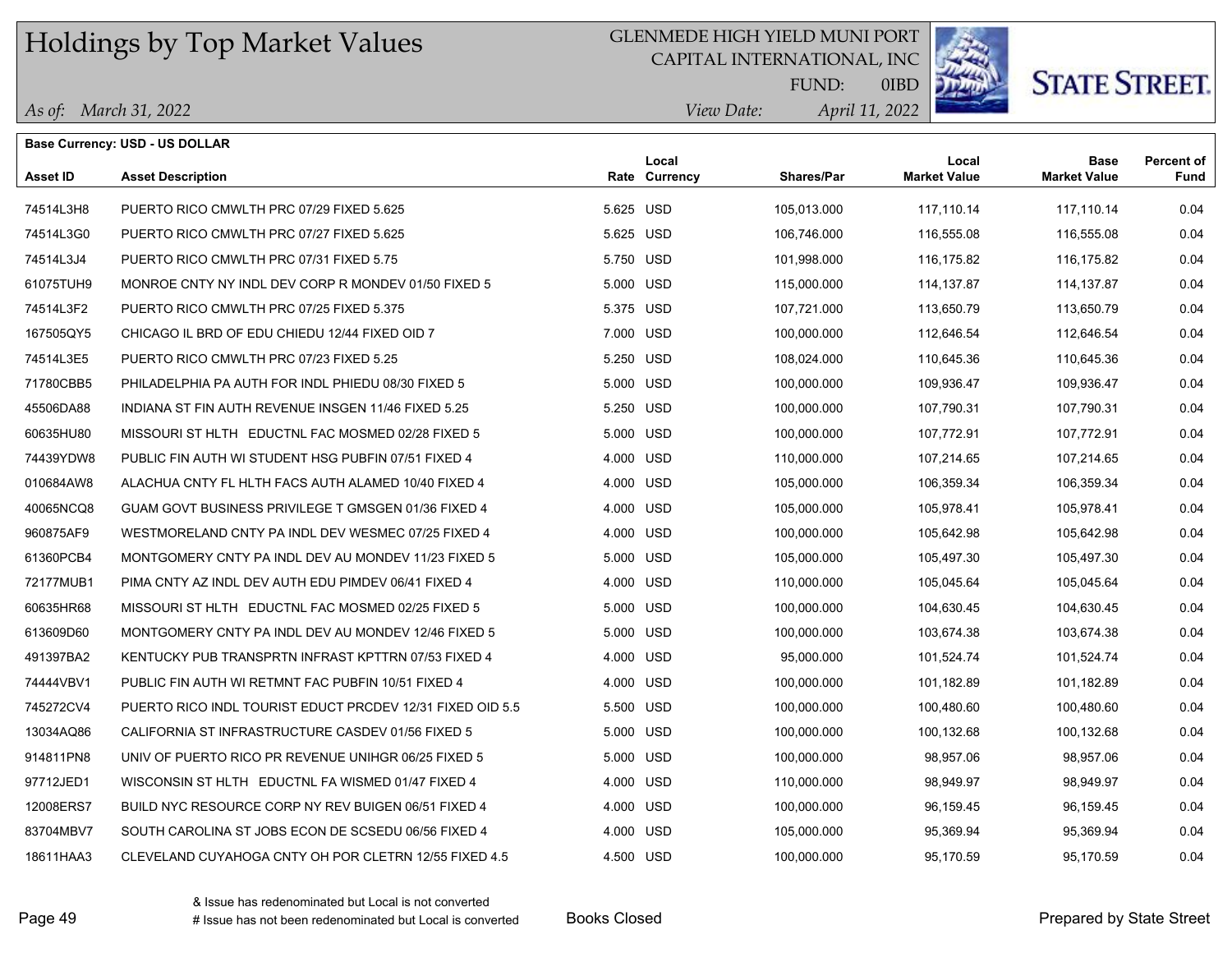# Holdings by Top Market Values

GLENMEDE HIGH YIELD MUNI PORT
CAPITAL INTERNATIONAL, INC
FUND: 0IBD

*As of: March 31, 2022* *View Date: April 11, 2022*

**Base Currency: USD - US DOLLAR**

| Asset ID | Asset Description | Rate | Local Currency | Shares/Par | Local Market Value | Base Market Value | Percent of Fund |
|---|---|---|---|---|---|---|---|
| 74514L3H8 | PUERTO RICO CMWLTH PRC 07/29 FIXED 5.625 | 5.625 | USD | 105,013.000 | 117,110.14 | 117,110.14 | 0.04 |
| 74514L3G0 | PUERTO RICO CMWLTH PRC 07/27 FIXED 5.625 | 5.625 | USD | 106,746.000 | 116,555.08 | 116,555.08 | 0.04 |
| 74514L3J4 | PUERTO RICO CMWLTH PRC 07/31 FIXED 5.75 | 5.750 | USD | 101,998.000 | 116,175.82 | 116,175.82 | 0.04 |
| 61075TUH9 | MONROE CNTY NY INDL DEV CORP R MONDEV 01/50 FIXED 5 | 5.000 | USD | 115,000.000 | 114,137.87 | 114,137.87 | 0.04 |
| 74514L3F2 | PUERTO RICO CMWLTH PRC 07/25 FIXED 5.375 | 5.375 | USD | 107,721.000 | 113,650.79 | 113,650.79 | 0.04 |
| 167505QY5 | CHICAGO IL BRD OF EDU CHIEDU 12/44 FIXED OID 7 | 7.000 | USD | 100,000.000 | 112,646.54 | 112,646.54 | 0.04 |
| 74514L3E5 | PUERTO RICO CMWLTH PRC 07/23 FIXED 5.25 | 5.250 | USD | 108,024.000 | 110,645.36 | 110,645.36 | 0.04 |
| 71780CBB5 | PHILADELPHIA PA AUTH FOR INDL PHIEDU 08/30 FIXED 5 | 5.000 | USD | 100,000.000 | 109,936.47 | 109,936.47 | 0.04 |
| 45506DA88 | INDIANA ST FIN AUTH REVENUE INSGEN 11/46 FIXED 5.25 | 5.250 | USD | 100,000.000 | 107,790.31 | 107,790.31 | 0.04 |
| 60635HU80 | MISSOURI ST HLTH EDUCTNL FAC MOSMED 02/28 FIXED 5 | 5.000 | USD | 100,000.000 | 107,772.91 | 107,772.91 | 0.04 |
| 74439YDW8 | PUBLIC FIN AUTH WI STUDENT HSG PUBFIN 07/51 FIXED 4 | 4.000 | USD | 110,000.000 | 107,214.65 | 107,214.65 | 0.04 |
| 010684AW8 | ALACHUA CNTY FL HLTH FACS AUTH ALAMED 10/40 FIXED 4 | 4.000 | USD | 105,000.000 | 106,359.34 | 106,359.34 | 0.04 |
| 40065NCQ8 | GUAM GOVT BUSINESS PRIVILEGE T GMSGEN 01/36 FIXED 4 | 4.000 | USD | 105,000.000 | 105,978.41 | 105,978.41 | 0.04 |
| 960875AF9 | WESTMORELAND CNTY PA INDL DEV WESMEC 07/25 FIXED 4 | 4.000 | USD | 100,000.000 | 105,642.98 | 105,642.98 | 0.04 |
| 61360PCB4 | MONTGOMERY CNTY PA INDL DEV AU MONDEV 11/23 FIXED 5 | 5.000 | USD | 105,000.000 | 105,497.30 | 105,497.30 | 0.04 |
| 72177MUB1 | PIMA CNTY AZ INDL DEV AUTH EDU PIMDEV 06/41 FIXED 4 | 4.000 | USD | 110,000.000 | 105,045.64 | 105,045.64 | 0.04 |
| 60635HR68 | MISSOURI ST HLTH EDUCTNL FAC MOSMED 02/25 FIXED 5 | 5.000 | USD | 100,000.000 | 104,630.45 | 104,630.45 | 0.04 |
| 613609D60 | MONTGOMERY CNTY PA INDL DEV AU MONDEV 12/46 FIXED 5 | 5.000 | USD | 100,000.000 | 103,674.38 | 103,674.38 | 0.04 |
| 491397BA2 | KENTUCKY PUB TRANSPRTN INFRAST KPTTRN 07/53 FIXED 4 | 4.000 | USD | 95,000.000 | 101,524.74 | 101,524.74 | 0.04 |
| 74444VBV1 | PUBLIC FIN AUTH WI RETMNT FAC PUBFIN 10/51 FIXED 4 | 4.000 | USD | 100,000.000 | 101,182.89 | 101,182.89 | 0.04 |
| 745272CV4 | PUERTO RICO INDL TOURIST EDUCT PRCDEV 12/31 FIXED OID 5.5 | 5.500 | USD | 100,000.000 | 100,480.60 | 100,480.60 | 0.04 |
| 13034AQ86 | CALIFORNIA ST INFRASTRUCTURE CASDEV 01/56 FIXED 5 | 5.000 | USD | 100,000.000 | 100,132.68 | 100,132.68 | 0.04 |
| 914811PN8 | UNIV OF PUERTO RICO PR REVENUE UNIHGR 06/25 FIXED 5 | 5.000 | USD | 100,000.000 | 98,957.06 | 98,957.06 | 0.04 |
| 97712JED1 | WISCONSIN ST HLTH EDUCTNL FA WISMED 01/47 FIXED 4 | 4.000 | USD | 110,000.000 | 98,949.97 | 98,949.97 | 0.04 |
| 12008ERS7 | BUILD NYC RESOURCE CORP NY REV BUIGEN 06/51 FIXED 4 | 4.000 | USD | 100,000.000 | 96,159.45 | 96,159.45 | 0.04 |
| 83704MBV7 | SOUTH CAROLINA ST JOBS ECON DE SCSEDU 06/56 FIXED 4 | 4.000 | USD | 105,000.000 | 95,369.94 | 95,369.94 | 0.04 |
| 18611HAA3 | CLEVELAND CUYAHOGA CNTY OH POR CLETRN 12/55 FIXED 4.5 | 4.500 | USD | 100,000.000 | 95,170.59 | 95,170.59 | 0.04 |

& Issue has redenominated but Local is not converted
# Issue has not been redenominated but Local is converted

Books Closed

Prepared by State Street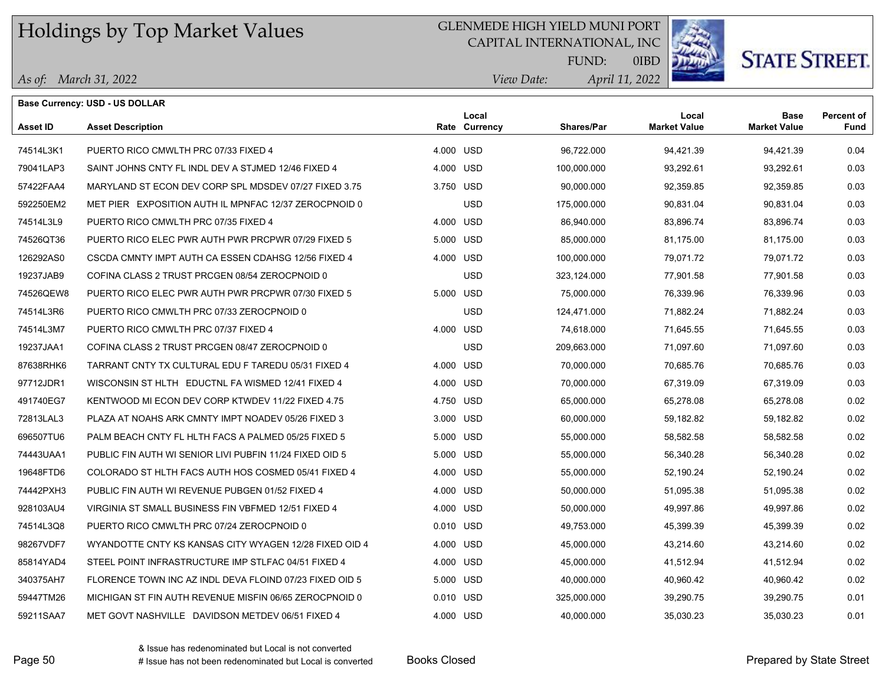# Holdings by Top Market Values

GLENMEDE HIGH YIELD MUNI PORT
CAPITAL INTERNATIONAL, INC
FUND: 0IBD

*As of: March 31, 2022*
*View Date: April 11, 2022*

**Base Currency: USD - US DOLLAR**

| Asset ID | Asset Description | Rate | Local Currency | Shares/Par | Local Market Value | Base Market Value | Percent of Fund |
|---|---|---|---|---|---|---|---|
| 74514L3K1 | PUERTO RICO CMWLTH PRC 07/33 FIXED 4 | 4.000 | USD | 96,722.000 | 94,421.39 | 94,421.39 | 0.04 |
| 79041LAP3 | SAINT JOHNS CNTY FL INDL DEV A STJMED 12/46 FIXED 4 | 4.000 | USD | 100,000.000 | 93,292.61 | 93,292.61 | 0.03 |
| 57422FAA4 | MARYLAND ST ECON DEV CORP SPL MDSDEV 07/27 FIXED 3.75 | 3.750 | USD | 90,000.000 | 92,359.85 | 92,359.85 | 0.03 |
| 592250EM2 | MET PIER EXPOSITION AUTH IL MPNFAC 12/37 ZEROCPNOID 0 | | USD | 175,000.000 | 90,831.04 | 90,831.04 | 0.03 |
| 74514L3L9 | PUERTO RICO CMWLTH PRC 07/35 FIXED 4 | 4.000 | USD | 86,940.000 | 83,896.74 | 83,896.74 | 0.03 |
| 74526QT36 | PUERTO RICO ELEC PWR AUTH PWR PRCPWR 07/29 FIXED 5 | 5.000 | USD | 85,000.000 | 81,175.00 | 81,175.00 | 0.03 |
| 126292AS0 | CSCDA CMNTY IMPT AUTH CA ESSEN CDAHSG 12/56 FIXED 4 | 4.000 | USD | 100,000.000 | 79,071.72 | 79,071.72 | 0.03 |
| 19237JAB9 | COFINA CLASS 2 TRUST PRCGEN 08/54 ZEROCPNOID 0 | | USD | 323,124.000 | 77,901.58 | 77,901.58 | 0.03 |
| 74526QEW8 | PUERTO RICO ELEC PWR AUTH PWR PRCPWR 07/30 FIXED 5 | 5.000 | USD | 75,000.000 | 76,339.96 | 76,339.96 | 0.03 |
| 74514L3R6 | PUERTO RICO CMWLTH PRC 07/33 ZEROCPNOID 0 | | USD | 124,471.000 | 71,882.24 | 71,882.24 | 0.03 |
| 74514L3M7 | PUERTO RICO CMWLTH PRC 07/37 FIXED 4 | 4.000 | USD | 74,618.000 | 71,645.55 | 71,645.55 | 0.03 |
| 19237JAA1 | COFINA CLASS 2 TRUST PRCGEN 08/47 ZEROCPNOID 0 | | USD | 209,663.000 | 71,097.60 | 71,097.60 | 0.03 |
| 87638RHK6 | TARRANT CNTY TX CULTURAL EDU F TAREDU 05/31 FIXED 4 | 4.000 | USD | 70,000.000 | 70,685.76 | 70,685.76 | 0.03 |
| 97712JDR1 | WISCONSIN ST HLTH EDUCTNL FA WISMED 12/41 FIXED 4 | 4.000 | USD | 70,000.000 | 67,319.09 | 67,319.09 | 0.03 |
| 491740EG7 | KENTWOOD MI ECON DEV CORP KTWDEV 11/22 FIXED 4.75 | 4.750 | USD | 65,000.000 | 65,278.08 | 65,278.08 | 0.02 |
| 72813LAL3 | PLAZA AT NOAHS ARK CMNTY IMPT NOADEV 05/26 FIXED 3 | 3.000 | USD | 60,000.000 | 59,182.82 | 59,182.82 | 0.02 |
| 696507TU6 | PALM BEACH CNTY FL HLTH FACS A PALMED 05/25 FIXED 5 | 5.000 | USD | 55,000.000 | 58,582.58 | 58,582.58 | 0.02 |
| 74443UAA1 | PUBLIC FIN AUTH WI SENIOR LIVI PUBFIN 11/24 FIXED OID 5 | 5.000 | USD | 55,000.000 | 56,340.28 | 56,340.28 | 0.02 |
| 19648FTD6 | COLORADO ST HLTH FACS AUTH HOS COSMED 05/41 FIXED 4 | 4.000 | USD | 55,000.000 | 52,190.24 | 52,190.24 | 0.02 |
| 74442PXH3 | PUBLIC FIN AUTH WI REVENUE PUBGEN 01/52 FIXED 4 | 4.000 | USD | 50,000.000 | 51,095.38 | 51,095.38 | 0.02 |
| 928103AU4 | VIRGINIA ST SMALL BUSINESS FIN VBFMED 12/51 FIXED 4 | 4.000 | USD | 50,000.000 | 49,997.86 | 49,997.86 | 0.02 |
| 74514L3Q8 | PUERTO RICO CMWLTH PRC 07/24 ZEROCPNOID 0 | 0.010 | USD | 49,753.000 | 45,399.39 | 45,399.39 | 0.02 |
| 98267VDF7 | WYANDOTTE CNTY KS KANSAS CITY WYAGEN 12/28 FIXED OID 4 | 4.000 | USD | 45,000.000 | 43,214.60 | 43,214.60 | 0.02 |
| 85814YAD4 | STEEL POINT INFRASTRUCTURE IMP STLFAC 04/51 FIXED 4 | 4.000 | USD | 45,000.000 | 41,512.94 | 41,512.94 | 0.02 |
| 340375AH7 | FLORENCE TOWN INC AZ INDL DEVA FLOIND 07/23 FIXED OID 5 | 5.000 | USD | 40,000.000 | 40,960.42 | 40,960.42 | 0.02 |
| 59447TM26 | MICHIGAN ST FIN AUTH REVENUE MISFIN 06/65 ZEROCPNOID 0 | 0.010 | USD | 325,000.000 | 39,290.75 | 39,290.75 | 0.01 |
| 59211SAA7 | MET GOVT NASHVILLE DAVIDSON METDEV 06/51 FIXED 4 | 4.000 | USD | 40,000.000 | 35,030.23 | 35,030.23 | 0.01 |

& Issue has redenominated but Local is not converted
# Issue has not been redenominated but Local is converted

Books Closed

Prepared by State Street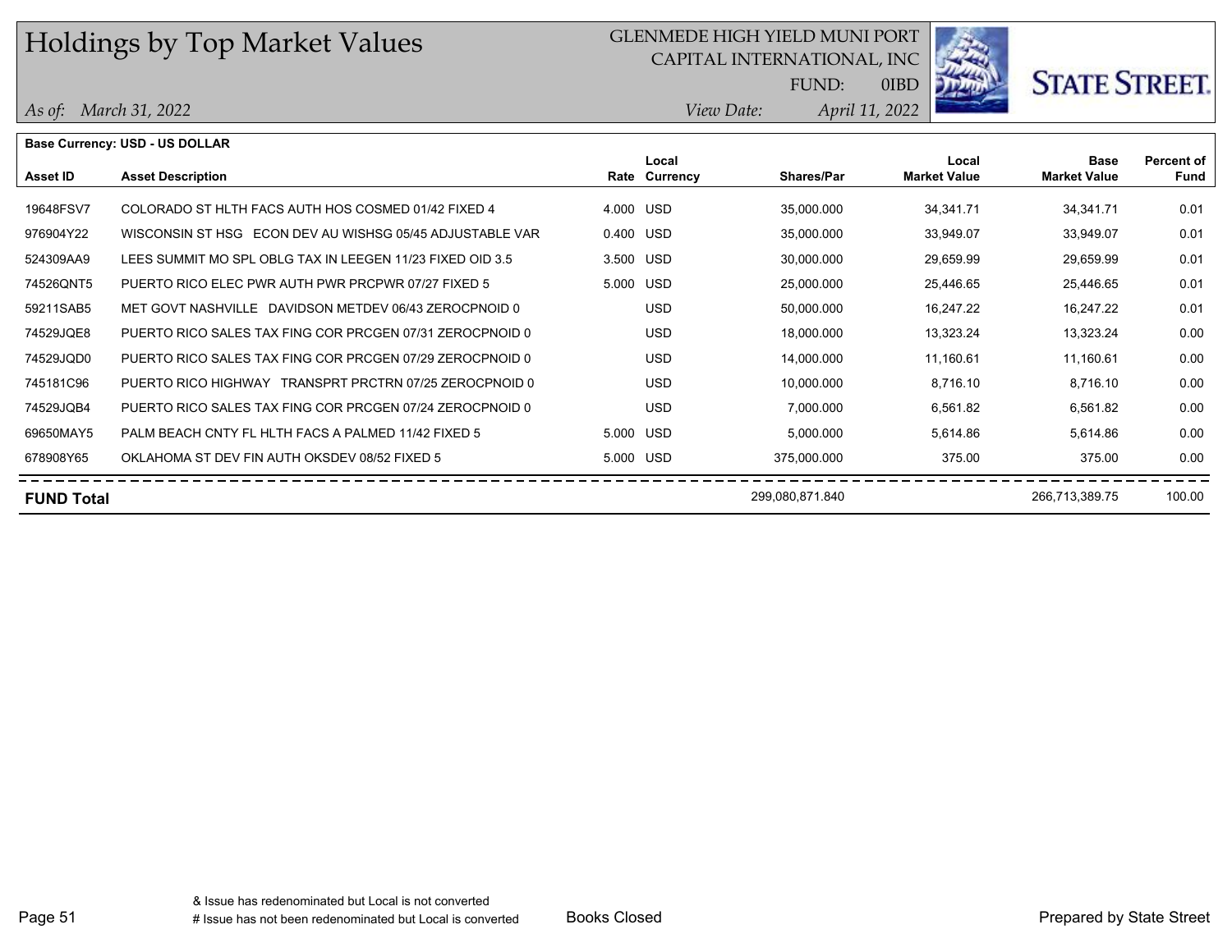**Base Currency: USD - US DOLLAR**

| Asset ID | Asset Description | Rate | Local Currency | Shares/Par | Local Market Value | Base Market Value | Percent of Fund |
|---|---|---|---|---|---|---|---|
| 19648FSV7 | COLORADO ST HLTH FACS AUTH HOS COSMED 01/42 FIXED 4 | 4.000 | USD | 35,000.000 | 34,341.71 | 34,341.71 | 0.01 |
| 976904Y22 | WISCONSIN ST HSG ECON DEV AU WISHSG 05/45 ADJUSTABLE VAR | 0.400 | USD | 35,000.000 | 33,949.07 | 33,949.07 | 0.01 |
| 524309AA9 | LEES SUMMIT MO SPL OBLG TAX IN LEEGEN 11/23 FIXED OID 3.5 | 3.500 | USD | 30,000.000 | 29,659.99 | 29,659.99 | 0.01 |
| 74526QNT5 | PUERTO RICO ELEC PWR AUTH PWR PRCPWR 07/27 FIXED 5 | 5.000 | USD | 25,000.000 | 25,446.65 | 25,446.65 | 0.01 |
| 59211SAB5 | MET GOVT NASHVILLE DAVIDSON METDEV 06/43 ZEROCPNOID 0 | | USD | 50,000.000 | 16,247.22 | 16,247.22 | 0.01 |
| 74529JQE8 | PUERTO RICO SALES TAX FING COR PRCGEN 07/31 ZEROCPNOID 0 | | USD | 18,000.000 | 13,323.24 | 13,323.24 | 0.00 |
| 74529JQD0 | PUERTO RICO SALES TAX FING COR PRCGEN 07/29 ZEROCPNOID 0 | | USD | 14,000.000 | 11,160.61 | 11,160.61 | 0.00 |
| 745181C96 | PUERTO RICO HIGHWAY TRANSPRT PRCTRN 07/25 ZEROCPNOID 0 | | USD | 10,000.000 | 8,716.10 | 8,716.10 | 0.00 |
| 74529JQB4 | PUERTO RICO SALES TAX FING COR PRCGEN 07/24 ZEROCPNOID 0 | | USD | 7,000.000 | 6,561.82 | 6,561.82 | 0.00 |
| 69650MAY5 | PALM BEACH CNTY FL HLTH FACS A PALMED 11/42 FIXED 5 | 5.000 | USD | 5,000.000 | 5,614.86 | 5,614.86 | 0.00 |
| 678908Y65 | OKLAHOMA ST DEV FIN AUTH OKSDEV 08/52 FIXED 5 | 5.000 | USD | 375,000.000 | 375.00 | 375.00 | 0.00 |
| **FUND Total** | | | | 299,080,871.840 | | 266,713,389.75 | 100.00 |

& Issue has redenominated but Local is not converted
# Issue has not been redenominated but Local is converted

Books Closed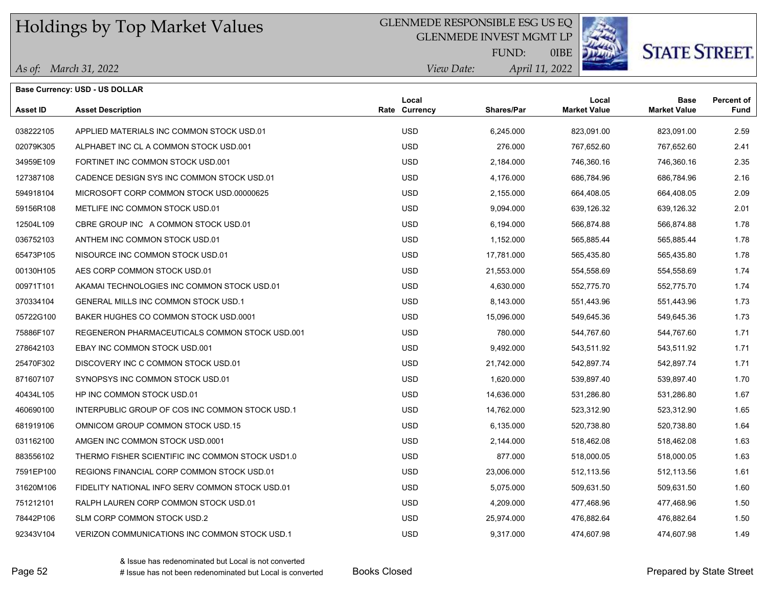# Holdings by Top Market Values

GLENMEDE RESPONSIBLE ESG US EQ
GLENMEDE INVEST MGMT LP
FUND: 0IBE

*As of:* *March 31, 2022*
*View Date:* *April 11, 2022*

STATE STREET.

**Base Currency: USD - US DOLLAR**

| Asset ID | Asset Description | Rate | Local Currency | Shares/Par | Local Market Value | Base Market Value | Percent of Fund |
|---|---|---|---|---|---|---|---|
| 038222105 | APPLIED MATERIALS INC COMMON STOCK USD.01 | | USD | 6,245.000 | 823,091.00 | 823,091.00 | 2.59 |
| 02079K305 | ALPHABET INC CL A COMMON STOCK USD.001 | | USD | 276.000 | 767,652.60 | 767,652.60 | 2.41 |
| 34959E109 | FORTINET INC COMMON STOCK USD.001 | | USD | 2,184.000 | 746,360.16 | 746,360.16 | 2.35 |
| 127387108 | CADENCE DESIGN SYS INC COMMON STOCK USD.01 | | USD | 4,176.000 | 686,784.96 | 686,784.96 | 2.16 |
| 594918104 | MICROSOFT CORP COMMON STOCK USD.00000625 | | USD | 2,155.000 | 664,408.05 | 664,408.05 | 2.09 |
| 59156R108 | METLIFE INC COMMON STOCK USD.01 | | USD | 9,094.000 | 639,126.32 | 639,126.32 | 2.01 |
| 12504L109 | CBRE GROUP INC A COMMON STOCK USD.01 | | USD | 6,194.000 | 566,874.88 | 566,874.88 | 1.78 |
| 036752103 | ANTHEM INC COMMON STOCK USD.01 | | USD | 1,152.000 | 565,885.44 | 565,885.44 | 1.78 |
| 65473P105 | NISOURCE INC COMMON STOCK USD.01 | | USD | 17,781.000 | 565,435.80 | 565,435.80 | 1.78 |
| 00130H105 | AES CORP COMMON STOCK USD.01 | | USD | 21,553.000 | 554,558.69 | 554,558.69 | 1.74 |
| 00971T101 | AKAMAI TECHNOLOGIES INC COMMON STOCK USD.01 | | USD | 4,630.000 | 552,775.70 | 552,775.70 | 1.74 |
| 370334104 | GENERAL MILLS INC COMMON STOCK USD.1 | | USD | 8,143.000 | 551,443.96 | 551,443.96 | 1.73 |
| 05722G100 | BAKER HUGHES CO COMMON STOCK USD.0001 | | USD | 15,096.000 | 549,645.36 | 549,645.36 | 1.73 |
| 75886F107 | REGENERON PHARMACEUTICALS COMMON STOCK USD.001 | | USD | 780.000 | 544,767.60 | 544,767.60 | 1.71 |
| 278642103 | EBAY INC COMMON STOCK USD.001 | | USD | 9,492.000 | 543,511.92 | 543,511.92 | 1.71 |
| 25470F302 | DISCOVERY INC C COMMON STOCK USD.01 | | USD | 21,742.000 | 542,897.74 | 542,897.74 | 1.71 |
| 871607107 | SYNOPSYS INC COMMON STOCK USD.01 | | USD | 1,620.000 | 539,897.40 | 539,897.40 | 1.70 |
| 40434L105 | HP INC COMMON STOCK USD.01 | | USD | 14,636.000 | 531,286.80 | 531,286.80 | 1.67 |
| 460690100 | INTERPUBLIC GROUP OF COS INC COMMON STOCK USD.1 | | USD | 14,762.000 | 523,312.90 | 523,312.90 | 1.65 |
| 681919106 | OMNICOM GROUP COMMON STOCK USD.15 | | USD | 6,135.000 | 520,738.80 | 520,738.80 | 1.64 |
| 031162100 | AMGEN INC COMMON STOCK USD.0001 | | USD | 2,144.000 | 518,462.08 | 518,462.08 | 1.63 |
| 883556102 | THERMO FISHER SCIENTIFIC INC COMMON STOCK USD1.0 | | USD | 877.000 | 518,000.05 | 518,000.05 | 1.63 |
| 7591EP100 | REGIONS FINANCIAL CORP COMMON STOCK USD.01 | | USD | 23,006.000 | 512,113.56 | 512,113.56 | 1.61 |
| 31620M106 | FIDELITY NATIONAL INFO SERV COMMON STOCK USD.01 | | USD | 5,075.000 | 509,631.50 | 509,631.50 | 1.60 |
| 751212101 | RALPH LAUREN CORP COMMON STOCK USD.01 | | USD | 4,209.000 | 477,468.96 | 477,468.96 | 1.50 |
| 78442P106 | SLM CORP COMMON STOCK USD.2 | | USD | 25,974.000 | 476,882.64 | 476,882.64 | 1.50 |
| 92343V104 | VERIZON COMMUNICATIONS INC COMMON STOCK USD.1 | | USD | 9,317.000 | 474,607.98 | 474,607.98 | 1.49 |

& Issue has redenominated but Local is not converted
# Issue has not been redenominated but Local is converted

Books Closed

Prepared by State Street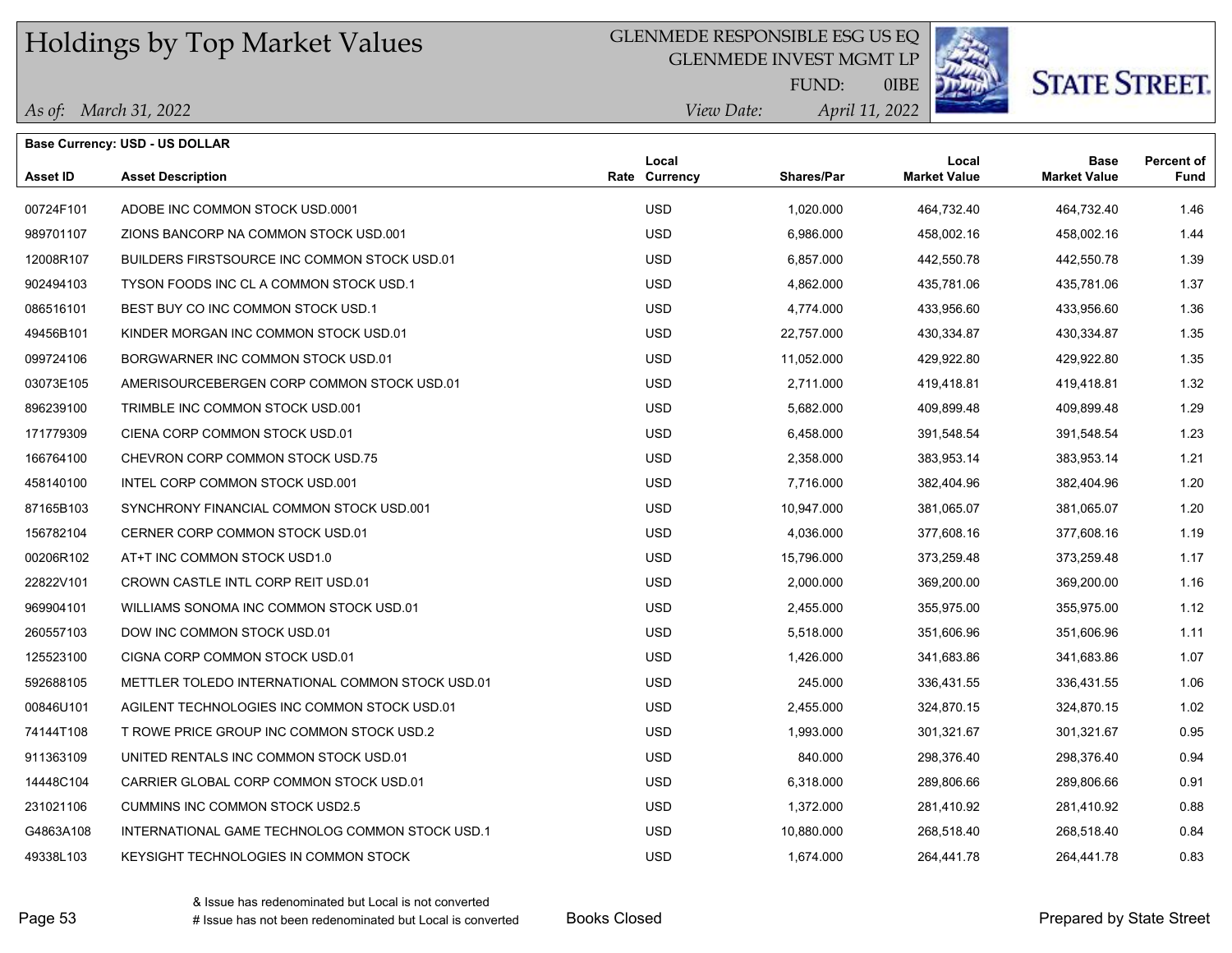# Holdings by Top Market Values

GLENMEDE RESPONSIBLE ESG US EQ
GLENMEDE INVEST MGMT LP
FUND: 0IBE

*As of: March 31, 2022*
*View Date: April 11, 2022*

STATE STREET.

**Base Currency: USD - US DOLLAR**

| Asset ID | Asset Description | Rate | Local Currency | Shares/Par | Local Market Value | Base Market Value | Percent of Fund |
|---|---|---|---|---|---|---|---|
| 00724F101 | ADOBE INC COMMON STOCK USD.0001 | | USD | 1,020.000 | 464,732.40 | 464,732.40 | 1.46 |
| 989701107 | ZIONS BANCORP NA COMMON STOCK USD.001 | | USD | 6,986.000 | 458,002.16 | 458,002.16 | 1.44 |
| 12008R107 | BUILDERS FIRSTSOURCE INC COMMON STOCK USD.01 | | USD | 6,857.000 | 442,550.78 | 442,550.78 | 1.39 |
| 902494103 | TYSON FOODS INC CL A COMMON STOCK USD.1 | | USD | 4,862.000 | 435,781.06 | 435,781.06 | 1.37 |
| 086516101 | BEST BUY CO INC COMMON STOCK USD.1 | | USD | 4,774.000 | 433,956.60 | 433,956.60 | 1.36 |
| 49456B101 | KINDER MORGAN INC COMMON STOCK USD.01 | | USD | 22,757.000 | 430,334.87 | 430,334.87 | 1.35 |
| 099724106 | BORGWARNER INC COMMON STOCK USD.01 | | USD | 11,052.000 | 429,922.80 | 429,922.80 | 1.35 |
| 03073E105 | AMERISOURCEBERGEN CORP COMMON STOCK USD.01 | | USD | 2,711.000 | 419,418.81 | 419,418.81 | 1.32 |
| 896239100 | TRIMBLE INC COMMON STOCK USD.001 | | USD | 5,682.000 | 409,899.48 | 409,899.48 | 1.29 |
| 171779309 | CIENA CORP COMMON STOCK USD.01 | | USD | 6,458.000 | 391,548.54 | 391,548.54 | 1.23 |
| 166764100 | CHEVRON CORP COMMON STOCK USD.75 | | USD | 2,358.000 | 383,953.14 | 383,953.14 | 1.21 |
| 458140100 | INTEL CORP COMMON STOCK USD.001 | | USD | 7,716.000 | 382,404.96 | 382,404.96 | 1.20 |
| 87165B103 | SYNCHRONY FINANCIAL COMMON STOCK USD.001 | | USD | 10,947.000 | 381,065.07 | 381,065.07 | 1.20 |
| 156782104 | CERNER CORP COMMON STOCK USD.01 | | USD | 4,036.000 | 377,608.16 | 377,608.16 | 1.19 |
| 00206R102 | AT+T INC COMMON STOCK USD1.0 | | USD | 15,796.000 | 373,259.48 | 373,259.48 | 1.17 |
| 22822V101 | CROWN CASTLE INTL CORP REIT USD.01 | | USD | 2,000.000 | 369,200.00 | 369,200.00 | 1.16 |
| 969904101 | WILLIAMS SONOMA INC COMMON STOCK USD.01 | | USD | 2,455.000 | 355,975.00 | 355,975.00 | 1.12 |
| 260557103 | DOW INC COMMON STOCK USD.01 | | USD | 5,518.000 | 351,606.96 | 351,606.96 | 1.11 |
| 125523100 | CIGNA CORP COMMON STOCK USD.01 | | USD | 1,426.000 | 341,683.86 | 341,683.86 | 1.07 |
| 592688105 | METTLER TOLEDO INTERNATIONAL COMMON STOCK USD.01 | | USD | 245.000 | 336,431.55 | 336,431.55 | 1.06 |
| 00846U101 | AGILENT TECHNOLOGIES INC COMMON STOCK USD.01 | | USD | 2,455.000 | 324,870.15 | 324,870.15 | 1.02 |
| 74144T108 | T ROWE PRICE GROUP INC COMMON STOCK USD.2 | | USD | 1,993.000 | 301,321.67 | 301,321.67 | 0.95 |
| 911363109 | UNITED RENTALS INC COMMON STOCK USD.01 | | USD | 840.000 | 298,376.40 | 298,376.40 | 0.94 |
| 14448C104 | CARRIER GLOBAL CORP COMMON STOCK USD.01 | | USD | 6,318.000 | 289,806.66 | 289,806.66 | 0.91 |
| 231021106 | CUMMINS INC COMMON STOCK USD2.5 | | USD | 1,372.000 | 281,410.92 | 281,410.92 | 0.88 |
| G4863A108 | INTERNATIONAL GAME TECHNOLOG COMMON STOCK USD.1 | | USD | 10,880.000 | 268,518.40 | 268,518.40 | 0.84 |
| 49338L103 | KEYSIGHT TECHNOLOGIES IN COMMON STOCK | | USD | 1,674.000 | 264,441.78 | 264,441.78 | 0.83 |

& Issue has redenominated but Local is not converted
# Issue has not been redenominated but Local is converted

Books Closed

Prepared by State Street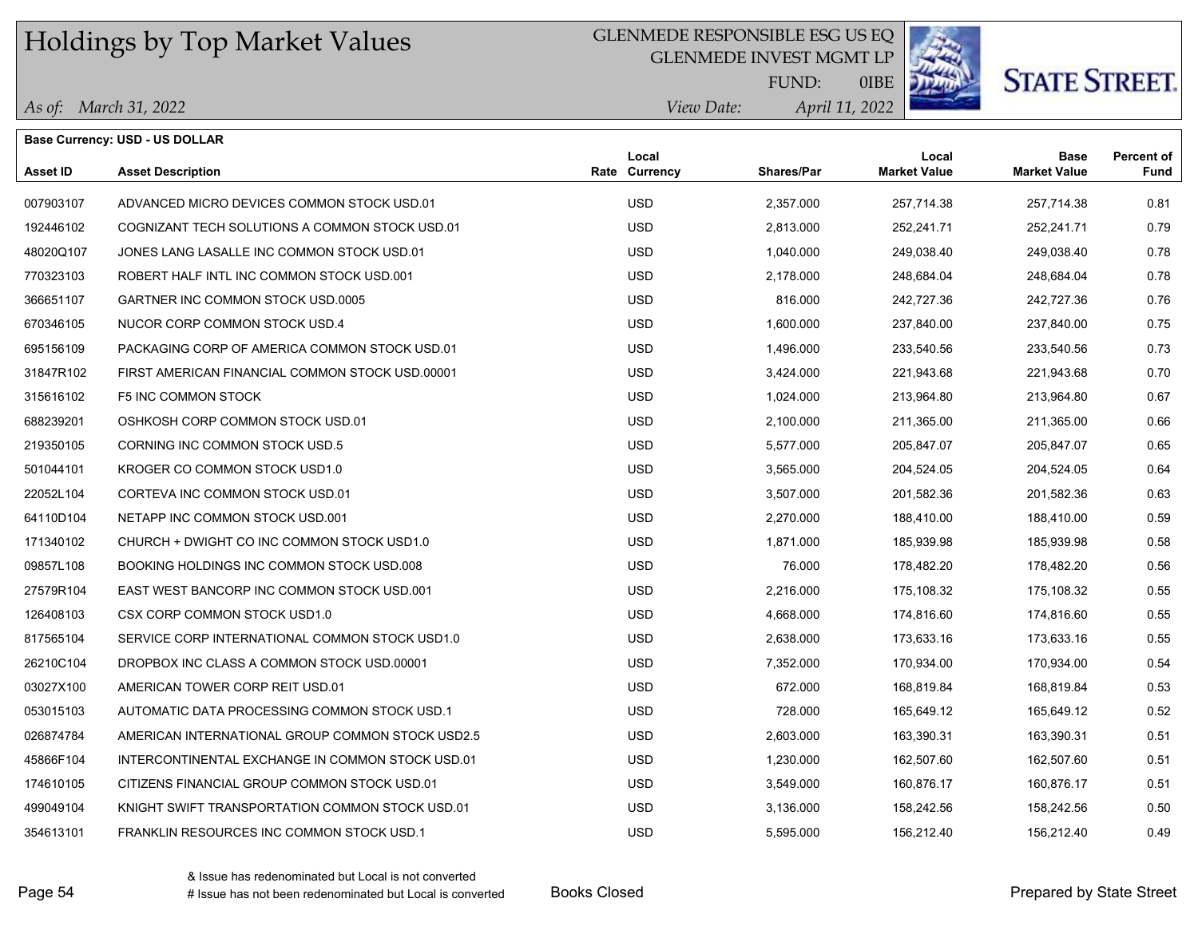# Holdings by Top Market Values

GLENMEDE RESPONSIBLE ESG US EQ
GLENMEDE INVEST MGMT LP
FUND: 0IBE

*As of: March 31, 2022* *View Date: April 11, 2022*

STATE STREET.

**Base Currency: USD - US DOLLAR**

| Asset ID | Asset Description | Rate | Local Currency | Shares/Par | Local Market Value | Base Market Value | Percent of Fund |
|---|---|---|---|---|---|---|---|
| 007903107 | ADVANCED MICRO DEVICES COMMON STOCK USD.01 | | USD | 2,357.000 | 257,714.38 | 257,714.38 | 0.81 |
| 192446102 | COGNIZANT TECH SOLUTIONS A COMMON STOCK USD.01 | | USD | 2,813.000 | 252,241.71 | 252,241.71 | 0.79 |
| 48020Q107 | JONES LANG LASALLE INC COMMON STOCK USD.01 | | USD | 1,040.000 | 249,038.40 | 249,038.40 | 0.78 |
| 770323103 | ROBERT HALF INTL INC COMMON STOCK USD.001 | | USD | 2,178.000 | 248,684.04 | 248,684.04 | 0.78 |
| 366651107 | GARTNER INC COMMON STOCK USD.0005 | | USD | 816.000 | 242,727.36 | 242,727.36 | 0.76 |
| 670346105 | NUCOR CORP COMMON STOCK USD.4 | | USD | 1,600.000 | 237,840.00 | 237,840.00 | 0.75 |
| 695156109 | PACKAGING CORP OF AMERICA COMMON STOCK USD.01 | | USD | 1,496.000 | 233,540.56 | 233,540.56 | 0.73 |
| 31847R102 | FIRST AMERICAN FINANCIAL COMMON STOCK USD.00001 | | USD | 3,424.000 | 221,943.68 | 221,943.68 | 0.70 |
| 315616102 | F5 INC COMMON STOCK | | USD | 1,024.000 | 213,964.80 | 213,964.80 | 0.67 |
| 688239201 | OSHKOSH CORP COMMON STOCK USD.01 | | USD | 2,100.000 | 211,365.00 | 211,365.00 | 0.66 |
| 219350105 | CORNING INC COMMON STOCK USD.5 | | USD | 5,577.000 | 205,847.07 | 205,847.07 | 0.65 |
| 501044101 | KROGER CO COMMON STOCK USD1.0 | | USD | 3,565.000 | 204,524.05 | 204,524.05 | 0.64 |
| 22052L104 | CORTEVA INC COMMON STOCK USD.01 | | USD | 3,507.000 | 201,582.36 | 201,582.36 | 0.63 |
| 64110D104 | NETAPP INC COMMON STOCK USD.001 | | USD | 2,270.000 | 188,410.00 | 188,410.00 | 0.59 |
| 171340102 | CHURCH + DWIGHT CO INC COMMON STOCK USD1.0 | | USD | 1,871.000 | 185,939.98 | 185,939.98 | 0.58 |
| 09857L108 | BOOKING HOLDINGS INC COMMON STOCK USD.008 | | USD | 76.000 | 178,482.20 | 178,482.20 | 0.56 |
| 27579R104 | EAST WEST BANCORP INC COMMON STOCK USD.001 | | USD | 2,216.000 | 175,108.32 | 175,108.32 | 0.55 |
| 126408103 | CSX CORP COMMON STOCK USD1.0 | | USD | 4,668.000 | 174,816.60 | 174,816.60 | 0.55 |
| 817565104 | SERVICE CORP INTERNATIONAL COMMON STOCK USD1.0 | | USD | 2,638.000 | 173,633.16 | 173,633.16 | 0.55 |
| 26210C104 | DROPBOX INC CLASS A COMMON STOCK USD.00001 | | USD | 7,352.000 | 170,934.00 | 170,934.00 | 0.54 |
| 03027X100 | AMERICAN TOWER CORP REIT USD.01 | | USD | 672.000 | 168,819.84 | 168,819.84 | 0.53 |
| 053015103 | AUTOMATIC DATA PROCESSING COMMON STOCK USD.1 | | USD | 728.000 | 165,649.12 | 165,649.12 | 0.52 |
| 026874784 | AMERICAN INTERNATIONAL GROUP COMMON STOCK USD2.5 | | USD | 2,603.000 | 163,390.31 | 163,390.31 | 0.51 |
| 45866F104 | INTERCONTINENTAL EXCHANGE IN COMMON STOCK USD.01 | | USD | 1,230.000 | 162,507.60 | 162,507.60 | 0.51 |
| 174610105 | CITIZENS FINANCIAL GROUP COMMON STOCK USD.01 | | USD | 3,549.000 | 160,876.17 | 160,876.17 | 0.51 |
| 499049104 | KNIGHT SWIFT TRANSPORTATION COMMON STOCK USD.01 | | USD | 3,136.000 | 158,242.56 | 158,242.56 | 0.50 |
| 354613101 | FRANKLIN RESOURCES INC COMMON STOCK USD.1 | | USD | 5,595.000 | 156,212.40 | 156,212.40 | 0.49 |

& Issue has redenominated but Local is not converted
# Issue has not been redenominated but Local is converted

Books Closed

Prepared by State Street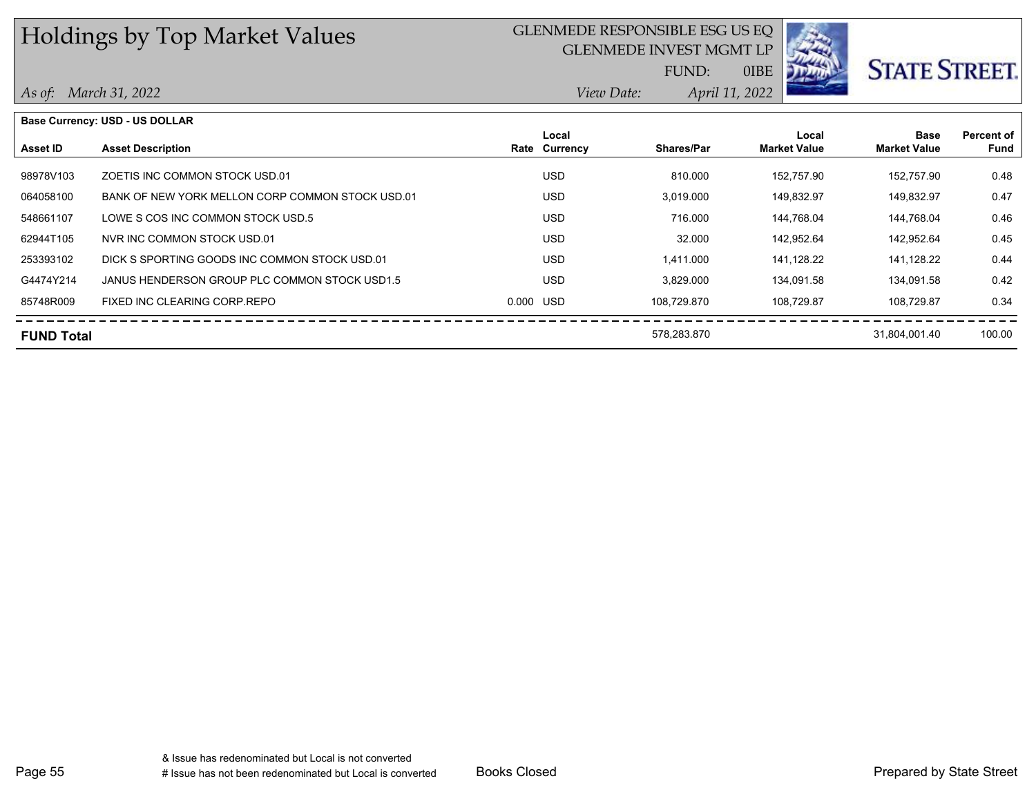# Holdings by Top Market Values

GLENMEDE RESPONSIBLE ESG US EQ
GLENMEDE INVEST MGMT LP
FUND: 0IBE

*As of: March 31, 2022*
*View Date: April 11, 2022*

STATE STREET.

**Base Currency: USD - US DOLLAR**

| Asset ID | Asset Description | Rate | Local Currency | Shares/Par | Local Market Value | Base Market Value | Percent of Fund |
|---|---|---|---|---|---|---|---|
| 98978V103 | ZOETIS INC COMMON STOCK USD.01 | | USD | 810.000 | 152,757.90 | 152,757.90 | 0.48 |
| 064058100 | BANK OF NEW YORK MELLON CORP COMMON STOCK USD.01 | | USD | 3,019.000 | 149,832.97 | 149,832.97 | 0.47 |
| 548661107 | LOWE S COS INC COMMON STOCK USD.5 | | USD | 716.000 | 144,768.04 | 144,768.04 | 0.46 |
| 62944T105 | NVR INC COMMON STOCK USD.01 | | USD | 32.000 | 142,952.64 | 142,952.64 | 0.45 |
| 253393102 | DICK S SPORTING GOODS INC COMMON STOCK USD.01 | | USD | 1,411.000 | 141,128.22 | 141,128.22 | 0.44 |
| G4474Y214 | JANUS HENDERSON GROUP PLC COMMON STOCK USD1.5 | | USD | 3,829.000 | 134,091.58 | 134,091.58 | 0.42 |
| 85748R009 | FIXED INC CLEARING CORP.REPO | 0.000 | USD | 108,729.870 | 108,729.87 | 108,729.87 | 0.34 |
| **FUND Total** | | | | 578,283.870 | | 31,804,001.40 | 100.00 |

& Issue has redenominated but Local is not converted
# Issue has not been redenominated but Local is converted

Books Closed

Prepared by State Street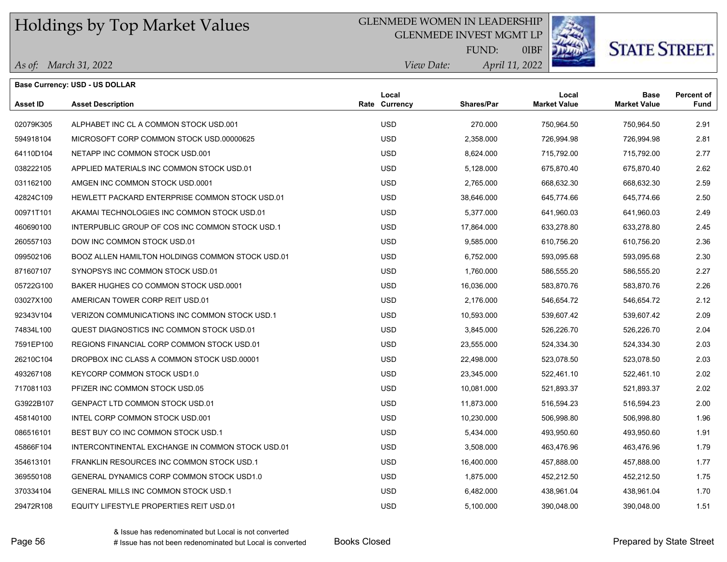# Holdings by Top Market Values

GLENMEDE WOMEN IN LEADERSHIP
GLENMEDE INVEST MGMT LP
FUND: 0IBF

*As of: March 31, 2022*
*View Date: April 11, 2022*

**Base Currency: USD - US DOLLAR**

| Asset ID | Asset Description | Rate | Local Currency | Shares/Par | Local Market Value | Base Market Value | Percent of Fund |
|---|---|---|---|---|---|---|---|
| 02079K305 | ALPHABET INC CL A COMMON STOCK USD.001 | | USD | 270.000 | 750,964.50 | 750,964.50 | 2.91 |
| 594918104 | MICROSOFT CORP COMMON STOCK USD.00000625 | | USD | 2,358.000 | 726,994.98 | 726,994.98 | 2.81 |
| 64110D104 | NETAPP INC COMMON STOCK USD.001 | | USD | 8,624.000 | 715,792.00 | 715,792.00 | 2.77 |
| 038222105 | APPLIED MATERIALS INC COMMON STOCK USD.01 | | USD | 5,128.000 | 675,870.40 | 675,870.40 | 2.62 |
| 031162100 | AMGEN INC COMMON STOCK USD.0001 | | USD | 2,765.000 | 668,632.30 | 668,632.30 | 2.59 |
| 42824C109 | HEWLETT PACKARD ENTERPRISE COMMON STOCK USD.01 | | USD | 38,646.000 | 645,774.66 | 645,774.66 | 2.50 |
| 00971T101 | AKAMAI TECHNOLOGIES INC COMMON STOCK USD.01 | | USD | 5,377.000 | 641,960.03 | 641,960.03 | 2.49 |
| 460690100 | INTERPUBLIC GROUP OF COS INC COMMON STOCK USD.1 | | USD | 17,864.000 | 633,278.80 | 633,278.80 | 2.45 |
| 260557103 | DOW INC COMMON STOCK USD.01 | | USD | 9,585.000 | 610,756.20 | 610,756.20 | 2.36 |
| 099502106 | BOOZ ALLEN HAMILTON HOLDINGS COMMON STOCK USD.01 | | USD | 6,752.000 | 593,095.68 | 593,095.68 | 2.30 |
| 871607107 | SYNOPSYS INC COMMON STOCK USD.01 | | USD | 1,760.000 | 586,555.20 | 586,555.20 | 2.27 |
| 05722G100 | BAKER HUGHES CO COMMON STOCK USD.0001 | | USD | 16,036.000 | 583,870.76 | 583,870.76 | 2.26 |
| 03027X100 | AMERICAN TOWER CORP REIT USD.01 | | USD | 2,176.000 | 546,654.72 | 546,654.72 | 2.12 |
| 92343V104 | VERIZON COMMUNICATIONS INC COMMON STOCK USD.1 | | USD | 10,593.000 | 539,607.42 | 539,607.42 | 2.09 |
| 74834L100 | QUEST DIAGNOSTICS INC COMMON STOCK USD.01 | | USD | 3,845.000 | 526,226.70 | 526,226.70 | 2.04 |
| 7591EP100 | REGIONS FINANCIAL CORP COMMON STOCK USD.01 | | USD | 23,555.000 | 524,334.30 | 524,334.30 | 2.03 |
| 26210C104 | DROPBOX INC CLASS A COMMON STOCK USD.00001 | | USD | 22,498.000 | 523,078.50 | 523,078.50 | 2.03 |
| 493267108 | KEYCORP COMMON STOCK USD1.0 | | USD | 23,345.000 | 522,461.10 | 522,461.10 | 2.02 |
| 717081103 | PFIZER INC COMMON STOCK USD.05 | | USD | 10,081.000 | 521,893.37 | 521,893.37 | 2.02 |
| G3922B107 | GENPACT LTD COMMON STOCK USD.01 | | USD | 11,873.000 | 516,594.23 | 516,594.23 | 2.00 |
| 458140100 | INTEL CORP COMMON STOCK USD.001 | | USD | 10,230.000 | 506,998.80 | 506,998.80 | 1.96 |
| 086516101 | BEST BUY CO INC COMMON STOCK USD.1 | | USD | 5,434.000 | 493,950.60 | 493,950.60 | 1.91 |
| 45866F104 | INTERCONTINENTAL EXCHANGE IN COMMON STOCK USD.01 | | USD | 3,508.000 | 463,476.96 | 463,476.96 | 1.79 |
| 354613101 | FRANKLIN RESOURCES INC COMMON STOCK USD.1 | | USD | 16,400.000 | 457,888.00 | 457,888.00 | 1.77 |
| 369550108 | GENERAL DYNAMICS CORP COMMON STOCK USD1.0 | | USD | 1,875.000 | 452,212.50 | 452,212.50 | 1.75 |
| 370334104 | GENERAL MILLS INC COMMON STOCK USD.1 | | USD | 6,482.000 | 438,961.04 | 438,961.04 | 1.70 |
| 29472R108 | EQUITY LIFESTYLE PROPERTIES REIT USD.01 | | USD | 5,100.000 | 390,048.00 | 390,048.00 | 1.51 |

& Issue has redenominated but Local is not converted
# Issue has not been redenominated but Local is converted

Books Closed

Prepared by State Street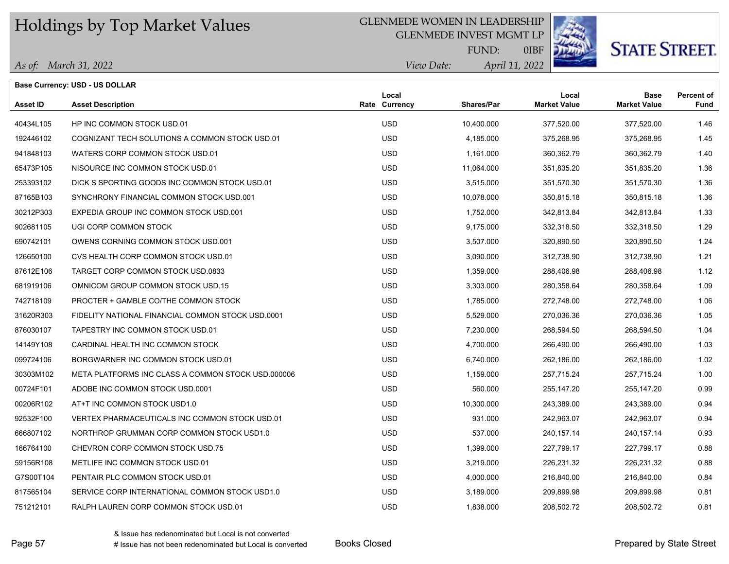# Holdings by Top Market Values

GLENMEDE WOMEN IN LEADERSHIP
GLENMEDE INVEST MGMT LP
FUND: 0IBF

*As of: March 31, 2022*
*View Date: April 11, 2022*

**Base Currency: USD - US DOLLAR**

| Asset ID | Asset Description | Rate | Local Currency | Shares/Par | Local Market Value | Base Market Value | Percent of Fund |
|---|---|---|---|---|---|---|---|
| 40434L105 | HP INC COMMON STOCK USD.01 | | USD | 10,400.000 | 377,520.00 | 377,520.00 | 1.46 |
| 192446102 | COGNIZANT TECH SOLUTIONS A COMMON STOCK USD.01 | | USD | 4,185.000 | 375,268.95 | 375,268.95 | 1.45 |
| 941848103 | WATERS CORP COMMON STOCK USD.01 | | USD | 1,161.000 | 360,362.79 | 360,362.79 | 1.40 |
| 65473P105 | NISOURCE INC COMMON STOCK USD.01 | | USD | 11,064.000 | 351,835.20 | 351,835.20 | 1.36 |
| 253393102 | DICK S SPORTING GOODS INC COMMON STOCK USD.01 | | USD | 3,515.000 | 351,570.30 | 351,570.30 | 1.36 |
| 87165B103 | SYNCHRONY FINANCIAL COMMON STOCK USD.001 | | USD | 10,078.000 | 350,815.18 | 350,815.18 | 1.36 |
| 30212P303 | EXPEDIA GROUP INC COMMON STOCK USD.001 | | USD | 1,752.000 | 342,813.84 | 342,813.84 | 1.33 |
| 902681105 | UGI CORP COMMON STOCK | | USD | 9,175.000 | 332,318.50 | 332,318.50 | 1.29 |
| 690742101 | OWENS CORNING COMMON STOCK USD.001 | | USD | 3,507.000 | 320,890.50 | 320,890.50 | 1.24 |
| 126650100 | CVS HEALTH CORP COMMON STOCK USD.01 | | USD | 3,090.000 | 312,738.90 | 312,738.90 | 1.21 |
| 87612E106 | TARGET CORP COMMON STOCK USD.0833 | | USD | 1,359.000 | 288,406.98 | 288,406.98 | 1.12 |
| 681919106 | OMNICOM GROUP COMMON STOCK USD.15 | | USD | 3,303.000 | 280,358.64 | 280,358.64 | 1.09 |
| 742718109 | PROCTER + GAMBLE CO/THE COMMON STOCK | | USD | 1,785.000 | 272,748.00 | 272,748.00 | 1.06 |
| 31620R303 | FIDELITY NATIONAL FINANCIAL COMMON STOCK USD.0001 | | USD | 5,529.000 | 270,036.36 | 270,036.36 | 1.05 |
| 876030107 | TAPESTRY INC COMMON STOCK USD.01 | | USD | 7,230.000 | 268,594.50 | 268,594.50 | 1.04 |
| 14149Y108 | CARDINAL HEALTH INC COMMON STOCK | | USD | 4,700.000 | 266,490.00 | 266,490.00 | 1.03 |
| 099724106 | BORGWARNER INC COMMON STOCK USD.01 | | USD | 6,740.000 | 262,186.00 | 262,186.00 | 1.02 |
| 30303M102 | META PLATFORMS INC CLASS A COMMON STOCK USD.000006 | | USD | 1,159.000 | 257,715.24 | 257,715.24 | 1.00 |
| 00724F101 | ADOBE INC COMMON STOCK USD.0001 | | USD | 560.000 | 255,147.20 | 255,147.20 | 0.99 |
| 00206R102 | AT+T INC COMMON STOCK USD1.0 | | USD | 10,300.000 | 243,389.00 | 243,389.00 | 0.94 |
| 92532F100 | VERTEX PHARMACEUTICALS INC COMMON STOCK USD.01 | | USD | 931.000 | 242,963.07 | 242,963.07 | 0.94 |
| 666807102 | NORTHROP GRUMMAN CORP COMMON STOCK USD1.0 | | USD | 537.000 | 240,157.14 | 240,157.14 | 0.93 |
| 166764100 | CHEVRON CORP COMMON STOCK USD.75 | | USD | 1,399.000 | 227,799.17 | 227,799.17 | 0.88 |
| 59156R108 | METLIFE INC COMMON STOCK USD.01 | | USD | 3,219.000 | 226,231.32 | 226,231.32 | 0.88 |
| G7S00T104 | PENTAIR PLC COMMON STOCK USD.01 | | USD | 4,000.000 | 216,840.00 | 216,840.00 | 0.84 |
| 817565104 | SERVICE CORP INTERNATIONAL COMMON STOCK USD1.0 | | USD | 3,189.000 | 209,899.98 | 209,899.98 | 0.81 |
| 751212101 | RALPH LAUREN CORP COMMON STOCK USD.01 | | USD | 1,838.000 | 208,502.72 | 208,502.72 | 0.81 |

& Issue has redenominated but Local is not converted
# Issue has not been redenominated but Local is converted

Books Closed

Prepared by State Street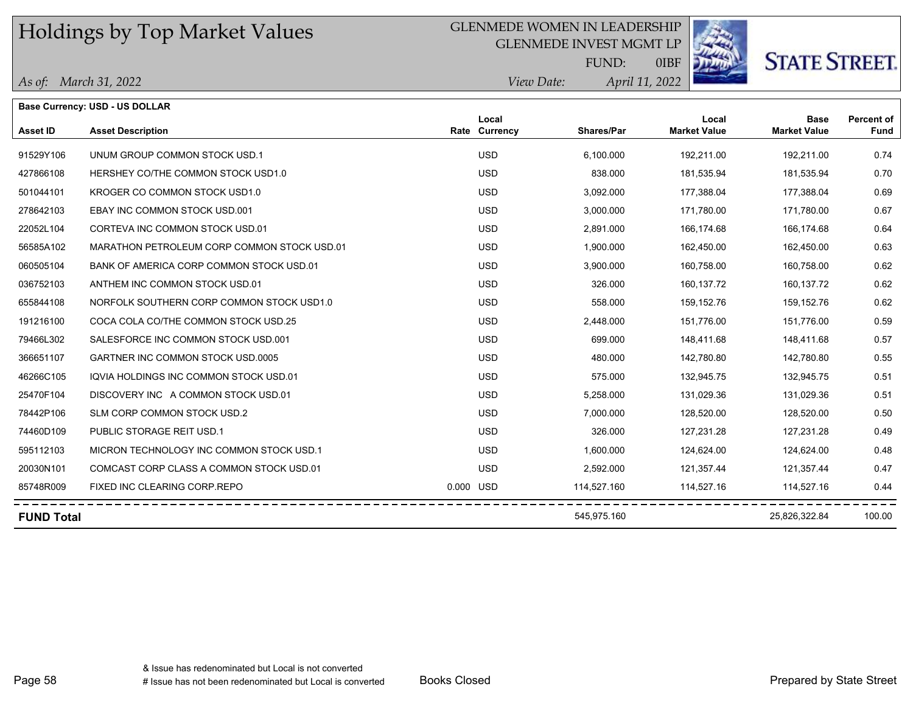# Holdings by Top Market Values

GLENMEDE WOMEN IN LEADERSHIP
GLENMEDE INVEST MGMT LP
FUND: 0IBF

*As of: March 31, 2022*
*View Date: April 11, 2022*

STATE STREET.

**Base Currency: USD - US DOLLAR**

| Asset ID | Asset Description | Rate | Local Currency | Shares/Par | Local Market Value | Base Market Value | Percent of Fund |
|---|---|---|---|---|---|---|---|
| 91529Y106 | UNUM GROUP COMMON STOCK USD.1 | | USD | 6,100.000 | 192,211.00 | 192,211.00 | 0.74 |
| 427866108 | HERSHEY CO/THE COMMON STOCK USD1.0 | | USD | 838.000 | 181,535.94 | 181,535.94 | 0.70 |
| 501044101 | KROGER CO COMMON STOCK USD1.0 | | USD | 3,092.000 | 177,388.04 | 177,388.04 | 0.69 |
| 278642103 | EBAY INC COMMON STOCK USD.001 | | USD | 3,000.000 | 171,780.00 | 171,780.00 | 0.67 |
| 22052L104 | CORTEVA INC COMMON STOCK USD.01 | | USD | 2,891.000 | 166,174.68 | 166,174.68 | 0.64 |
| 56585A102 | MARATHON PETROLEUM CORP COMMON STOCK USD.01 | | USD | 1,900.000 | 162,450.00 | 162,450.00 | 0.63 |
| 060505104 | BANK OF AMERICA CORP COMMON STOCK USD.01 | | USD | 3,900.000 | 160,758.00 | 160,758.00 | 0.62 |
| 036752103 | ANTHEM INC COMMON STOCK USD.01 | | USD | 326.000 | 160,137.72 | 160,137.72 | 0.62 |
| 655844108 | NORFOLK SOUTHERN CORP COMMON STOCK USD1.0 | | USD | 558.000 | 159,152.76 | 159,152.76 | 0.62 |
| 191216100 | COCA COLA CO/THE COMMON STOCK USD.25 | | USD | 2,448.000 | 151,776.00 | 151,776.00 | 0.59 |
| 79466L302 | SALESFORCE INC COMMON STOCK USD.001 | | USD | 699.000 | 148,411.68 | 148,411.68 | 0.57 |
| 366651107 | GARTNER INC COMMON STOCK USD.0005 | | USD | 480.000 | 142,780.80 | 142,780.80 | 0.55 |
| 46266C105 | IQVIA HOLDINGS INC COMMON STOCK USD.01 | | USD | 575.000 | 132,945.75 | 132,945.75 | 0.51 |
| 25470F104 | DISCOVERY INC A COMMON STOCK USD.01 | | USD | 5,258.000 | 131,029.36 | 131,029.36 | 0.51 |
| 78442P106 | SLM CORP COMMON STOCK USD.2 | | USD | 7,000.000 | 128,520.00 | 128,520.00 | 0.50 |
| 74460D109 | PUBLIC STORAGE REIT USD.1 | | USD | 326.000 | 127,231.28 | 127,231.28 | 0.49 |
| 595112103 | MICRON TECHNOLOGY INC COMMON STOCK USD.1 | | USD | 1,600.000 | 124,624.00 | 124,624.00 | 0.48 |
| 20030N101 | COMCAST CORP CLASS A COMMON STOCK USD.01 | | USD | 2,592.000 | 121,357.44 | 121,357.44 | 0.47 |
| 85748R009 | FIXED INC CLEARING CORP.REPO | 0.000 | USD | 114,527.160 | 114,527.16 | 114,527.16 | 0.44 |
| **FUND Total** | | | | 545,975.160 | | 25,826,322.84 | 100.00 |

& Issue has redenominated but Local is not converted
# Issue has not been redenominated but Local is converted

Books Closed

Prepared by State Street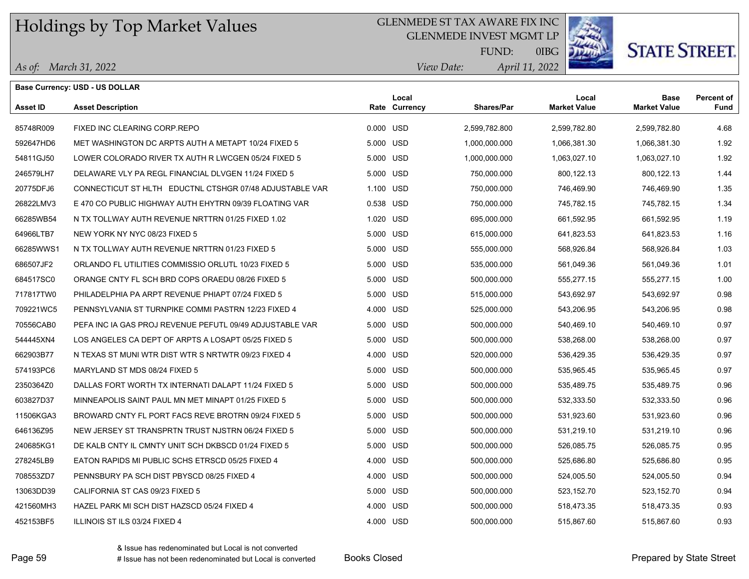# Holdings by Top Market Values

GLENMEDE ST TAX AWARE FIX INC
GLENMEDE INVEST MGMT LP
FUND: 0IBG

*As of: March 31, 2022*
*View Date: April 11, 2022*

**Base Currency: USD - US DOLLAR**

| Asset ID | Asset Description | Rate | Local Currency | Shares/Par | Local Market Value | Base Market Value | Percent of Fund |
|---|---|---|---|---|---|---|---|
| 85748R009 | FIXED INC CLEARING CORP.REPO | 0.000 | USD | 2,599,782.800 | 2,599,782.80 | 2,599,782.80 | 4.68 |
| 592647HD6 | MET WASHINGTON DC ARPTS AUTH A METAPT 10/24 FIXED 5 | 5.000 | USD | 1,000,000.000 | 1,066,381.30 | 1,066,381.30 | 1.92 |
| 54811GJ50 | LOWER COLORADO RIVER TX AUTH R LWCGEN 05/24 FIXED 5 | 5.000 | USD | 1,000,000.000 | 1,063,027.10 | 1,063,027.10 | 1.92 |
| 246579LH7 | DELAWARE VLY PA REGL FINANCIAL DLVGEN 11/24 FIXED 5 | 5.000 | USD | 750,000.000 | 800,122.13 | 800,122.13 | 1.44 |
| 20775DFJ6 | CONNECTICUT ST HLTH EDUCTNL CTSHGR 07/48 ADJUSTABLE VAR | 1.100 | USD | 750,000.000 | 746,469.90 | 746,469.90 | 1.35 |
| 26822LMV3 | E 470 CO PUBLIC HIGHWAY AUTH EHYTRN 09/39 FLOATING VAR | 0.538 | USD | 750,000.000 | 745,782.15 | 745,782.15 | 1.34 |
| 66285WB54 | N TX TOLLWAY AUTH REVENUE NRTTRN 01/25 FIXED 1.02 | 1.020 | USD | 695,000.000 | 661,592.95 | 661,592.95 | 1.19 |
| 64966LTB7 | NEW YORK NY NYC 08/23 FIXED 5 | 5.000 | USD | 615,000.000 | 641,823.53 | 641,823.53 | 1.16 |
| 66285WWS1 | N TX TOLLWAY AUTH REVENUE NRTTRN 01/23 FIXED 5 | 5.000 | USD | 555,000.000 | 568,926.84 | 568,926.84 | 1.03 |
| 686507JF2 | ORLANDO FL UTILITIES COMMISSIO ORLUTL 10/23 FIXED 5 | 5.000 | USD | 535,000.000 | 561,049.36 | 561,049.36 | 1.01 |
| 684517SC0 | ORANGE CNTY FL SCH BRD COPS ORAEDU 08/26 FIXED 5 | 5.000 | USD | 500,000.000 | 555,277.15 | 555,277.15 | 1.00 |
| 717817TW0 | PHILADELPHIA PA ARPT REVENUE PHIAPT 07/24 FIXED 5 | 5.000 | USD | 515,000.000 | 543,692.97 | 543,692.97 | 0.98 |
| 709221WC5 | PENNSYLVANIA ST TURNPIKE COMMI PASTRN 12/23 FIXED 4 | 4.000 | USD | 525,000.000 | 543,206.95 | 543,206.95 | 0.98 |
| 70556CAB0 | PEFA INC IA GAS PROJ REVENUE PEFUTL 09/49 ADJUSTABLE VAR | 5.000 | USD | 500,000.000 | 540,469.10 | 540,469.10 | 0.97 |
| 544445XN4 | LOS ANGELES CA DEPT OF ARPTS A LOSAPT 05/25 FIXED 5 | 5.000 | USD | 500,000.000 | 538,268.00 | 538,268.00 | 0.97 |
| 662903B77 | N TEXAS ST MUNI WTR DIST WTR S NRTWTR 09/23 FIXED 4 | 4.000 | USD | 520,000.000 | 536,429.35 | 536,429.35 | 0.97 |
| 574193PC6 | MARYLAND ST MDS 08/24 FIXED 5 | 5.000 | USD | 500,000.000 | 535,965.45 | 535,965.45 | 0.97 |
| 2350364Z0 | DALLAS FORT WORTH TX INTERNATI DALAPT 11/24 FIXED 5 | 5.000 | USD | 500,000.000 | 535,489.75 | 535,489.75 | 0.96 |
| 603827D37 | MINNEAPOLIS SAINT PAUL MN MET MINAPT 01/25 FIXED 5 | 5.000 | USD | 500,000.000 | 532,333.50 | 532,333.50 | 0.96 |
| 11506KGA3 | BROWARD CNTY FL PORT FACS REVE BROTRN 09/24 FIXED 5 | 5.000 | USD | 500,000.000 | 531,923.60 | 531,923.60 | 0.96 |
| 646136Z95 | NEW JERSEY ST TRANSPRTN TRUST NJSTRN 06/24 FIXED 5 | 5.000 | USD | 500,000.000 | 531,219.10 | 531,219.10 | 0.96 |
| 240685KG1 | DE KALB CNTY IL CMNTY UNIT SCH DKBSCD 01/24 FIXED 5 | 5.000 | USD | 500,000.000 | 526,085.75 | 526,085.75 | 0.95 |
| 278245LB9 | EATON RAPIDS MI PUBLIC SCHS ETRSCD 05/25 FIXED 4 | 4.000 | USD | 500,000.000 | 525,686.80 | 525,686.80 | 0.95 |
| 708553ZD7 | PENNSBURY PA SCH DIST PBYSCD 08/25 FIXED 4 | 4.000 | USD | 500,000.000 | 524,005.50 | 524,005.50 | 0.94 |
| 13063DD39 | CALIFORNIA ST CAS 09/23 FIXED 5 | 5.000 | USD | 500,000.000 | 523,152.70 | 523,152.70 | 0.94 |
| 421560MH3 | HAZEL PARK MI SCH DIST HAZSCD 05/24 FIXED 4 | 4.000 | USD | 500,000.000 | 518,473.35 | 518,473.35 | 0.93 |
| 452153BF5 | ILLINOIS ST ILS 03/24 FIXED 4 | 4.000 | USD | 500,000.000 | 515,867.60 | 515,867.60 | 0.93 |

& Issue has redenominated but Local is not converted
# Issue has not been redenominated but Local is converted

Books Closed

Prepared by State Street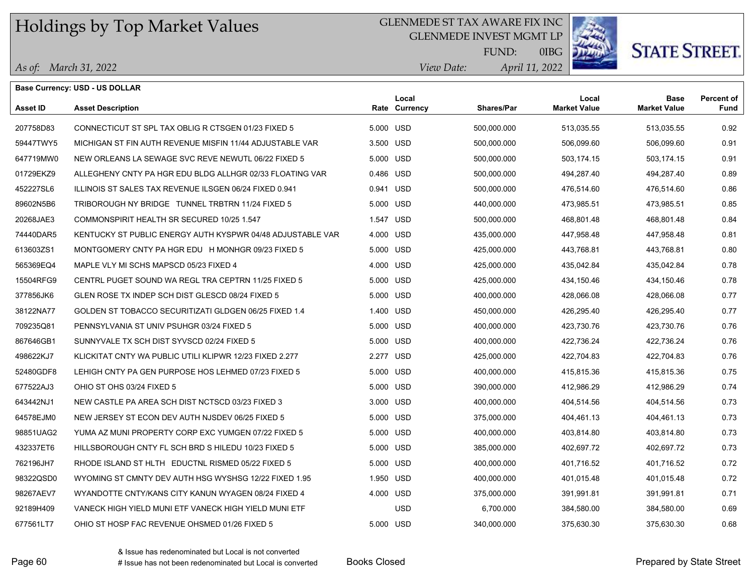# Holdings by Top Market Values

GLENMEDE ST TAX AWARE FIX INC
GLENMEDE INVEST MGMT LP
FUND: 0IBG

*As of: March 31, 2022*
*View Date: April 11, 2022*

**Base Currency: USD - US DOLLAR**

| Asset ID | Asset Description | Rate | Local Currency | Shares/Par | Local Market Value | Base Market Value | Percent of Fund |
|---|---|---|---|---|---|---|---|
| 207758D83 | CONNECTICUT ST SPL TAX OBLIG R CTSGEN 01/23 FIXED 5 | 5.000 | USD | 500,000.000 | 513,035.55 | 513,035.55 | 0.92 |
| 59447TWY5 | MICHIGAN ST FIN AUTH REVENUE MISFIN 11/44 ADJUSTABLE VAR | 3.500 | USD | 500,000.000 | 506,099.60 | 506,099.60 | 0.91 |
| 647719MW0 | NEW ORLEANS LA SEWAGE SVC REVE NEWUTL 06/22 FIXED 5 | 5.000 | USD | 500,000.000 | 503,174.15 | 503,174.15 | 0.91 |
| 01729EKZ9 | ALLEGHENY CNTY PA HGR EDU BLDG ALLHGR 02/33 FLOATING VAR | 0.486 | USD | 500,000.000 | 494,287.40 | 494,287.40 | 0.89 |
| 452227SL6 | ILLINOIS ST SALES TAX REVENUE ILSGEN 06/24 FIXED 0.941 | 0.941 | USD | 500,000.000 | 476,514.60 | 476,514.60 | 0.86 |
| 89602N5B6 | TRIBOROUGH NY BRIDGE TUNNEL TRBTRN 11/24 FIXED 5 | 5.000 | USD | 440,000.000 | 473,985.51 | 473,985.51 | 0.85 |
| 20268JAE3 | COMMONSPIRIT HEALTH SR SECURED 10/25 1.547 | 1.547 | USD | 500,000.000 | 468,801.48 | 468,801.48 | 0.84 |
| 74440DAR5 | KENTUCKY ST PUBLIC ENERGY AUTH KYSPWR 04/48 ADJUSTABLE VAR | 4.000 | USD | 435,000.000 | 447,958.48 | 447,958.48 | 0.81 |
| 613603ZS1 | MONTGOMERY CNTY PA HGR EDU H MONHGR 09/23 FIXED 5 | 5.000 | USD | 425,000.000 | 443,768.81 | 443,768.81 | 0.80 |
| 565369EQ4 | MAPLE VLY MI SCHS MAPSCD 05/23 FIXED 4 | 4.000 | USD | 425,000.000 | 435,042.84 | 435,042.84 | 0.78 |
| 15504RFG9 | CENTRL PUGET SOUND WA REGL TRA CEPTRN 11/25 FIXED 5 | 5.000 | USD | 425,000.000 | 434,150.46 | 434,150.46 | 0.78 |
| 377856JK6 | GLEN ROSE TX INDEP SCH DIST GLESCD 08/24 FIXED 5 | 5.000 | USD | 400,000.000 | 428,066.08 | 428,066.08 | 0.77 |
| 38122NA77 | GOLDEN ST TOBACCO SECURITIZATI GLDGEN 06/25 FIXED 1.4 | 1.400 | USD | 450,000.000 | 426,295.40 | 426,295.40 | 0.77 |
| 709235Q81 | PENNSYLVANIA ST UNIV PSUHGR 03/24 FIXED 5 | 5.000 | USD | 400,000.000 | 423,730.76 | 423,730.76 | 0.76 |
| 867646GB1 | SUNNYVALE TX SCH DIST SYVSCD 02/24 FIXED 5 | 5.000 | USD | 400,000.000 | 422,736.24 | 422,736.24 | 0.76 |
| 498622KJ7 | KLICKITAT CNTY WA PUBLIC UTILI KLIPWR 12/23 FIXED 2.277 | 2.277 | USD | 425,000.000 | 422,704.83 | 422,704.83 | 0.76 |
| 52480GDF8 | LEHIGH CNTY PA GEN PURPOSE HOS LEHMED 07/23 FIXED 5 | 5.000 | USD | 400,000.000 | 415,815.36 | 415,815.36 | 0.75 |
| 677522AJ3 | OHIO ST OHS 03/24 FIXED 5 | 5.000 | USD | 390,000.000 | 412,986.29 | 412,986.29 | 0.74 |
| 643442NJ1 | NEW CASTLE PA AREA SCH DIST NCTSCD 03/23 FIXED 3 | 3.000 | USD | 400,000.000 | 404,514.56 | 404,514.56 | 0.73 |
| 64578EJM0 | NEW JERSEY ST ECON DEV AUTH NJSDEV 06/25 FIXED 5 | 5.000 | USD | 375,000.000 | 404,461.13 | 404,461.13 | 0.73 |
| 98851UAG2 | YUMA AZ MUNI PROPERTY CORP EXC YUMGEN 07/22 FIXED 5 | 5.000 | USD | 400,000.000 | 403,814.80 | 403,814.80 | 0.73 |
| 432337ET6 | HILLSBOROUGH CNTY FL SCH BRD S HILEDU 10/23 FIXED 5 | 5.000 | USD | 385,000.000 | 402,697.72 | 402,697.72 | 0.73 |
| 762196JH7 | RHODE ISLAND ST HLTH EDUCTNL RISMED 05/22 FIXED 5 | 5.000 | USD | 400,000.000 | 401,716.52 | 401,716.52 | 0.72 |
| 98322QSD0 | WYOMING ST CMNTY DEV AUTH HSG WYSHSG 12/22 FIXED 1.95 | 1.950 | USD | 400,000.000 | 401,015.48 | 401,015.48 | 0.72 |
| 98267AEV7 | WYANDOTTE CNTY/KANS CITY KANUN WYAGEN 08/24 FIXED 4 | 4.000 | USD | 375,000.000 | 391,991.81 | 391,991.81 | 0.71 |
| 92189H409 | VANECK HIGH YIELD MUNI ETF VANECK HIGH YIELD MUNI ETF | | USD | 6,700.000 | 384,580.00 | 384,580.00 | 0.69 |
| 677561LT7 | OHIO ST HOSP FAC REVENUE OHSMED 01/26 FIXED 5 | 5.000 | USD | 340,000.000 | 375,630.30 | 375,630.30 | 0.68 |

& Issue has redenominated but Local is not converted
# Issue has not been redenominated but Local is converted

Books Closed

Prepared by State Street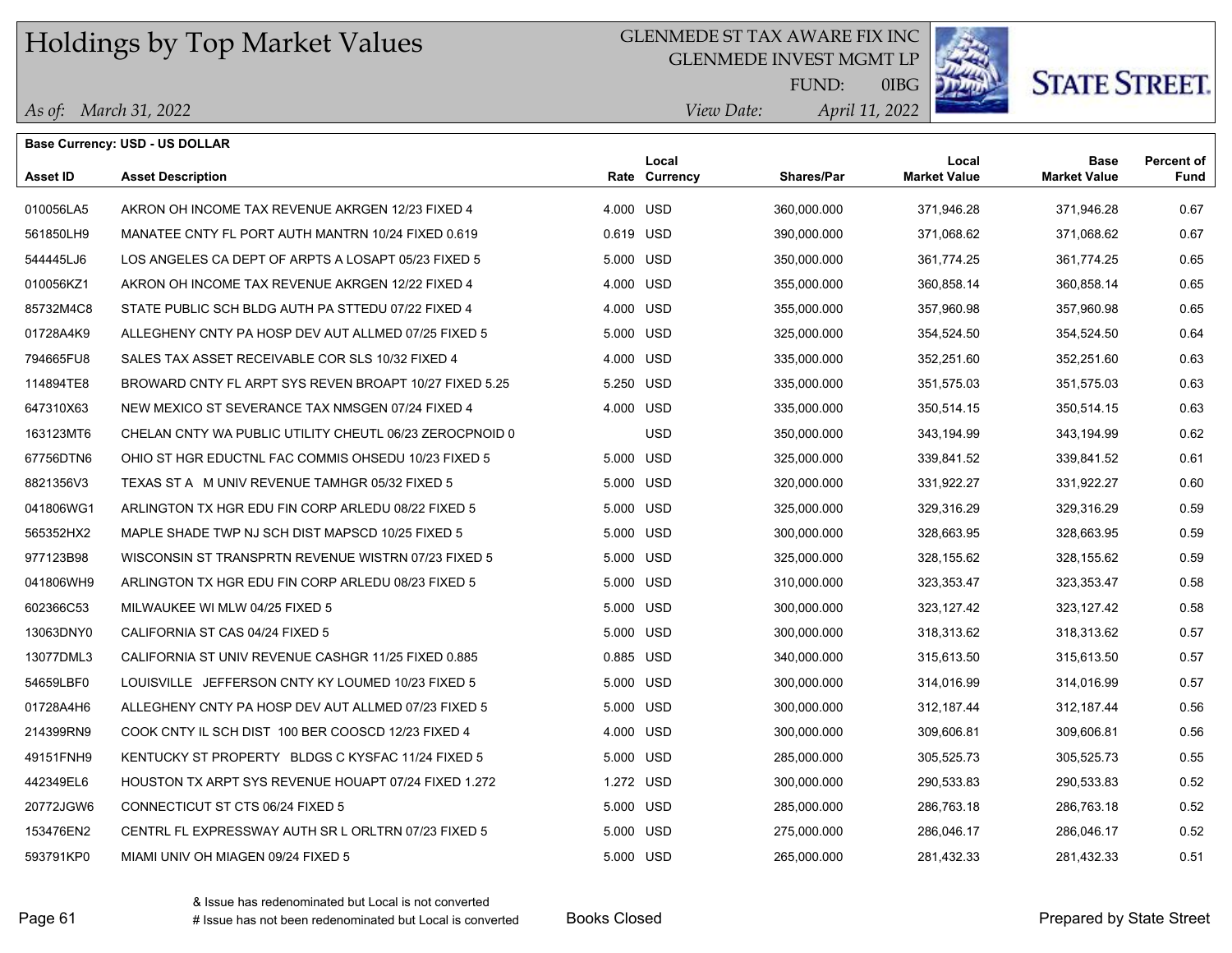# Holdings by Top Market Values

GLENMEDE ST TAX AWARE FIX INC
GLENMEDE INVEST MGMT LP
FUND: 0IBG

*As of: March 31, 2022*
*View Date: April 11, 2022*

STATE STREET.

**Base Currency: USD - US DOLLAR**

| Asset ID | Asset Description | Rate | Local Currency | Shares/Par | Local Market Value | Base Market Value | Percent of Fund |
|---|---|---|---|---|---|---|---|
| 010056LA5 | AKRON OH INCOME TAX REVENUE AKRGEN 12/23 FIXED 4 | 4.000 | USD | 360,000.000 | 371,946.28 | 371,946.28 | 0.67 |
| 561850LH9 | MANATEE CNTY FL PORT AUTH MANTRN 10/24 FIXED 0.619 | 0.619 | USD | 390,000.000 | 371,068.62 | 371,068.62 | 0.67 |
| 544445LJ6 | LOS ANGELES CA DEPT OF ARPTS A LOSAPT 05/23 FIXED 5 | 5.000 | USD | 350,000.000 | 361,774.25 | 361,774.25 | 0.65 |
| 010056KZ1 | AKRON OH INCOME TAX REVENUE AKRGEN 12/22 FIXED 4 | 4.000 | USD | 355,000.000 | 360,858.14 | 360,858.14 | 0.65 |
| 85732M4C8 | STATE PUBLIC SCH BLDG AUTH PA STTEDU 07/22 FIXED 4 | 4.000 | USD | 355,000.000 | 357,960.98 | 357,960.98 | 0.65 |
| 01728A4K9 | ALLEGHENY CNTY PA HOSP DEV AUT ALLMED 07/25 FIXED 5 | 5.000 | USD | 325,000.000 | 354,524.50 | 354,524.50 | 0.64 |
| 794665FU8 | SALES TAX ASSET RECEIVABLE COR SLS 10/32 FIXED 4 | 4.000 | USD | 335,000.000 | 352,251.60 | 352,251.60 | 0.63 |
| 114894TE8 | BROWARD CNTY FL ARPT SYS REVEN BROAPT 10/27 FIXED 5.25 | 5.250 | USD | 335,000.000 | 351,575.03 | 351,575.03 | 0.63 |
| 647310X63 | NEW MEXICO ST SEVERANCE TAX NMSGEN 07/24 FIXED 4 | 4.000 | USD | 335,000.000 | 350,514.15 | 350,514.15 | 0.63 |
| 163123MT6 | CHELAN CNTY WA PUBLIC UTILITY CHEUTL 06/23 ZEROCPNOID 0 | | USD | 350,000.000 | 343,194.99 | 343,194.99 | 0.62 |
| 67756DTN6 | OHIO ST HGR EDUCTNL FAC COMMIS OHSEDU 10/23 FIXED 5 | 5.000 | USD | 325,000.000 | 339,841.52 | 339,841.52 | 0.61 |
| 8821356V3 | TEXAS ST A M UNIV REVENUE TAMHGR 05/32 FIXED 5 | 5.000 | USD | 320,000.000 | 331,922.27 | 331,922.27 | 0.60 |
| 041806WG1 | ARLINGTON TX HGR EDU FIN CORP ARLEDU 08/22 FIXED 5 | 5.000 | USD | 325,000.000 | 329,316.29 | 329,316.29 | 0.59 |
| 565352HX2 | MAPLE SHADE TWP NJ SCH DIST MAPSCD 10/25 FIXED 5 | 5.000 | USD | 300,000.000 | 328,663.95 | 328,663.95 | 0.59 |
| 977123B98 | WISCONSIN ST TRANSPRTN REVENUE WISTRN 07/23 FIXED 5 | 5.000 | USD | 325,000.000 | 328,155.62 | 328,155.62 | 0.59 |
| 041806WH9 | ARLINGTON TX HGR EDU FIN CORP ARLEDU 08/23 FIXED 5 | 5.000 | USD | 310,000.000 | 323,353.47 | 323,353.47 | 0.58 |
| 602366C53 | MILWAUKEE WI MLW 04/25 FIXED 5 | 5.000 | USD | 300,000.000 | 323,127.42 | 323,127.42 | 0.58 |
| 13063DNY0 | CALIFORNIA ST CAS 04/24 FIXED 5 | 5.000 | USD | 300,000.000 | 318,313.62 | 318,313.62 | 0.57 |
| 13077DML3 | CALIFORNIA ST UNIV REVENUE CASHGR 11/25 FIXED 0.885 | 0.885 | USD | 340,000.000 | 315,613.50 | 315,613.50 | 0.57 |
| 54659LBF0 | LOUISVILLE JEFFERSON CNTY KY LOUMED 10/23 FIXED 5 | 5.000 | USD | 300,000.000 | 314,016.99 | 314,016.99 | 0.57 |
| 01728A4H6 | ALLEGHENY CNTY PA HOSP DEV AUT ALLMED 07/23 FIXED 5 | 5.000 | USD | 300,000.000 | 312,187.44 | 312,187.44 | 0.56 |
| 214399RN9 | COOK CNTY IL SCH DIST 100 BER COOSCD 12/23 FIXED 4 | 4.000 | USD | 300,000.000 | 309,606.81 | 309,606.81 | 0.56 |
| 49151FNH9 | KENTUCKY ST PROPERTY BLDGS C KYSFAC 11/24 FIXED 5 | 5.000 | USD | 285,000.000 | 305,525.73 | 305,525.73 | 0.55 |
| 442349EL6 | HOUSTON TX ARPT SYS REVENUE HOUAPT 07/24 FIXED 1.272 | 1.272 | USD | 300,000.000 | 290,533.83 | 290,533.83 | 0.52 |
| 20772JGW6 | CONNECTICUT ST CTS 06/24 FIXED 5 | 5.000 | USD | 285,000.000 | 286,763.18 | 286,763.18 | 0.52 |
| 153476EN2 | CENTRL FL EXPRESSWAY AUTH SR L ORLTRN 07/23 FIXED 5 | 5.000 | USD | 275,000.000 | 286,046.17 | 286,046.17 | 0.52 |
| 593791KP0 | MIAMI UNIV OH MIAGEN 09/24 FIXED 5 | 5.000 | USD | 265,000.000 | 281,432.33 | 281,432.33 | 0.51 |

& Issue has redenominated but Local is not converted
# Issue has not been redenominated but Local is converted

Books Closed

Prepared by State Street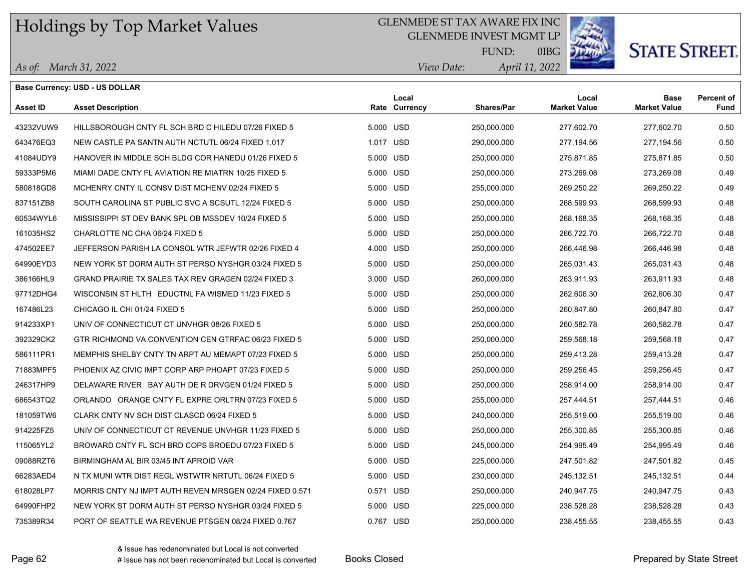# Holdings by Top Market Values

GLENMEDE ST TAX AWARE FIX INC
GLENMEDE INVEST MGMT LP
FUND: 0IBG

*As of: March 31, 2022*
*View Date: April 11, 2022*

**Base Currency: USD - US DOLLAR**

| Asset ID | Asset Description | Rate | Local Currency | Shares/Par | Local Market Value | Base Market Value | Percent of Fund |
|---|---|---|---|---|---|---|---|
| 43232VUW9 | HILLSBOROUGH CNTY FL SCH BRD C HILEDU 07/26 FIXED 5 | 5.000 | USD | 250,000.000 | 277,602.70 | 277,602.70 | 0.50 |
| 643476EQ3 | NEW CASTLE PA SANTN AUTH NCTUTL 06/24 FIXED 1.017 | 1.017 | USD | 290,000.000 | 277,194.56 | 277,194.56 | 0.50 |
| 41084UDY9 | HANOVER IN MIDDLE SCH BLDG COR HANEDU 01/26 FIXED 5 | 5.000 | USD | 250,000.000 | 275,871.85 | 275,871.85 | 0.50 |
| 59333P5M6 | MIAMI DADE CNTY FL AVIATION RE MIATRN 10/25 FIXED 5 | 5.000 | USD | 250,000.000 | 273,269.08 | 273,269.08 | 0.49 |
| 580818GD8 | MCHENRY CNTY IL CONSV DIST MCHENV 02/24 FIXED 5 | 5.000 | USD | 255,000.000 | 269,250.22 | 269,250.22 | 0.49 |
| 837151ZB8 | SOUTH CAROLINA ST PUBLIC SVC A SCSUTL 12/24 FIXED 5 | 5.000 | USD | 250,000.000 | 268,599.93 | 268,599.93 | 0.48 |
| 60534WYL6 | MISSISSIPPI ST DEV BANK SPL OB MSSDEV 10/24 FIXED 5 | 5.000 | USD | 250,000.000 | 268,168.35 | 268,168.35 | 0.48 |
| 161035HS2 | CHARLOTTE NC CHA 06/24 FIXED 5 | 5.000 | USD | 250,000.000 | 266,722.70 | 266,722.70 | 0.48 |
| 474502EE7 | JEFFERSON PARISH LA CONSOL WTR JEFWTR 02/26 FIXED 4 | 4.000 | USD | 250,000.000 | 266,446.98 | 266,446.98 | 0.48 |
| 64990EYD3 | NEW YORK ST DORM AUTH ST PERSO NYSHGR 03/24 FIXED 5 | 5.000 | USD | 250,000.000 | 265,031.43 | 265,031.43 | 0.48 |
| 386166HL9 | GRAND PRAIRIE TX SALES TAX REV GRAGEN 02/24 FIXED 3 | 3.000 | USD | 260,000.000 | 263,911.93 | 263,911.93 | 0.48 |
| 97712DHG4 | WISCONSIN ST HLTH EDUCTNL FA WISMED 11/23 FIXED 5 | 5.000 | USD | 250,000.000 | 262,606.30 | 262,606.30 | 0.47 |
| 167486L23 | CHICAGO IL CHI 01/24 FIXED 5 | 5.000 | USD | 250,000.000 | 260,847.80 | 260,847.80 | 0.47 |
| 914233XP1 | UNIV OF CONNECTICUT CT UNVHGR 08/26 FIXED 5 | 5.000 | USD | 250,000.000 | 260,582.78 | 260,582.78 | 0.47 |
| 392329CK2 | GTR RICHMOND VA CONVENTION CEN GTRFAC 06/23 FIXED 5 | 5.000 | USD | 250,000.000 | 259,568.18 | 259,568.18 | 0.47 |
| 586111PR1 | MEMPHIS SHELBY CNTY TN ARPT AU MEMAPT 07/23 FIXED 5 | 5.000 | USD | 250,000.000 | 259,413.28 | 259,413.28 | 0.47 |
| 71883MPF5 | PHOENIX AZ CIVIC IMPT CORP ARP PHOAPT 07/23 FIXED 5 | 5.000 | USD | 250,000.000 | 259,256.45 | 259,256.45 | 0.47 |
| 246317HP9 | DELAWARE RIVER BAY AUTH DE R DRVGEN 01/24 FIXED 5 | 5.000 | USD | 250,000.000 | 258,914.00 | 258,914.00 | 0.47 |
| 686543TQ2 | ORLANDO ORANGE CNTY FL EXPRE ORLTRN 07/23 FIXED 5 | 5.000 | USD | 255,000.000 | 257,444.51 | 257,444.51 | 0.46 |
| 181059TW6 | CLARK CNTY NV SCH DIST CLASCD 06/24 FIXED 5 | 5.000 | USD | 240,000.000 | 255,519.00 | 255,519.00 | 0.46 |
| 914225FZ5 | UNIV OF CONNECTICUT CT REVENUE UNVHGR 11/23 FIXED 5 | 5.000 | USD | 250,000.000 | 255,300.85 | 255,300.85 | 0.46 |
| 115065YL2 | BROWARD CNTY FL SCH BRD COPS BROEDU 07/23 FIXED 5 | 5.000 | USD | 245,000.000 | 254,995.49 | 254,995.49 | 0.46 |
| 09088RZT6 | BIRMINGHAM AL BIR 03/45 INT APROID VAR | 5.000 | USD | 225,000.000 | 247,501.82 | 247,501.82 | 0.45 |
| 66283AED4 | N TX MUNI WTR DIST REGL WSTWTR NRTUTL 06/24 FIXED 5 | 5.000 | USD | 230,000.000 | 245,132.51 | 245,132.51 | 0.44 |
| 618028LP7 | MORRIS CNTY NJ IMPT AUTH REVEN MRSGEN 02/24 FIXED 0.571 | 0.571 | USD | 250,000.000 | 240,947.75 | 240,947.75 | 0.43 |
| 64990FHP2 | NEW YORK ST DORM AUTH ST PERSO NYSHGR 03/24 FIXED 5 | 5.000 | USD | 225,000.000 | 238,528.28 | 238,528.28 | 0.43 |
| 735389R34 | PORT OF SEATTLE WA REVENUE PTSGEN 08/24 FIXED 0.767 | 0.767 | USD | 250,000.000 | 238,455.55 | 238,455.55 | 0.43 |

& Issue has redenominated but Local is not converted
# Issue has not been redenominated but Local is converted

Books Closed

Prepared by State Street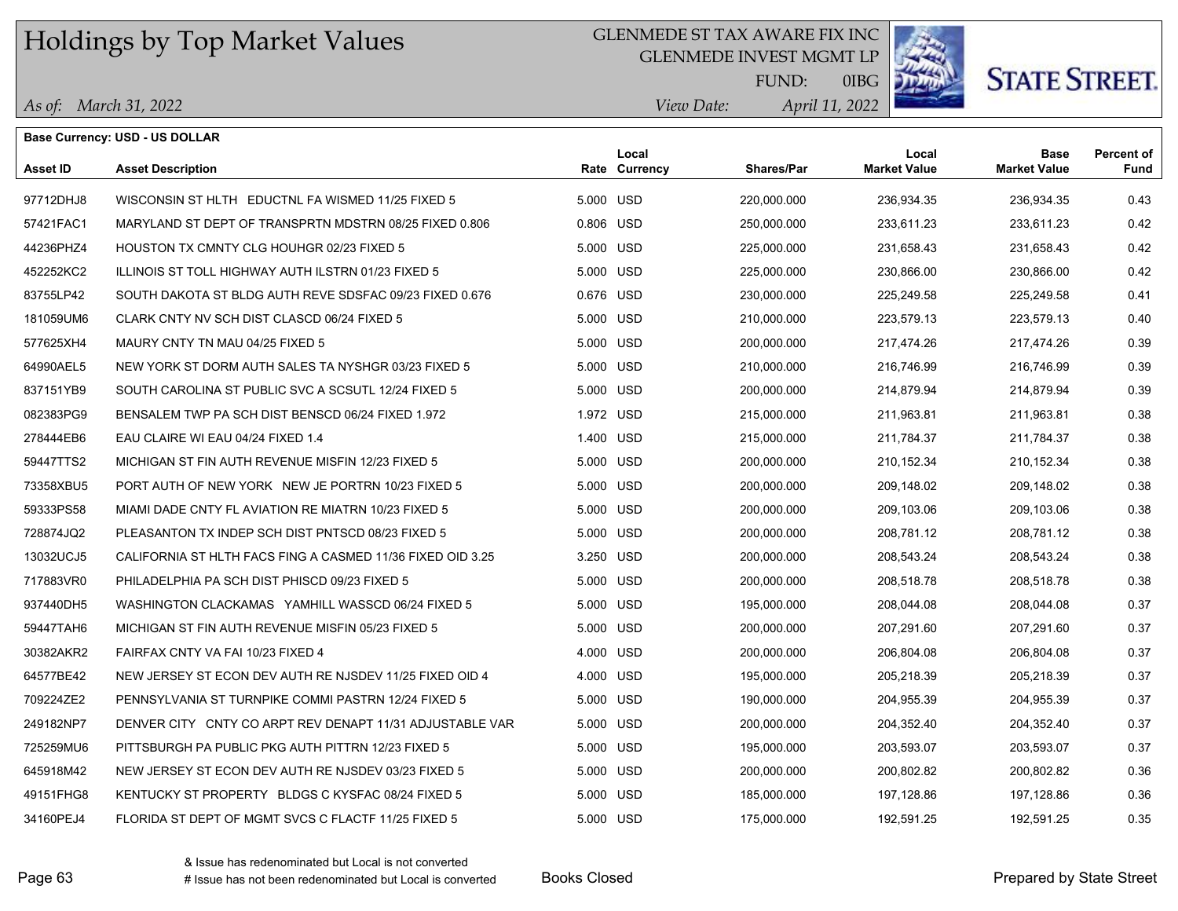# Holdings by Top Market Values

GLENMEDE ST TAX AWARE FIX INC
GLENMEDE INVEST MGMT LP
FUND: 0IBG

*As of: March 31, 2022*
*View Date: April 11, 2022*

**Base Currency: USD - US DOLLAR**

| Asset ID | Asset Description | Rate | Local Currency | Shares/Par | Local Market Value | Base Market Value | Percent of Fund |
|---|---|---|---|---|---|---|---|
| 97712DHJ8 | WISCONSIN ST HLTH EDUCTNL FA WISMED 11/25 FIXED 5 | 5.000 | USD | 220,000.000 | 236,934.35 | 236,934.35 | 0.43 |
| 57421FAC1 | MARYLAND ST DEPT OF TRANSPRTN MDSTRN 08/25 FIXED 0.806 | 0.806 | USD | 250,000.000 | 233,611.23 | 233,611.23 | 0.42 |
| 44236PHZ4 | HOUSTON TX CMNTY CLG HOUHGR 02/23 FIXED 5 | 5.000 | USD | 225,000.000 | 231,658.43 | 231,658.43 | 0.42 |
| 452252KC2 | ILLINOIS ST TOLL HIGHWAY AUTH ILSTRN 01/23 FIXED 5 | 5.000 | USD | 225,000.000 | 230,866.00 | 230,866.00 | 0.42 |
| 83755LP42 | SOUTH DAKOTA ST BLDG AUTH REVE SDSFAC 09/23 FIXED 0.676 | 0.676 | USD | 230,000.000 | 225,249.58 | 225,249.58 | 0.41 |
| 181059UM6 | CLARK CNTY NV SCH DIST CLASCD 06/24 FIXED 5 | 5.000 | USD | 210,000.000 | 223,579.13 | 223,579.13 | 0.40 |
| 577625XH4 | MAURY CNTY TN MAU 04/25 FIXED 5 | 5.000 | USD | 200,000.000 | 217,474.26 | 217,474.26 | 0.39 |
| 64990AEL5 | NEW YORK ST DORM AUTH SALES TA NYSHGR 03/23 FIXED 5 | 5.000 | USD | 210,000.000 | 216,746.99 | 216,746.99 | 0.39 |
| 837151YB9 | SOUTH CAROLINA ST PUBLIC SVC A SCSUTL 12/24 FIXED 5 | 5.000 | USD | 200,000.000 | 214,879.94 | 214,879.94 | 0.39 |
| 082383PG9 | BENSALEM TWP PA SCH DIST BENSCD 06/24 FIXED 1.972 | 1.972 | USD | 215,000.000 | 211,963.81 | 211,963.81 | 0.38 |
| 278444EB6 | EAU CLAIRE WI EAU 04/24 FIXED 1.4 | 1.400 | USD | 215,000.000 | 211,784.37 | 211,784.37 | 0.38 |
| 59447TTS2 | MICHIGAN ST FIN AUTH REVENUE MISFIN 12/23 FIXED 5 | 5.000 | USD | 200,000.000 | 210,152.34 | 210,152.34 | 0.38 |
| 73358XBU5 | PORT AUTH OF NEW YORK NEW JE PORTRN 10/23 FIXED 5 | 5.000 | USD | 200,000.000 | 209,148.02 | 209,148.02 | 0.38 |
| 59333PS58 | MIAMI DADE CNTY FL AVIATION RE MIATRN 10/23 FIXED 5 | 5.000 | USD | 200,000.000 | 209,103.06 | 209,103.06 | 0.38 |
| 728874JQ2 | PLEASANTON TX INDEP SCH DIST PNTSCD 08/23 FIXED 5 | 5.000 | USD | 200,000.000 | 208,781.12 | 208,781.12 | 0.38 |
| 13032UCJ5 | CALIFORNIA ST HLTH FACS FING A CASMED 11/36 FIXED OID 3.25 | 3.250 | USD | 200,000.000 | 208,543.24 | 208,543.24 | 0.38 |
| 717883VR0 | PHILADELPHIA PA SCH DIST PHISCD 09/23 FIXED 5 | 5.000 | USD | 200,000.000 | 208,518.78 | 208,518.78 | 0.38 |
| 937440DH5 | WASHINGTON CLACKAMAS YAMHILL WASSCD 06/24 FIXED 5 | 5.000 | USD | 195,000.000 | 208,044.08 | 208,044.08 | 0.37 |
| 59447TAH6 | MICHIGAN ST FIN AUTH REVENUE MISFIN 05/23 FIXED 5 | 5.000 | USD | 200,000.000 | 207,291.60 | 207,291.60 | 0.37 |
| 30382AKR2 | FAIRFAX CNTY VA FAI 10/23 FIXED 4 | 4.000 | USD | 200,000.000 | 206,804.08 | 206,804.08 | 0.37 |
| 64577BE42 | NEW JERSEY ST ECON DEV AUTH RE NJSDEV 11/25 FIXED OID 4 | 4.000 | USD | 195,000.000 | 205,218.39 | 205,218.39 | 0.37 |
| 709224ZE2 | PENNSYLVANIA ST TURNPIKE COMMI PASTRN 12/24 FIXED 5 | 5.000 | USD | 190,000.000 | 204,955.39 | 204,955.39 | 0.37 |
| 249182NP7 | DENVER CITY CNTY CO ARPT REV DENAPT 11/31 ADJUSTABLE VAR | 5.000 | USD | 200,000.000 | 204,352.40 | 204,352.40 | 0.37 |
| 725259MU6 | PITTSBURGH PA PUBLIC PKG AUTH PITTRN 12/23 FIXED 5 | 5.000 | USD | 195,000.000 | 203,593.07 | 203,593.07 | 0.37 |
| 645918M42 | NEW JERSEY ST ECON DEV AUTH RE NJSDEV 03/23 FIXED 5 | 5.000 | USD | 200,000.000 | 200,802.82 | 200,802.82 | 0.36 |
| 49151FHG8 | KENTUCKY ST PROPERTY BLDGS C KYSFAC 08/24 FIXED 5 | 5.000 | USD | 185,000.000 | 197,128.86 | 197,128.86 | 0.36 |
| 34160PEJ4 | FLORIDA ST DEPT OF MGMT SVCS C FLACTF 11/25 FIXED 5 | 5.000 | USD | 175,000.000 | 192,591.25 | 192,591.25 | 0.35 |

& Issue has redenominated but Local is not converted
# Issue has not been redenominated but Local is converted

Books Closed

Prepared by State Street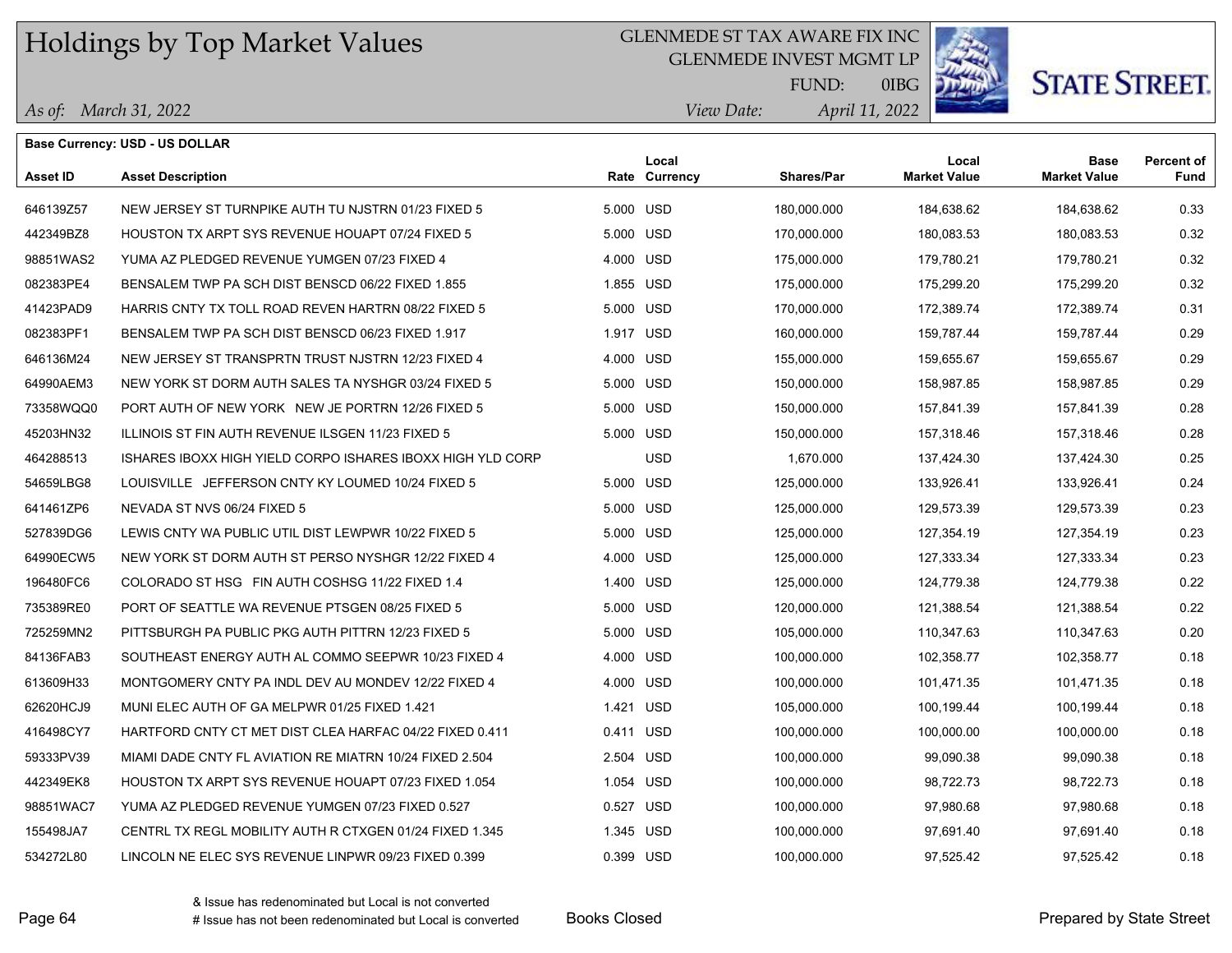# Holdings by Top Market Values

GLENMEDE ST TAX AWARE FIX INC
GLENMEDE INVEST MGMT LP
FUND: 0IBG

*As of:* *March 31, 2022*
*View Date:* *April 11, 2022*

**Base Currency: USD - US DOLLAR**

| Asset ID | Asset Description | Rate | Local Currency | Shares/Par | Local Market Value | Base Market Value | Percent of Fund |
|---|---|---|---|---|---|---|---|
| 646139Z57 | NEW JERSEY ST TURNPIKE AUTH TU NJSTRN 01/23 FIXED 5 | 5.000 | USD | 180,000.000 | 184,638.62 | 184,638.62 | 0.33 |
| 442349BZ8 | HOUSTON TX ARPT SYS REVENUE HOUAPT 07/24 FIXED 5 | 5.000 | USD | 170,000.000 | 180,083.53 | 180,083.53 | 0.32 |
| 98851WAS2 | YUMA AZ PLEDGED REVENUE YUMGEN 07/23 FIXED 4 | 4.000 | USD | 175,000.000 | 179,780.21 | 179,780.21 | 0.32 |
| 082383PE4 | BENSALEM TWP PA SCH DIST BENSCD 06/22 FIXED 1.855 | 1.855 | USD | 175,000.000 | 175,299.20 | 175,299.20 | 0.32 |
| 41423PAD9 | HARRIS CNTY TX TOLL ROAD REVEN HARTRN 08/22 FIXED 5 | 5.000 | USD | 170,000.000 | 172,389.74 | 172,389.74 | 0.31 |
| 082383PF1 | BENSALEM TWP PA SCH DIST BENSCD 06/23 FIXED 1.917 | 1.917 | USD | 160,000.000 | 159,787.44 | 159,787.44 | 0.29 |
| 646136M24 | NEW JERSEY ST TRANSPRTN TRUST NJSTRN 12/23 FIXED 4 | 4.000 | USD | 155,000.000 | 159,655.67 | 159,655.67 | 0.29 |
| 64990AEM3 | NEW YORK ST DORM AUTH SALES TA NYSHGR 03/24 FIXED 5 | 5.000 | USD | 150,000.000 | 158,987.85 | 158,987.85 | 0.29 |
| 73358WQQ0 | PORT AUTH OF NEW YORK NEW JE PORTRN 12/26 FIXED 5 | 5.000 | USD | 150,000.000 | 157,841.39 | 157,841.39 | 0.28 |
| 45203HN32 | ILLINOIS ST FIN AUTH REVENUE ILSGEN 11/23 FIXED 5 | 5.000 | USD | 150,000.000 | 157,318.46 | 157,318.46 | 0.28 |
| 464288513 | ISHARES IBOXX HIGH YIELD CORPO ISHARES IBOXX HIGH YLD CORP | | USD | 1,670.000 | 137,424.30 | 137,424.30 | 0.25 |
| 54659LBG8 | LOUISVILLE JEFFERSON CNTY KY LOUMED 10/24 FIXED 5 | 5.000 | USD | 125,000.000 | 133,926.41 | 133,926.41 | 0.24 |
| 641461ZP6 | NEVADA ST NVS 06/24 FIXED 5 | 5.000 | USD | 125,000.000 | 129,573.39 | 129,573.39 | 0.23 |
| 527839DG6 | LEWIS CNTY WA PUBLIC UTIL DIST LEWPWR 10/22 FIXED 5 | 5.000 | USD | 125,000.000 | 127,354.19 | 127,354.19 | 0.23 |
| 64990ECW5 | NEW YORK ST DORM AUTH ST PERSO NYSHGR 12/22 FIXED 4 | 4.000 | USD | 125,000.000 | 127,333.34 | 127,333.34 | 0.23 |
| 196480FC6 | COLORADO ST HSG FIN AUTH COSHSG 11/22 FIXED 1.4 | 1.400 | USD | 125,000.000 | 124,779.38 | 124,779.38 | 0.22 |
| 735389RE0 | PORT OF SEATTLE WA REVENUE PTSGEN 08/25 FIXED 5 | 5.000 | USD | 120,000.000 | 121,388.54 | 121,388.54 | 0.22 |
| 725259MN2 | PITTSBURGH PA PUBLIC PKG AUTH PITTRN 12/23 FIXED 5 | 5.000 | USD | 105,000.000 | 110,347.63 | 110,347.63 | 0.20 |
| 84136FAB3 | SOUTHEAST ENERGY AUTH AL COMMO SEEPWR 10/23 FIXED 4 | 4.000 | USD | 100,000.000 | 102,358.77 | 102,358.77 | 0.18 |
| 613609H33 | MONTGOMERY CNTY PA INDL DEV AU MONDEV 12/22 FIXED 4 | 4.000 | USD | 100,000.000 | 101,471.35 | 101,471.35 | 0.18 |
| 62620HCJ9 | MUNI ELEC AUTH OF GA MELPWR 01/25 FIXED 1.421 | 1.421 | USD | 105,000.000 | 100,199.44 | 100,199.44 | 0.18 |
| 416498CY7 | HARTFORD CNTY CT MET DIST CLEA HARFAC 04/22 FIXED 0.411 | 0.411 | USD | 100,000.000 | 100,000.00 | 100,000.00 | 0.18 |
| 59333PV39 | MIAMI DADE CNTY FL AVIATION RE MIATRN 10/24 FIXED 2.504 | 2.504 | USD | 100,000.000 | 99,090.38 | 99,090.38 | 0.18 |
| 442349EK8 | HOUSTON TX ARPT SYS REVENUE HOUAPT 07/23 FIXED 1.054 | 1.054 | USD | 100,000.000 | 98,722.73 | 98,722.73 | 0.18 |
| 98851WAC7 | YUMA AZ PLEDGED REVENUE YUMGEN 07/23 FIXED 0.527 | 0.527 | USD | 100,000.000 | 97,980.68 | 97,980.68 | 0.18 |
| 155498JA7 | CENTRL TX REGL MOBILITY AUTH R CTXGEN 01/24 FIXED 1.345 | 1.345 | USD | 100,000.000 | 97,691.40 | 97,691.40 | 0.18 |
| 534272L80 | LINCOLN NE ELEC SYS REVENUE LINPWR 09/23 FIXED 0.399 | 0.399 | USD | 100,000.000 | 97,525.42 | 97,525.42 | 0.18 |

& Issue has redenominated but Local is not converted
# Issue has not been redenominated but Local is converted

Books Closed

Prepared by State Street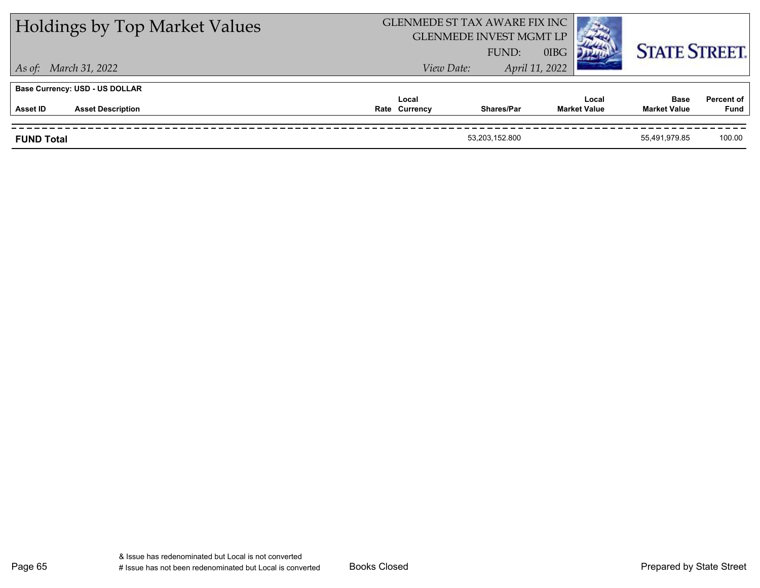# Holdings by Top Market Values

GLENMEDE ST TAX AWARE FIX INC
GLENMEDE INVEST MGMT LP
FUND: 0IBG

*As of: March 31, 2022*

*View Date: April 11, 2022*

**Base Currency: USD - US DOLLAR**

| Asset ID | Asset Description | Rate | Local Currency | Shares/Par | Local Market Value | Base Market Value | Percent of Fund |
|---|---|---|---|---|---|---|---|
| **FUND Total** | | | | 53,203,152.800 | | 55,491,979.85 | 100.00 |

& Issue has redenominated but Local is not converted
# Issue has not been redenominated but Local is converted

Books Closed

Prepared by State Street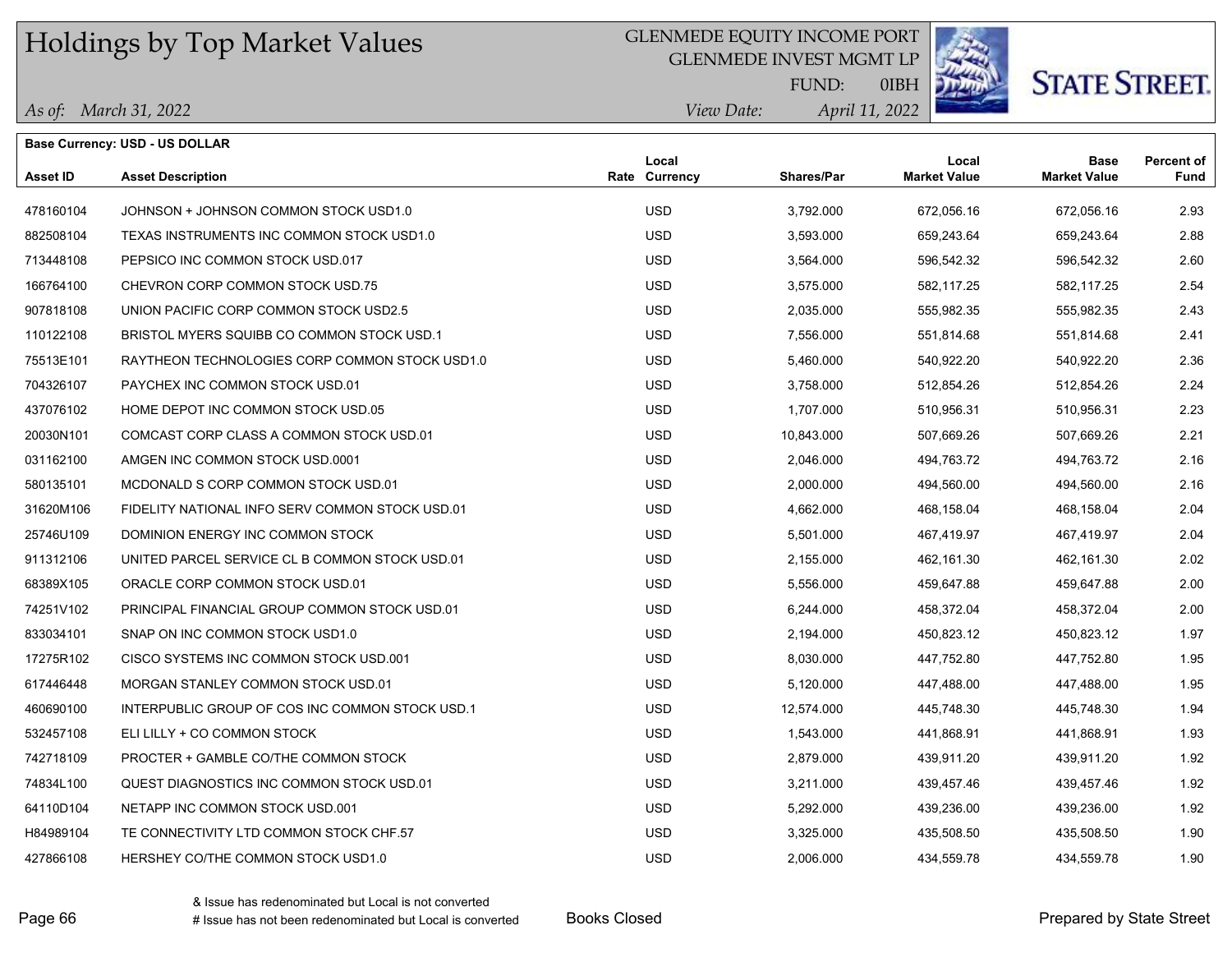# Holdings by Top Market Values

GLENMEDE EQUITY INCOME PORT
GLENMEDE INVEST MGMT LP
FUND: 0IBH

*As of:* *March 31, 2022*

*View Date:* *April 11, 2022*

STATE STREET.

**Base Currency: USD - US DOLLAR**

| Asset ID | Asset Description | Rate | Local Currency | Shares/Par | Local Market Value | Base Market Value | Percent of Fund |
|---|---|---|---|---|---|---|---|
| 478160104 | JOHNSON + JOHNSON COMMON STOCK USD1.0 | | USD | 3,792.000 | 672,056.16 | 672,056.16 | 2.93 |
| 882508104 | TEXAS INSTRUMENTS INC COMMON STOCK USD1.0 | | USD | 3,593.000 | 659,243.64 | 659,243.64 | 2.88 |
| 713448108 | PEPSICO INC COMMON STOCK USD.017 | | USD | 3,564.000 | 596,542.32 | 596,542.32 | 2.60 |
| 166764100 | CHEVRON CORP COMMON STOCK USD.75 | | USD | 3,575.000 | 582,117.25 | 582,117.25 | 2.54 |
| 907818108 | UNION PACIFIC CORP COMMON STOCK USD2.5 | | USD | 2,035.000 | 555,982.35 | 555,982.35 | 2.43 |
| 110122108 | BRISTOL MYERS SQUIBB CO COMMON STOCK USD.1 | | USD | 7,556.000 | 551,814.68 | 551,814.68 | 2.41 |
| 75513E101 | RAYTHEON TECHNOLOGIES CORP COMMON STOCK USD1.0 | | USD | 5,460.000 | 540,922.20 | 540,922.20 | 2.36 |
| 704326107 | PAYCHEX INC COMMON STOCK USD.01 | | USD | 3,758.000 | 512,854.26 | 512,854.26 | 2.24 |
| 437076102 | HOME DEPOT INC COMMON STOCK USD.05 | | USD | 1,707.000 | 510,956.31 | 510,956.31 | 2.23 |
| 20030N101 | COMCAST CORP CLASS A COMMON STOCK USD.01 | | USD | 10,843.000 | 507,669.26 | 507,669.26 | 2.21 |
| 031162100 | AMGEN INC COMMON STOCK USD.0001 | | USD | 2,046.000 | 494,763.72 | 494,763.72 | 2.16 |
| 580135101 | MCDONALD S CORP COMMON STOCK USD.01 | | USD | 2,000.000 | 494,560.00 | 494,560.00 | 2.16 |
| 31620M106 | FIDELITY NATIONAL INFO SERV COMMON STOCK USD.01 | | USD | 4,662.000 | 468,158.04 | 468,158.04 | 2.04 |
| 25746U109 | DOMINION ENERGY INC COMMON STOCK | | USD | 5,501.000 | 467,419.97 | 467,419.97 | 2.04 |
| 911312106 | UNITED PARCEL SERVICE CL B COMMON STOCK USD.01 | | USD | 2,155.000 | 462,161.30 | 462,161.30 | 2.02 |
| 68389X105 | ORACLE CORP COMMON STOCK USD.01 | | USD | 5,556.000 | 459,647.88 | 459,647.88 | 2.00 |
| 74251V102 | PRINCIPAL FINANCIAL GROUP COMMON STOCK USD.01 | | USD | 6,244.000 | 458,372.04 | 458,372.04 | 2.00 |
| 833034101 | SNAP ON INC COMMON STOCK USD1.0 | | USD | 2,194.000 | 450,823.12 | 450,823.12 | 1.97 |
| 17275R102 | CISCO SYSTEMS INC COMMON STOCK USD.001 | | USD | 8,030.000 | 447,752.80 | 447,752.80 | 1.95 |
| 617446448 | MORGAN STANLEY COMMON STOCK USD.01 | | USD | 5,120.000 | 447,488.00 | 447,488.00 | 1.95 |
| 460690100 | INTERPUBLIC GROUP OF COS INC COMMON STOCK USD.1 | | USD | 12,574.000 | 445,748.30 | 445,748.30 | 1.94 |
| 532457108 | ELI LILLY + CO COMMON STOCK | | USD | 1,543.000 | 441,868.91 | 441,868.91 | 1.93 |
| 742718109 | PROCTER + GAMBLE CO/THE COMMON STOCK | | USD | 2,879.000 | 439,911.20 | 439,911.20 | 1.92 |
| 74834L100 | QUEST DIAGNOSTICS INC COMMON STOCK USD.01 | | USD | 3,211.000 | 439,457.46 | 439,457.46 | 1.92 |
| 64110D104 | NETAPP INC COMMON STOCK USD.001 | | USD | 5,292.000 | 439,236.00 | 439,236.00 | 1.92 |
| H84989104 | TE CONNECTIVITY LTD COMMON STOCK CHF.57 | | USD | 3,325.000 | 435,508.50 | 435,508.50 | 1.90 |
| 427866108 | HERSHEY CO/THE COMMON STOCK USD1.0 | | USD | 2,006.000 | 434,559.78 | 434,559.78 | 1.90 |

& Issue has redenominated but Local is not converted
# Issue has not been redenominated but Local is converted

Books Closed

Prepared by State Street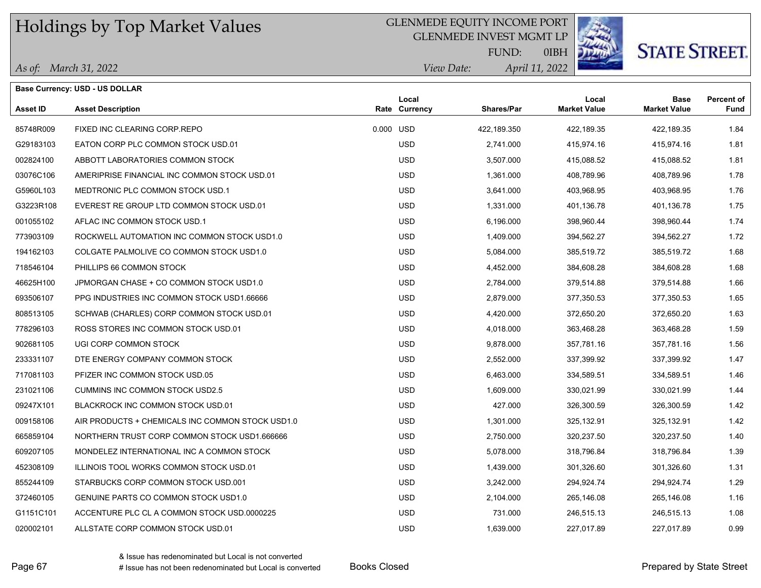# Holdings by Top Market Values

GLENMEDE EQUITY INCOME PORT
GLENMEDE INVEST MGMT LP
FUND: 0IBH

*As of:* *March 31, 2022* | *View Date:* *April 11, 2022*

**STATE STREET.**

**Base Currency: USD - US DOLLAR**

| Asset ID | Asset Description | Rate | Local Currency | Shares/Par | Local Market Value | Base Market Value | Percent of Fund |
|---|---|---|---|---|---|---|---|
| 85748R009 | FIXED INC CLEARING CORP.REPO | 0.000 | USD | 422,189.350 | 422,189.35 | 422,189.35 | 1.84 |
| G29183103 | EATON CORP PLC COMMON STOCK USD.01 | | USD | 2,741.000 | 415,974.16 | 415,974.16 | 1.81 |
| 002824100 | ABBOTT LABORATORIES COMMON STOCK | | USD | 3,507.000 | 415,088.52 | 415,088.52 | 1.81 |
| 03076C106 | AMERIPRISE FINANCIAL INC COMMON STOCK USD.01 | | USD | 1,361.000 | 408,789.96 | 408,789.96 | 1.78 |
| G5960L103 | MEDTRONIC PLC COMMON STOCK USD.1 | | USD | 3,641.000 | 403,968.95 | 403,968.95 | 1.76 |
| G3223R108 | EVEREST RE GROUP LTD COMMON STOCK USD.01 | | USD | 1,331.000 | 401,136.78 | 401,136.78 | 1.75 |
| 001055102 | AFLAC INC COMMON STOCK USD.1 | | USD | 6,196.000 | 398,960.44 | 398,960.44 | 1.74 |
| 773903109 | ROCKWELL AUTOMATION INC COMMON STOCK USD1.0 | | USD | 1,409.000 | 394,562.27 | 394,562.27 | 1.72 |
| 194162103 | COLGATE PALMOLIVE CO COMMON STOCK USD1.0 | | USD | 5,084.000 | 385,519.72 | 385,519.72 | 1.68 |
| 718546104 | PHILLIPS 66 COMMON STOCK | | USD | 4,452.000 | 384,608.28 | 384,608.28 | 1.68 |
| 46625H100 | JPMORGAN CHASE + CO COMMON STOCK USD1.0 | | USD | 2,784.000 | 379,514.88 | 379,514.88 | 1.66 |
| 693506107 | PPG INDUSTRIES INC COMMON STOCK USD1.66666 | | USD | 2,879.000 | 377,350.53 | 377,350.53 | 1.65 |
| 808513105 | SCHWAB (CHARLES) CORP COMMON STOCK USD.01 | | USD | 4,420.000 | 372,650.20 | 372,650.20 | 1.63 |
| 778296103 | ROSS STORES INC COMMON STOCK USD.01 | | USD | 4,018.000 | 363,468.28 | 363,468.28 | 1.59 |
| 902681105 | UGI CORP COMMON STOCK | | USD | 9,878.000 | 357,781.16 | 357,781.16 | 1.56 |
| 233331107 | DTE ENERGY COMPANY COMMON STOCK | | USD | 2,552.000 | 337,399.92 | 337,399.92 | 1.47 |
| 717081103 | PFIZER INC COMMON STOCK USD.05 | | USD | 6,463.000 | 334,589.51 | 334,589.51 | 1.46 |
| 231021106 | CUMMINS INC COMMON STOCK USD2.5 | | USD | 1,609.000 | 330,021.99 | 330,021.99 | 1.44 |
| 09247X101 | BLACKROCK INC COMMON STOCK USD.01 | | USD | 427.000 | 326,300.59 | 326,300.59 | 1.42 |
| 009158106 | AIR PRODUCTS + CHEMICALS INC COMMON STOCK USD1.0 | | USD | 1,301.000 | 325,132.91 | 325,132.91 | 1.42 |
| 665859104 | NORTHERN TRUST CORP COMMON STOCK USD1.666666 | | USD | 2,750.000 | 320,237.50 | 320,237.50 | 1.40 |
| 609207105 | MONDELEZ INTERNATIONAL INC A COMMON STOCK | | USD | 5,078.000 | 318,796.84 | 318,796.84 | 1.39 |
| 452308109 | ILLINOIS TOOL WORKS COMMON STOCK USD.01 | | USD | 1,439.000 | 301,326.60 | 301,326.60 | 1.31 |
| 855244109 | STARBUCKS CORP COMMON STOCK USD.001 | | USD | 3,242.000 | 294,924.74 | 294,924.74 | 1.29 |
| 372460105 | GENUINE PARTS CO COMMON STOCK USD1.0 | | USD | 2,104.000 | 265,146.08 | 265,146.08 | 1.16 |
| G1151C101 | ACCENTURE PLC CL A COMMON STOCK USD.0000225 | | USD | 731.000 | 246,515.13 | 246,515.13 | 1.08 |
| 020002101 | ALLSTATE CORP COMMON STOCK USD.01 | | USD | 1,639.000 | 227,017.89 | 227,017.89 | 0.99 |

& Issue has redenominated but Local is not converted
# Issue has not been redenominated but Local is converted

Books Closed

Prepared by State Street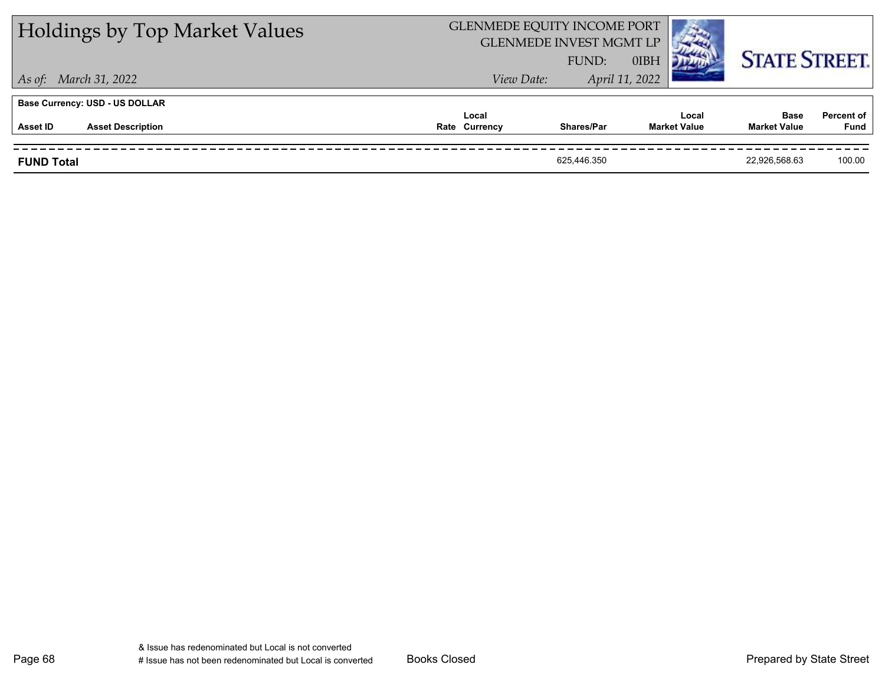# Holdings by Top Market Values

GLENMEDE EQUITY INCOME PORT
GLENMEDE INVEST MGMT LP
FUND: 0IBH

*As of: March 31, 2022* *View Date: April 11, 2022*

**Base Currency: USD - US DOLLAR**

| Asset ID | Asset Description | Rate | Local Currency | Shares/Par | Local Market Value | Base Market Value | Percent of Fund |
|---|---|---|---|---|---|---|---|
| **FUND Total** | | | | 625,446.350 | | 22,926,568.63 | 100.00 |

& Issue has redenominated but Local is not converted
# Issue has not been redenominated but Local is converted

Books Closed

Prepared by State Street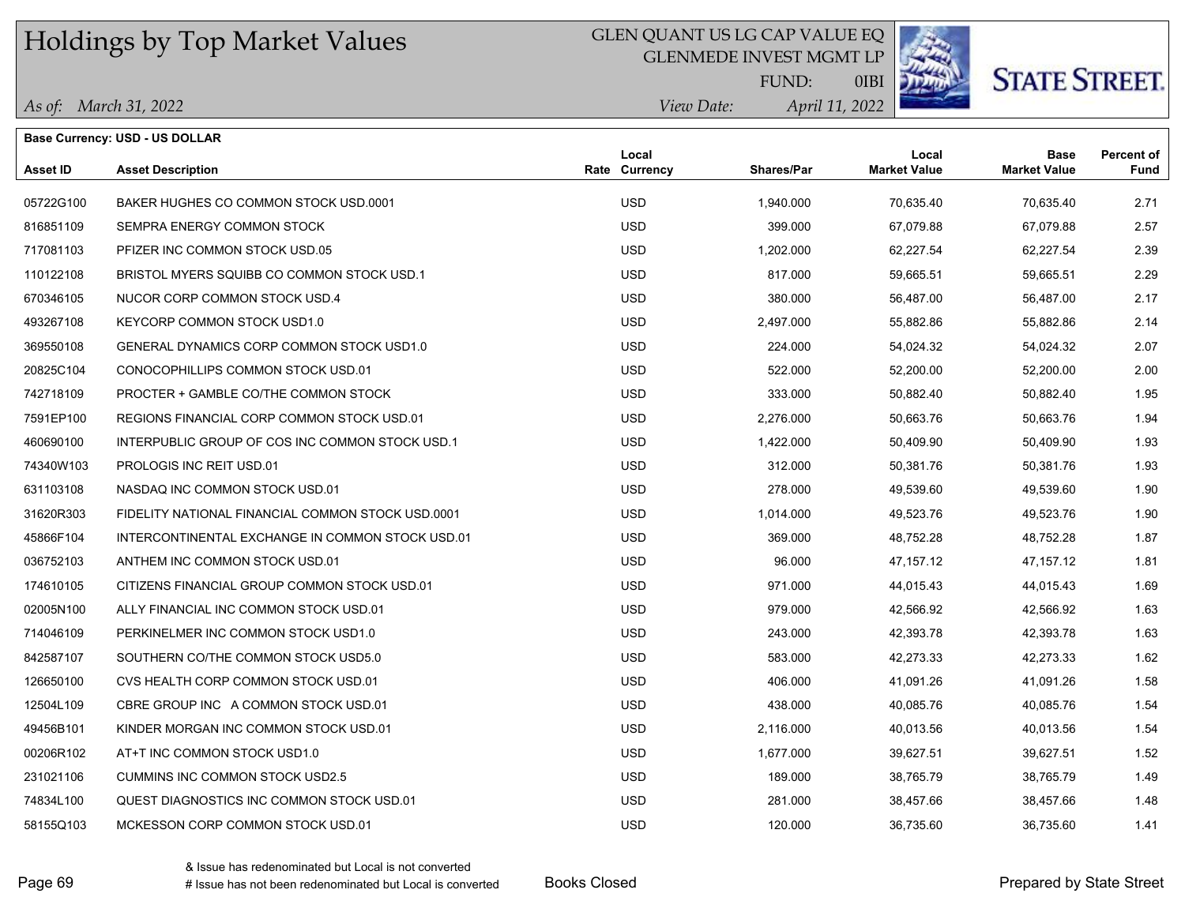# Holdings by Top Market Values

GLEN QUANT US LG CAP VALUE EQ
GLENMEDE INVEST MGMT LP
FUND: 0IBI

*As of: March 31, 2022*
*View Date: April 11, 2022*

STATE STREET.

**Base Currency: USD - US DOLLAR**

| Asset ID | Asset Description | Rate | Local Currency | Shares/Par | Local Market Value | Base Market Value | Percent of Fund |
|---|---|---|---|---|---|---|---|
| 05722G100 | BAKER HUGHES CO COMMON STOCK USD.0001 | | USD | 1,940.000 | 70,635.40 | 70,635.40 | 2.71 |
| 816851109 | SEMPRA ENERGY COMMON STOCK | | USD | 399.000 | 67,079.88 | 67,079.88 | 2.57 |
| 717081103 | PFIZER INC COMMON STOCK USD.05 | | USD | 1,202.000 | 62,227.54 | 62,227.54 | 2.39 |
| 110122108 | BRISTOL MYERS SQUIBB CO COMMON STOCK USD.1 | | USD | 817.000 | 59,665.51 | 59,665.51 | 2.29 |
| 670346105 | NUCOR CORP COMMON STOCK USD.4 | | USD | 380.000 | 56,487.00 | 56,487.00 | 2.17 |
| 493267108 | KEYCORP COMMON STOCK USD1.0 | | USD | 2,497.000 | 55,882.86 | 55,882.86 | 2.14 |
| 369550108 | GENERAL DYNAMICS CORP COMMON STOCK USD1.0 | | USD | 224.000 | 54,024.32 | 54,024.32 | 2.07 |
| 20825C104 | CONOCOPHILLIPS COMMON STOCK USD.01 | | USD | 522.000 | 52,200.00 | 52,200.00 | 2.00 |
| 742718109 | PROCTER + GAMBLE CO/THE COMMON STOCK | | USD | 333.000 | 50,882.40 | 50,882.40 | 1.95 |
| 7591EP100 | REGIONS FINANCIAL CORP COMMON STOCK USD.01 | | USD | 2,276.000 | 50,663.76 | 50,663.76 | 1.94 |
| 460690100 | INTERPUBLIC GROUP OF COS INC COMMON STOCK USD.1 | | USD | 1,422.000 | 50,409.90 | 50,409.90 | 1.93 |
| 74340W103 | PROLOGIS INC REIT USD.01 | | USD | 312.000 | 50,381.76 | 50,381.76 | 1.93 |
| 631103108 | NASDAQ INC COMMON STOCK USD.01 | | USD | 278.000 | 49,539.60 | 49,539.60 | 1.90 |
| 31620R303 | FIDELITY NATIONAL FINANCIAL COMMON STOCK USD.0001 | | USD | 1,014.000 | 49,523.76 | 49,523.76 | 1.90 |
| 45866F104 | INTERCONTINENTAL EXCHANGE IN COMMON STOCK USD.01 | | USD | 369.000 | 48,752.28 | 48,752.28 | 1.87 |
| 036752103 | ANTHEM INC COMMON STOCK USD.01 | | USD | 96.000 | 47,157.12 | 47,157.12 | 1.81 |
| 174610105 | CITIZENS FINANCIAL GROUP COMMON STOCK USD.01 | | USD | 971.000 | 44,015.43 | 44,015.43 | 1.69 |
| 02005N100 | ALLY FINANCIAL INC COMMON STOCK USD.01 | | USD | 979.000 | 42,566.92 | 42,566.92 | 1.63 |
| 714046109 | PERKINELMER INC COMMON STOCK USD1.0 | | USD | 243.000 | 42,393.78 | 42,393.78 | 1.63 |
| 842587107 | SOUTHERN CO/THE COMMON STOCK USD5.0 | | USD | 583.000 | 42,273.33 | 42,273.33 | 1.62 |
| 126650100 | CVS HEALTH CORP COMMON STOCK USD.01 | | USD | 406.000 | 41,091.26 | 41,091.26 | 1.58 |
| 12504L109 | CBRE GROUP INC A COMMON STOCK USD.01 | | USD | 438.000 | 40,085.76 | 40,085.76 | 1.54 |
| 49456B101 | KINDER MORGAN INC COMMON STOCK USD.01 | | USD | 2,116.000 | 40,013.56 | 40,013.56 | 1.54 |
| 00206R102 | AT+T INC COMMON STOCK USD1.0 | | USD | 1,677.000 | 39,627.51 | 39,627.51 | 1.52 |
| 231021106 | CUMMINS INC COMMON STOCK USD2.5 | | USD | 189.000 | 38,765.79 | 38,765.79 | 1.49 |
| 74834L100 | QUEST DIAGNOSTICS INC COMMON STOCK USD.01 | | USD | 281.000 | 38,457.66 | 38,457.66 | 1.48 |
| 58155Q103 | MCKESSON CORP COMMON STOCK USD.01 | | USD | 120.000 | 36,735.60 | 36,735.60 | 1.41 |

& Issue has redenominated but Local is not converted
# Issue has not been redenominated but Local is converted

Books Closed

Prepared by State Street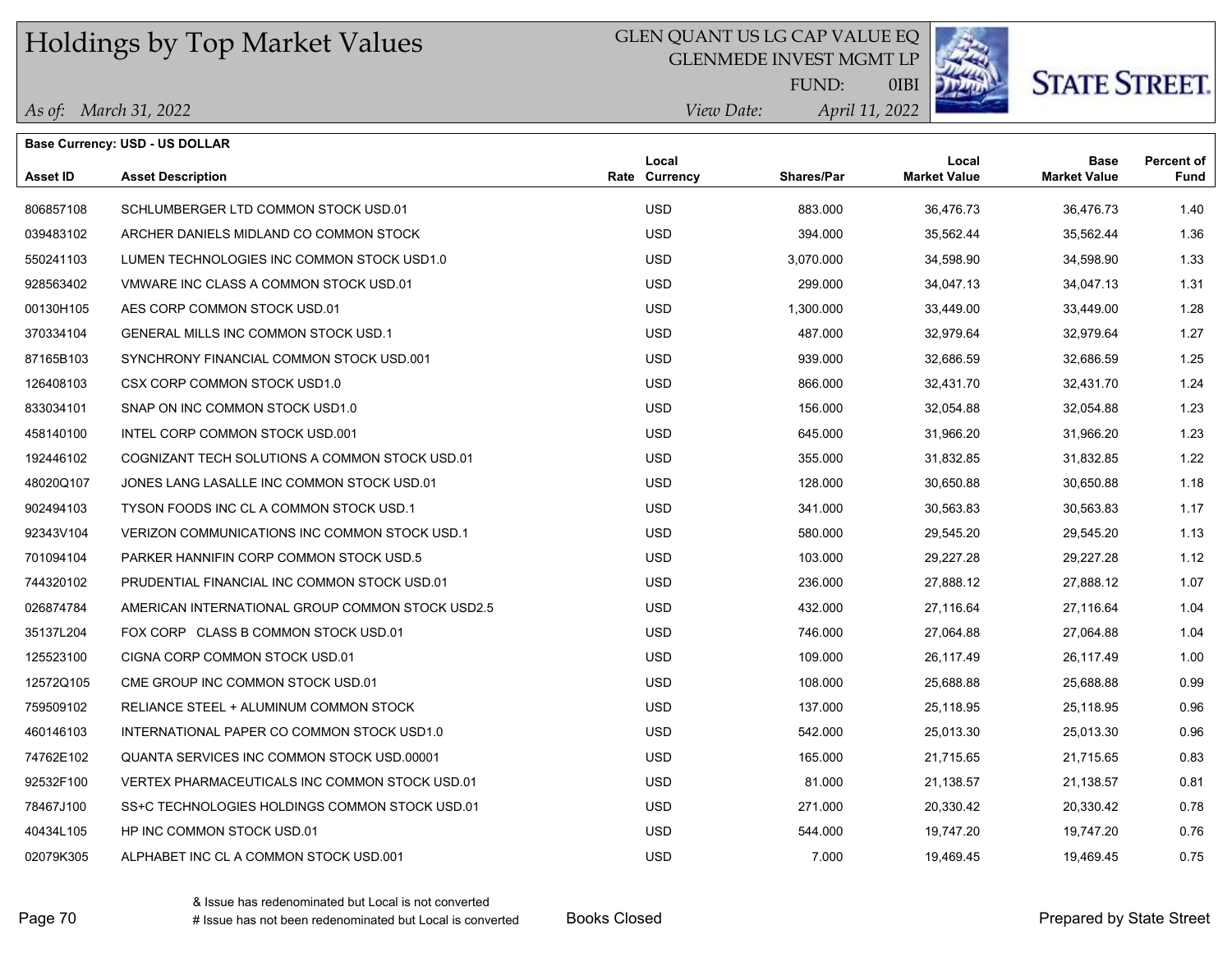# Holdings by Top Market Values

GLEN QUANT US LG CAP VALUE EQ
GLENMEDE INVEST MGMT LP
FUND: 0IBI

*As of: March 31, 2022*    *View Date: April 11, 2022*

STATE STREET.

**Base Currency: USD - US DOLLAR**

| Asset ID | Asset Description | Rate | Local Currency | Shares/Par | Local Market Value | Base Market Value | Percent of Fund |
|---|---|---|---|---|---|---|---|
| 806857108 | SCHLUMBERGER LTD COMMON STOCK USD.01 | | USD | 883.000 | 36,476.73 | 36,476.73 | 1.40 |
| 039483102 | ARCHER DANIELS MIDLAND CO COMMON STOCK | | USD | 394.000 | 35,562.44 | 35,562.44 | 1.36 |
| 550241103 | LUMEN TECHNOLOGIES INC COMMON STOCK USD1.0 | | USD | 3,070.000 | 34,598.90 | 34,598.90 | 1.33 |
| 928563402 | VMWARE INC CLASS A COMMON STOCK USD.01 | | USD | 299.000 | 34,047.13 | 34,047.13 | 1.31 |
| 00130H105 | AES CORP COMMON STOCK USD.01 | | USD | 1,300.000 | 33,449.00 | 33,449.00 | 1.28 |
| 370334104 | GENERAL MILLS INC COMMON STOCK USD.1 | | USD | 487.000 | 32,979.64 | 32,979.64 | 1.27 |
| 87165B103 | SYNCHRONY FINANCIAL COMMON STOCK USD.001 | | USD | 939.000 | 32,686.59 | 32,686.59 | 1.25 |
| 126408103 | CSX CORP COMMON STOCK USD1.0 | | USD | 866.000 | 32,431.70 | 32,431.70 | 1.24 |
| 833034101 | SNAP ON INC COMMON STOCK USD1.0 | | USD | 156.000 | 32,054.88 | 32,054.88 | 1.23 |
| 458140100 | INTEL CORP COMMON STOCK USD.001 | | USD | 645.000 | 31,966.20 | 31,966.20 | 1.23 |
| 192446102 | COGNIZANT TECH SOLUTIONS A COMMON STOCK USD.01 | | USD | 355.000 | 31,832.85 | 31,832.85 | 1.22 |
| 48020Q107 | JONES LANG LASALLE INC COMMON STOCK USD.01 | | USD | 128.000 | 30,650.88 | 30,650.88 | 1.18 |
| 902494103 | TYSON FOODS INC CL A COMMON STOCK USD.1 | | USD | 341.000 | 30,563.83 | 30,563.83 | 1.17 |
| 92343V104 | VERIZON COMMUNICATIONS INC COMMON STOCK USD.1 | | USD | 580.000 | 29,545.20 | 29,545.20 | 1.13 |
| 701094104 | PARKER HANNIFIN CORP COMMON STOCK USD.5 | | USD | 103.000 | 29,227.28 | 29,227.28 | 1.12 |
| 744320102 | PRUDENTIAL FINANCIAL INC COMMON STOCK USD.01 | | USD | 236.000 | 27,888.12 | 27,888.12 | 1.07 |
| 026874784 | AMERICAN INTERNATIONAL GROUP COMMON STOCK USD2.5 | | USD | 432.000 | 27,116.64 | 27,116.64 | 1.04 |
| 35137L204 | FOX CORP CLASS B COMMON STOCK USD.01 | | USD | 746.000 | 27,064.88 | 27,064.88 | 1.04 |
| 125523100 | CIGNA CORP COMMON STOCK USD.01 | | USD | 109.000 | 26,117.49 | 26,117.49 | 1.00 |
| 12572Q105 | CME GROUP INC COMMON STOCK USD.01 | | USD | 108.000 | 25,688.88 | 25,688.88 | 0.99 |
| 759509102 | RELIANCE STEEL + ALUMINUM COMMON STOCK | | USD | 137.000 | 25,118.95 | 25,118.95 | 0.96 |
| 460146103 | INTERNATIONAL PAPER CO COMMON STOCK USD1.0 | | USD | 542.000 | 25,013.30 | 25,013.30 | 0.96 |
| 74762E102 | QUANTA SERVICES INC COMMON STOCK USD.00001 | | USD | 165.000 | 21,715.65 | 21,715.65 | 0.83 |
| 92532F100 | VERTEX PHARMACEUTICALS INC COMMON STOCK USD.01 | | USD | 81.000 | 21,138.57 | 21,138.57 | 0.81 |
| 78467J100 | SS+C TECHNOLOGIES HOLDINGS COMMON STOCK USD.01 | | USD | 271.000 | 20,330.42 | 20,330.42 | 0.78 |
| 40434L105 | HP INC COMMON STOCK USD.01 | | USD | 544.000 | 19,747.20 | 19,747.20 | 0.76 |
| 02079K305 | ALPHABET INC CL A COMMON STOCK USD.001 | | USD | 7.000 | 19,469.45 | 19,469.45 | 0.75 |

& Issue has redenominated but Local is not converted
# Issue has not been redenominated but Local is converted

Books Closed

Prepared by State Street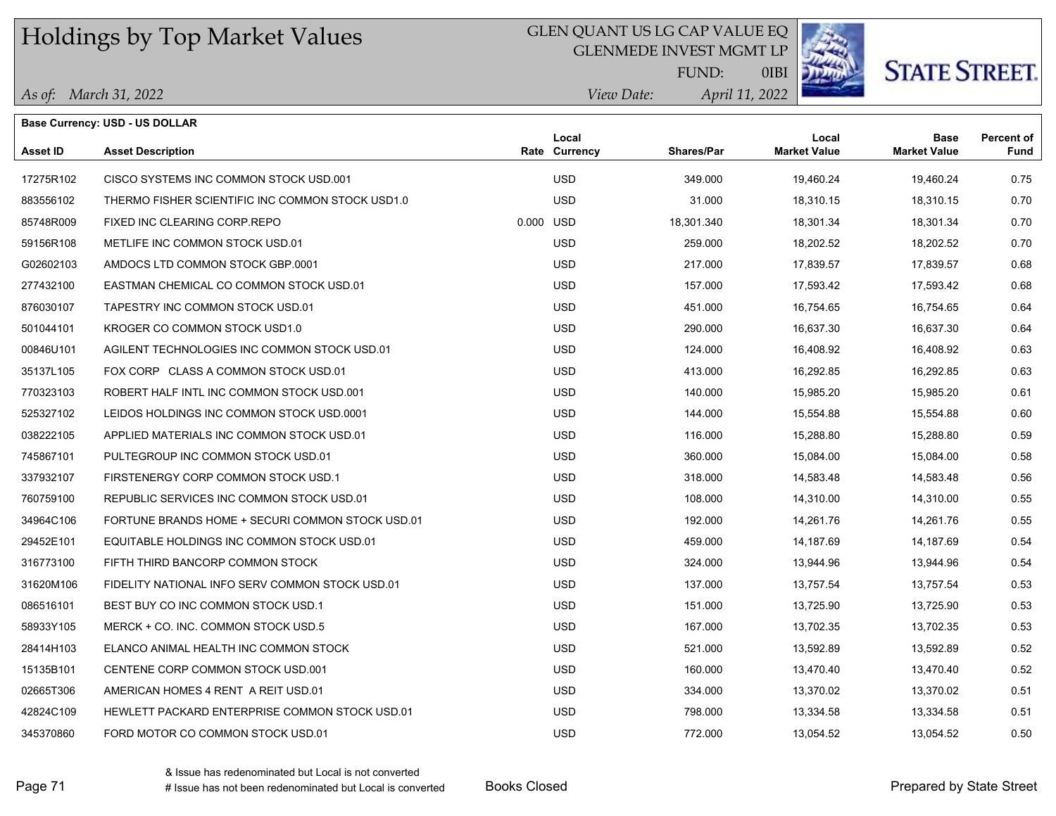# Holdings by Top Market Values

GLEN QUANT US LG CAP VALUE EQ
GLENMEDE INVEST MGMT LP
FUND: 0IBI

*As of: March 31, 2022*
*View Date: April 11, 2022*

**Base Currency: USD - US DOLLAR**

| Asset ID | Asset Description | Rate | Local Currency | Shares/Par | Local Market Value | Base Market Value | Percent of Fund |
|---|---|---|---|---|---|---|---|
| 17275R102 | CISCO SYSTEMS INC COMMON STOCK USD.001 | | USD | 349.000 | 19,460.24 | 19,460.24 | 0.75 |
| 883556102 | THERMO FISHER SCIENTIFIC INC COMMON STOCK USD1.0 | | USD | 31.000 | 18,310.15 | 18,310.15 | 0.70 |
| 85748R009 | FIXED INC CLEARING CORP.REPO | 0.000 | USD | 18,301.340 | 18,301.34 | 18,301.34 | 0.70 |
| 59156R108 | METLIFE INC COMMON STOCK USD.01 | | USD | 259.000 | 18,202.52 | 18,202.52 | 0.70 |
| G02602103 | AMDOCS LTD COMMON STOCK GBP.0001 | | USD | 217.000 | 17,839.57 | 17,839.57 | 0.68 |
| 277432100 | EASTMAN CHEMICAL CO COMMON STOCK USD.01 | | USD | 157.000 | 17,593.42 | 17,593.42 | 0.68 |
| 876030107 | TAPESTRY INC COMMON STOCK USD.01 | | USD | 451.000 | 16,754.65 | 16,754.65 | 0.64 |
| 501044101 | KROGER CO COMMON STOCK USD1.0 | | USD | 290.000 | 16,637.30 | 16,637.30 | 0.64 |
| 00846U101 | AGILENT TECHNOLOGIES INC COMMON STOCK USD.01 | | USD | 124.000 | 16,408.92 | 16,408.92 | 0.63 |
| 35137L105 | FOX CORP CLASS A COMMON STOCK USD.01 | | USD | 413.000 | 16,292.85 | 16,292.85 | 0.63 |
| 770323103 | ROBERT HALF INTL INC COMMON STOCK USD.001 | | USD | 140.000 | 15,985.20 | 15,985.20 | 0.61 |
| 525327102 | LEIDOS HOLDINGS INC COMMON STOCK USD.0001 | | USD | 144.000 | 15,554.88 | 15,554.88 | 0.60 |
| 038222105 | APPLIED MATERIALS INC COMMON STOCK USD.01 | | USD | 116.000 | 15,288.80 | 15,288.80 | 0.59 |
| 745867101 | PULTEGROUP INC COMMON STOCK USD.01 | | USD | 360.000 | 15,084.00 | 15,084.00 | 0.58 |
| 337932107 | FIRSTENERGY CORP COMMON STOCK USD.1 | | USD | 318.000 | 14,583.48 | 14,583.48 | 0.56 |
| 760759100 | REPUBLIC SERVICES INC COMMON STOCK USD.01 | | USD | 108.000 | 14,310.00 | 14,310.00 | 0.55 |
| 34964C106 | FORTUNE BRANDS HOME + SECURI COMMON STOCK USD.01 | | USD | 192.000 | 14,261.76 | 14,261.76 | 0.55 |
| 29452E101 | EQUITABLE HOLDINGS INC COMMON STOCK USD.01 | | USD | 459.000 | 14,187.69 | 14,187.69 | 0.54 |
| 316773100 | FIFTH THIRD BANCORP COMMON STOCK | | USD | 324.000 | 13,944.96 | 13,944.96 | 0.54 |
| 31620M106 | FIDELITY NATIONAL INFO SERV COMMON STOCK USD.01 | | USD | 137.000 | 13,757.54 | 13,757.54 | 0.53 |
| 086516101 | BEST BUY CO INC COMMON STOCK USD.1 | | USD | 151.000 | 13,725.90 | 13,725.90 | 0.53 |
| 58933Y105 | MERCK + CO. INC. COMMON STOCK USD.5 | | USD | 167.000 | 13,702.35 | 13,702.35 | 0.53 |
| 28414H103 | ELANCO ANIMAL HEALTH INC COMMON STOCK | | USD | 521.000 | 13,592.89 | 13,592.89 | 0.52 |
| 15135B101 | CENTENE CORP COMMON STOCK USD.001 | | USD | 160.000 | 13,470.40 | 13,470.40 | 0.52 |
| 02665T306 | AMERICAN HOMES 4 RENT A REIT USD.01 | | USD | 334.000 | 13,370.02 | 13,370.02 | 0.51 |
| 42824C109 | HEWLETT PACKARD ENTERPRISE COMMON STOCK USD.01 | | USD | 798.000 | 13,334.58 | 13,334.58 | 0.51 |
| 345370860 | FORD MOTOR CO COMMON STOCK USD.01 | | USD | 772.000 | 13,054.52 | 13,054.52 | 0.50 |

& Issue has redenominated but Local is not converted
# Issue has not been redenominated but Local is converted

Books Closed

Prepared by State Street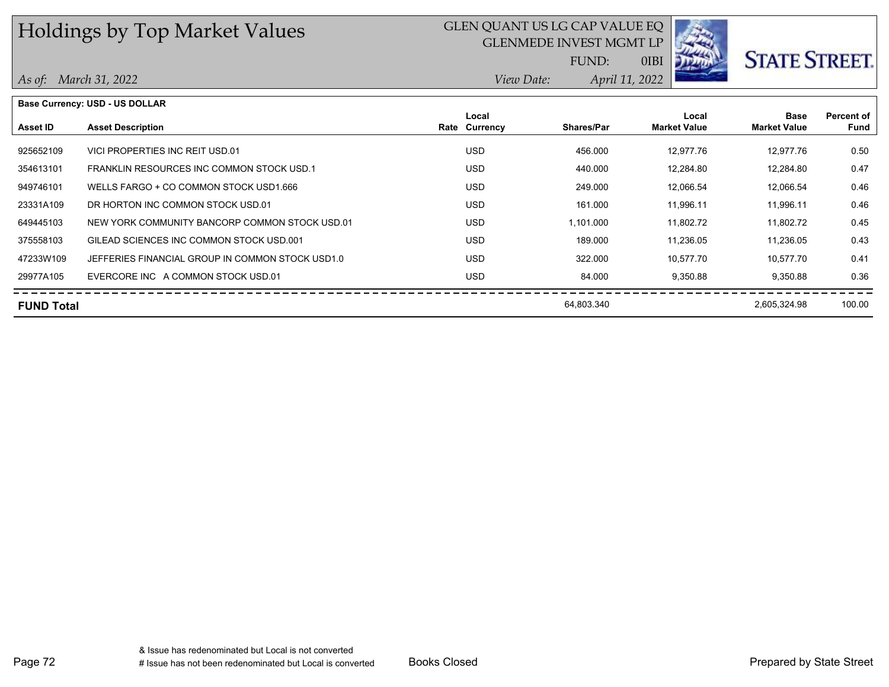# Holdings by Top Market Values

GLEN QUANT US LG CAP VALUE EQ
GLENMEDE INVEST MGMT LP
FUND: 0IBI

*As of: March 31, 2022*
*View Date: April 11, 2022*

STATE STREET.

**Base Currency: USD - US DOLLAR**

| Asset ID | Asset Description | Rate | Local Currency | Shares/Par | Local Market Value | Base Market Value | Percent of Fund |
|---|---|---|---|---|---|---|---|
| 925652109 | VICI PROPERTIES INC REIT USD.01 | | USD | 456.000 | 12,977.76 | 12,977.76 | 0.50 |
| 354613101 | FRANKLIN RESOURCES INC COMMON STOCK USD.1 | | USD | 440.000 | 12,284.80 | 12,284.80 | 0.47 |
| 949746101 | WELLS FARGO + CO COMMON STOCK USD1.666 | | USD | 249.000 | 12,066.54 | 12,066.54 | 0.46 |
| 23331A109 | DR HORTON INC COMMON STOCK USD.01 | | USD | 161.000 | 11,996.11 | 11,996.11 | 0.46 |
| 649445103 | NEW YORK COMMUNITY BANCORP COMMON STOCK USD.01 | | USD | 1,101.000 | 11,802.72 | 11,802.72 | 0.45 |
| 375558103 | GILEAD SCIENCES INC COMMON STOCK USD.001 | | USD | 189.000 | 11,236.05 | 11,236.05 | 0.43 |
| 47233W109 | JEFFERIES FINANCIAL GROUP IN COMMON STOCK USD1.0 | | USD | 322.000 | 10,577.70 | 10,577.70 | 0.41 |
| 29977A105 | EVERCORE INC A COMMON STOCK USD.01 | | USD | 84.000 | 9,350.88 | 9,350.88 | 0.36 |
| **FUND Total** | | | | 64,803.340 | | 2,605,324.98 | 100.00 |

& Issue has redenominated but Local is not converted
# Issue has not been redenominated but Local is converted

Books Closed

Prepared by State Street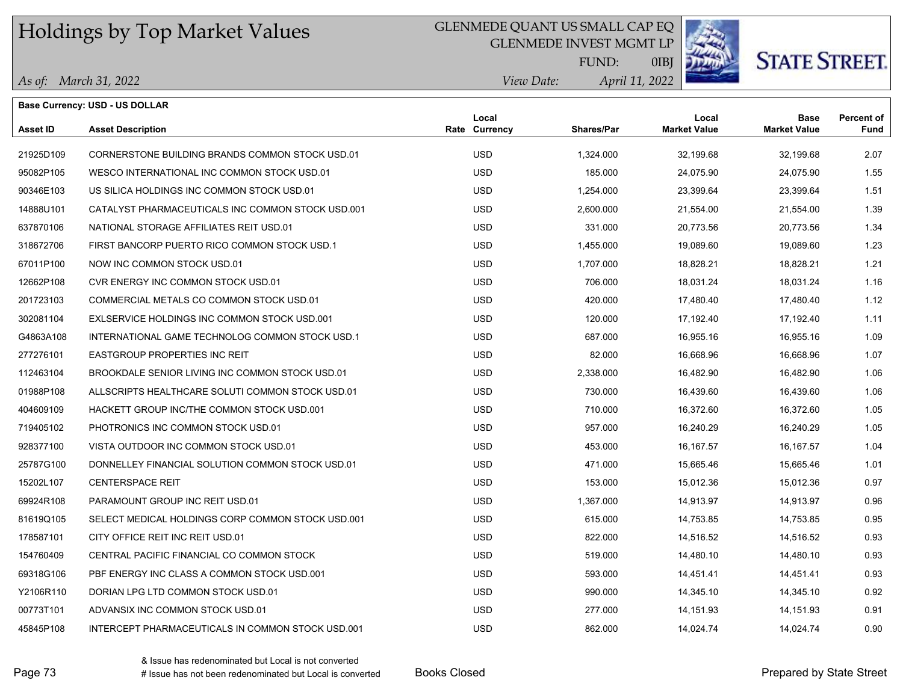# Holdings by Top Market Values

GLENMEDE QUANT US SMALL CAP EQ
GLENMEDE INVEST MGMT LP
FUND: 0IBJ

*As of: March 31, 2022* *View Date: April 11, 2022*

**STATE STREET.**

**Base Currency: USD - US DOLLAR**

| Asset ID | Asset Description | Rate | Local Currency | Shares/Par | Local Market Value | Base Market Value | Percent of Fund |
|---|---|---|---|---|---|---|---|
| 21925D109 | CORNERSTONE BUILDING BRANDS COMMON STOCK USD.01 | | USD | 1,324.000 | 32,199.68 | 32,199.68 | 2.07 |
| 95082P105 | WESCO INTERNATIONAL INC COMMON STOCK USD.01 | | USD | 185.000 | 24,075.90 | 24,075.90 | 1.55 |
| 90346E103 | US SILICA HOLDINGS INC COMMON STOCK USD.01 | | USD | 1,254.000 | 23,399.64 | 23,399.64 | 1.51 |
| 14888U101 | CATALYST PHARMACEUTICALS INC COMMON STOCK USD.001 | | USD | 2,600.000 | 21,554.00 | 21,554.00 | 1.39 |
| 637870106 | NATIONAL STORAGE AFFILIATES REIT USD.01 | | USD | 331.000 | 20,773.56 | 20,773.56 | 1.34 |
| 318672706 | FIRST BANCORP PUERTO RICO COMMON STOCK USD.1 | | USD | 1,455.000 | 19,089.60 | 19,089.60 | 1.23 |
| 67011P100 | NOW INC COMMON STOCK USD.01 | | USD | 1,707.000 | 18,828.21 | 18,828.21 | 1.21 |
| 12662P108 | CVR ENERGY INC COMMON STOCK USD.01 | | USD | 706.000 | 18,031.24 | 18,031.24 | 1.16 |
| 201723103 | COMMERCIAL METALS CO COMMON STOCK USD.01 | | USD | 420.000 | 17,480.40 | 17,480.40 | 1.12 |
| 302081104 | EXLSERVICE HOLDINGS INC COMMON STOCK USD.001 | | USD | 120.000 | 17,192.40 | 17,192.40 | 1.11 |
| G4863A108 | INTERNATIONAL GAME TECHNOLOG COMMON STOCK USD.1 | | USD | 687.000 | 16,955.16 | 16,955.16 | 1.09 |
| 277276101 | EASTGROUP PROPERTIES INC REIT | | USD | 82.000 | 16,668.96 | 16,668.96 | 1.07 |
| 112463104 | BROOKDALE SENIOR LIVING INC COMMON STOCK USD.01 | | USD | 2,338.000 | 16,482.90 | 16,482.90 | 1.06 |
| 01988P108 | ALLSCRIPTS HEALTHCARE SOLUTI COMMON STOCK USD.01 | | USD | 730.000 | 16,439.60 | 16,439.60 | 1.06 |
| 404609109 | HACKETT GROUP INC/THE COMMON STOCK USD.001 | | USD | 710.000 | 16,372.60 | 16,372.60 | 1.05 |
| 719405102 | PHOTRONICS INC COMMON STOCK USD.01 | | USD | 957.000 | 16,240.29 | 16,240.29 | 1.05 |
| 928377100 | VISTA OUTDOOR INC COMMON STOCK USD.01 | | USD | 453.000 | 16,167.57 | 16,167.57 | 1.04 |
| 25787G100 | DONNELLEY FINANCIAL SOLUTION COMMON STOCK USD.01 | | USD | 471.000 | 15,665.46 | 15,665.46 | 1.01 |
| 15202L107 | CENTERSPACE REIT | | USD | 153.000 | 15,012.36 | 15,012.36 | 0.97 |
| 69924R108 | PARAMOUNT GROUP INC REIT USD.01 | | USD | 1,367.000 | 14,913.97 | 14,913.97 | 0.96 |
| 81619Q105 | SELECT MEDICAL HOLDINGS CORP COMMON STOCK USD.001 | | USD | 615.000 | 14,753.85 | 14,753.85 | 0.95 |
| 178587101 | CITY OFFICE REIT INC REIT USD.01 | | USD | 822.000 | 14,516.52 | 14,516.52 | 0.93 |
| 154760409 | CENTRAL PACIFIC FINANCIAL CO COMMON STOCK | | USD | 519.000 | 14,480.10 | 14,480.10 | 0.93 |
| 69318G106 | PBF ENERGY INC CLASS A COMMON STOCK USD.001 | | USD | 593.000 | 14,451.41 | 14,451.41 | 0.93 |
| Y2106R110 | DORIAN LPG LTD COMMON STOCK USD.01 | | USD | 990.000 | 14,345.10 | 14,345.10 | 0.92 |
| 00773T101 | ADVANSIX INC COMMON STOCK USD.01 | | USD | 277.000 | 14,151.93 | 14,151.93 | 0.91 |
| 45845P108 | INTERCEPT PHARMACEUTICALS IN COMMON STOCK USD.001 | | USD | 862.000 | 14,024.74 | 14,024.74 | 0.90 |

& Issue has redenominated but Local is not converted
# Issue has not been redenominated but Local is converted

Books Closed

Prepared by State Street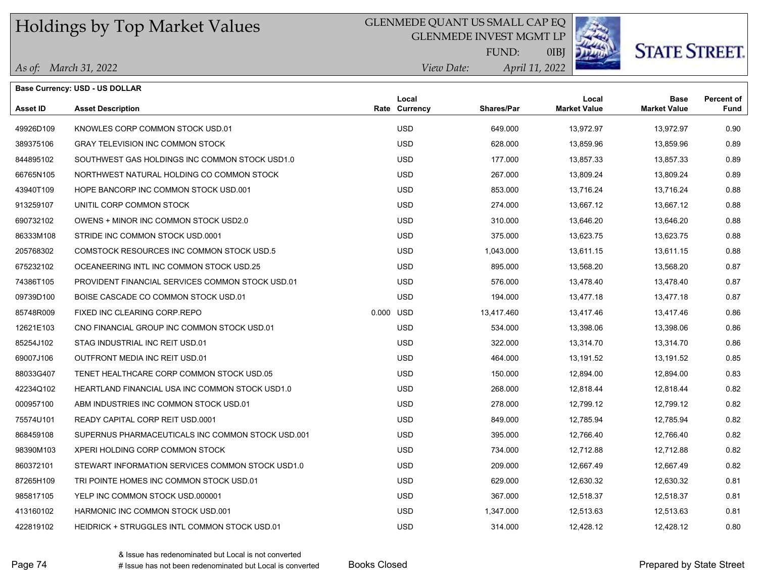# Holdings by Top Market Values

GLENMEDE QUANT US SMALL CAP EQ
GLENMEDE INVEST MGMT LP
FUND: 0IBJ

*As of: March 31, 2022*
*View Date: April 11, 2022*

STATE STREET.

**Base Currency: USD - US DOLLAR**

| Asset ID | Asset Description | Rate | Local Currency | Shares/Par | Local Market Value | Base Market Value | Percent of Fund |
|---|---|---|---|---|---|---|---|
| 49926D109 | KNOWLES CORP COMMON STOCK USD.01 | | USD | 649.000 | 13,972.97 | 13,972.97 | 0.90 |
| 389375106 | GRAY TELEVISION INC COMMON STOCK | | USD | 628.000 | 13,859.96 | 13,859.96 | 0.89 |
| 844895102 | SOUTHWEST GAS HOLDINGS INC COMMON STOCK USD1.0 | | USD | 177.000 | 13,857.33 | 13,857.33 | 0.89 |
| 66765N105 | NORTHWEST NATURAL HOLDING CO COMMON STOCK | | USD | 267.000 | 13,809.24 | 13,809.24 | 0.89 |
| 43940T109 | HOPE BANCORP INC COMMON STOCK USD.001 | | USD | 853.000 | 13,716.24 | 13,716.24 | 0.88 |
| 913259107 | UNITIL CORP COMMON STOCK | | USD | 274.000 | 13,667.12 | 13,667.12 | 0.88 |
| 690732102 | OWENS + MINOR INC COMMON STOCK USD2.0 | | USD | 310.000 | 13,646.20 | 13,646.20 | 0.88 |
| 86333M108 | STRIDE INC COMMON STOCK USD.0001 | | USD | 375.000 | 13,623.75 | 13,623.75 | 0.88 |
| 205768302 | COMSTOCK RESOURCES INC COMMON STOCK USD.5 | | USD | 1,043.000 | 13,611.15 | 13,611.15 | 0.88 |
| 675232102 | OCEANEERING INTL INC COMMON STOCK USD.25 | | USD | 895.000 | 13,568.20 | 13,568.20 | 0.87 |
| 74386T105 | PROVIDENT FINANCIAL SERVICES COMMON STOCK USD.01 | | USD | 576.000 | 13,478.40 | 13,478.40 | 0.87 |
| 09739D100 | BOISE CASCADE CO COMMON STOCK USD.01 | | USD | 194.000 | 13,477.18 | 13,477.18 | 0.87 |
| 85748R009 | FIXED INC CLEARING CORP.REPO | 0.000 | USD | 13,417.460 | 13,417.46 | 13,417.46 | 0.86 |
| 12621E103 | CNO FINANCIAL GROUP INC COMMON STOCK USD.01 | | USD | 534.000 | 13,398.06 | 13,398.06 | 0.86 |
| 85254J102 | STAG INDUSTRIAL INC REIT USD.01 | | USD | 322.000 | 13,314.70 | 13,314.70 | 0.86 |
| 69007J106 | OUTFRONT MEDIA INC REIT USD.01 | | USD | 464.000 | 13,191.52 | 13,191.52 | 0.85 |
| 88033G407 | TENET HEALTHCARE CORP COMMON STOCK USD.05 | | USD | 150.000 | 12,894.00 | 12,894.00 | 0.83 |
| 42234Q102 | HEARTLAND FINANCIAL USA INC COMMON STOCK USD1.0 | | USD | 268.000 | 12,818.44 | 12,818.44 | 0.82 |
| 000957100 | ABM INDUSTRIES INC COMMON STOCK USD.01 | | USD | 278.000 | 12,799.12 | 12,799.12 | 0.82 |
| 75574U101 | READY CAPITAL CORP REIT USD.0001 | | USD | 849.000 | 12,785.94 | 12,785.94 | 0.82 |
| 868459108 | SUPERNUS PHARMACEUTICALS INC COMMON STOCK USD.001 | | USD | 395.000 | 12,766.40 | 12,766.40 | 0.82 |
| 98390M103 | XPERI HOLDING CORP COMMON STOCK | | USD | 734.000 | 12,712.88 | 12,712.88 | 0.82 |
| 860372101 | STEWART INFORMATION SERVICES COMMON STOCK USD1.0 | | USD | 209.000 | 12,667.49 | 12,667.49 | 0.82 |
| 87265H109 | TRI POINTE HOMES INC COMMON STOCK USD.01 | | USD | 629.000 | 12,630.32 | 12,630.32 | 0.81 |
| 985817105 | YELP INC COMMON STOCK USD.000001 | | USD | 367.000 | 12,518.37 | 12,518.37 | 0.81 |
| 413160102 | HARMONIC INC COMMON STOCK USD.001 | | USD | 1,347.000 | 12,513.63 | 12,513.63 | 0.81 |
| 422819102 | HEIDRICK + STRUGGLES INTL COMMON STOCK USD.01 | | USD | 314.000 | 12,428.12 | 12,428.12 | 0.80 |

& Issue has redenominated but Local is not converted
# Issue has not been redenominated but Local is converted

Books Closed

Prepared by State Street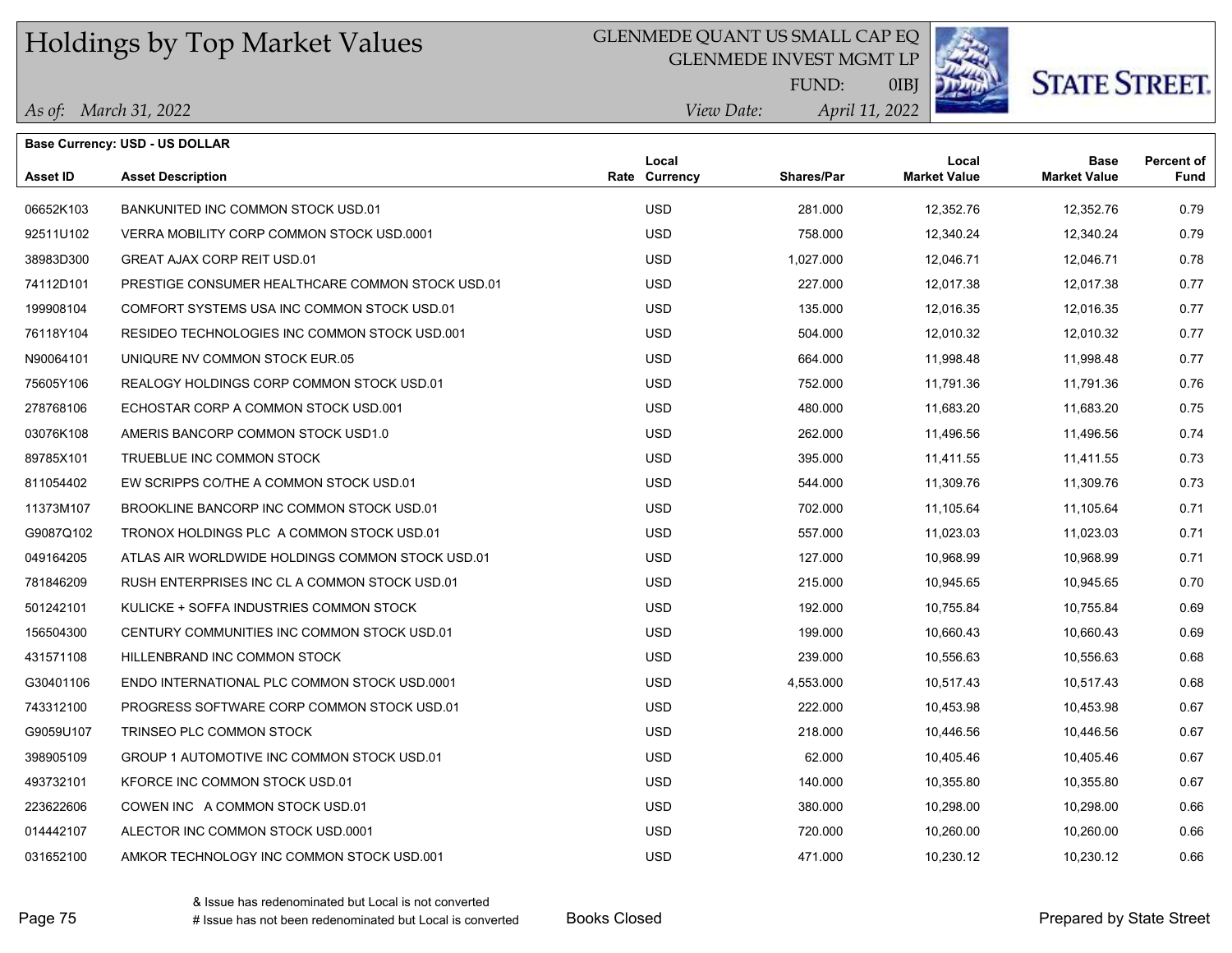# Holdings by Top Market Values

GLENMEDE QUANT US SMALL CAP EQ
GLENMEDE INVEST MGMT LP
FUND: 0IBJ

*As of: March 31, 2022*　　*View Date: April 11, 2022*

**Base Currency: USD - US DOLLAR**

| Asset ID | Asset Description | Rate | Local Currency | Shares/Par | Local Market Value | Base Market Value | Percent of Fund |
|---|---|---|---|---|---|---|---|
| 06652K103 | BANKUNITED INC COMMON STOCK USD.01 | | USD | 281.000 | 12,352.76 | 12,352.76 | 0.79 |
| 92511U102 | VERRA MOBILITY CORP COMMON STOCK USD.0001 | | USD | 758.000 | 12,340.24 | 12,340.24 | 0.79 |
| 38983D300 | GREAT AJAX CORP REIT USD.01 | | USD | 1,027.000 | 12,046.71 | 12,046.71 | 0.78 |
| 74112D101 | PRESTIGE CONSUMER HEALTHCARE COMMON STOCK USD.01 | | USD | 227.000 | 12,017.38 | 12,017.38 | 0.77 |
| 199908104 | COMFORT SYSTEMS USA INC COMMON STOCK USD.01 | | USD | 135.000 | 12,016.35 | 12,016.35 | 0.77 |
| 76118Y104 | RESIDEO TECHNOLOGIES INC COMMON STOCK USD.001 | | USD | 504.000 | 12,010.32 | 12,010.32 | 0.77 |
| N90064101 | UNIQURE NV COMMON STOCK EUR.05 | | USD | 664.000 | 11,998.48 | 11,998.48 | 0.77 |
| 75605Y106 | REALOGY HOLDINGS CORP COMMON STOCK USD.01 | | USD | 752.000 | 11,791.36 | 11,791.36 | 0.76 |
| 278768106 | ECHOSTAR CORP A COMMON STOCK USD.001 | | USD | 480.000 | 11,683.20 | 11,683.20 | 0.75 |
| 03076K108 | AMERIS BANCORP COMMON STOCK USD1.0 | | USD | 262.000 | 11,496.56 | 11,496.56 | 0.74 |
| 89785X101 | TRUEBLUE INC COMMON STOCK | | USD | 395.000 | 11,411.55 | 11,411.55 | 0.73 |
| 811054402 | EW SCRIPPS CO/THE A COMMON STOCK USD.01 | | USD | 544.000 | 11,309.76 | 11,309.76 | 0.73 |
| 11373M107 | BROOKLINE BANCORP INC COMMON STOCK USD.01 | | USD | 702.000 | 11,105.64 | 11,105.64 | 0.71 |
| G9087Q102 | TRONOX HOLDINGS PLC A COMMON STOCK USD.01 | | USD | 557.000 | 11,023.03 | 11,023.03 | 0.71 |
| 049164205 | ATLAS AIR WORLDWIDE HOLDINGS COMMON STOCK USD.01 | | USD | 127.000 | 10,968.99 | 10,968.99 | 0.71 |
| 781846209 | RUSH ENTERPRISES INC CL A COMMON STOCK USD.01 | | USD | 215.000 | 10,945.65 | 10,945.65 | 0.70 |
| 501242101 | KULICKE + SOFFA INDUSTRIES COMMON STOCK | | USD | 192.000 | 10,755.84 | 10,755.84 | 0.69 |
| 156504300 | CENTURY COMMUNITIES INC COMMON STOCK USD.01 | | USD | 199.000 | 10,660.43 | 10,660.43 | 0.69 |
| 431571108 | HILLENBRAND INC COMMON STOCK | | USD | 239.000 | 10,556.63 | 10,556.63 | 0.68 |
| G30401106 | ENDO INTERNATIONAL PLC COMMON STOCK USD.0001 | | USD | 4,553.000 | 10,517.43 | 10,517.43 | 0.68 |
| 743312100 | PROGRESS SOFTWARE CORP COMMON STOCK USD.01 | | USD | 222.000 | 10,453.98 | 10,453.98 | 0.67 |
| G9059U107 | TRINSEO PLC COMMON STOCK | | USD | 218.000 | 10,446.56 | 10,446.56 | 0.67 |
| 398905109 | GROUP 1 AUTOMOTIVE INC COMMON STOCK USD.01 | | USD | 62.000 | 10,405.46 | 10,405.46 | 0.67 |
| 493732101 | KFORCE INC COMMON STOCK USD.01 | | USD | 140.000 | 10,355.80 | 10,355.80 | 0.67 |
| 223622606 | COWEN INC A COMMON STOCK USD.01 | | USD | 380.000 | 10,298.00 | 10,298.00 | 0.66 |
| 014442107 | ALECTOR INC COMMON STOCK USD.0001 | | USD | 720.000 | 10,260.00 | 10,260.00 | 0.66 |
| 031652100 | AMKOR TECHNOLOGY INC COMMON STOCK USD.001 | | USD | 471.000 | 10,230.12 | 10,230.12 | 0.66 |

& Issue has redenominated but Local is not converted
# Issue has not been redenominated but Local is converted

Books Closed

Prepared by State Street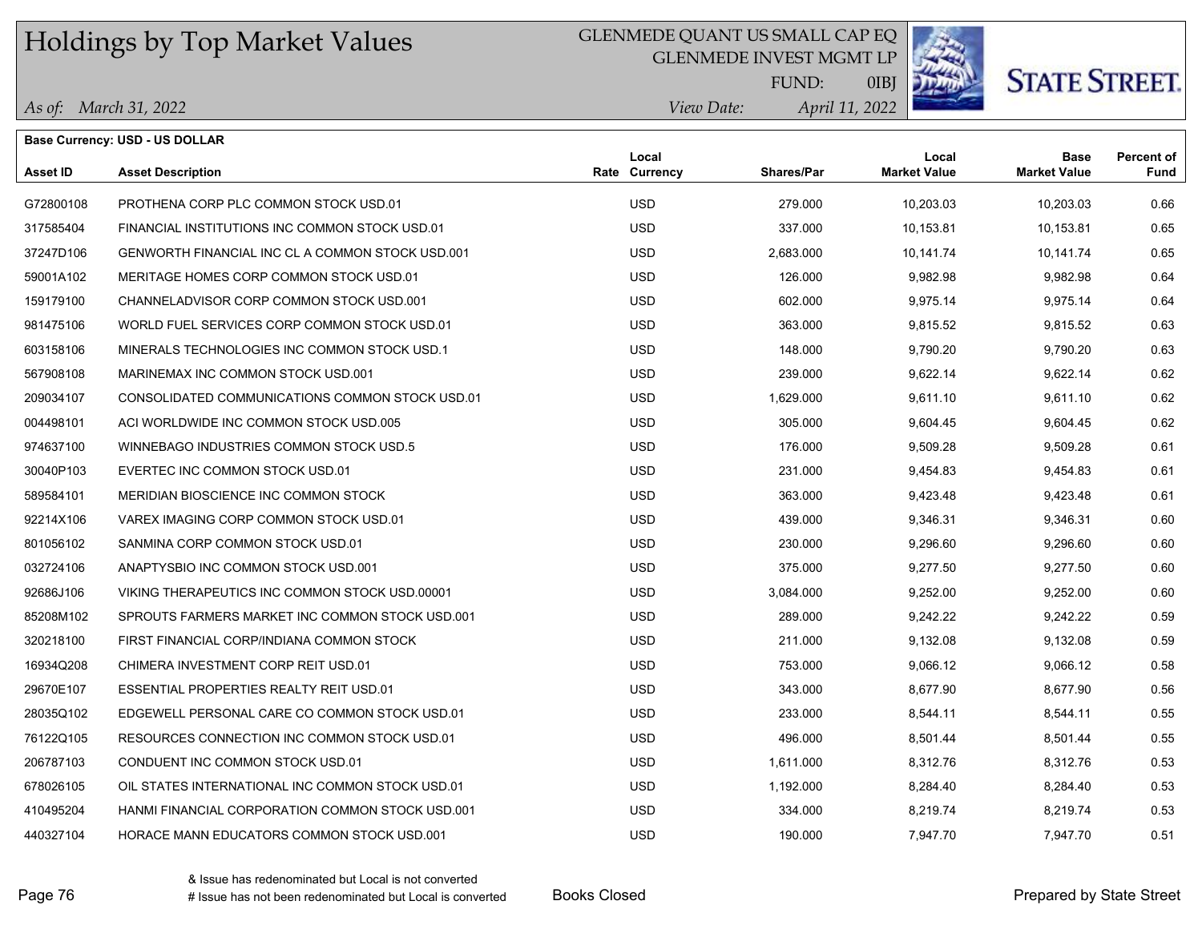# Holdings by Top Market Values

GLENMEDE QUANT US SMALL CAP EQ
GLENMEDE INVEST MGMT LP
FUND: 0IBJ

*As of: March 31, 2022*
*View Date: April 11, 2022*

**Base Currency: USD - US DOLLAR**

| Asset ID | Asset Description | Rate | Local Currency | Shares/Par | Local Market Value | Base Market Value | Percent of Fund |
|---|---|---|---|---|---|---|---|
| G72800108 | PROTHENA CORP PLC COMMON STOCK USD.01 | | USD | 279.000 | 10,203.03 | 10,203.03 | 0.66 |
| 317585404 | FINANCIAL INSTITUTIONS INC COMMON STOCK USD.01 | | USD | 337.000 | 10,153.81 | 10,153.81 | 0.65 |
| 37247D106 | GENWORTH FINANCIAL INC CL A COMMON STOCK USD.001 | | USD | 2,683.000 | 10,141.74 | 10,141.74 | 0.65 |
| 59001A102 | MERITAGE HOMES CORP COMMON STOCK USD.01 | | USD | 126.000 | 9,982.98 | 9,982.98 | 0.64 |
| 159179100 | CHANNELADVISOR CORP COMMON STOCK USD.001 | | USD | 602.000 | 9,975.14 | 9,975.14 | 0.64 |
| 981475106 | WORLD FUEL SERVICES CORP COMMON STOCK USD.01 | | USD | 363.000 | 9,815.52 | 9,815.52 | 0.63 |
| 603158106 | MINERALS TECHNOLOGIES INC COMMON STOCK USD.1 | | USD | 148.000 | 9,790.20 | 9,790.20 | 0.63 |
| 567908108 | MARINEMAX INC COMMON STOCK USD.001 | | USD | 239.000 | 9,622.14 | 9,622.14 | 0.62 |
| 209034107 | CONSOLIDATED COMMUNICATIONS COMMON STOCK USD.01 | | USD | 1,629.000 | 9,611.10 | 9,611.10 | 0.62 |
| 004498101 | ACI WORLDWIDE INC COMMON STOCK USD.005 | | USD | 305.000 | 9,604.45 | 9,604.45 | 0.62 |
| 974637100 | WINNEBAGO INDUSTRIES COMMON STOCK USD.5 | | USD | 176.000 | 9,509.28 | 9,509.28 | 0.61 |
| 30040P103 | EVERTEC INC COMMON STOCK USD.01 | | USD | 231.000 | 9,454.83 | 9,454.83 | 0.61 |
| 589584101 | MERIDIAN BIOSCIENCE INC COMMON STOCK | | USD | 363.000 | 9,423.48 | 9,423.48 | 0.61 |
| 92214X106 | VAREX IMAGING CORP COMMON STOCK USD.01 | | USD | 439.000 | 9,346.31 | 9,346.31 | 0.60 |
| 801056102 | SANMINA CORP COMMON STOCK USD.01 | | USD | 230.000 | 9,296.60 | 9,296.60 | 0.60 |
| 032724106 | ANAPTYSBIO INC COMMON STOCK USD.001 | | USD | 375.000 | 9,277.50 | 9,277.50 | 0.60 |
| 92686J106 | VIKING THERAPEUTICS INC COMMON STOCK USD.00001 | | USD | 3,084.000 | 9,252.00 | 9,252.00 | 0.60 |
| 85208M102 | SPROUTS FARMERS MARKET INC COMMON STOCK USD.001 | | USD | 289.000 | 9,242.22 | 9,242.22 | 0.59 |
| 320218100 | FIRST FINANCIAL CORP/INDIANA COMMON STOCK | | USD | 211.000 | 9,132.08 | 9,132.08 | 0.59 |
| 16934Q208 | CHIMERA INVESTMENT CORP REIT USD.01 | | USD | 753.000 | 9,066.12 | 9,066.12 | 0.58 |
| 29670E107 | ESSENTIAL PROPERTIES REALTY REIT USD.01 | | USD | 343.000 | 8,677.90 | 8,677.90 | 0.56 |
| 28035Q102 | EDGEWELL PERSONAL CARE CO COMMON STOCK USD.01 | | USD | 233.000 | 8,544.11 | 8,544.11 | 0.55 |
| 76122Q105 | RESOURCES CONNECTION INC COMMON STOCK USD.01 | | USD | 496.000 | 8,501.44 | 8,501.44 | 0.55 |
| 206787103 | CONDUENT INC COMMON STOCK USD.01 | | USD | 1,611.000 | 8,312.76 | 8,312.76 | 0.53 |
| 678026105 | OIL STATES INTERNATIONAL INC COMMON STOCK USD.01 | | USD | 1,192.000 | 8,284.40 | 8,284.40 | 0.53 |
| 410495204 | HANMI FINANCIAL CORPORATION COMMON STOCK USD.001 | | USD | 334.000 | 8,219.74 | 8,219.74 | 0.53 |
| 440327104 | HORACE MANN EDUCATORS COMMON STOCK USD.001 | | USD | 190.000 | 7,947.70 | 7,947.70 | 0.51 |

& Issue has redenominated but Local is not converted
# Issue has not been redenominated but Local is converted

Books Closed

Prepared by State Street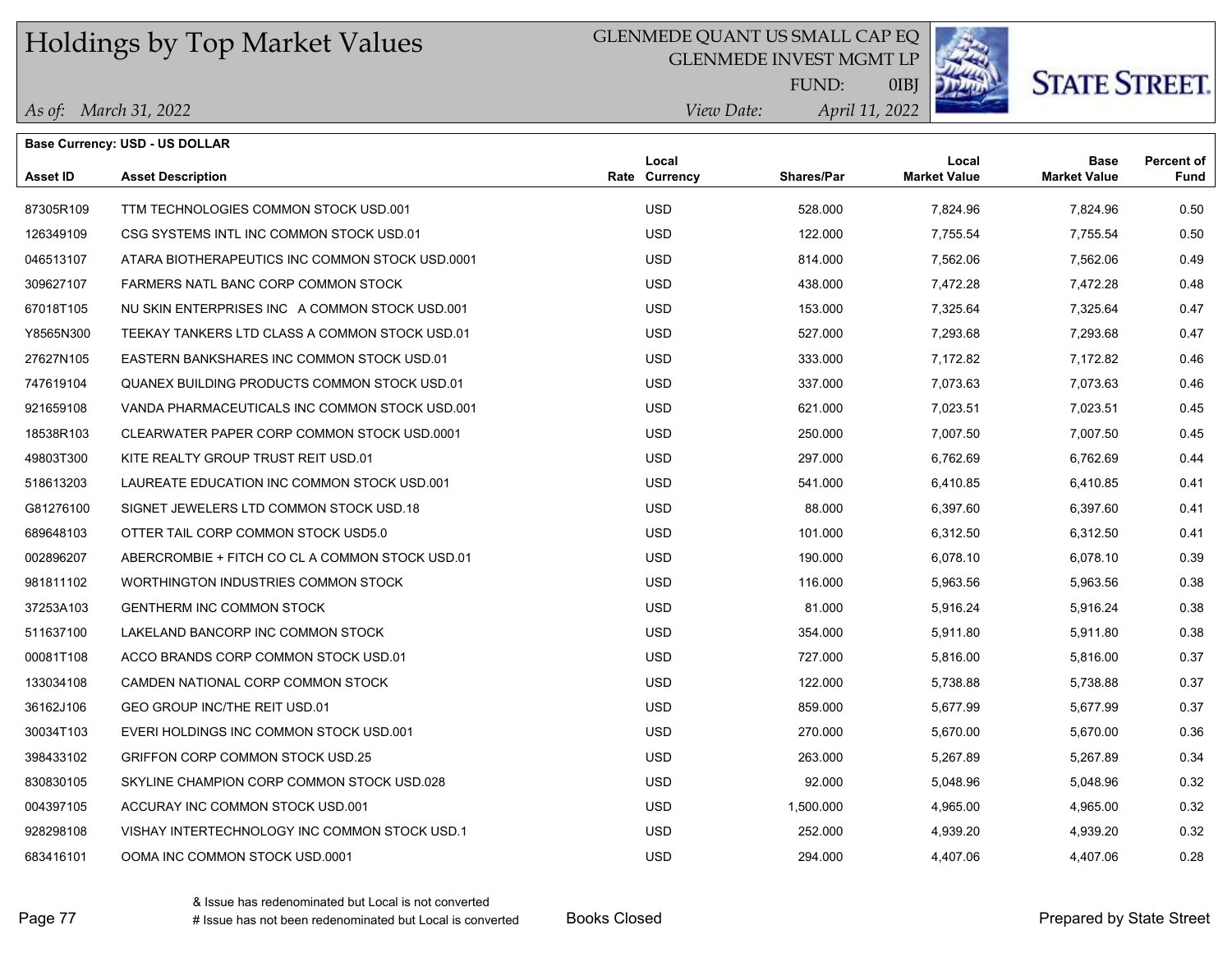# Holdings by Top Market Values

GLENMEDE QUANT US SMALL CAP EQ
GLENMEDE INVEST MGMT LP
FUND: 0IBJ

*As of: March 31, 2022*
*View Date: April 11, 2022*

**Base Currency: USD - US DOLLAR**

| Asset ID | Asset Description | Rate | Local Currency | Shares/Par | Local Market Value | Base Market Value | Percent of Fund |
|---|---|---|---|---|---|---|---|
| 87305R109 | TTM TECHNOLOGIES COMMON STOCK USD.001 | | USD | 528.000 | 7,824.96 | 7,824.96 | 0.50 |
| 126349109 | CSG SYSTEMS INTL INC COMMON STOCK USD.01 | | USD | 122.000 | 7,755.54 | 7,755.54 | 0.50 |
| 046513107 | ATARA BIOTHERAPEUTICS INC COMMON STOCK USD.0001 | | USD | 814.000 | 7,562.06 | 7,562.06 | 0.49 |
| 309627107 | FARMERS NATL BANC CORP COMMON STOCK | | USD | 438.000 | 7,472.28 | 7,472.28 | 0.48 |
| 67018T105 | NU SKIN ENTERPRISES INC A COMMON STOCK USD.001 | | USD | 153.000 | 7,325.64 | 7,325.64 | 0.47 |
| Y8565N300 | TEEKAY TANKERS LTD CLASS A COMMON STOCK USD.01 | | USD | 527.000 | 7,293.68 | 7,293.68 | 0.47 |
| 27627N105 | EASTERN BANKSHARES INC COMMON STOCK USD.01 | | USD | 333.000 | 7,172.82 | 7,172.82 | 0.46 |
| 747619104 | QUANEX BUILDING PRODUCTS COMMON STOCK USD.01 | | USD | 337.000 | 7,073.63 | 7,073.63 | 0.46 |
| 921659108 | VANDA PHARMACEUTICALS INC COMMON STOCK USD.001 | | USD | 621.000 | 7,023.51 | 7,023.51 | 0.45 |
| 18538R103 | CLEARWATER PAPER CORP COMMON STOCK USD.0001 | | USD | 250.000 | 7,007.50 | 7,007.50 | 0.45 |
| 49803T300 | KITE REALTY GROUP TRUST REIT USD.01 | | USD | 297.000 | 6,762.69 | 6,762.69 | 0.44 |
| 518613203 | LAUREATE EDUCATION INC COMMON STOCK USD.001 | | USD | 541.000 | 6,410.85 | 6,410.85 | 0.41 |
| G81276100 | SIGNET JEWELERS LTD COMMON STOCK USD.18 | | USD | 88.000 | 6,397.60 | 6,397.60 | 0.41 |
| 689648103 | OTTER TAIL CORP COMMON STOCK USD5.0 | | USD | 101.000 | 6,312.50 | 6,312.50 | 0.41 |
| 002896207 | ABERCROMBIE + FITCH CO CL A COMMON STOCK USD.01 | | USD | 190.000 | 6,078.10 | 6,078.10 | 0.39 |
| 981811102 | WORTHINGTON INDUSTRIES COMMON STOCK | | USD | 116.000 | 5,963.56 | 5,963.56 | 0.38 |
| 37253A103 | GENTHERM INC COMMON STOCK | | USD | 81.000 | 5,916.24 | 5,916.24 | 0.38 |
| 511637100 | LAKELAND BANCORP INC COMMON STOCK | | USD | 354.000 | 5,911.80 | 5,911.80 | 0.38 |
| 00081T108 | ACCO BRANDS CORP COMMON STOCK USD.01 | | USD | 727.000 | 5,816.00 | 5,816.00 | 0.37 |
| 133034108 | CAMDEN NATIONAL CORP COMMON STOCK | | USD | 122.000 | 5,738.88 | 5,738.88 | 0.37 |
| 36162J106 | GEO GROUP INC/THE REIT USD.01 | | USD | 859.000 | 5,677.99 | 5,677.99 | 0.37 |
| 30034T103 | EVERI HOLDINGS INC COMMON STOCK USD.001 | | USD | 270.000 | 5,670.00 | 5,670.00 | 0.36 |
| 398433102 | GRIFFON CORP COMMON STOCK USD.25 | | USD | 263.000 | 5,267.89 | 5,267.89 | 0.34 |
| 830830105 | SKYLINE CHAMPION CORP COMMON STOCK USD.028 | | USD | 92.000 | 5,048.96 | 5,048.96 | 0.32 |
| 004397105 | ACCURAY INC COMMON STOCK USD.001 | | USD | 1,500.000 | 4,965.00 | 4,965.00 | 0.32 |
| 928298108 | VISHAY INTERTECHNOLOGY INC COMMON STOCK USD.1 | | USD | 252.000 | 4,939.20 | 4,939.20 | 0.32 |
| 683416101 | OOMA INC COMMON STOCK USD.0001 | | USD | 294.000 | 4,407.06 | 4,407.06 | 0.28 |

& Issue has redenominated but Local is not converted
# Issue has not been redenominated but Local is converted

Books Closed

Prepared by State Street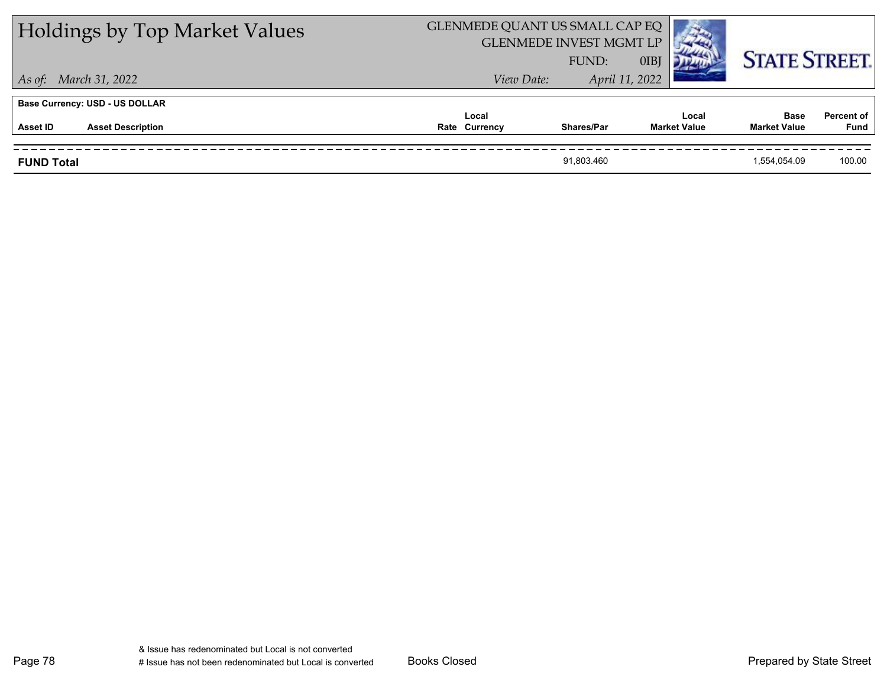# Holdings by Top Market Values

GLENMEDE QUANT US SMALL CAP EQ
GLENMEDE INVEST MGMT LP
FUND: 0IBJ

*As of: March 31, 2022*

*View Date: April 11, 2022*

STATE STREET.

**Base Currency: USD - US DOLLAR**

| Asset ID | Asset Description | Rate | Local Currency | Shares/Par | Local Market Value | Base Market Value | Percent of Fund |
|---|---|---|---|---|---|---|---|
| **FUND Total** | | | | 91,803.460 | | 1,554,054.09 | 100.00 |

& Issue has redenominated but Local is not converted
# Issue has not been redenominated but Local is converted

Books Closed

Prepared by State Street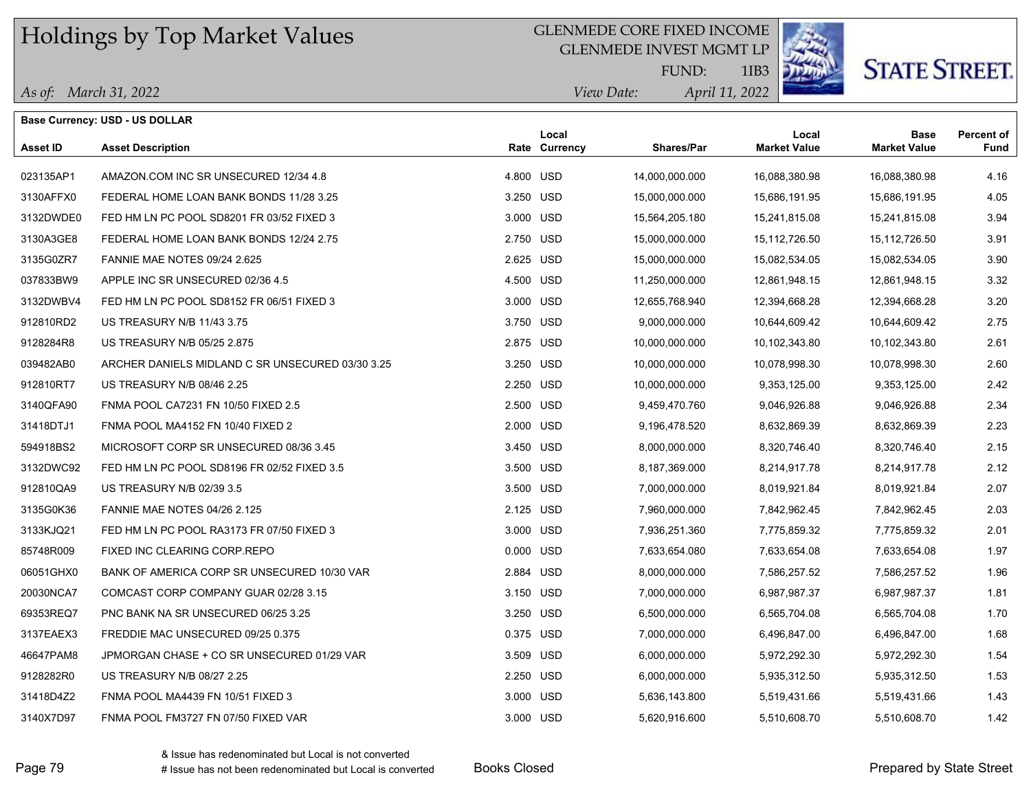# Holdings by Top Market Values

GLENMEDE CORE FIXED INCOME
GLENMEDE INVEST MGMT LP
FUND: 1IB3

*As of: March 31, 2022*

*View Date: April 11, 2022*

STATE STREET.

**Base Currency: USD - US DOLLAR**

| Asset ID | Asset Description | Rate | Local Currency | Shares/Par | Local Market Value | Base Market Value | Percent of Fund |
|---|---|---|---|---|---|---|---|
| 023135AP1 | AMAZON.COM INC SR UNSECURED 12/34 4.8 | 4.800 | USD | 14,000,000.000 | 16,088,380.98 | 16,088,380.98 | 4.16 |
| 3130AFFX0 | FEDERAL HOME LOAN BANK BONDS 11/28 3.25 | 3.250 | USD | 15,000,000.000 | 15,686,191.95 | 15,686,191.95 | 4.05 |
| 3132DWDE0 | FED HM LN PC POOL SD8201 FR 03/52 FIXED 3 | 3.000 | USD | 15,564,205.180 | 15,241,815.08 | 15,241,815.08 | 3.94 |
| 3130A3GE8 | FEDERAL HOME LOAN BANK BONDS 12/24 2.75 | 2.750 | USD | 15,000,000.000 | 15,112,726.50 | 15,112,726.50 | 3.91 |
| 3135G0ZR7 | FANNIE MAE NOTES 09/24 2.625 | 2.625 | USD | 15,000,000.000 | 15,082,534.05 | 15,082,534.05 | 3.90 |
| 037833BW9 | APPLE INC SR UNSECURED 02/36 4.5 | 4.500 | USD | 11,250,000.000 | 12,861,948.15 | 12,861,948.15 | 3.32 |
| 3132DWBV4 | FED HM LN PC POOL SD8152 FR 06/51 FIXED 3 | 3.000 | USD | 12,655,768.940 | 12,394,668.28 | 12,394,668.28 | 3.20 |
| 912810RD2 | US TREASURY N/B 11/43 3.75 | 3.750 | USD | 9,000,000.000 | 10,644,609.42 | 10,644,609.42 | 2.75 |
| 9128284R8 | US TREASURY N/B 05/25 2.875 | 2.875 | USD | 10,000,000.000 | 10,102,343.80 | 10,102,343.80 | 2.61 |
| 039482AB0 | ARCHER DANIELS MIDLAND C SR UNSECURED 03/30 3.25 | 3.250 | USD | 10,000,000.000 | 10,078,998.30 | 10,078,998.30 | 2.60 |
| 912810RT7 | US TREASURY N/B 08/46 2.25 | 2.250 | USD | 10,000,000.000 | 9,353,125.00 | 9,353,125.00 | 2.42 |
| 3140QFA90 | FNMA POOL CA7231 FN 10/50 FIXED 2.5 | 2.500 | USD | 9,459,470.760 | 9,046,926.88 | 9,046,926.88 | 2.34 |
| 31418DTJ1 | FNMA POOL MA4152 FN 10/40 FIXED 2 | 2.000 | USD | 9,196,478.520 | 8,632,869.39 | 8,632,869.39 | 2.23 |
| 594918BS2 | MICROSOFT CORP SR UNSECURED 08/36 3.45 | 3.450 | USD | 8,000,000.000 | 8,320,746.40 | 8,320,746.40 | 2.15 |
| 3132DWC92 | FED HM LN PC POOL SD8196 FR 02/52 FIXED 3.5 | 3.500 | USD | 8,187,369.000 | 8,214,917.78 | 8,214,917.78 | 2.12 |
| 912810QA9 | US TREASURY N/B 02/39 3.5 | 3.500 | USD | 7,000,000.000 | 8,019,921.84 | 8,019,921.84 | 2.07 |
| 3135G0K36 | FANNIE MAE NOTES 04/26 2.125 | 2.125 | USD | 7,960,000.000 | 7,842,962.45 | 7,842,962.45 | 2.03 |
| 3133KJQ21 | FED HM LN PC POOL RA3173 FR 07/50 FIXED 3 | 3.000 | USD | 7,936,251.360 | 7,775,859.32 | 7,775,859.32 | 2.01 |
| 85748R009 | FIXED INC CLEARING CORP.REPO | 0.000 | USD | 7,633,654.080 | 7,633,654.08 | 7,633,654.08 | 1.97 |
| 06051GHX0 | BANK OF AMERICA CORP SR UNSECURED 10/30 VAR | 2.884 | USD | 8,000,000.000 | 7,586,257.52 | 7,586,257.52 | 1.96 |
| 20030NCA7 | COMCAST CORP COMPANY GUAR 02/28 3.15 | 3.150 | USD | 7,000,000.000 | 6,987,987.37 | 6,987,987.37 | 1.81 |
| 69353REQ7 | PNC BANK NA SR UNSECURED 06/25 3.25 | 3.250 | USD | 6,500,000.000 | 6,565,704.08 | 6,565,704.08 | 1.70 |
| 3137EAEX3 | FREDDIE MAC UNSECURED 09/25 0.375 | 0.375 | USD | 7,000,000.000 | 6,496,847.00 | 6,496,847.00 | 1.68 |
| 46647PAM8 | JPMORGAN CHASE + CO SR UNSECURED 01/29 VAR | 3.509 | USD | 6,000,000.000 | 5,972,292.30 | 5,972,292.30 | 1.54 |
| 9128282R0 | US TREASURY N/B 08/27 2.25 | 2.250 | USD | 6,000,000.000 | 5,935,312.50 | 5,935,312.50 | 1.53 |
| 31418D4Z2 | FNMA POOL MA4439 FN 10/51 FIXED 3 | 3.000 | USD | 5,636,143.800 | 5,519,431.66 | 5,519,431.66 | 1.43 |
| 3140X7D97 | FNMA POOL FM3727 FN 07/50 FIXED VAR | 3.000 | USD | 5,620,916.600 | 5,510,608.70 | 5,510,608.70 | 1.42 |

& Issue has redenominated but Local is not converted
# Issue has not been redenominated but Local is converted

Books Closed

Prepared by State Street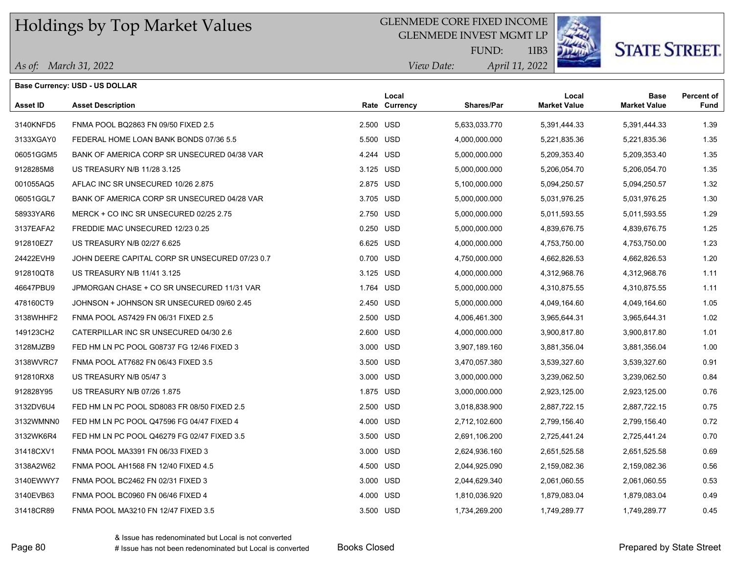# Holdings by Top Market Values

GLENMEDE CORE FIXED INCOME
GLENMEDE INVEST MGMT LP
FUND: 1IB3

*As of: March 31, 2022*
*View Date: April 11, 2022*

STATE STREET.

**Base Currency: USD - US DOLLAR**

| Asset ID | Asset Description | Rate | Local Currency | Shares/Par | Local Market Value | Base Market Value | Percent of Fund |
|---|---|---|---|---|---|---|---|
| 3140KNFD5 | FNMA POOL BQ2863 FN 09/50 FIXED 2.5 | 2.500 | USD | 5,633,033.770 | 5,391,444.33 | 5,391,444.33 | 1.39 |
| 3133XGAY0 | FEDERAL HOME LOAN BANK BONDS 07/36 5.5 | 5.500 | USD | 4,000,000.000 | 5,221,835.36 | 5,221,835.36 | 1.35 |
| 06051GGM5 | BANK OF AMERICA CORP SR UNSECURED 04/38 VAR | 4.244 | USD | 5,000,000.000 | 5,209,353.40 | 5,209,353.40 | 1.35 |
| 9128285M8 | US TREASURY N/B 11/28 3.125 | 3.125 | USD | 5,000,000.000 | 5,206,054.70 | 5,206,054.70 | 1.35 |
| 001055AQ5 | AFLAC INC SR UNSECURED 10/26 2.875 | 2.875 | USD | 5,100,000.000 | 5,094,250.57 | 5,094,250.57 | 1.32 |
| 06051GGL7 | BANK OF AMERICA CORP SR UNSECURED 04/28 VAR | 3.705 | USD | 5,000,000.000 | 5,031,976.25 | 5,031,976.25 | 1.30 |
| 58933YAR6 | MERCK + CO INC SR UNSECURED 02/25 2.75 | 2.750 | USD | 5,000,000.000 | 5,011,593.55 | 5,011,593.55 | 1.29 |
| 3137EAFA2 | FREDDIE MAC UNSECURED 12/23 0.25 | 0.250 | USD | 5,000,000.000 | 4,839,676.75 | 4,839,676.75 | 1.25 |
| 912810EZ7 | US TREASURY N/B 02/27 6.625 | 6.625 | USD | 4,000,000.000 | 4,753,750.00 | 4,753,750.00 | 1.23 |
| 24422EVH9 | JOHN DEERE CAPITAL CORP SR UNSECURED 07/23 0.7 | 0.700 | USD | 4,750,000.000 | 4,662,826.53 | 4,662,826.53 | 1.20 |
| 912810QT8 | US TREASURY N/B 11/41 3.125 | 3.125 | USD | 4,000,000.000 | 4,312,968.76 | 4,312,968.76 | 1.11 |
| 46647PBU9 | JPMORGAN CHASE + CO SR UNSECURED 11/31 VAR | 1.764 | USD | 5,000,000.000 | 4,310,875.55 | 4,310,875.55 | 1.11 |
| 478160CT9 | JOHNSON + JOHNSON SR UNSECURED 09/60 2.45 | 2.450 | USD | 5,000,000.000 | 4,049,164.60 | 4,049,164.60 | 1.05 |
| 3138WHHF2 | FNMA POOL AS7429 FN 06/31 FIXED 2.5 | 2.500 | USD | 4,006,461.300 | 3,965,644.31 | 3,965,644.31 | 1.02 |
| 149123CH2 | CATERPILLAR INC SR UNSECURED 04/30 2.6 | 2.600 | USD | 4,000,000.000 | 3,900,817.80 | 3,900,817.80 | 1.01 |
| 3128MJZB9 | FED HM LN PC POOL G08737 FG 12/46 FIXED 3 | 3.000 | USD | 3,907,189.160 | 3,881,356.04 | 3,881,356.04 | 1.00 |
| 3138WVRC7 | FNMA POOL AT7682 FN 06/43 FIXED 3.5 | 3.500 | USD | 3,470,057.380 | 3,539,327.60 | 3,539,327.60 | 0.91 |
| 912810RX8 | US TREASURY N/B 05/47 3 | 3.000 | USD | 3,000,000.000 | 3,239,062.50 | 3,239,062.50 | 0.84 |
| 912828Y95 | US TREASURY N/B 07/26 1.875 | 1.875 | USD | 3,000,000.000 | 2,923,125.00 | 2,923,125.00 | 0.76 |
| 3132DV6U4 | FED HM LN PC POOL SD8083 FR 08/50 FIXED 2.5 | 2.500 | USD | 3,018,838.900 | 2,887,722.15 | 2,887,722.15 | 0.75 |
| 3132WMNN0 | FED HM LN PC POOL Q47596 FG 04/47 FIXED 4 | 4.000 | USD | 2,712,102.600 | 2,799,156.40 | 2,799,156.40 | 0.72 |
| 3132WK6R4 | FED HM LN PC POOL Q46279 FG 02/47 FIXED 3.5 | 3.500 | USD | 2,691,106.200 | 2,725,441.24 | 2,725,441.24 | 0.70 |
| 31418CXV1 | FNMA POOL MA3391 FN 06/33 FIXED 3 | 3.000 | USD | 2,624,936.160 | 2,651,525.58 | 2,651,525.58 | 0.69 |
| 3138A2W62 | FNMA POOL AH1568 FN 12/40 FIXED 4.5 | 4.500 | USD | 2,044,925.090 | 2,159,082.36 | 2,159,082.36 | 0.56 |
| 3140EWWY7 | FNMA POOL BC2462 FN 02/31 FIXED 3 | 3.000 | USD | 2,044,629.340 | 2,061,060.55 | 2,061,060.55 | 0.53 |
| 3140EVB63 | FNMA POOL BC0960 FN 06/46 FIXED 4 | 4.000 | USD | 1,810,036.920 | 1,879,083.04 | 1,879,083.04 | 0.49 |
| 31418CR89 | FNMA POOL MA3210 FN 12/47 FIXED 3.5 | 3.500 | USD | 1,734,269.200 | 1,749,289.77 | 1,749,289.77 | 0.45 |

& Issue has redenominated but Local is not converted
# Issue has not been redenominated but Local is converted

Books Closed

Prepared by State Street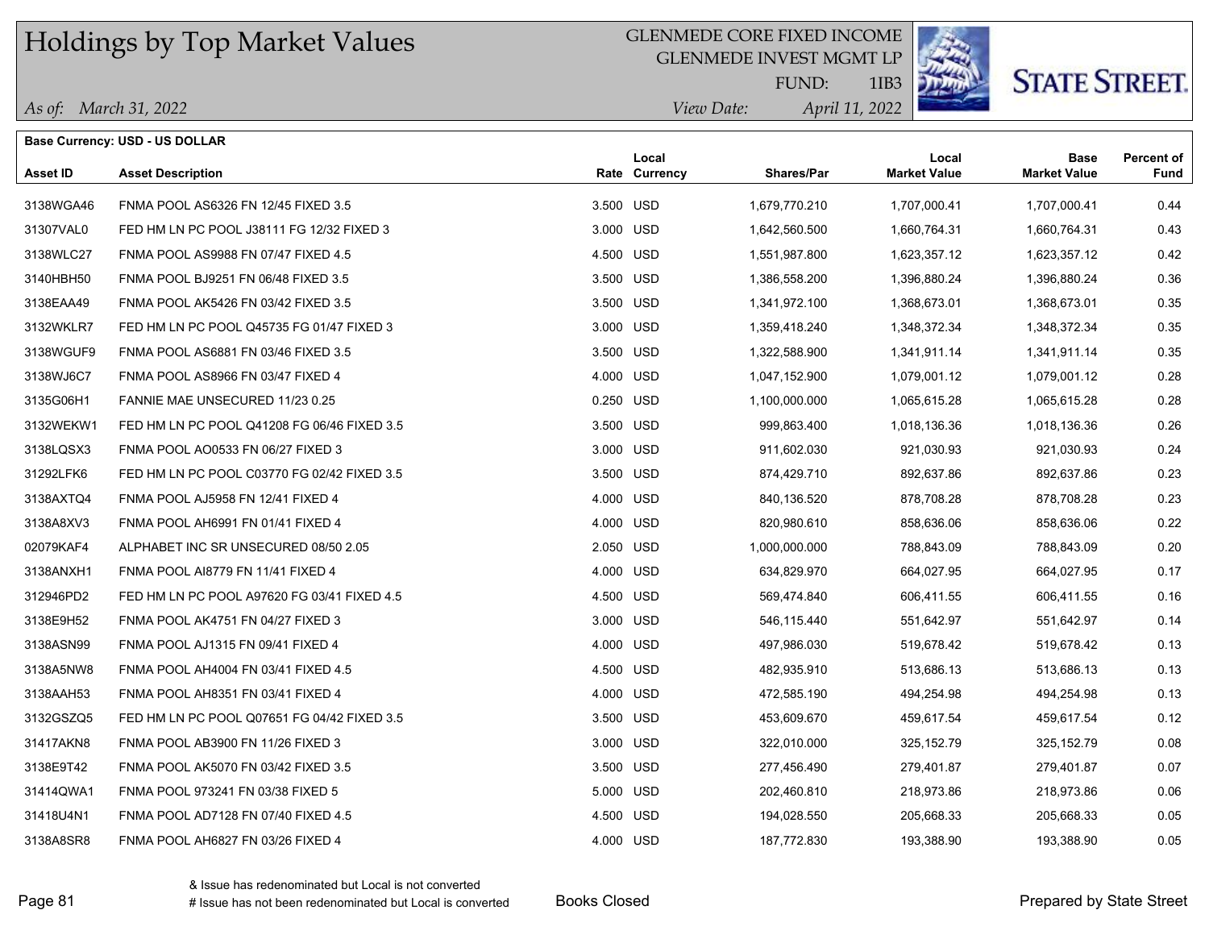# Holdings by Top Market Values

GLENMEDE CORE FIXED INCOME
GLENMEDE INVEST MGMT LP
FUND: 1IB3

*As of: March 31, 2022*
*View Date: April 11, 2022*

**Base Currency: USD - US DOLLAR**

| Asset ID | Asset Description | Rate | Local Currency | Shares/Par | Local Market Value | Base Market Value | Percent of Fund |
|---|---|---|---|---|---|---|---|
| 3138WGA46 | FNMA POOL AS6326 FN 12/45 FIXED 3.5 | 3.500 | USD | 1,679,770.210 | 1,707,000.41 | 1,707,000.41 | 0.44 |
| 31307VAL0 | FED HM LN PC POOL J38111 FG 12/32 FIXED 3 | 3.000 | USD | 1,642,560.500 | 1,660,764.31 | 1,660,764.31 | 0.43 |
| 3138WLC27 | FNMA POOL AS9988 FN 07/47 FIXED 4.5 | 4.500 | USD | 1,551,987.800 | 1,623,357.12 | 1,623,357.12 | 0.42 |
| 3140HBH50 | FNMA POOL BJ9251 FN 06/48 FIXED 3.5 | 3.500 | USD | 1,386,558.200 | 1,396,880.24 | 1,396,880.24 | 0.36 |
| 3138EAA49 | FNMA POOL AK5426 FN 03/42 FIXED 3.5 | 3.500 | USD | 1,341,972.100 | 1,368,673.01 | 1,368,673.01 | 0.35 |
| 3132WKLR7 | FED HM LN PC POOL Q45735 FG 01/47 FIXED 3 | 3.000 | USD | 1,359,418.240 | 1,348,372.34 | 1,348,372.34 | 0.35 |
| 3138WGUF9 | FNMA POOL AS6881 FN 03/46 FIXED 3.5 | 3.500 | USD | 1,322,588.900 | 1,341,911.14 | 1,341,911.14 | 0.35 |
| 3138WJ6C7 | FNMA POOL AS8966 FN 03/47 FIXED 4 | 4.000 | USD | 1,047,152.900 | 1,079,001.12 | 1,079,001.12 | 0.28 |
| 3135G06H1 | FANNIE MAE UNSECURED 11/23 0.25 | 0.250 | USD | 1,100,000.000 | 1,065,615.28 | 1,065,615.28 | 0.28 |
| 3132WEKW1 | FED HM LN PC POOL Q41208 FG 06/46 FIXED 3.5 | 3.500 | USD | 999,863.400 | 1,018,136.36 | 1,018,136.36 | 0.26 |
| 3138LQSX3 | FNMA POOL AO0533 FN 06/27 FIXED 3 | 3.000 | USD | 911,602.030 | 921,030.93 | 921,030.93 | 0.24 |
| 31292LFK6 | FED HM LN PC POOL C03770 FG 02/42 FIXED 3.5 | 3.500 | USD | 874,429.710 | 892,637.86 | 892,637.86 | 0.23 |
| 3138AXTQ4 | FNMA POOL AJ5958 FN 12/41 FIXED 4 | 4.000 | USD | 840,136.520 | 878,708.28 | 878,708.28 | 0.23 |
| 3138A8XV3 | FNMA POOL AH6991 FN 01/41 FIXED 4 | 4.000 | USD | 820,980.610 | 858,636.06 | 858,636.06 | 0.22 |
| 02079KAF4 | ALPHABET INC SR UNSECURED 08/50 2.05 | 2.050 | USD | 1,000,000.000 | 788,843.09 | 788,843.09 | 0.20 |
| 3138ANXH1 | FNMA POOL AI8779 FN 11/41 FIXED 4 | 4.000 | USD | 634,829.970 | 664,027.95 | 664,027.95 | 0.17 |
| 312946PD2 | FED HM LN PC POOL A97620 FG 03/41 FIXED 4.5 | 4.500 | USD | 569,474.840 | 606,411.55 | 606,411.55 | 0.16 |
| 3138E9H52 | FNMA POOL AK4751 FN 04/27 FIXED 3 | 3.000 | USD | 546,115.440 | 551,642.97 | 551,642.97 | 0.14 |
| 3138ASN99 | FNMA POOL AJ1315 FN 09/41 FIXED 4 | 4.000 | USD | 497,986.030 | 519,678.42 | 519,678.42 | 0.13 |
| 3138A5NW8 | FNMA POOL AH4004 FN 03/41 FIXED 4.5 | 4.500 | USD | 482,935.910 | 513,686.13 | 513,686.13 | 0.13 |
| 3138AAH53 | FNMA POOL AH8351 FN 03/41 FIXED 4 | 4.000 | USD | 472,585.190 | 494,254.98 | 494,254.98 | 0.13 |
| 3132GSZQ5 | FED HM LN PC POOL Q07651 FG 04/42 FIXED 3.5 | 3.500 | USD | 453,609.670 | 459,617.54 | 459,617.54 | 0.12 |
| 31417AKN8 | FNMA POOL AB3900 FN 11/26 FIXED 3 | 3.000 | USD | 322,010.000 | 325,152.79 | 325,152.79 | 0.08 |
| 3138E9T42 | FNMA POOL AK5070 FN 03/42 FIXED 3.5 | 3.500 | USD | 277,456.490 | 279,401.87 | 279,401.87 | 0.07 |
| 31414QWA1 | FNMA POOL 973241 FN 03/38 FIXED 5 | 5.000 | USD | 202,460.810 | 218,973.86 | 218,973.86 | 0.06 |
| 31418U4N1 | FNMA POOL AD7128 FN 07/40 FIXED 4.5 | 4.500 | USD | 194,028.550 | 205,668.33 | 205,668.33 | 0.05 |
| 3138A8SR8 | FNMA POOL AH6827 FN 03/26 FIXED 4 | 4.000 | USD | 187,772.830 | 193,388.90 | 193,388.90 | 0.05 |

& Issue has redenominated but Local is not converted
# Issue has not been redenominated but Local is converted

Books Closed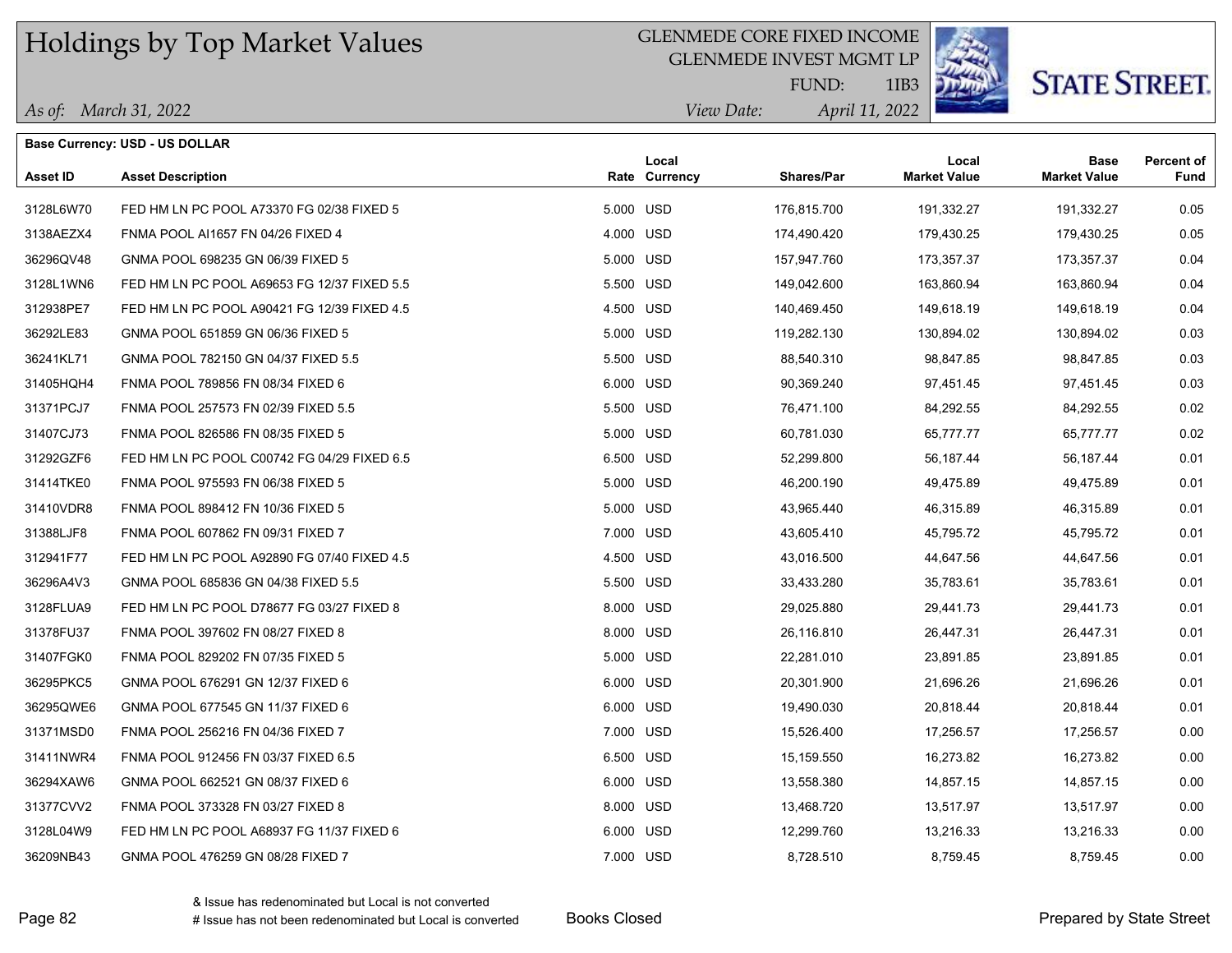# Holdings by Top Market Values

GLENMEDE CORE FIXED INCOME
GLENMEDE INVEST MGMT LP
FUND: 1IB3

*As of: March 31, 2022*
*View Date: April 11, 2022*

**Base Currency: USD - US DOLLAR**

| Asset ID | Asset Description | Rate | Local Currency | Shares/Par | Local Market Value | Base Market Value | Percent of Fund |
|---|---|---|---|---|---|---|---|
| 3128L6W70 | FED HM LN PC POOL A73370 FG 02/38 FIXED 5 | 5.000 | USD | 176,815.700 | 191,332.27 | 191,332.27 | 0.05 |
| 3138AEZX4 | FNMA POOL AI1657 FN 04/26 FIXED 4 | 4.000 | USD | 174,490.420 | 179,430.25 | 179,430.25 | 0.05 |
| 36296QV48 | GNMA POOL 698235 GN 06/39 FIXED 5 | 5.000 | USD | 157,947.760 | 173,357.37 | 173,357.37 | 0.04 |
| 3128L1WN6 | FED HM LN PC POOL A69653 FG 12/37 FIXED 5.5 | 5.500 | USD | 149,042.600 | 163,860.94 | 163,860.94 | 0.04 |
| 312938PE7 | FED HM LN PC POOL A90421 FG 12/39 FIXED 4.5 | 4.500 | USD | 140,469.450 | 149,618.19 | 149,618.19 | 0.04 |
| 36292LE83 | GNMA POOL 651859 GN 06/36 FIXED 5 | 5.000 | USD | 119,282.130 | 130,894.02 | 130,894.02 | 0.03 |
| 36241KL71 | GNMA POOL 782150 GN 04/37 FIXED 5.5 | 5.500 | USD | 88,540.310 | 98,847.85 | 98,847.85 | 0.03 |
| 31405HQH4 | FNMA POOL 789856 FN 08/34 FIXED 6 | 6.000 | USD | 90,369.240 | 97,451.45 | 97,451.45 | 0.03 |
| 31371PCJ7 | FNMA POOL 257573 FN 02/39 FIXED 5.5 | 5.500 | USD | 76,471.100 | 84,292.55 | 84,292.55 | 0.02 |
| 31407CJ73 | FNMA POOL 826586 FN 08/35 FIXED 5 | 5.000 | USD | 60,781.030 | 65,777.77 | 65,777.77 | 0.02 |
| 31292GZF6 | FED HM LN PC POOL C00742 FG 04/29 FIXED 6.5 | 6.500 | USD | 52,299.800 | 56,187.44 | 56,187.44 | 0.01 |
| 31414TKE0 | FNMA POOL 975593 FN 06/38 FIXED 5 | 5.000 | USD | 46,200.190 | 49,475.89 | 49,475.89 | 0.01 |
| 31410VDR8 | FNMA POOL 898412 FN 10/36 FIXED 5 | 5.000 | USD | 43,965.440 | 46,315.89 | 46,315.89 | 0.01 |
| 31388LJF8 | FNMA POOL 607862 FN 09/31 FIXED 7 | 7.000 | USD | 43,605.410 | 45,795.72 | 45,795.72 | 0.01 |
| 312941F77 | FED HM LN PC POOL A92890 FG 07/40 FIXED 4.5 | 4.500 | USD | 43,016.500 | 44,647.56 | 44,647.56 | 0.01 |
| 36296A4V3 | GNMA POOL 685836 GN 04/38 FIXED 5.5 | 5.500 | USD | 33,433.280 | 35,783.61 | 35,783.61 | 0.01 |
| 3128FLUA9 | FED HM LN PC POOL D78677 FG 03/27 FIXED 8 | 8.000 | USD | 29,025.880 | 29,441.73 | 29,441.73 | 0.01 |
| 31378FU37 | FNMA POOL 397602 FN 08/27 FIXED 8 | 8.000 | USD | 26,116.810 | 26,447.31 | 26,447.31 | 0.01 |
| 31407FGK0 | FNMA POOL 829202 FN 07/35 FIXED 5 | 5.000 | USD | 22,281.010 | 23,891.85 | 23,891.85 | 0.01 |
| 36295PKC5 | GNMA POOL 676291 GN 12/37 FIXED 6 | 6.000 | USD | 20,301.900 | 21,696.26 | 21,696.26 | 0.01 |
| 36295QWE6 | GNMA POOL 677545 GN 11/37 FIXED 6 | 6.000 | USD | 19,490.030 | 20,818.44 | 20,818.44 | 0.01 |
| 31371MSD0 | FNMA POOL 256216 FN 04/36 FIXED 7 | 7.000 | USD | 15,526.400 | 17,256.57 | 17,256.57 | 0.00 |
| 31411NWR4 | FNMA POOL 912456 FN 03/37 FIXED 6.5 | 6.500 | USD | 15,159.550 | 16,273.82 | 16,273.82 | 0.00 |
| 36294XAW6 | GNMA POOL 662521 GN 08/37 FIXED 6 | 6.000 | USD | 13,558.380 | 14,857.15 | 14,857.15 | 0.00 |
| 31377CVV2 | FNMA POOL 373328 FN 03/27 FIXED 8 | 8.000 | USD | 13,468.720 | 13,517.97 | 13,517.97 | 0.00 |
| 3128L04W9 | FED HM LN PC POOL A68937 FG 11/37 FIXED 6 | 6.000 | USD | 12,299.760 | 13,216.33 | 13,216.33 | 0.00 |
| 36209NB43 | GNMA POOL 476259 GN 08/28 FIXED 7 | 7.000 | USD | 8,728.510 | 8,759.45 | 8,759.45 | 0.00 |

& Issue has redenominated but Local is not converted
# Issue has not been redenominated but Local is converted

Books Closed

Prepared by State Street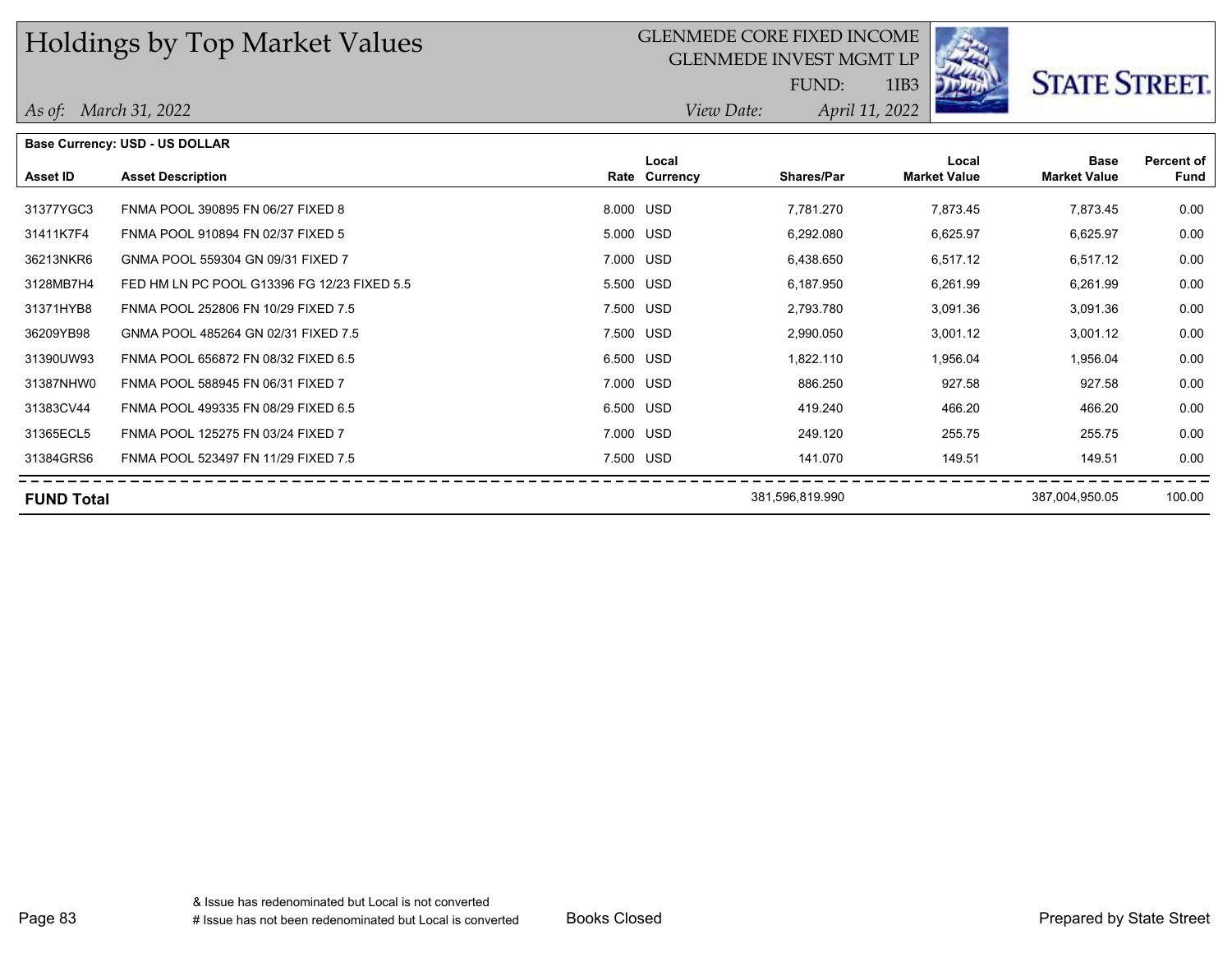# Holdings by Top Market Values

GLENMEDE CORE FIXED INCOME
GLENMEDE INVEST MGMT LP
FUND: 1IB3

*As of: March 31, 2022*

*View Date: April 11, 2022*

**Base Currency: USD - US DOLLAR**

| Asset ID | Asset Description | Rate | Local Currency | Shares/Par | Local Market Value | Base Market Value | Percent of Fund |
|---|---|---|---|---|---|---|---|
| 31377YGC3 | FNMA POOL 390895 FN 06/27 FIXED 8 | 8.000 | USD | 7,781.270 | 7,873.45 | 7,873.45 | 0.00 |
| 31411K7F4 | FNMA POOL 910894 FN 02/37 FIXED 5 | 5.000 | USD | 6,292.080 | 6,625.97 | 6,625.97 | 0.00 |
| 36213NKR6 | GNMA POOL 559304 GN 09/31 FIXED 7 | 7.000 | USD | 6,438.650 | 6,517.12 | 6,517.12 | 0.00 |
| 3128MB7H4 | FED HM LN PC POOL G13396 FG 12/23 FIXED 5.5 | 5.500 | USD | 6,187.950 | 6,261.99 | 6,261.99 | 0.00 |
| 31371HYB8 | FNMA POOL 252806 FN 10/29 FIXED 7.5 | 7.500 | USD | 2,793.780 | 3,091.36 | 3,091.36 | 0.00 |
| 36209YB98 | GNMA POOL 485264 GN 02/31 FIXED 7.5 | 7.500 | USD | 2,990.050 | 3,001.12 | 3,001.12 | 0.00 |
| 31390UW93 | FNMA POOL 656872 FN 08/32 FIXED 6.5 | 6.500 | USD | 1,822.110 | 1,956.04 | 1,956.04 | 0.00 |
| 31387NHW0 | FNMA POOL 588945 FN 06/31 FIXED 7 | 7.000 | USD | 886.250 | 927.58 | 927.58 | 0.00 |
| 31383CV44 | FNMA POOL 499335 FN 08/29 FIXED 6.5 | 6.500 | USD | 419.240 | 466.20 | 466.20 | 0.00 |
| 31365ECL5 | FNMA POOL 125275 FN 03/24 FIXED 7 | 7.000 | USD | 249.120 | 255.75 | 255.75 | 0.00 |
| 31384GRS6 | FNMA POOL 523497 FN 11/29 FIXED 7.5 | 7.500 | USD | 141.070 | 149.51 | 149.51 | 0.00 |
| **FUND Total** | | | | 381,596,819.990 | | 387,004,950.05 | 100.00 |

& Issue has redenominated but Local is not converted
# Issue has not been redenominated but Local is converted

Books Closed

Prepared by State Street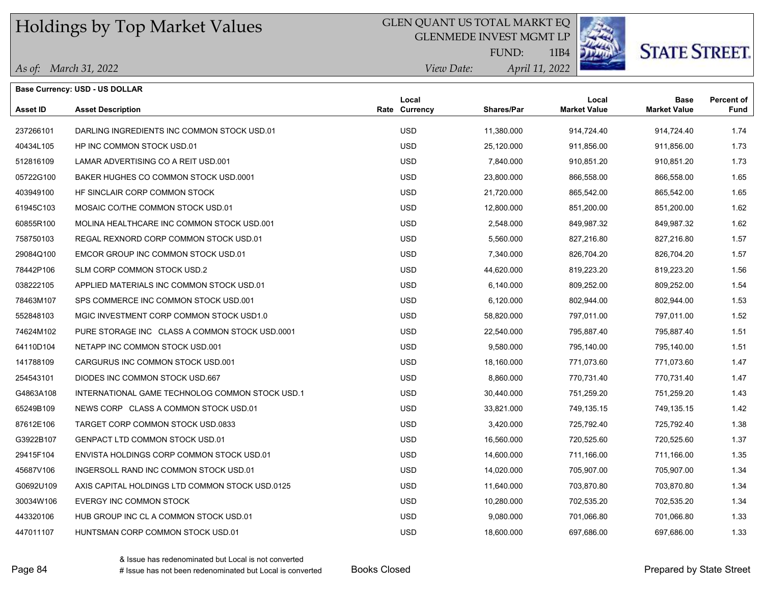# Holdings by Top Market Values

GLEN QUANT US TOTAL MARKT EQ
GLENMEDE INVEST MGMT LP
FUND: 1IB4

*As of:* March 31, 2022

*View Date:* April 11, 2022

STATE STREET.

**Base Currency: USD - US DOLLAR**

| Asset ID | Asset Description | Rate | Local Currency | Shares/Par | Local Market Value | Base Market Value | Percent of Fund |
|---|---|---|---|---|---|---|---|
| 237266101 | DARLING INGREDIENTS INC COMMON STOCK USD.01 | | USD | 11,380.000 | 914,724.40 | 914,724.40 | 1.74 |
| 40434L105 | HP INC COMMON STOCK USD.01 | | USD | 25,120.000 | 911,856.00 | 911,856.00 | 1.73 |
| 512816109 | LAMAR ADVERTISING CO A REIT USD.001 | | USD | 7,840.000 | 910,851.20 | 910,851.20 | 1.73 |
| 05722G100 | BAKER HUGHES CO COMMON STOCK USD.0001 | | USD | 23,800.000 | 866,558.00 | 866,558.00 | 1.65 |
| 403949100 | HF SINCLAIR CORP COMMON STOCK | | USD | 21,720.000 | 865,542.00 | 865,542.00 | 1.65 |
| 61945C103 | MOSAIC CO/THE COMMON STOCK USD.01 | | USD | 12,800.000 | 851,200.00 | 851,200.00 | 1.62 |
| 60855R100 | MOLINA HEALTHCARE INC COMMON STOCK USD.001 | | USD | 2,548.000 | 849,987.32 | 849,987.32 | 1.62 |
| 758750103 | REGAL REXNORD CORP COMMON STOCK USD.01 | | USD | 5,560.000 | 827,216.80 | 827,216.80 | 1.57 |
| 29084Q100 | EMCOR GROUP INC COMMON STOCK USD.01 | | USD | 7,340.000 | 826,704.20 | 826,704.20 | 1.57 |
| 78442P106 | SLM CORP COMMON STOCK USD.2 | | USD | 44,620.000 | 819,223.20 | 819,223.20 | 1.56 |
| 038222105 | APPLIED MATERIALS INC COMMON STOCK USD.01 | | USD | 6,140.000 | 809,252.00 | 809,252.00 | 1.54 |
| 78463M107 | SPS COMMERCE INC COMMON STOCK USD.001 | | USD | 6,120.000 | 802,944.00 | 802,944.00 | 1.53 |
| 552848103 | MGIC INVESTMENT CORP COMMON STOCK USD1.0 | | USD | 58,820.000 | 797,011.00 | 797,011.00 | 1.52 |
| 74624M102 | PURE STORAGE INC CLASS A COMMON STOCK USD.0001 | | USD | 22,540.000 | 795,887.40 | 795,887.40 | 1.51 |
| 64110D104 | NETAPP INC COMMON STOCK USD.001 | | USD | 9,580.000 | 795,140.00 | 795,140.00 | 1.51 |
| 141788109 | CARGURUS INC COMMON STOCK USD.001 | | USD | 18,160.000 | 771,073.60 | 771,073.60 | 1.47 |
| 254543101 | DIODES INC COMMON STOCK USD.667 | | USD | 8,860.000 | 770,731.40 | 770,731.40 | 1.47 |
| G4863A108 | INTERNATIONAL GAME TECHNOLOG COMMON STOCK USD.1 | | USD | 30,440.000 | 751,259.20 | 751,259.20 | 1.43 |
| 65249B109 | NEWS CORP CLASS A COMMON STOCK USD.01 | | USD | 33,821.000 | 749,135.15 | 749,135.15 | 1.42 |
| 87612E106 | TARGET CORP COMMON STOCK USD.0833 | | USD | 3,420.000 | 725,792.40 | 725,792.40 | 1.38 |
| G3922B107 | GENPACT LTD COMMON STOCK USD.01 | | USD | 16,560.000 | 720,525.60 | 720,525.60 | 1.37 |
| 29415F104 | ENVISTA HOLDINGS CORP COMMON STOCK USD.01 | | USD | 14,600.000 | 711,166.00 | 711,166.00 | 1.35 |
| 45687V106 | INGERSOLL RAND INC COMMON STOCK USD.01 | | USD | 14,020.000 | 705,907.00 | 705,907.00 | 1.34 |
| G0692U109 | AXIS CAPITAL HOLDINGS LTD COMMON STOCK USD.0125 | | USD | 11,640.000 | 703,870.80 | 703,870.80 | 1.34 |
| 30034W106 | EVERGY INC COMMON STOCK | | USD | 10,280.000 | 702,535.20 | 702,535.20 | 1.34 |
| 443320106 | HUB GROUP INC CL A COMMON STOCK USD.01 | | USD | 9,080.000 | 701,066.80 | 701,066.80 | 1.33 |
| 447011107 | HUNTSMAN CORP COMMON STOCK USD.01 | | USD | 18,600.000 | 697,686.00 | 697,686.00 | 1.33 |

& Issue has redenominated but Local is not converted
# Issue has not been redenominated but Local is converted

Books Closed

Prepared by State Street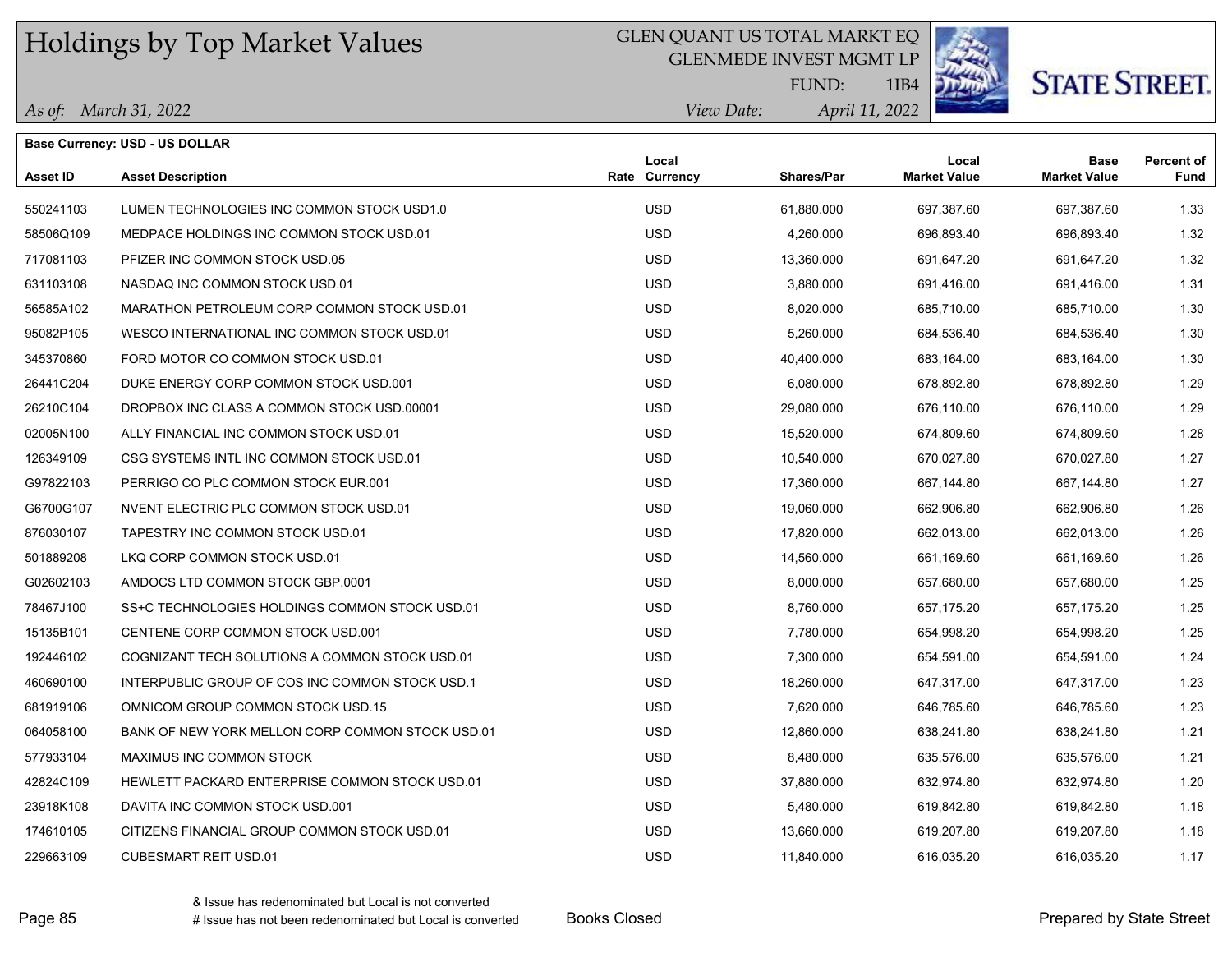# Holdings by Top Market Values

GLEN QUANT US TOTAL MARKT EQ
GLENMEDE INVEST MGMT LP
FUND: 1IB4

STATE STREET.

*As of: March 31, 2022*

*View Date: April 11, 2022*

**Base Currency: USD - US DOLLAR**

| Asset ID | Asset Description | Rate | Local Currency | Shares/Par | Local Market Value | Base Market Value | Percent of Fund |
|---|---|---|---|---|---|---|---|
| 550241103 | LUMEN TECHNOLOGIES INC COMMON STOCK USD1.0 | | USD | 61,880.000 | 697,387.60 | 697,387.60 | 1.33 |
| 58506Q109 | MEDPACE HOLDINGS INC COMMON STOCK USD.01 | | USD | 4,260.000 | 696,893.40 | 696,893.40 | 1.32 |
| 717081103 | PFIZER INC COMMON STOCK USD.05 | | USD | 13,360.000 | 691,647.20 | 691,647.20 | 1.32 |
| 631103108 | NASDAQ INC COMMON STOCK USD.01 | | USD | 3,880.000 | 691,416.00 | 691,416.00 | 1.31 |
| 56585A102 | MARATHON PETROLEUM CORP COMMON STOCK USD.01 | | USD | 8,020.000 | 685,710.00 | 685,710.00 | 1.30 |
| 95082P105 | WESCO INTERNATIONAL INC COMMON STOCK USD.01 | | USD | 5,260.000 | 684,536.40 | 684,536.40 | 1.30 |
| 345370860 | FORD MOTOR CO COMMON STOCK USD.01 | | USD | 40,400.000 | 683,164.00 | 683,164.00 | 1.30 |
| 26441C204 | DUKE ENERGY CORP COMMON STOCK USD.001 | | USD | 6,080.000 | 678,892.80 | 678,892.80 | 1.29 |
| 26210C104 | DROPBOX INC CLASS A COMMON STOCK USD.00001 | | USD | 29,080.000 | 676,110.00 | 676,110.00 | 1.29 |
| 02005N100 | ALLY FINANCIAL INC COMMON STOCK USD.01 | | USD | 15,520.000 | 674,809.60 | 674,809.60 | 1.28 |
| 126349109 | CSG SYSTEMS INTL INC COMMON STOCK USD.01 | | USD | 10,540.000 | 670,027.80 | 670,027.80 | 1.27 |
| G97822103 | PERRIGO CO PLC COMMON STOCK EUR.001 | | USD | 17,360.000 | 667,144.80 | 667,144.80 | 1.27 |
| G6700G107 | NVENT ELECTRIC PLC COMMON STOCK USD.01 | | USD | 19,060.000 | 662,906.80 | 662,906.80 | 1.26 |
| 876030107 | TAPESTRY INC COMMON STOCK USD.01 | | USD | 17,820.000 | 662,013.00 | 662,013.00 | 1.26 |
| 501889208 | LKQ CORP COMMON STOCK USD.01 | | USD | 14,560.000 | 661,169.60 | 661,169.60 | 1.26 |
| G02602103 | AMDOCS LTD COMMON STOCK GBP.0001 | | USD | 8,000.000 | 657,680.00 | 657,680.00 | 1.25 |
| 78467J100 | SS+C TECHNOLOGIES HOLDINGS COMMON STOCK USD.01 | | USD | 8,760.000 | 657,175.20 | 657,175.20 | 1.25 |
| 15135B101 | CENTENE CORP COMMON STOCK USD.001 | | USD | 7,780.000 | 654,998.20 | 654,998.20 | 1.25 |
| 192446102 | COGNIZANT TECH SOLUTIONS A COMMON STOCK USD.01 | | USD | 7,300.000 | 654,591.00 | 654,591.00 | 1.24 |
| 460690100 | INTERPUBLIC GROUP OF COS INC COMMON STOCK USD.1 | | USD | 18,260.000 | 647,317.00 | 647,317.00 | 1.23 |
| 681919106 | OMNICOM GROUP COMMON STOCK USD.15 | | USD | 7,620.000 | 646,785.60 | 646,785.60 | 1.23 |
| 064058100 | BANK OF NEW YORK MELLON CORP COMMON STOCK USD.01 | | USD | 12,860.000 | 638,241.80 | 638,241.80 | 1.21 |
| 577933104 | MAXIMUS INC COMMON STOCK | | USD | 8,480.000 | 635,576.00 | 635,576.00 | 1.21 |
| 42824C109 | HEWLETT PACKARD ENTERPRISE COMMON STOCK USD.01 | | USD | 37,880.000 | 632,974.80 | 632,974.80 | 1.20 |
| 23918K108 | DAVITA INC COMMON STOCK USD.001 | | USD | 5,480.000 | 619,842.80 | 619,842.80 | 1.18 |
| 174610105 | CITIZENS FINANCIAL GROUP COMMON STOCK USD.01 | | USD | 13,660.000 | 619,207.80 | 619,207.80 | 1.18 |
| 229663109 | CUBESMART REIT USD.01 | | USD | 11,840.000 | 616,035.20 | 616,035.20 | 1.17 |

& Issue has redenominated but Local is not converted
# Issue has not been redenominated but Local is converted

Books Closed

Prepared by State Street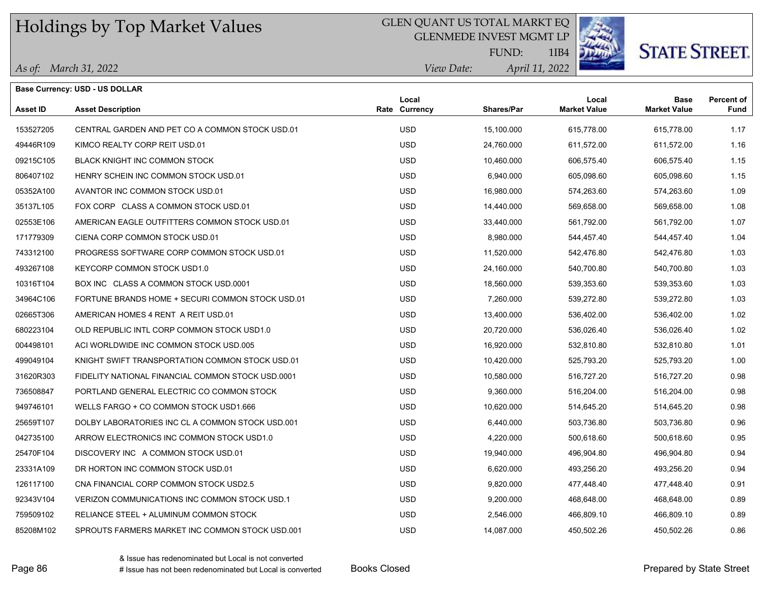# Holdings by Top Market Values

GLEN QUANT US TOTAL MARKT EQ
GLENMEDE INVEST MGMT LP
FUND: 1IB4

*As of: March 31, 2022*

*View Date: April 11, 2022*

STATE STREET.

**Base Currency: USD - US DOLLAR**

| Asset ID | Asset Description | Rate | Local Currency | Shares/Par | Local Market Value | Base Market Value | Percent of Fund |
|---|---|---|---|---|---|---|---|
| 153527205 | CENTRAL GARDEN AND PET CO A COMMON STOCK USD.01 | | USD | 15,100.000 | 615,778.00 | 615,778.00 | 1.17 |
| 49446R109 | KIMCO REALTY CORP REIT USD.01 | | USD | 24,760.000 | 611,572.00 | 611,572.00 | 1.16 |
| 09215C105 | BLACK KNIGHT INC COMMON STOCK | | USD | 10,460.000 | 606,575.40 | 606,575.40 | 1.15 |
| 806407102 | HENRY SCHEIN INC COMMON STOCK USD.01 | | USD | 6,940.000 | 605,098.60 | 605,098.60 | 1.15 |
| 05352A100 | AVANTOR INC COMMON STOCK USD.01 | | USD | 16,980.000 | 574,263.60 | 574,263.60 | 1.09 |
| 35137L105 | FOX CORP CLASS A COMMON STOCK USD.01 | | USD | 14,440.000 | 569,658.00 | 569,658.00 | 1.08 |
| 02553E106 | AMERICAN EAGLE OUTFITTERS COMMON STOCK USD.01 | | USD | 33,440.000 | 561,792.00 | 561,792.00 | 1.07 |
| 171779309 | CIENA CORP COMMON STOCK USD.01 | | USD | 8,980.000 | 544,457.40 | 544,457.40 | 1.04 |
| 743312100 | PROGRESS SOFTWARE CORP COMMON STOCK USD.01 | | USD | 11,520.000 | 542,476.80 | 542,476.80 | 1.03 |
| 493267108 | KEYCORP COMMON STOCK USD1.0 | | USD | 24,160.000 | 540,700.80 | 540,700.80 | 1.03 |
| 10316T104 | BOX INC CLASS A COMMON STOCK USD.0001 | | USD | 18,560.000 | 539,353.60 | 539,353.60 | 1.03 |
| 34964C106 | FORTUNE BRANDS HOME + SECURI COMMON STOCK USD.01 | | USD | 7,260.000 | 539,272.80 | 539,272.80 | 1.03 |
| 02665T306 | AMERICAN HOMES 4 RENT A REIT USD.01 | | USD | 13,400.000 | 536,402.00 | 536,402.00 | 1.02 |
| 680223104 | OLD REPUBLIC INTL CORP COMMON STOCK USD1.0 | | USD | 20,720.000 | 536,026.40 | 536,026.40 | 1.02 |
| 004498101 | ACI WORLDWIDE INC COMMON STOCK USD.005 | | USD | 16,920.000 | 532,810.80 | 532,810.80 | 1.01 |
| 499049104 | KNIGHT SWIFT TRANSPORTATION COMMON STOCK USD.01 | | USD | 10,420.000 | 525,793.20 | 525,793.20 | 1.00 |
| 31620R303 | FIDELITY NATIONAL FINANCIAL COMMON STOCK USD.0001 | | USD | 10,580.000 | 516,727.20 | 516,727.20 | 0.98 |
| 736508847 | PORTLAND GENERAL ELECTRIC CO COMMON STOCK | | USD | 9,360.000 | 516,204.00 | 516,204.00 | 0.98 |
| 949746101 | WELLS FARGO + CO COMMON STOCK USD1.666 | | USD | 10,620.000 | 514,645.20 | 514,645.20 | 0.98 |
| 25659T107 | DOLBY LABORATORIES INC CL A COMMON STOCK USD.001 | | USD | 6,440.000 | 503,736.80 | 503,736.80 | 0.96 |
| 042735100 | ARROW ELECTRONICS INC COMMON STOCK USD1.0 | | USD | 4,220.000 | 500,618.60 | 500,618.60 | 0.95 |
| 25470F104 | DISCOVERY INC A COMMON STOCK USD.01 | | USD | 19,940.000 | 496,904.80 | 496,904.80 | 0.94 |
| 23331A109 | DR HORTON INC COMMON STOCK USD.01 | | USD | 6,620.000 | 493,256.20 | 493,256.20 | 0.94 |
| 126117100 | CNA FINANCIAL CORP COMMON STOCK USD2.5 | | USD | 9,820.000 | 477,448.40 | 477,448.40 | 0.91 |
| 92343V104 | VERIZON COMMUNICATIONS INC COMMON STOCK USD.1 | | USD | 9,200.000 | 468,648.00 | 468,648.00 | 0.89 |
| 759509102 | RELIANCE STEEL + ALUMINUM COMMON STOCK | | USD | 2,546.000 | 466,809.10 | 466,809.10 | 0.89 |
| 85208M102 | SPROUTS FARMERS MARKET INC COMMON STOCK USD.001 | | USD | 14,087.000 | 450,502.26 | 450,502.26 | 0.86 |

& Issue has redenominated but Local is not converted
# Issue has not been redenominated but Local is converted

Books Closed

Prepared by State Street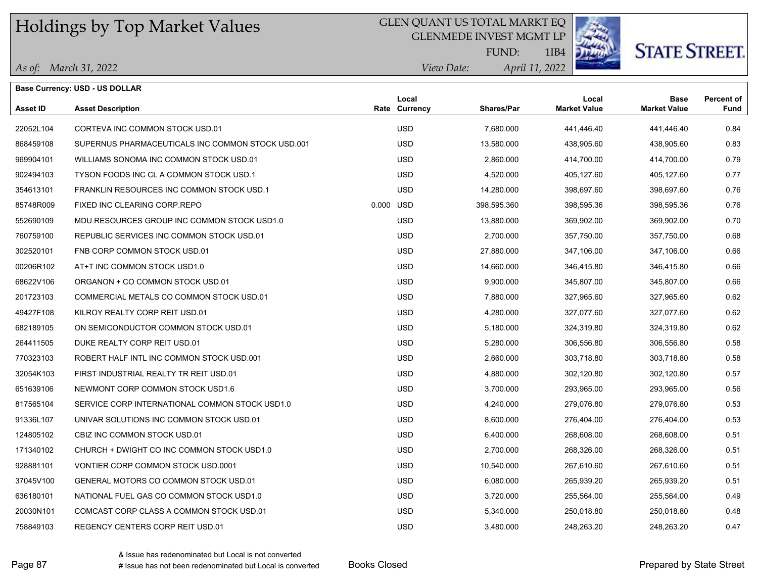# Holdings by Top Market Values

GLEN QUANT US TOTAL MARKT EQ
GLENMEDE INVEST MGMT LP
FUND: 1IB4

*As of: March 31, 2022*

*View Date: April 11, 2022*

STATE STREET.

**Base Currency: USD - US DOLLAR**

| Asset ID | Asset Description | Rate | Local Currency | Shares/Par | Local Market Value | Base Market Value | Percent of Fund |
|---|---|---|---|---|---|---|---|
| 22052L104 | CORTEVA INC COMMON STOCK USD.01 | | USD | 7,680.000 | 441,446.40 | 441,446.40 | 0.84 |
| 868459108 | SUPERNUS PHARMACEUTICALS INC COMMON STOCK USD.001 | | USD | 13,580.000 | 438,905.60 | 438,905.60 | 0.83 |
| 969904101 | WILLIAMS SONOMA INC COMMON STOCK USD.01 | | USD | 2,860.000 | 414,700.00 | 414,700.00 | 0.79 |
| 902494103 | TYSON FOODS INC CL A COMMON STOCK USD.1 | | USD | 4,520.000 | 405,127.60 | 405,127.60 | 0.77 |
| 354613101 | FRANKLIN RESOURCES INC COMMON STOCK USD.1 | | USD | 14,280.000 | 398,697.60 | 398,697.60 | 0.76 |
| 85748R009 | FIXED INC CLEARING CORP.REPO | 0.000 | USD | 398,595.360 | 398,595.36 | 398,595.36 | 0.76 |
| 552690109 | MDU RESOURCES GROUP INC COMMON STOCK USD1.0 | | USD | 13,880.000 | 369,902.00 | 369,902.00 | 0.70 |
| 760759100 | REPUBLIC SERVICES INC COMMON STOCK USD.01 | | USD | 2,700.000 | 357,750.00 | 357,750.00 | 0.68 |
| 302520101 | FNB CORP COMMON STOCK USD.01 | | USD | 27,880.000 | 347,106.00 | 347,106.00 | 0.66 |
| 00206R102 | AT+T INC COMMON STOCK USD1.0 | | USD | 14,660.000 | 346,415.80 | 346,415.80 | 0.66 |
| 68622V106 | ORGANON + CO COMMON STOCK USD.01 | | USD | 9,900.000 | 345,807.00 | 345,807.00 | 0.66 |
| 201723103 | COMMERCIAL METALS CO COMMON STOCK USD.01 | | USD | 7,880.000 | 327,965.60 | 327,965.60 | 0.62 |
| 49427F108 | KILROY REALTY CORP REIT USD.01 | | USD | 4,280.000 | 327,077.60 | 327,077.60 | 0.62 |
| 682189105 | ON SEMICONDUCTOR COMMON STOCK USD.01 | | USD | 5,180.000 | 324,319.80 | 324,319.80 | 0.62 |
| 264411505 | DUKE REALTY CORP REIT USD.01 | | USD | 5,280.000 | 306,556.80 | 306,556.80 | 0.58 |
| 770323103 | ROBERT HALF INTL INC COMMON STOCK USD.001 | | USD | 2,660.000 | 303,718.80 | 303,718.80 | 0.58 |
| 32054K103 | FIRST INDUSTRIAL REALTY TR REIT USD.01 | | USD | 4,880.000 | 302,120.80 | 302,120.80 | 0.57 |
| 651639106 | NEWMONT CORP COMMON STOCK USD1.6 | | USD | 3,700.000 | 293,965.00 | 293,965.00 | 0.56 |
| 817565104 | SERVICE CORP INTERNATIONAL COMMON STOCK USD1.0 | | USD | 4,240.000 | 279,076.80 | 279,076.80 | 0.53 |
| 91336L107 | UNIVAR SOLUTIONS INC COMMON STOCK USD.01 | | USD | 8,600.000 | 276,404.00 | 276,404.00 | 0.53 |
| 124805102 | CBIZ INC COMMON STOCK USD.01 | | USD | 6,400.000 | 268,608.00 | 268,608.00 | 0.51 |
| 171340102 | CHURCH + DWIGHT CO INC COMMON STOCK USD1.0 | | USD | 2,700.000 | 268,326.00 | 268,326.00 | 0.51 |
| 928881101 | VONTIER CORP COMMON STOCK USD.0001 | | USD | 10,540.000 | 267,610.60 | 267,610.60 | 0.51 |
| 37045V100 | GENERAL MOTORS CO COMMON STOCK USD.01 | | USD | 6,080.000 | 265,939.20 | 265,939.20 | 0.51 |
| 636180101 | NATIONAL FUEL GAS CO COMMON STOCK USD1.0 | | USD | 3,720.000 | 255,564.00 | 255,564.00 | 0.49 |
| 20030N101 | COMCAST CORP CLASS A COMMON STOCK USD.01 | | USD | 5,340.000 | 250,018.80 | 250,018.80 | 0.48 |
| 758849103 | REGENCY CENTERS CORP REIT USD.01 | | USD | 3,480.000 | 248,263.20 | 248,263.20 | 0.47 |

& Issue has redenominated but Local is not converted
# Issue has not been redenominated but Local is converted

Books Closed

Prepared by State Street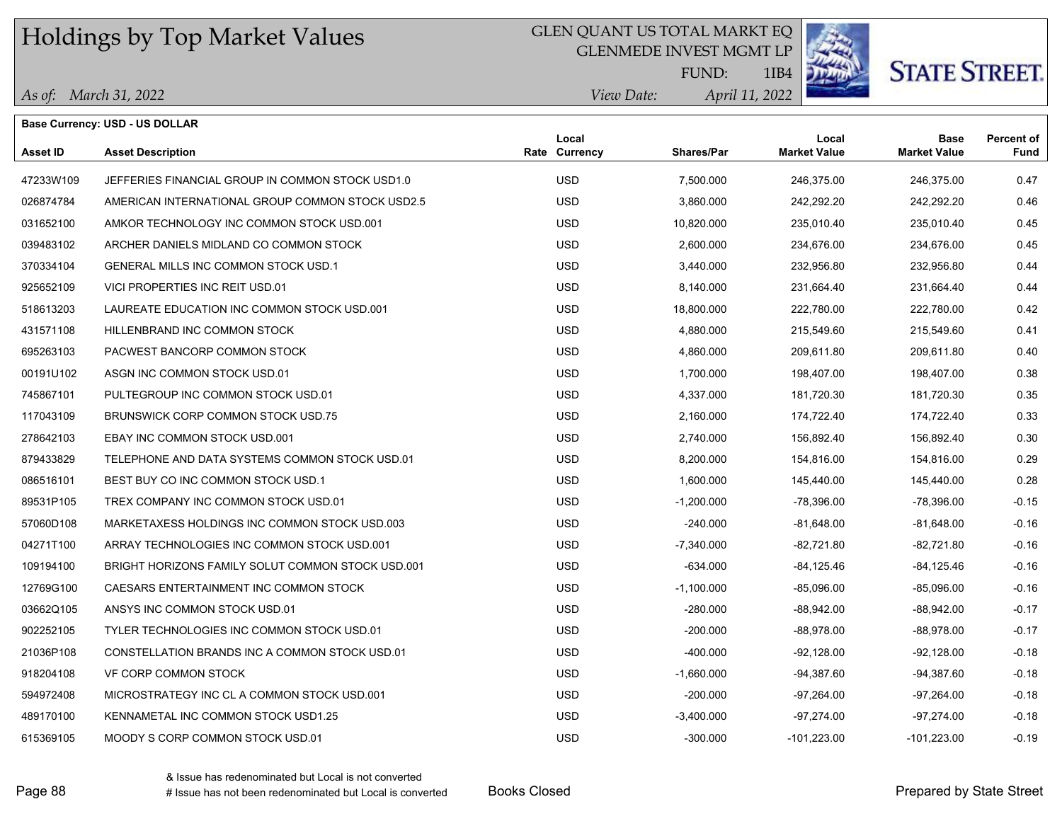# Holdings by Top Market Values

GLEN QUANT US TOTAL MARKT EQ
GLENMEDE INVEST MGMT LP
FUND: 1IB4

*As of: March 31, 2022* *View Date: April 11, 2022*

STATE STREET.

**Base Currency: USD - US DOLLAR**

| Asset ID | Asset Description | Rate | Local Currency | Shares/Par | Local Market Value | Base Market Value | Percent of Fund |
|---|---|---|---|---|---|---|---|
| 47233W109 | JEFFERIES FINANCIAL GROUP IN COMMON STOCK USD1.0 | | USD | 7,500.000 | 246,375.00 | 246,375.00 | 0.47 |
| 026874784 | AMERICAN INTERNATIONAL GROUP COMMON STOCK USD2.5 | | USD | 3,860.000 | 242,292.20 | 242,292.20 | 0.46 |
| 031652100 | AMKOR TECHNOLOGY INC COMMON STOCK USD.001 | | USD | 10,820.000 | 235,010.40 | 235,010.40 | 0.45 |
| 039483102 | ARCHER DANIELS MIDLAND CO COMMON STOCK | | USD | 2,600.000 | 234,676.00 | 234,676.00 | 0.45 |
| 370334104 | GENERAL MILLS INC COMMON STOCK USD.1 | | USD | 3,440.000 | 232,956.80 | 232,956.80 | 0.44 |
| 925652109 | VICI PROPERTIES INC REIT USD.01 | | USD | 8,140.000 | 231,664.40 | 231,664.40 | 0.44 |
| 518613203 | LAUREATE EDUCATION INC COMMON STOCK USD.001 | | USD | 18,800.000 | 222,780.00 | 222,780.00 | 0.42 |
| 431571108 | HILLENBRAND INC COMMON STOCK | | USD | 4,880.000 | 215,549.60 | 215,549.60 | 0.41 |
| 695263103 | PACWEST BANCORP COMMON STOCK | | USD | 4,860.000 | 209,611.80 | 209,611.80 | 0.40 |
| 00191U102 | ASGN INC COMMON STOCK USD.01 | | USD | 1,700.000 | 198,407.00 | 198,407.00 | 0.38 |
| 745867101 | PULTEGROUP INC COMMON STOCK USD.01 | | USD | 4,337.000 | 181,720.30 | 181,720.30 | 0.35 |
| 117043109 | BRUNSWICK CORP COMMON STOCK USD.75 | | USD | 2,160.000 | 174,722.40 | 174,722.40 | 0.33 |
| 278642103 | EBAY INC COMMON STOCK USD.001 | | USD | 2,740.000 | 156,892.40 | 156,892.40 | 0.30 |
| 879433829 | TELEPHONE AND DATA SYSTEMS COMMON STOCK USD.01 | | USD | 8,200.000 | 154,816.00 | 154,816.00 | 0.29 |
| 086516101 | BEST BUY CO INC COMMON STOCK USD.1 | | USD | 1,600.000 | 145,440.00 | 145,440.00 | 0.28 |
| 89531P105 | TREX COMPANY INC COMMON STOCK USD.01 | | USD | -1,200.000 | -78,396.00 | -78,396.00 | -0.15 |
| 57060D108 | MARKETAXESS HOLDINGS INC COMMON STOCK USD.003 | | USD | -240.000 | -81,648.00 | -81,648.00 | -0.16 |
| 04271T100 | ARRAY TECHNOLOGIES INC COMMON STOCK USD.001 | | USD | -7,340.000 | -82,721.80 | -82,721.80 | -0.16 |
| 109194100 | BRIGHT HORIZONS FAMILY SOLUT COMMON STOCK USD.001 | | USD | -634.000 | -84,125.46 | -84,125.46 | -0.16 |
| 12769G100 | CAESARS ENTERTAINMENT INC COMMON STOCK | | USD | -1,100.000 | -85,096.00 | -85,096.00 | -0.16 |
| 03662Q105 | ANSYS INC COMMON STOCK USD.01 | | USD | -280.000 | -88,942.00 | -88,942.00 | -0.17 |
| 902252105 | TYLER TECHNOLOGIES INC COMMON STOCK USD.01 | | USD | -200.000 | -88,978.00 | -88,978.00 | -0.17 |
| 21036P108 | CONSTELLATION BRANDS INC A COMMON STOCK USD.01 | | USD | -400.000 | -92,128.00 | -92,128.00 | -0.18 |
| 918204108 | VF CORP COMMON STOCK | | USD | -1,660.000 | -94,387.60 | -94,387.60 | -0.18 |
| 594972408 | MICROSTRATEGY INC CL A COMMON STOCK USD.001 | | USD | -200.000 | -97,264.00 | -97,264.00 | -0.18 |
| 489170100 | KENNAMETAL INC COMMON STOCK USD1.25 | | USD | -3,400.000 | -97,274.00 | -97,274.00 | -0.18 |
| 615369105 | MOODY S CORP COMMON STOCK USD.01 | | USD | -300.000 | -101,223.00 | -101,223.00 | -0.19 |

& Issue has redenominated but Local is not converted
# Issue has not been redenominated but Local is converted

Books Closed

Prepared by State Street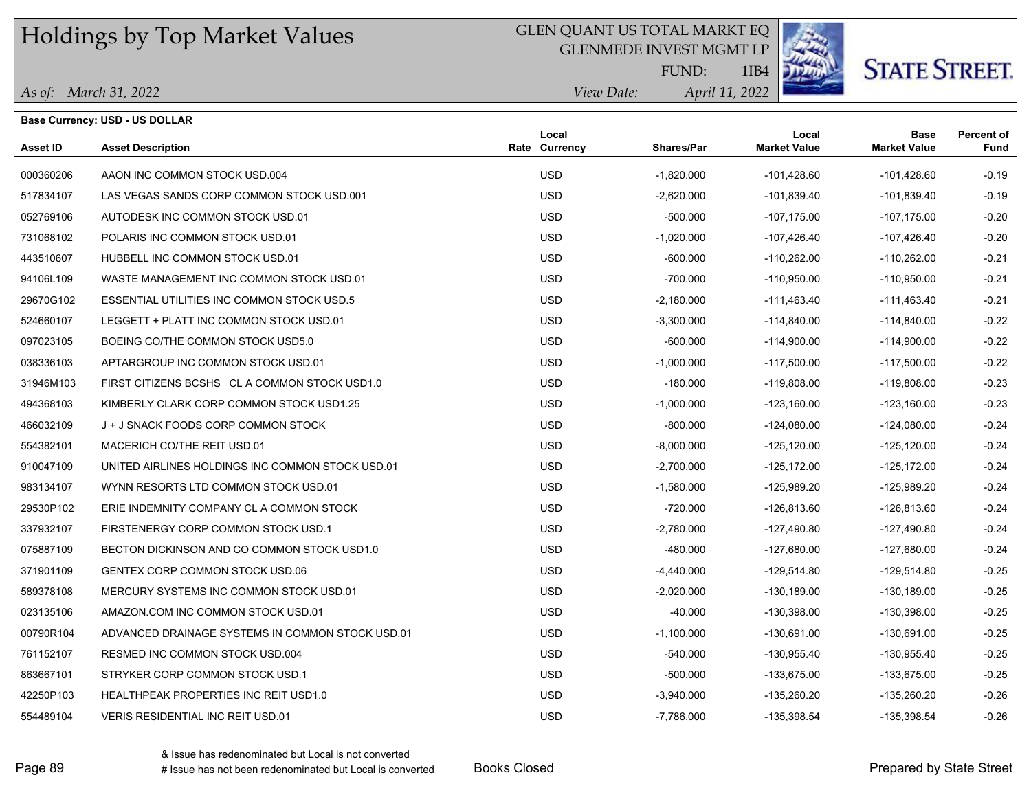# Holdings by Top Market Values

GLEN QUANT US TOTAL MARKT EQ
GLENMEDE INVEST MGMT LP
FUND: 1IB4

*As of: March 31, 2022*
*View Date: April 11, 2022*

STATE STREET.

**Base Currency: USD - US DOLLAR**

| Asset ID | Asset Description | Rate | Local Currency | Shares/Par | Local Market Value | Base Market Value | Percent of Fund |
|---|---|---|---|---|---|---|---|
| 000360206 | AAON INC COMMON STOCK USD.004 | | USD | -1,820.000 | -101,428.60 | -101,428.60 | -0.19 |
| 517834107 | LAS VEGAS SANDS CORP COMMON STOCK USD.001 | | USD | -2,620.000 | -101,839.40 | -101,839.40 | -0.19 |
| 052769106 | AUTODESK INC COMMON STOCK USD.01 | | USD | -500.000 | -107,175.00 | -107,175.00 | -0.20 |
| 731068102 | POLARIS INC COMMON STOCK USD.01 | | USD | -1,020.000 | -107,426.40 | -107,426.40 | -0.20 |
| 443510607 | HUBBELL INC COMMON STOCK USD.01 | | USD | -600.000 | -110,262.00 | -110,262.00 | -0.21 |
| 94106L109 | WASTE MANAGEMENT INC COMMON STOCK USD.01 | | USD | -700.000 | -110,950.00 | -110,950.00 | -0.21 |
| 29670G102 | ESSENTIAL UTILITIES INC COMMON STOCK USD.5 | | USD | -2,180.000 | -111,463.40 | -111,463.40 | -0.21 |
| 524660107 | LEGGETT + PLATT INC COMMON STOCK USD.01 | | USD | -3,300.000 | -114,840.00 | -114,840.00 | -0.22 |
| 097023105 | BOEING CO/THE COMMON STOCK USD5.0 | | USD | -600.000 | -114,900.00 | -114,900.00 | -0.22 |
| 038336103 | APTARGROUP INC COMMON STOCK USD.01 | | USD | -1,000.000 | -117,500.00 | -117,500.00 | -0.22 |
| 31946M103 | FIRST CITIZENS BCSHS CL A COMMON STOCK USD1.0 | | USD | -180.000 | -119,808.00 | -119,808.00 | -0.23 |
| 494368103 | KIMBERLY CLARK CORP COMMON STOCK USD1.25 | | USD | -1,000.000 | -123,160.00 | -123,160.00 | -0.23 |
| 466032109 | J + J SNACK FOODS CORP COMMON STOCK | | USD | -800.000 | -124,080.00 | -124,080.00 | -0.24 |
| 554382101 | MACERICH CO/THE REIT USD.01 | | USD | -8,000.000 | -125,120.00 | -125,120.00 | -0.24 |
| 910047109 | UNITED AIRLINES HOLDINGS INC COMMON STOCK USD.01 | | USD | -2,700.000 | -125,172.00 | -125,172.00 | -0.24 |
| 983134107 | WYNN RESORTS LTD COMMON STOCK USD.01 | | USD | -1,580.000 | -125,989.20 | -125,989.20 | -0.24 |
| 29530P102 | ERIE INDEMNITY COMPANY CL A COMMON STOCK | | USD | -720.000 | -126,813.60 | -126,813.60 | -0.24 |
| 337932107 | FIRSTENERGY CORP COMMON STOCK USD.1 | | USD | -2,780.000 | -127,490.80 | -127,490.80 | -0.24 |
| 075887109 | BECTON DICKINSON AND CO COMMON STOCK USD1.0 | | USD | -480.000 | -127,680.00 | -127,680.00 | -0.24 |
| 371901109 | GENTEX CORP COMMON STOCK USD.06 | | USD | -4,440.000 | -129,514.80 | -129,514.80 | -0.25 |
| 589378108 | MERCURY SYSTEMS INC COMMON STOCK USD.01 | | USD | -2,020.000 | -130,189.00 | -130,189.00 | -0.25 |
| 023135106 | AMAZON.COM INC COMMON STOCK USD.01 | | USD | -40.000 | -130,398.00 | -130,398.00 | -0.25 |
| 00790R104 | ADVANCED DRAINAGE SYSTEMS IN COMMON STOCK USD.01 | | USD | -1,100.000 | -130,691.00 | -130,691.00 | -0.25 |
| 761152107 | RESMED INC COMMON STOCK USD.004 | | USD | -540.000 | -130,955.40 | -130,955.40 | -0.25 |
| 863667101 | STRYKER CORP COMMON STOCK USD.1 | | USD | -500.000 | -133,675.00 | -133,675.00 | -0.25 |
| 42250P103 | HEALTHPEAK PROPERTIES INC REIT USD1.0 | | USD | -3,940.000 | -135,260.20 | -135,260.20 | -0.26 |
| 554489104 | VERIS RESIDENTIAL INC REIT USD.01 | | USD | -7,786.000 | -135,398.54 | -135,398.54 | -0.26 |

& Issue has redenominated but Local is not converted
# Issue has not been redenominated but Local is converted

Books Closed

Prepared by State Street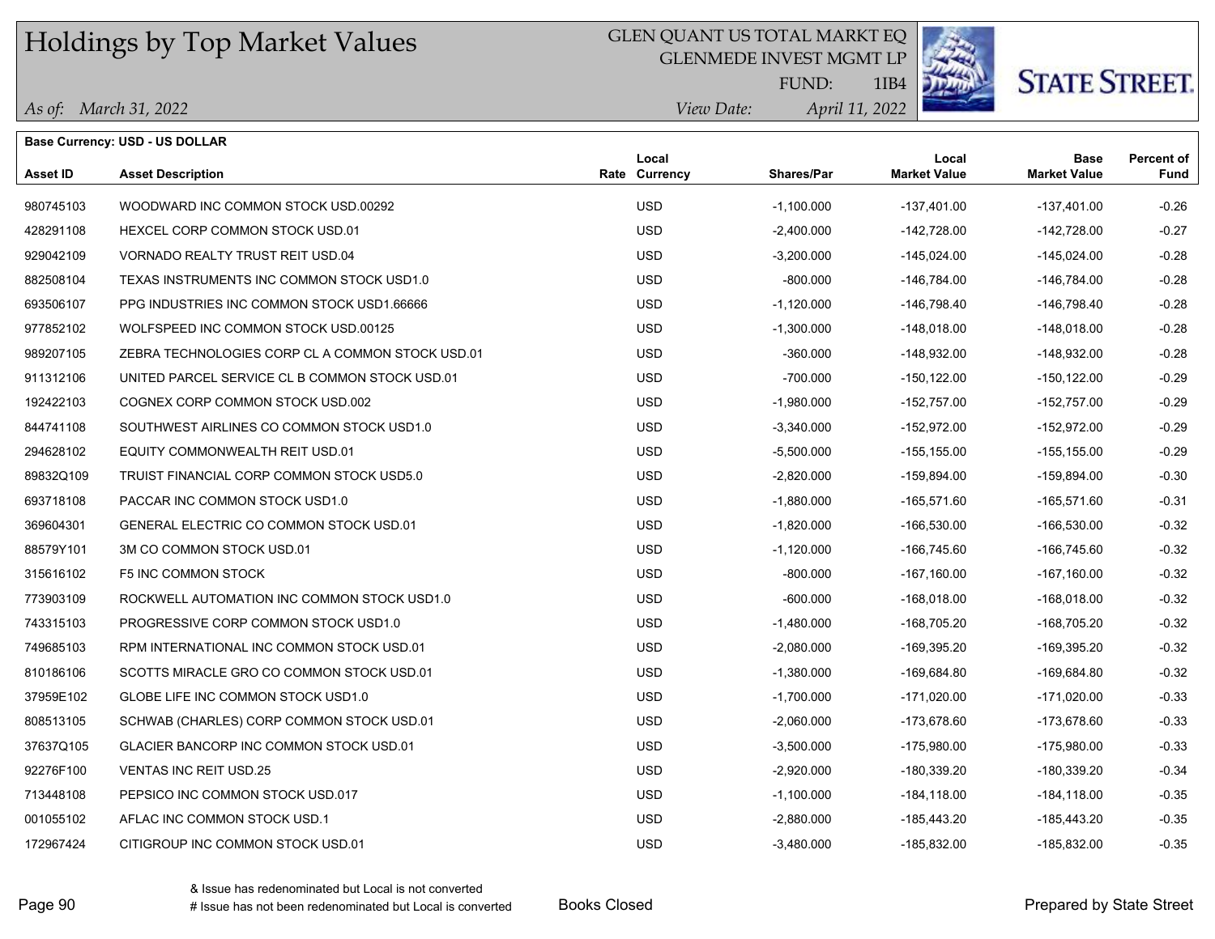# Holdings by Top Market Values

GLEN QUANT US TOTAL MARKT EQ
GLENMEDE INVEST MGMT LP
FUND: 1IB4

*As of:* *March 31, 2022*  *View Date:* *April 11, 2022*

STATE STREET.

**Base Currency: USD - US DOLLAR**

| Asset ID | Asset Description | Rate | Local Currency | Shares/Par | Local Market Value | Base Market Value | Percent of Fund |
|---|---|---|---|---|---|---|---|
| 980745103 | WOODWARD INC COMMON STOCK USD.00292 | | USD | -1,100.000 | -137,401.00 | -137,401.00 | -0.26 |
| 428291108 | HEXCEL CORP COMMON STOCK USD.01 | | USD | -2,400.000 | -142,728.00 | -142,728.00 | -0.27 |
| 929042109 | VORNADO REALTY TRUST REIT USD.04 | | USD | -3,200.000 | -145,024.00 | -145,024.00 | -0.28 |
| 882508104 | TEXAS INSTRUMENTS INC COMMON STOCK USD1.0 | | USD | -800.000 | -146,784.00 | -146,784.00 | -0.28 |
| 693506107 | PPG INDUSTRIES INC COMMON STOCK USD1.66666 | | USD | -1,120.000 | -146,798.40 | -146,798.40 | -0.28 |
| 977852102 | WOLFSPEED INC COMMON STOCK USD.00125 | | USD | -1,300.000 | -148,018.00 | -148,018.00 | -0.28 |
| 989207105 | ZEBRA TECHNOLOGIES CORP CL A COMMON STOCK USD.01 | | USD | -360.000 | -148,932.00 | -148,932.00 | -0.28 |
| 911312106 | UNITED PARCEL SERVICE CL B COMMON STOCK USD.01 | | USD | -700.000 | -150,122.00 | -150,122.00 | -0.29 |
| 192422103 | COGNEX CORP COMMON STOCK USD.002 | | USD | -1,980.000 | -152,757.00 | -152,757.00 | -0.29 |
| 844741108 | SOUTHWEST AIRLINES CO COMMON STOCK USD1.0 | | USD | -3,340.000 | -152,972.00 | -152,972.00 | -0.29 |
| 294628102 | EQUITY COMMONWEALTH REIT USD.01 | | USD | -5,500.000 | -155,155.00 | -155,155.00 | -0.29 |
| 89832Q109 | TRUIST FINANCIAL CORP COMMON STOCK USD5.0 | | USD | -2,820.000 | -159,894.00 | -159,894.00 | -0.30 |
| 693718108 | PACCAR INC COMMON STOCK USD1.0 | | USD | -1,880.000 | -165,571.60 | -165,571.60 | -0.31 |
| 369604301 | GENERAL ELECTRIC CO COMMON STOCK USD.01 | | USD | -1,820.000 | -166,530.00 | -166,530.00 | -0.32 |
| 88579Y101 | 3M CO COMMON STOCK USD.01 | | USD | -1,120.000 | -166,745.60 | -166,745.60 | -0.32 |
| 315616102 | F5 INC COMMON STOCK | | USD | -800.000 | -167,160.00 | -167,160.00 | -0.32 |
| 773903109 | ROCKWELL AUTOMATION INC COMMON STOCK USD1.0 | | USD | -600.000 | -168,018.00 | -168,018.00 | -0.32 |
| 743315103 | PROGRESSIVE CORP COMMON STOCK USD1.0 | | USD | -1,480.000 | -168,705.20 | -168,705.20 | -0.32 |
| 749685103 | RPM INTERNATIONAL INC COMMON STOCK USD.01 | | USD | -2,080.000 | -169,395.20 | -169,395.20 | -0.32 |
| 810186106 | SCOTTS MIRACLE GRO CO COMMON STOCK USD.01 | | USD | -1,380.000 | -169,684.80 | -169,684.80 | -0.32 |
| 37959E102 | GLOBE LIFE INC COMMON STOCK USD1.0 | | USD | -1,700.000 | -171,020.00 | -171,020.00 | -0.33 |
| 808513105 | SCHWAB (CHARLES) CORP COMMON STOCK USD.01 | | USD | -2,060.000 | -173,678.60 | -173,678.60 | -0.33 |
| 37637Q105 | GLACIER BANCORP INC COMMON STOCK USD.01 | | USD | -3,500.000 | -175,980.00 | -175,980.00 | -0.33 |
| 92276F100 | VENTAS INC REIT USD.25 | | USD | -2,920.000 | -180,339.20 | -180,339.20 | -0.34 |
| 713448108 | PEPSICO INC COMMON STOCK USD.017 | | USD | -1,100.000 | -184,118.00 | -184,118.00 | -0.35 |
| 001055102 | AFLAC INC COMMON STOCK USD.1 | | USD | -2,880.000 | -185,443.20 | -185,443.20 | -0.35 |
| 172967424 | CITIGROUP INC COMMON STOCK USD.01 | | USD | -3,480.000 | -185,832.00 | -185,832.00 | -0.35 |

& Issue has redenominated but Local is not converted
# Issue has not been redenominated but Local is converted

Books Closed

Prepared by State Street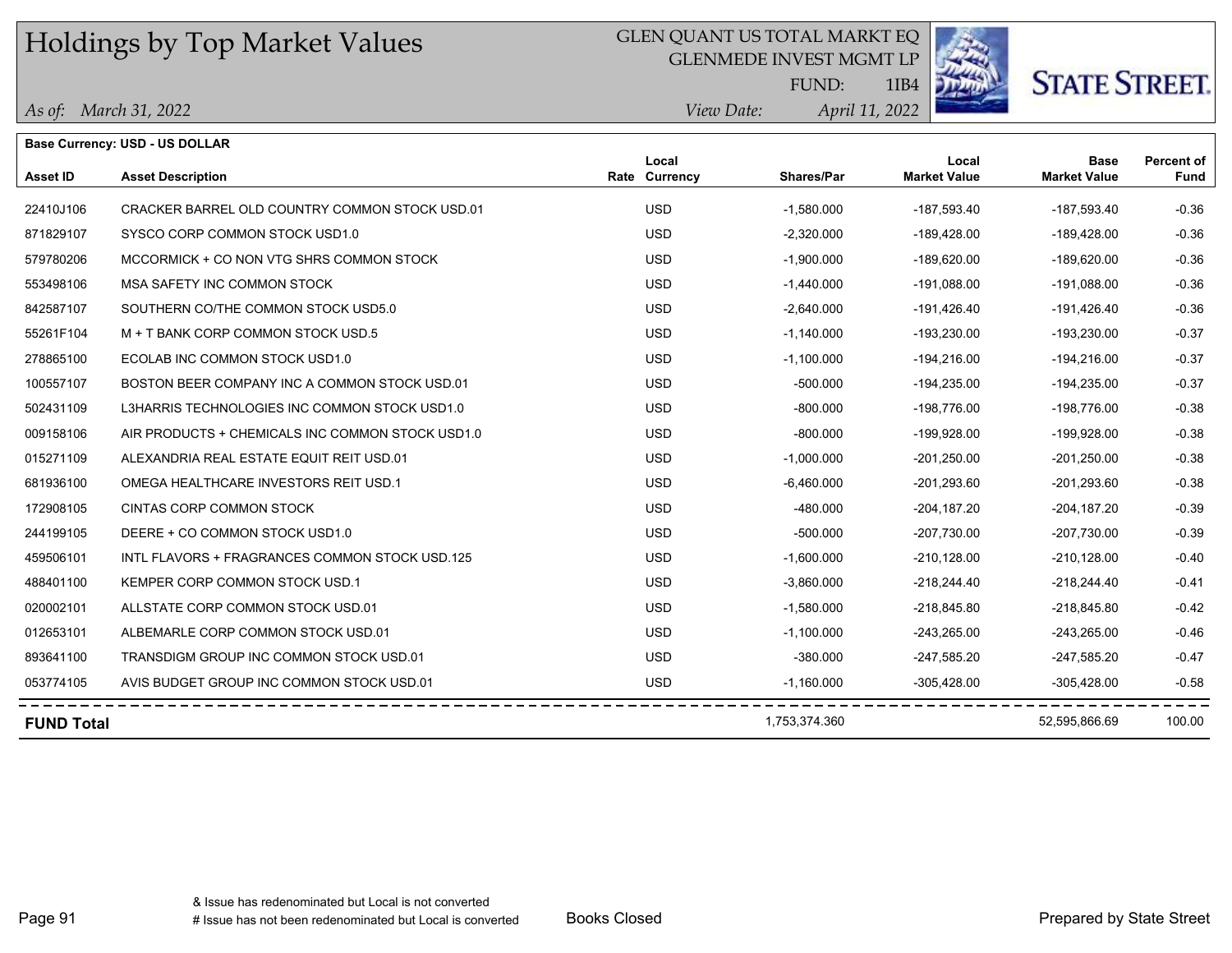# Holdings by Top Market Values

GLEN QUANT US TOTAL MARKT EQ
GLENMEDE INVEST MGMT LP
FUND: 1IB4

*As of: March 31, 2022*
*View Date: April 11, 2022*

STATE STREET.

**Base Currency: USD - US DOLLAR**

| Asset ID | Asset Description | Rate | Local Currency | Shares/Par | Local Market Value | Base Market Value | Percent of Fund |
|---|---|---|---|---|---|---|---|
| 22410J106 | CRACKER BARREL OLD COUNTRY COMMON STOCK USD.01 | | USD | -1,580.000 | -187,593.40 | -187,593.40 | -0.36 |
| 871829107 | SYSCO CORP COMMON STOCK USD1.0 | | USD | -2,320.000 | -189,428.00 | -189,428.00 | -0.36 |
| 579780206 | MCCORMICK + CO NON VTG SHRS COMMON STOCK | | USD | -1,900.000 | -189,620.00 | -189,620.00 | -0.36 |
| 553498106 | MSA SAFETY INC COMMON STOCK | | USD | -1,440.000 | -191,088.00 | -191,088.00 | -0.36 |
| 842587107 | SOUTHERN CO/THE COMMON STOCK USD5.0 | | USD | -2,640.000 | -191,426.40 | -191,426.40 | -0.36 |
| 55261F104 | M + T BANK CORP COMMON STOCK USD.5 | | USD | -1,140.000 | -193,230.00 | -193,230.00 | -0.37 |
| 278865100 | ECOLAB INC COMMON STOCK USD1.0 | | USD | -1,100.000 | -194,216.00 | -194,216.00 | -0.37 |
| 100557107 | BOSTON BEER COMPANY INC A COMMON STOCK USD.01 | | USD | -500.000 | -194,235.00 | -194,235.00 | -0.37 |
| 502431109 | L3HARRIS TECHNOLOGIES INC COMMON STOCK USD1.0 | | USD | -800.000 | -198,776.00 | -198,776.00 | -0.38 |
| 009158106 | AIR PRODUCTS + CHEMICALS INC COMMON STOCK USD1.0 | | USD | -800.000 | -199,928.00 | -199,928.00 | -0.38 |
| 015271109 | ALEXANDRIA REAL ESTATE EQUIT REIT USD.01 | | USD | -1,000.000 | -201,250.00 | -201,250.00 | -0.38 |
| 681936100 | OMEGA HEALTHCARE INVESTORS REIT USD.1 | | USD | -6,460.000 | -201,293.60 | -201,293.60 | -0.38 |
| 172908105 | CINTAS CORP COMMON STOCK | | USD | -480.000 | -204,187.20 | -204,187.20 | -0.39 |
| 244199105 | DEERE + CO COMMON STOCK USD1.0 | | USD | -500.000 | -207,730.00 | -207,730.00 | -0.39 |
| 459506101 | INTL FLAVORS + FRAGRANCES COMMON STOCK USD.125 | | USD | -1,600.000 | -210,128.00 | -210,128.00 | -0.40 |
| 488401100 | KEMPER CORP COMMON STOCK USD.1 | | USD | -3,860.000 | -218,244.40 | -218,244.40 | -0.41 |
| 020002101 | ALLSTATE CORP COMMON STOCK USD.01 | | USD | -1,580.000 | -218,845.80 | -218,845.80 | -0.42 |
| 012653101 | ALBEMARLE CORP COMMON STOCK USD.01 | | USD | -1,100.000 | -243,265.00 | -243,265.00 | -0.46 |
| 893641100 | TRANSDIGM GROUP INC COMMON STOCK USD.01 | | USD | -380.000 | -247,585.20 | -247,585.20 | -0.47 |
| 053774105 | AVIS BUDGET GROUP INC COMMON STOCK USD.01 | | USD | -1,160.000 | -305,428.00 | -305,428.00 | -0.58 |
| **FUND Total** | | | | 1,753,374.360 | | 52,595,866.69 | 100.00 |

& Issue has redenominated but Local is not converted
# Issue has not been redenominated but Local is converted

Books Closed

Prepared by State Street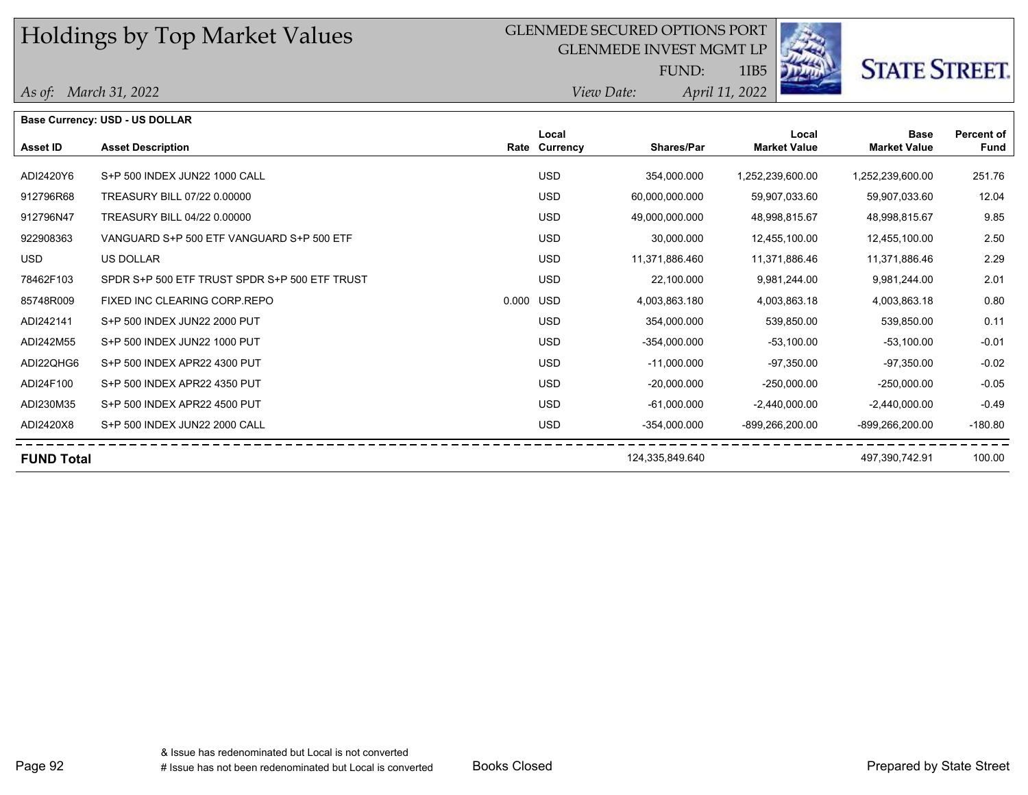# Holdings by Top Market Values

GLENMEDE SECURED OPTIONS PORT
GLENMEDE INVEST MGMT LP
FUND: 1IB5

STATE STREET.

*As of: March 31, 2022* *View Date: April 11, 2022*

**Base Currency: USD - US DOLLAR**

| Asset ID | Asset Description | Rate | Local Currency | Shares/Par | Local Market Value | Base Market Value | Percent of Fund |
|---|---|---|---|---|---|---|---|
| ADI2420Y6 | S+P 500 INDEX JUN22 1000 CALL | | USD | 354,000.000 | 1,252,239,600.00 | 1,252,239,600.00 | 251.76 |
| 912796R68 | TREASURY BILL 07/22 0.00000 | | USD | 60,000,000.000 | 59,907,033.60 | 59,907,033.60 | 12.04 |
| 912796N47 | TREASURY BILL 04/22 0.00000 | | USD | 49,000,000.000 | 48,998,815.67 | 48,998,815.67 | 9.85 |
| 922908363 | VANGUARD S+P 500 ETF VANGUARD S+P 500 ETF | | USD | 30,000.000 | 12,455,100.00 | 12,455,100.00 | 2.50 |
| USD | US DOLLAR | | USD | 11,371,886.460 | 11,371,886.46 | 11,371,886.46 | 2.29 |
| 78462F103 | SPDR S+P 500 ETF TRUST SPDR S+P 500 ETF TRUST | | USD | 22,100.000 | 9,981,244.00 | 9,981,244.00 | 2.01 |
| 85748R009 | FIXED INC CLEARING CORP.REPO | 0.000 | USD | 4,003,863.180 | 4,003,863.18 | 4,003,863.18 | 0.80 |
| ADI242141 | S+P 500 INDEX JUN22 2000 PUT | | USD | 354,000.000 | 539,850.00 | 539,850.00 | 0.11 |
| ADI242M55 | S+P 500 INDEX JUN22 1000 PUT | | USD | -354,000.000 | -53,100.00 | -53,100.00 | -0.01 |
| ADI22QHG6 | S+P 500 INDEX APR22 4300 PUT | | USD | -11,000.000 | -97,350.00 | -97,350.00 | -0.02 |
| ADI24F100 | S+P 500 INDEX APR22 4350 PUT | | USD | -20,000.000 | -250,000.00 | -250,000.00 | -0.05 |
| ADI230M35 | S+P 500 INDEX APR22 4500 PUT | | USD | -61,000.000 | -2,440,000.00 | -2,440,000.00 | -0.49 |
| ADI2420X8 | S+P 500 INDEX JUN22 2000 CALL | | USD | -354,000.000 | -899,266,200.00 | -899,266,200.00 | -180.80 |
| **FUND Total** | | | | 124,335,849.640 | | 497,390,742.91 | 100.00 |

& Issue has redenominated but Local is not converted
# Issue has not been redenominated but Local is converted

Books Closed

Prepared by State Street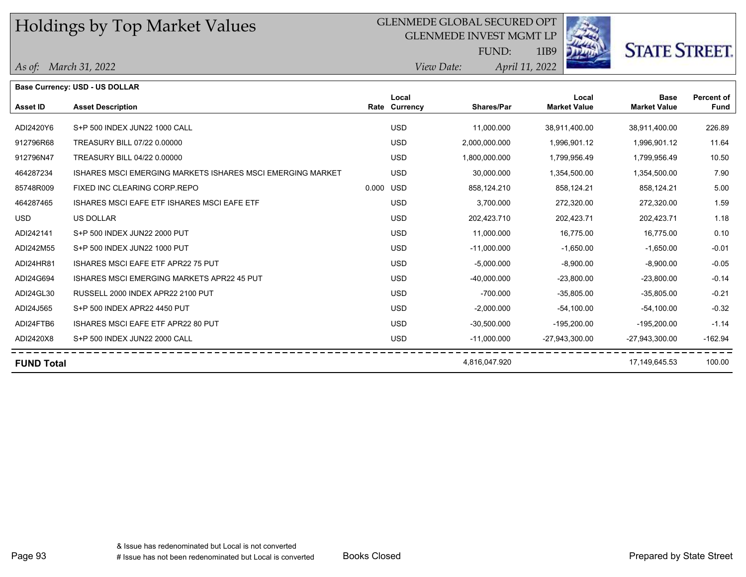# Holdings by Top Market Values

GLENMEDE GLOBAL SECURED OPT
GLENMEDE INVEST MGMT LP
FUND: 1IB9

*As of: March 31, 2022*
*View Date: April 11, 2022*

STATE STREET.

**Base Currency: USD - US DOLLAR**

| Asset ID | Asset Description | Rate | Local Currency | Shares/Par | Local Market Value | Base Market Value | Percent of Fund |
|---|---|---|---|---|---|---|---|
| ADI2420Y6 | S+P 500 INDEX JUN22 1000 CALL | | USD | 11,000.000 | 38,911,400.00 | 38,911,400.00 | 226.89 |
| 912796R68 | TREASURY BILL 07/22 0.00000 | | USD | 2,000,000.000 | 1,996,901.12 | 1,996,901.12 | 11.64 |
| 912796N47 | TREASURY BILL 04/22 0.00000 | | USD | 1,800,000.000 | 1,799,956.49 | 1,799,956.49 | 10.50 |
| 464287234 | ISHARES MSCI EMERGING MARKETS ISHARES MSCI EMERGING MARKET | | USD | 30,000.000 | 1,354,500.00 | 1,354,500.00 | 7.90 |
| 85748R009 | FIXED INC CLEARING CORP.REPO | 0.000 | USD | 858,124.210 | 858,124.21 | 858,124.21 | 5.00 |
| 464287465 | ISHARES MSCI EAFE ETF ISHARES MSCI EAFE ETF | | USD | 3,700.000 | 272,320.00 | 272,320.00 | 1.59 |
| USD | US DOLLAR | | USD | 202,423.710 | 202,423.71 | 202,423.71 | 1.18 |
| ADI242141 | S+P 500 INDEX JUN22 2000 PUT | | USD | 11,000.000 | 16,775.00 | 16,775.00 | 0.10 |
| ADI242M55 | S+P 500 INDEX JUN22 1000 PUT | | USD | -11,000.000 | -1,650.00 | -1,650.00 | -0.01 |
| ADI24HR81 | ISHARES MSCI EAFE ETF APR22 75 PUT | | USD | -5,000.000 | -8,900.00 | -8,900.00 | -0.05 |
| ADI24G694 | ISHARES MSCI EMERGING MARKETS APR22 45 PUT | | USD | -40,000.000 | -23,800.00 | -23,800.00 | -0.14 |
| ADI24GL30 | RUSSELL 2000 INDEX APR22 2100 PUT | | USD | -700.000 | -35,805.00 | -35,805.00 | -0.21 |
| ADI24J565 | S+P 500 INDEX APR22 4450 PUT | | USD | -2,000.000 | -54,100.00 | -54,100.00 | -0.32 |
| ADI24FTB6 | ISHARES MSCI EAFE ETF APR22 80 PUT | | USD | -30,500.000 | -195,200.00 | -195,200.00 | -1.14 |
| ADI2420X8 | S+P 500 INDEX JUN22 2000 CALL | | USD | -11,000.000 | -27,943,300.00 | -27,943,300.00 | -162.94 |
| **FUND Total** | | | | 4,816,047.920 | | 17,149,645.53 | 100.00 |

& Issue has redenominated but Local is not converted
# Issue has not been redenominated but Local is converted

Books Closed

Prepared by State Street